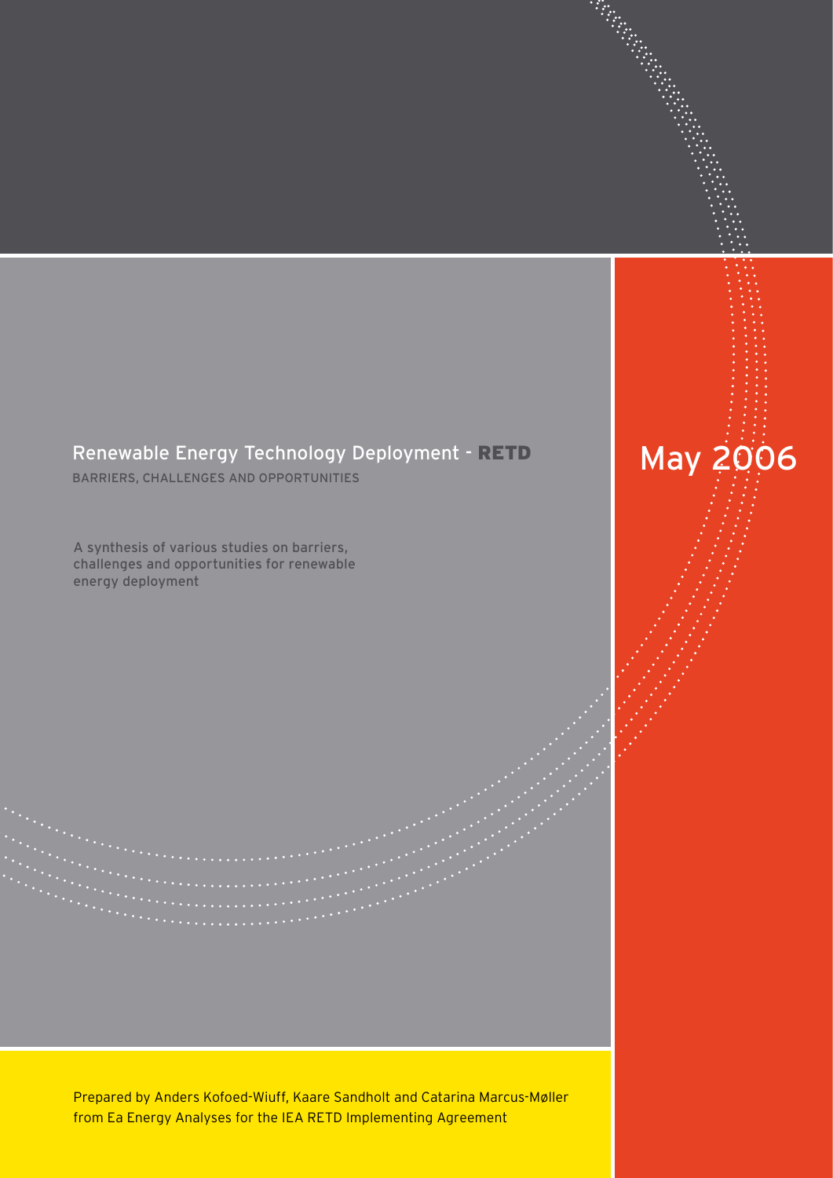# Renewable Energy Technology Deployment - RETD

BARRIERS, CHALLENGES AND OPPORTUNITIES

May 2006

A synthesis of various studies on barriers, challenges and opportunities for renewable energy deployment

Prepared by Anders Kofoed-Wiuff, Kaare Sandholt and Catarina Marcus-Møller from Ea Energy Analyses for the IEA RETD Implementing Agreement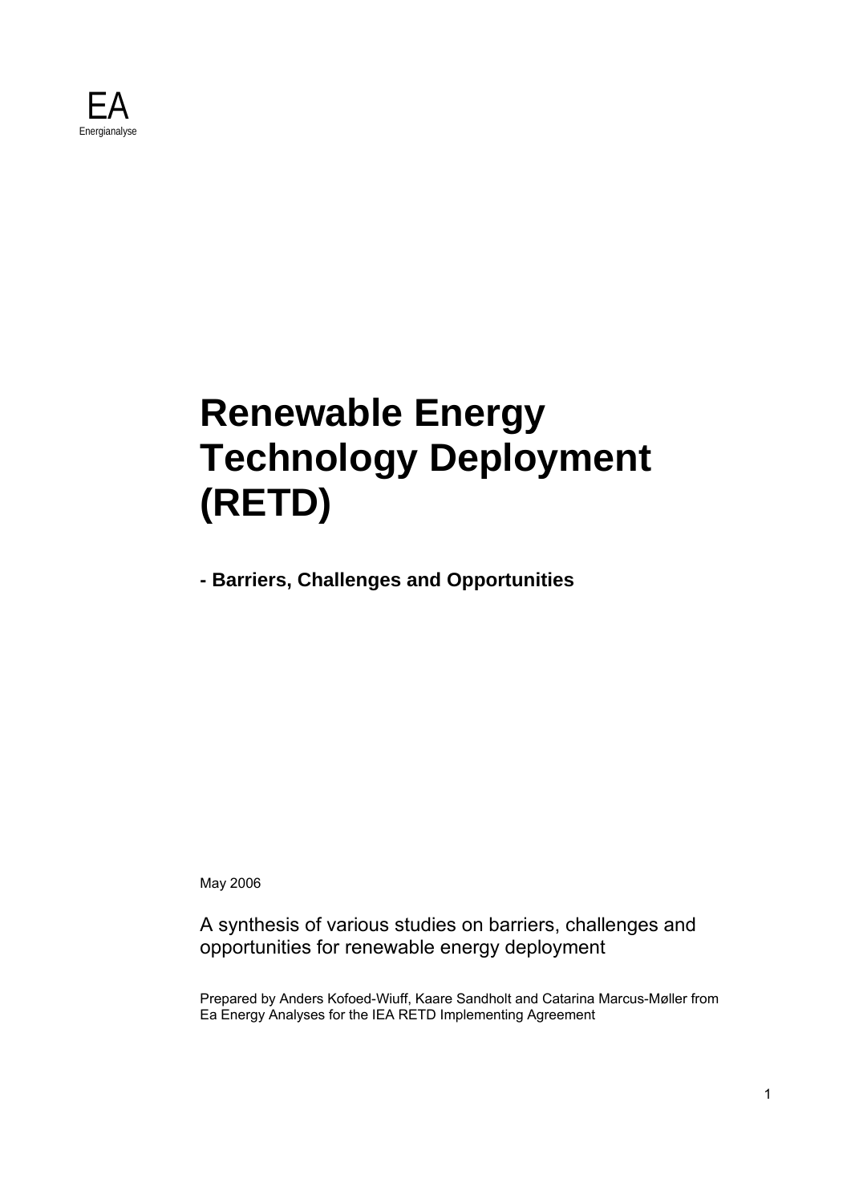EA
Energianalyse

# Renewable Energy Technology Deployment (RETD)

## - Barriers, Challenges and Opportunities

May 2006

A synthesis of various studies on barriers, challenges and opportunities for renewable energy deployment

Prepared by Anders Kofoed-Wiuff, Kaare Sandholt and Catarina Marcus-Møller from Ea Energy Analyses for the IEA RETD Implementing Agreement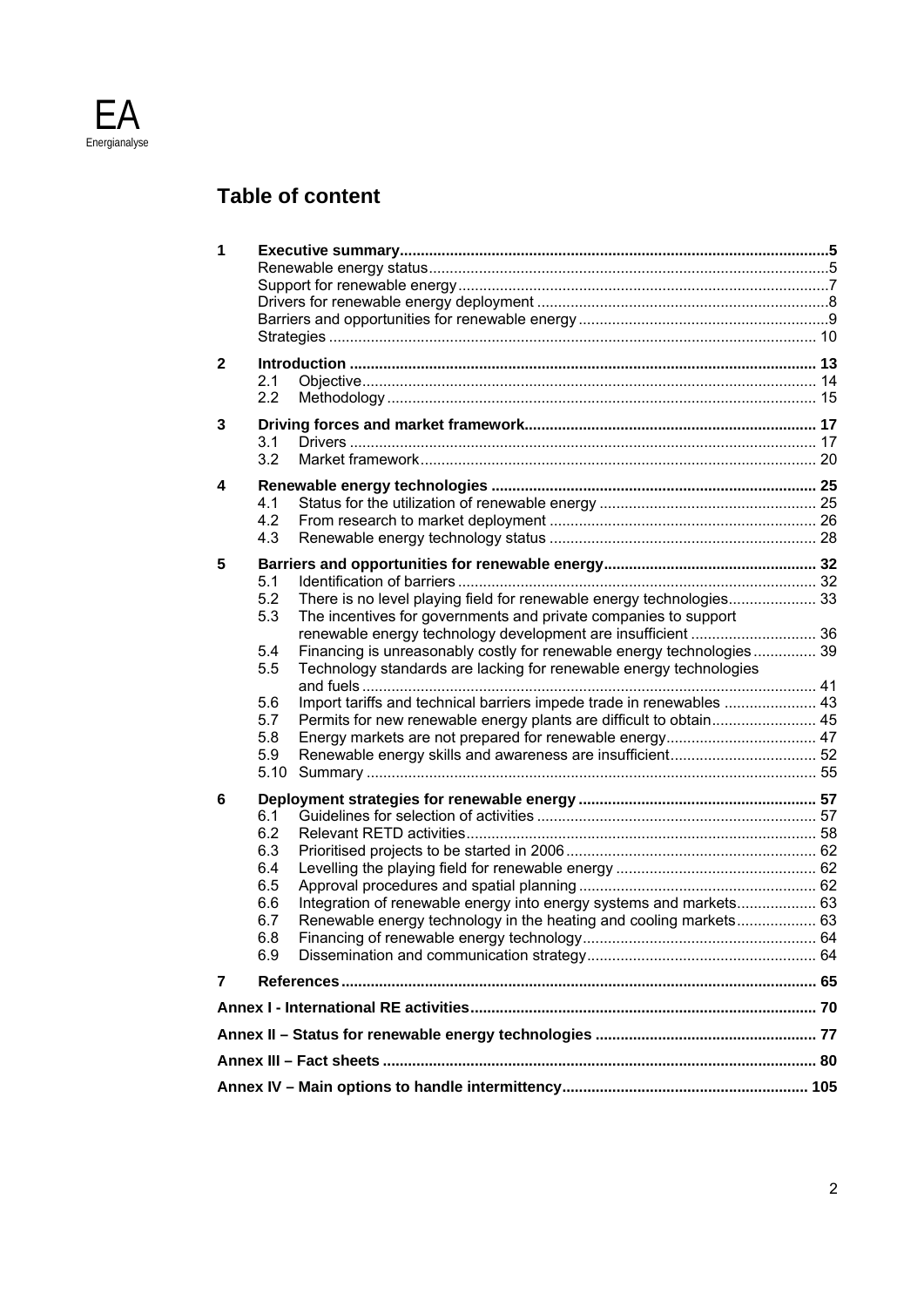## Table of content

| | | | |
|---|---|---|---|
| **1** | | **Executive summary** | **5** |
| | | Renewable energy status | 5 |
| | | Support for renewable energy | 7 |
| | | Drivers for renewable energy deployment | 8 |
| | | Barriers and opportunities for renewable energy | 9 |
| | | Strategies | 10 |
| **2** | | **Introduction** | **13** |
| | 2.1 | Objective | 14 |
| | 2.2 | Methodology | 15 |
| **3** | | **Driving forces and market framework** | **17** |
| | 3.1 | Drivers | 17 |
| | 3.2 | Market framework | 20 |
| **4** | | **Renewable energy technologies** | **25** |
| | 4.1 | Status for the utilization of renewable energy | 25 |
| | 4.2 | From research to market deployment | 26 |
| | 4.3 | Renewable energy technology status | 28 |
| **5** | | **Barriers and opportunities for renewable energy** | **32** |
| | 5.1 | Identification of barriers | 32 |
| | 5.2 | There is no level playing field for renewable energy technologies | 33 |
| | 5.3 | The incentives for governments and private companies to support renewable energy technology development are insufficient | 36 |
| | 5.4 | Financing is unreasonably costly for renewable energy technologies | 39 |
| | 5.5 | Technology standards are lacking for renewable energy technologies and fuels | 41 |
| | 5.6 | Import tariffs and technical barriers impede trade in renewables | 43 |
| | 5.7 | Permits for new renewable energy plants are difficult to obtain | 45 |
| | 5.8 | Energy markets are not prepared for renewable energy | 47 |
| | 5.9 | Renewable energy skills and awareness are insufficient | 52 |
| | 5.10 | Summary | 55 |
| **6** | | **Deployment strategies for renewable energy** | **57** |
| | 6.1 | Guidelines for selection of activities | 57 |
| | 6.2 | Relevant RETD activities | 58 |
| | 6.3 | Prioritised projects to be started in 2006 | 62 |
| | 6.4 | Levelling the playing field for renewable energy | 62 |
| | 6.5 | Approval procedures and spatial planning | 62 |
| | 6.6 | Integration of renewable energy into energy systems and markets | 63 |
| | 6.7 | Renewable energy technology in the heating and cooling markets | 63 |
| | 6.8 | Financing of renewable energy technology | 64 |
| | 6.9 | Dissemination and communication strategy | 64 |
| **7** | | **References** | **65** |
| | | **Annex I - International RE activities** | **70** |
| | | **Annex II – Status for renewable energy technologies** | **77** |
| | | **Annex III – Fact sheets** | **80** |
| | | **Annex IV – Main options to handle intermittency** | **105** |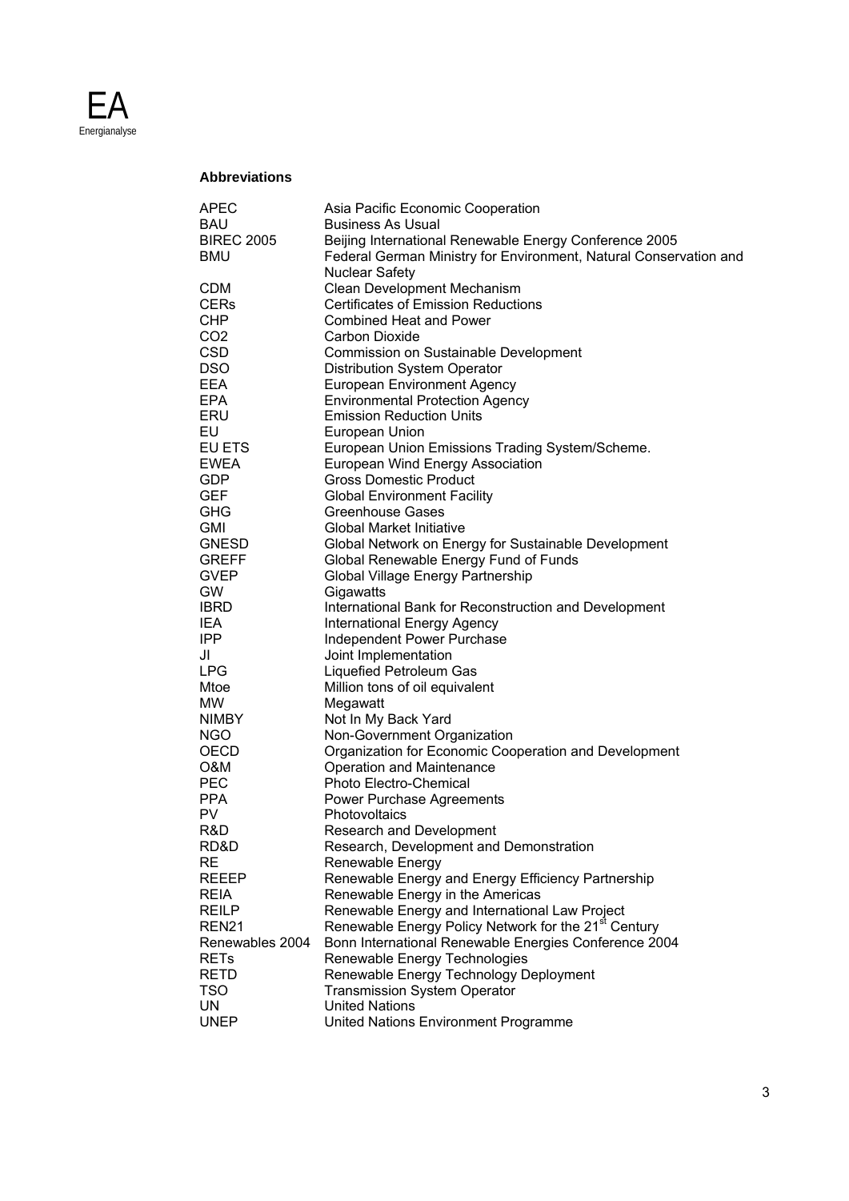## Abbreviations

| | |
|---|---|
| APEC | Asia Pacific Economic Cooperation |
| BAU | Business As Usual |
| BIREC 2005 | Beijing International Renewable Energy Conference 2005 |
| BMU | Federal German Ministry for Environment, Natural Conservation and Nuclear Safety |
| CDM | Clean Development Mechanism |
| CERs | Certificates of Emission Reductions |
| CHP | Combined Heat and Power |
| CO2 | Carbon Dioxide |
| CSD | Commission on Sustainable Development |
| DSO | Distribution System Operator |
| EEA | European Environment Agency |
| EPA | Environmental Protection Agency |
| ERU | Emission Reduction Units |
| EU | European Union |
| EU ETS | European Union Emissions Trading System/Scheme. |
| EWEA | European Wind Energy Association |
| GDP | Gross Domestic Product |
| GEF | Global Environment Facility |
| GHG | Greenhouse Gases |
| GMI | Global Market Initiative |
| GNESD | Global Network on Energy for Sustainable Development |
| GREFF | Global Renewable Energy Fund of Funds |
| GVEP | Global Village Energy Partnership |
| GW | Gigawatts |
| IBRD | International Bank for Reconstruction and Development |
| IEA | International Energy Agency |
| IPP | Independent Power Purchase |
| JI | Joint Implementation |
| LPG | Liquefied Petroleum Gas |
| Mtoe | Million tons of oil equivalent |
| MW | Megawatt |
| NIMBY | Not In My Back Yard |
| NGO | Non-Government Organization |
| OECD | Organization for Economic Cooperation and Development |
| O&M | Operation and Maintenance |
| PEC | Photo Electro-Chemical |
| PPA | Power Purchase Agreements |
| PV | Photovoltaics |
| R&D | Research and Development |
| RD&D | Research, Development and Demonstration |
| RE | Renewable Energy |
| REEEP | Renewable Energy and Energy Efficiency Partnership |
| REIA | Renewable Energy in the Americas |
| REILP | Renewable Energy and International Law Project |
| REN21 | Renewable Energy Policy Network for the 21st Century |
| Renewables 2004 | Bonn International Renewable Energies Conference 2004 |
| RETs | Renewable Energy Technologies |
| RETD | Renewable Energy Technology Deployment |
| TSO | Transmission System Operator |
| UN | United Nations |
| UNEP | United Nations Environment Programme |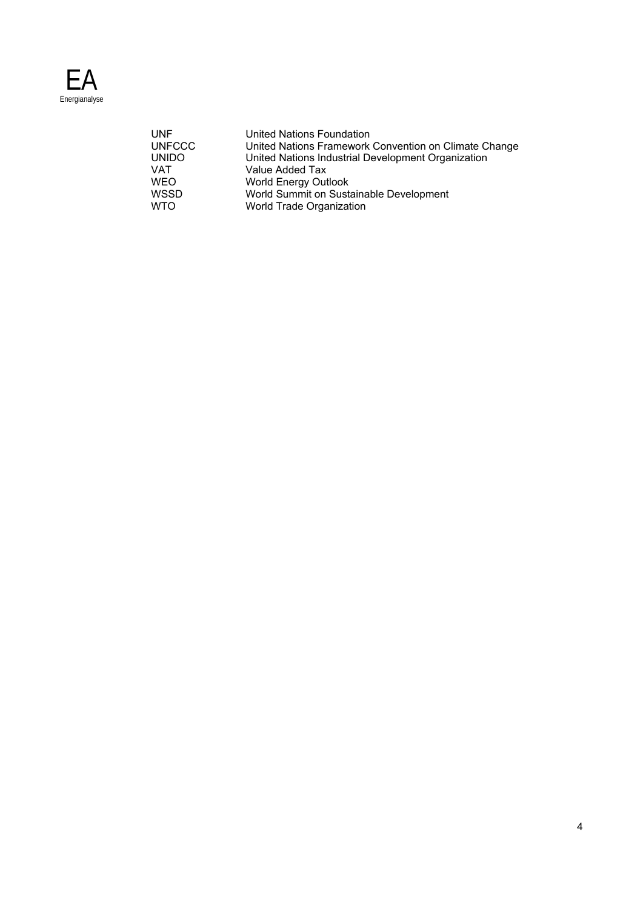| | |
|---|---|
| UNF | United Nations Foundation |
| UNFCCC | United Nations Framework Convention on Climate Change |
| UNIDO | United Nations Industrial Development Organization |
| VAT | Value Added Tax |
| WEO | World Energy Outlook |
| WSSD | World Summit on Sustainable Development |
| WTO | World Trade Organization |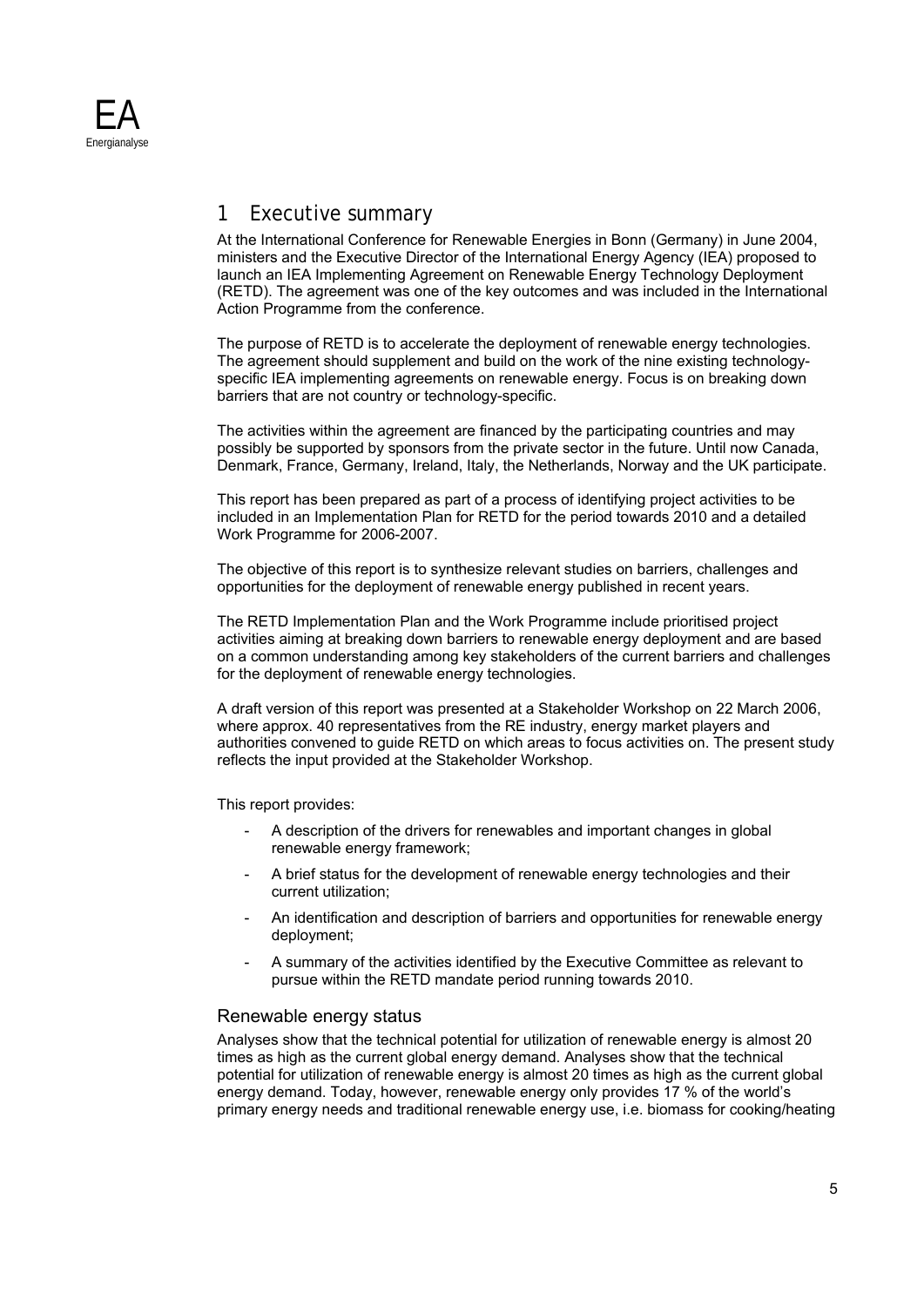# 1 Executive summary

At the International Conference for Renewable Energies in Bonn (Germany) in June 2004, ministers and the Executive Director of the International Energy Agency (IEA) proposed to launch an IEA Implementing Agreement on Renewable Energy Technology Deployment (RETD). The agreement was one of the key outcomes and was included in the International Action Programme from the conference.

The purpose of RETD is to accelerate the deployment of renewable energy technologies. The agreement should supplement and build on the work of the nine existing technology-specific IEA implementing agreements on renewable energy. Focus is on breaking down barriers that are not country or technology-specific.

The activities within the agreement are financed by the participating countries and may possibly be supported by sponsors from the private sector in the future. Until now Canada, Denmark, France, Germany, Ireland, Italy, the Netherlands, Norway and the UK participate.

This report has been prepared as part of a process of identifying project activities to be included in an Implementation Plan for RETD for the period towards 2010 and a detailed Work Programme for 2006-2007.

The objective of this report is to synthesize relevant studies on barriers, challenges and opportunities for the deployment of renewable energy published in recent years.

The RETD Implementation Plan and the Work Programme include prioritised project activities aiming at breaking down barriers to renewable energy deployment and are based on a common understanding among key stakeholders of the current barriers and challenges for the deployment of renewable energy technologies.

A draft version of this report was presented at a Stakeholder Workshop on 22 March 2006, where approx. 40 representatives from the RE industry, energy market players and authorities convened to guide RETD on which areas to focus activities on. The present study reflects the input provided at the Stakeholder Workshop.

This report provides:

- A description of the drivers for renewables and important changes in global renewable energy framework;
- A brief status for the development of renewable energy technologies and their current utilization;
- An identification and description of barriers and opportunities for renewable energy deployment;
- A summary of the activities identified by the Executive Committee as relevant to pursue within the RETD mandate period running towards 2010.

## Renewable energy status

Analyses show that the technical potential for utilization of renewable energy is almost 20 times as high as the current global energy demand. Analyses show that the technical potential for utilization of renewable energy is almost 20 times as high as the current global energy demand. Today, however, renewable energy only provides 17 % of the world's primary energy needs and traditional renewable energy use, i.e. biomass for cooking/heating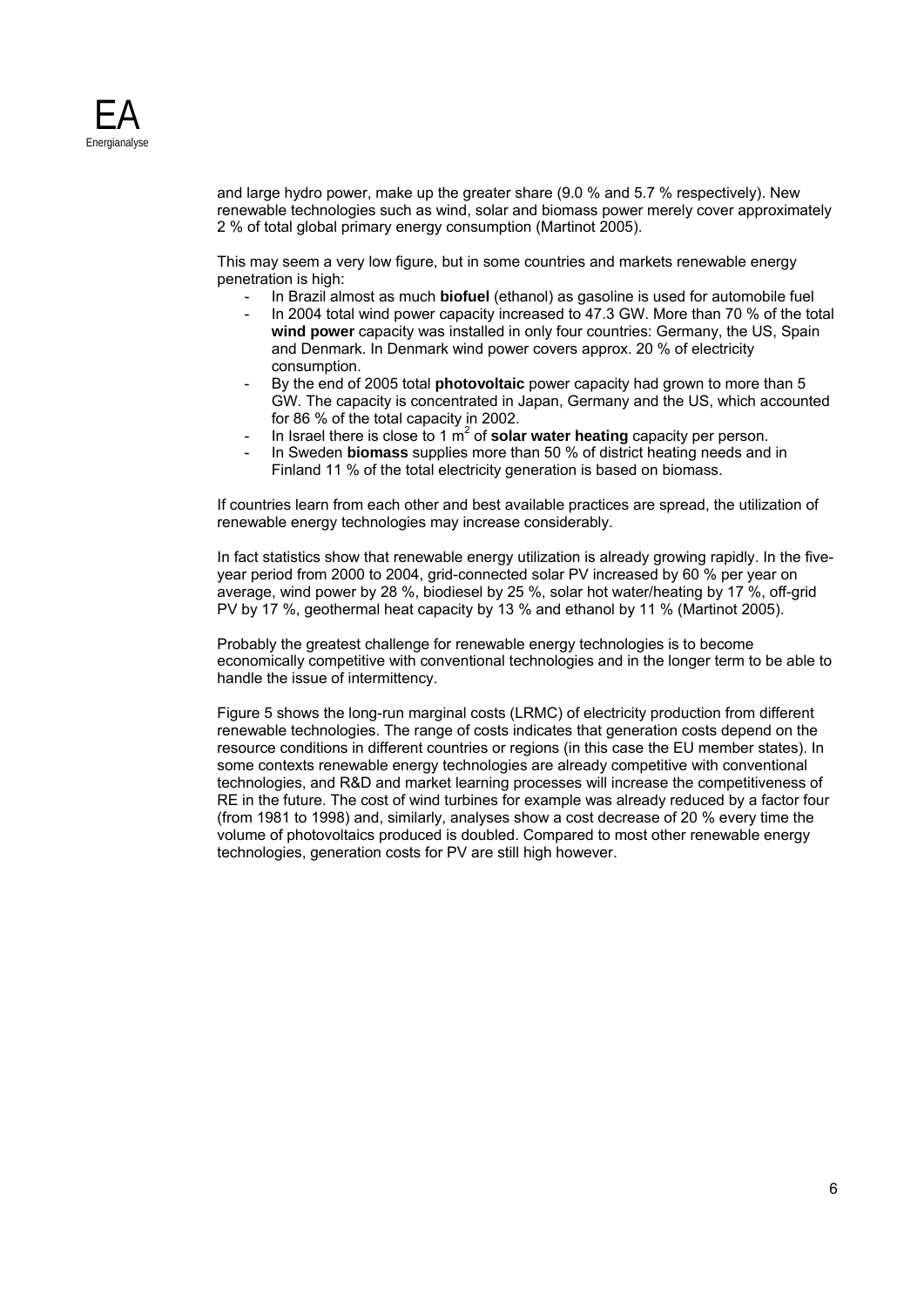and large hydro power, make up the greater share (9.0 % and 5.7 % respectively). New renewable technologies such as wind, solar and biomass power merely cover approximately 2 % of total global primary energy consumption (Martinot 2005).

This may seem a very low figure, but in some countries and markets renewable energy penetration is high:

- In Brazil almost as much **biofuel** (ethanol) as gasoline is used for automobile fuel
- In 2004 total wind power capacity increased to 47.3 GW. More than 70 % of the total **wind power** capacity was installed in only four countries: Germany, the US, Spain and Denmark. In Denmark wind power covers approx. 20 % of electricity consumption.
- By the end of 2005 total **photovoltaic** power capacity had grown to more than 5 GW. The capacity is concentrated in Japan, Germany and the US, which accounted for 86 % of the total capacity in 2002.
- In Israel there is close to 1 $m^2$ of **solar water heating** capacity per person.
- In Sweden **biomass** supplies more than 50 % of district heating needs and in Finland 11 % of the total electricity generation is based on biomass.

If countries learn from each other and best available practices are spread, the utilization of renewable energy technologies may increase considerably.

In fact statistics show that renewable energy utilization is already growing rapidly. In the five-year period from 2000 to 2004, grid-connected solar PV increased by 60 % per year on average, wind power by 28 %, biodiesel by 25 %, solar hot water/heating by 17 %, off-grid PV by 17 %, geothermal heat capacity by 13 % and ethanol by 11 % (Martinot 2005).

Probably the greatest challenge for renewable energy technologies is to become economically competitive with conventional technologies and in the longer term to be able to handle the issue of intermittency.

Figure 5 shows the long-run marginal costs (LRMC) of electricity production from different renewable technologies. The range of costs indicates that generation costs depend on the resource conditions in different countries or regions (in this case the EU member states). In some contexts renewable energy technologies are already competitive with conventional technologies, and R&D and market learning processes will increase the competitiveness of RE in the future. The cost of wind turbines for example was already reduced by a factor four (from 1981 to 1998) and, similarly, analyses show a cost decrease of 20 % every time the volume of photovoltaics produced is doubled. Compared to most other renewable energy technologies, generation costs for PV are still high however.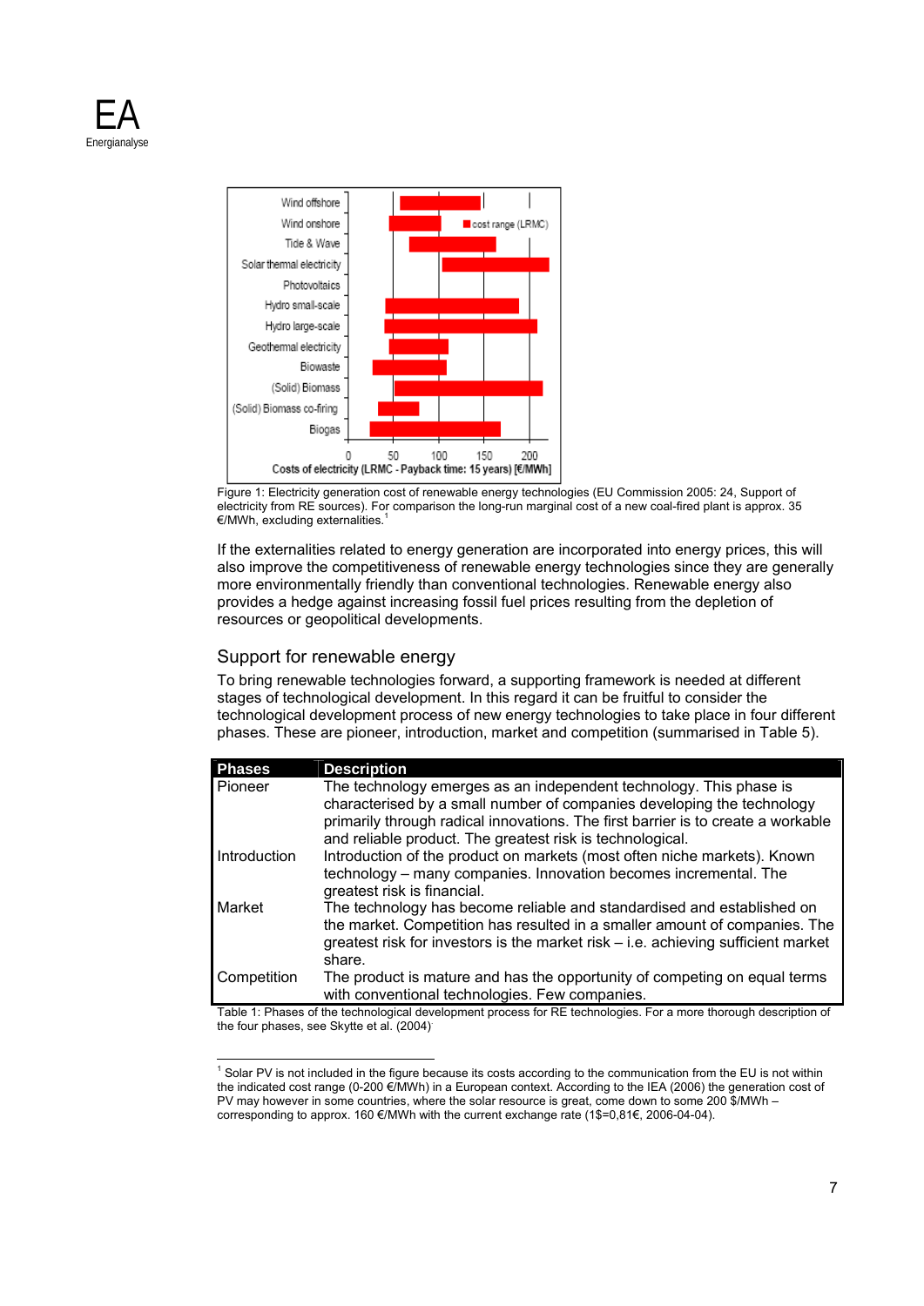Figure 1: Electricity generation cost of renewable energy technologies (EU Commission 2005: 24, Support of electricity from RE sources). For comparison the long-run marginal cost of a new coal-fired plant is approx. 35 €/MWh, excluding externalities.[1]

If the externalities related to energy generation are incorporated into energy prices, this will also improve the competitiveness of renewable energy technologies since they are generally more environmentally friendly than conventional technologies. Renewable energy also provides a hedge against increasing fossil fuel prices resulting from the depletion of resources or geopolitical developments.

## Support for renewable energy

To bring renewable technologies forward, a supporting framework is needed at different stages of technological development. In this regard it can be fruitful to consider the technological development process of new energy technologies to take place in four different phases. These are pioneer, introduction, market and competition (summarised in Table 5).

| Phases | Description |
|---|---|
| Pioneer | The technology emerges as an independent technology. This phase is characterised by a small number of companies developing the technology primarily through radical innovations. The first barrier is to create a workable and reliable product. The greatest risk is technological. |
| Introduction | Introduction of the product on markets (most often niche markets). Known technology – many companies. Innovation becomes incremental. The greatest risk is financial. |
| Market | The technology has become reliable and standardised and established on the market. Competition has resulted in a smaller amount of companies. The greatest risk for investors is the market risk – i.e. achieving sufficient market share. |
| Competition | The product is mature and has the opportunity of competing on equal terms with conventional technologies. Few companies. |

Table 1: Phases of the technological development process for RE technologies. For a more thorough description of the four phases, see Skytte et al. (2004)

---

[1] Solar PV is not included in the figure because its costs according to the communication from the EU is not within the indicated cost range (0-200 €/MWh) in a European context. According to the IEA (2006) the generation cost of PV may however in some countries, where the solar resource is great, come down to some 200 $/MWh – corresponding to approx. 160 €/MWh with the current exchange rate (1$=0,81€, 2006-04-04).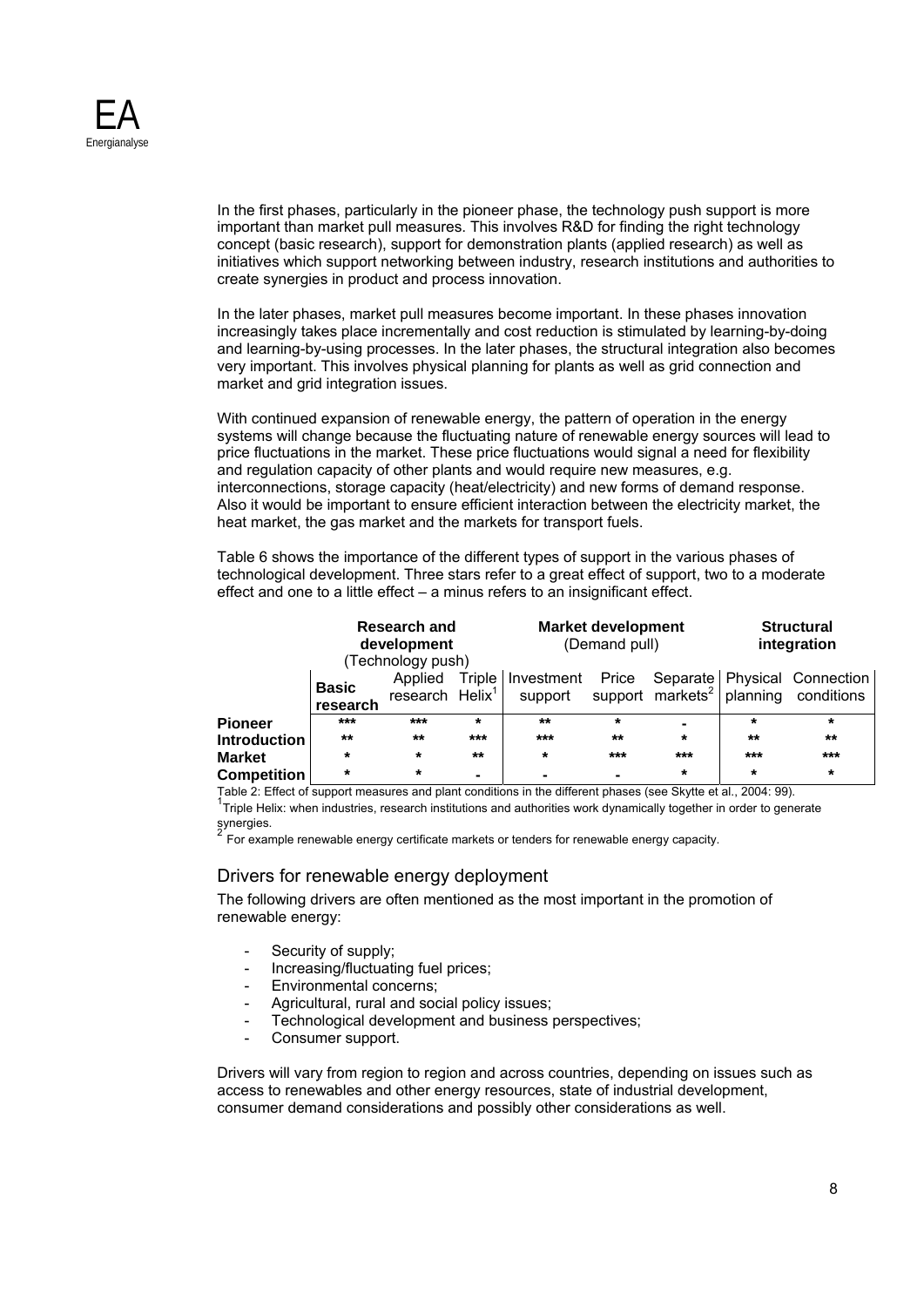In the first phases, particularly in the pioneer phase, the technology push support is more important than market pull measures. This involves R&D for finding the right technology concept (basic research), support for demonstration plants (applied research) as well as initiatives which support networking between industry, research institutions and authorities to create synergies in product and process innovation.

In the later phases, market pull measures become important. In these phases innovation increasingly takes place incrementally and cost reduction is stimulated by learning-by-doing and learning-by-using processes. In the later phases, the structural integration also becomes very important. This involves physical planning for plants as well as grid connection and market and grid integration issues.

With continued expansion of renewable energy, the pattern of operation in the energy systems will change because the fluctuating nature of renewable energy sources will lead to price fluctuations in the market. These price fluctuations would signal a need for flexibility and regulation capacity of other plants and would require new measures, e.g. interconnections, storage capacity (heat/electricity) and new forms of demand response. Also it would be important to ensure efficient interaction between the electricity market, the heat market, the gas market and the markets for transport fuels.

Table 6 shows the importance of the different types of support in the various phases of technological development. Three stars refer to a great effect of support, two to a moderate effect and one to a little effect – a minus refers to an insignificant effect.

| | **Research and development** (Technology push) | | | **Market development** (Demand pull) | | | **Structural integration** | |
|---|---|---|---|---|---|---|---|---|
| | **Basic research** | Applied research | Triple Helix[1] | Investment support | Price support | Separate markets[2] | Physical planning | Connection conditions |
| **Pioneer** | *** | *** | * | ** | * | - | * | * |
| **Introduction** | ** | ** | *** | *** | ** | * | ** | ** |
| **Market** | * | * | ** | * | *** | *** | *** | *** |
| **Competition** | * | * | - | - | - | * | * | * |

Table 2: Effect of support measures and plant conditions in the different phases (see Skytte et al., 2004: 99).

[1]Triple Helix: when industries, research institutions and authorities work dynamically together in order to generate synergies.

[2] For example renewable energy certificate markets or tenders for renewable energy capacity.

## Drivers for renewable energy deployment

The following drivers are often mentioned as the most important in the promotion of renewable energy:

- Security of supply;
- Increasing/fluctuating fuel prices;
- Environmental concerns;
- Agricultural, rural and social policy issues;
- Technological development and business perspectives;
- Consumer support.

Drivers will vary from region to region and across countries, depending on issues such as access to renewables and other energy resources, state of industrial development, consumer demand considerations and possibly other considerations as well.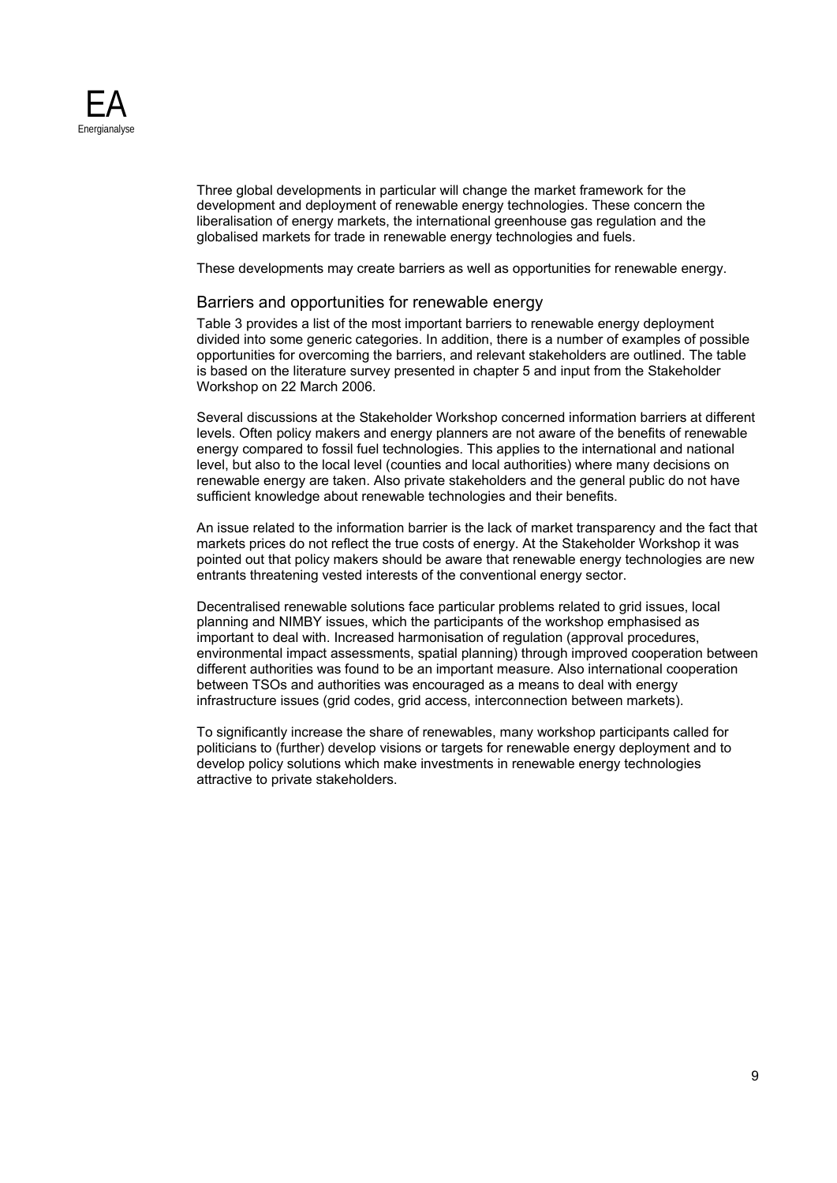Three global developments in particular will change the market framework for the development and deployment of renewable energy technologies. These concern the liberalisation of energy markets, the international greenhouse gas regulation and the globalised markets for trade in renewable energy technologies and fuels.

These developments may create barriers as well as opportunities for renewable energy.

## Barriers and opportunities for renewable energy

Table 3 provides a list of the most important barriers to renewable energy deployment divided into some generic categories. In addition, there is a number of examples of possible opportunities for overcoming the barriers, and relevant stakeholders are outlined. The table is based on the literature survey presented in chapter 5 and input from the Stakeholder Workshop on 22 March 2006.

Several discussions at the Stakeholder Workshop concerned information barriers at different levels. Often policy makers and energy planners are not aware of the benefits of renewable energy compared to fossil fuel technologies. This applies to the international and national level, but also to the local level (counties and local authorities) where many decisions on renewable energy are taken. Also private stakeholders and the general public do not have sufficient knowledge about renewable technologies and their benefits.

An issue related to the information barrier is the lack of market transparency and the fact that markets prices do not reflect the true costs of energy. At the Stakeholder Workshop it was pointed out that policy makers should be aware that renewable energy technologies are new entrants threatening vested interests of the conventional energy sector.

Decentralised renewable solutions face particular problems related to grid issues, local planning and NIMBY issues, which the participants of the workshop emphasised as important to deal with. Increased harmonisation of regulation (approval procedures, environmental impact assessments, spatial planning) through improved cooperation between different authorities was found to be an important measure. Also international cooperation between TSOs and authorities was encouraged as a means to deal with energy infrastructure issues (grid codes, grid access, interconnection between markets).

To significantly increase the share of renewables, many workshop participants called for politicians to (further) develop visions or targets for renewable energy deployment and to develop policy solutions which make investments in renewable energy technologies attractive to private stakeholders.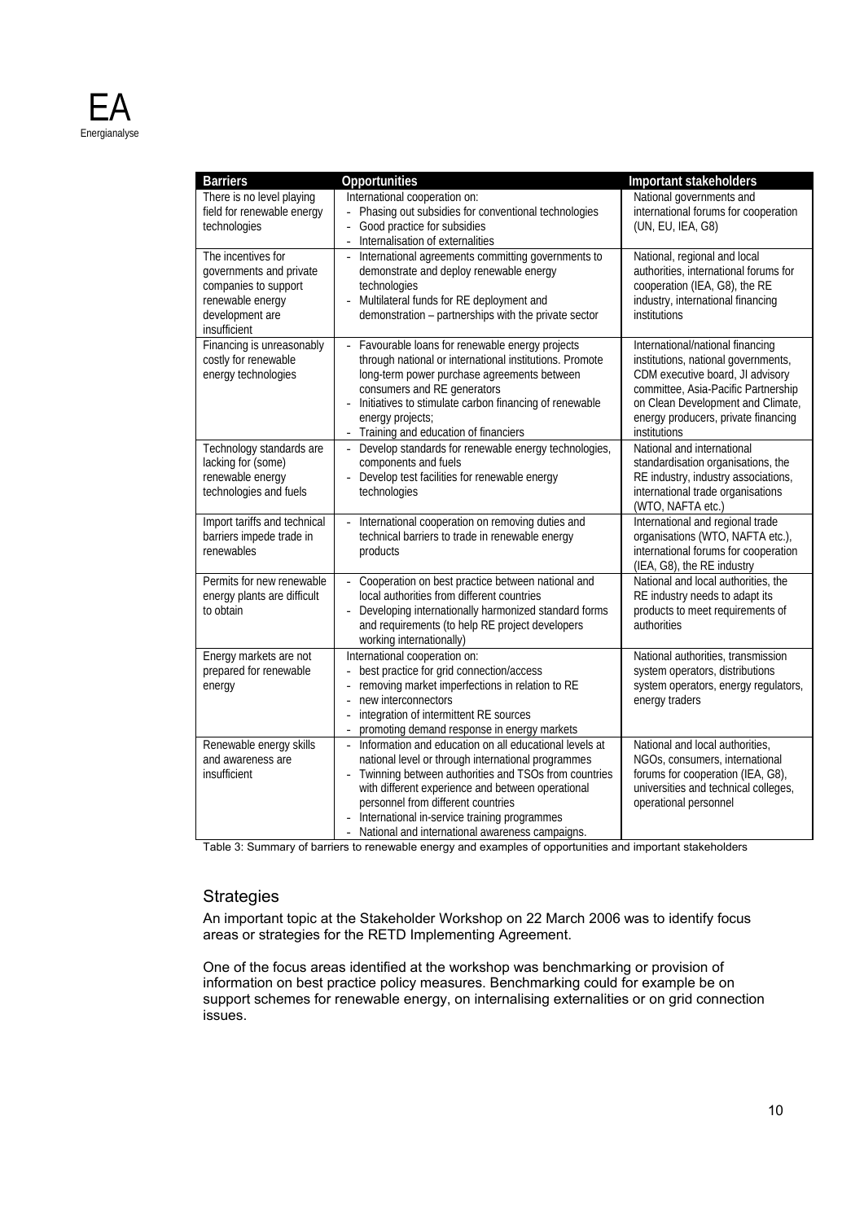| Barriers | Opportunities | Important stakeholders |
|---|---|---|
| There is no level playing field for renewable energy technologies | International cooperation on:<br>- Phasing out subsidies for conventional technologies<br>- Good practice for subsidies<br>- Internalisation of externalities | National governments and international forums for cooperation (UN, EU, IEA, G8) |
| The incentives for governments and private companies to support renewable energy development are insufficient | - International agreements committing governments to demonstrate and deploy renewable energy technologies<br>- Multilateral funds for RE deployment and demonstration – partnerships with the private sector | National, regional and local authorities, international forums for cooperation (IEA, G8), the RE industry, international financing institutions |
| Financing is unreasonably costly for renewable energy technologies | - Favourable loans for renewable energy projects through national or international institutions. Promote long-term power purchase agreements between consumers and RE generators<br>- Initiatives to stimulate carbon financing of renewable energy projects;<br>- Training and education of financiers | International/national financing institutions, national governments, CDM executive board, JI advisory committee, Asia-Pacific Partnership on Clean Development and Climate, energy producers, private financing institutions |
| Technology standards are lacking for (some) renewable energy technologies and fuels | - Develop standards for renewable energy technologies, components and fuels<br>- Develop test facilities for renewable energy technologies | National and international standardisation organisations, the RE industry, industry associations, international trade organisations (WTO, NAFTA etc.) |
| Import tariffs and technical barriers impede trade in renewables | - International cooperation on removing duties and technical barriers to trade in renewable energy products | International and regional trade organisations (WTO, NAFTA etc.), international forums for cooperation (IEA, G8), the RE industry |
| Permits for new renewable energy plants are difficult to obtain | - Cooperation on best practice between national and local authorities from different countries<br>- Developing internationally harmonized standard forms and requirements (to help RE project developers working internationally) | National and local authorities, the RE industry needs to adapt its products to meet requirements of authorities |
| Energy markets are not prepared for renewable energy | International cooperation on:<br>- best practice for grid connection/access<br>- removing market imperfections in relation to RE<br>- new interconnectors<br>- integration of intermittent RE sources<br>- promoting demand response in energy markets | National authorities, transmission system operators, distributions system operators, energy regulators, energy traders |
| Renewable energy skills and awareness are insufficient | - Information and education on all educational levels at national level or through international programmes<br>- Twinning between authorities and TSOs from countries with different experience and between operational personnel from different countries<br>- International in-service training programmes<br>- National and international awareness campaigns. | National and local authorities, NGOs, consumers, international forums for cooperation (IEA, G8), universities and technical colleges, operational personnel |

Table 3: Summary of barriers to renewable energy and examples of opportunities and important stakeholders

## Strategies

An important topic at the Stakeholder Workshop on 22 March 2006 was to identify focus areas or strategies for the RETD Implementing Agreement.

One of the focus areas identified at the workshop was benchmarking or provision of information on best practice policy measures. Benchmarking could for example be on support schemes for renewable energy, on internalising externalities or on grid connection issues.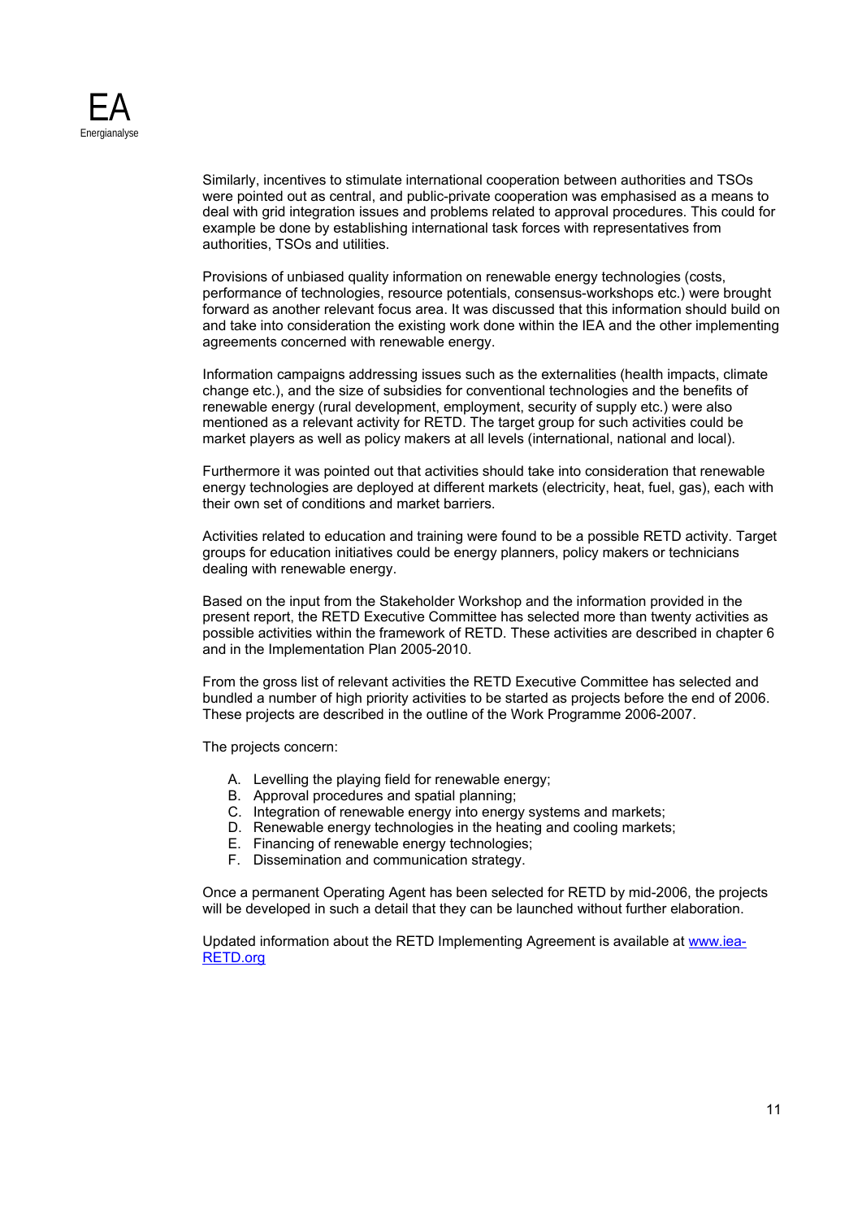Similarly, incentives to stimulate international cooperation between authorities and TSOs were pointed out as central, and public-private cooperation was emphasised as a means to deal with grid integration issues and problems related to approval procedures. This could for example be done by establishing international task forces with representatives from authorities, TSOs and utilities.

Provisions of unbiased quality information on renewable energy technologies (costs, performance of technologies, resource potentials, consensus-workshops etc.) were brought forward as another relevant focus area. It was discussed that this information should build on and take into consideration the existing work done within the IEA and the other implementing agreements concerned with renewable energy.

Information campaigns addressing issues such as the externalities (health impacts, climate change etc.), and the size of subsidies for conventional technologies and the benefits of renewable energy (rural development, employment, security of supply etc.) were also mentioned as a relevant activity for RETD. The target group for such activities could be market players as well as policy makers at all levels (international, national and local).

Furthermore it was pointed out that activities should take into consideration that renewable energy technologies are deployed at different markets (electricity, heat, fuel, gas), each with their own set of conditions and market barriers.

Activities related to education and training were found to be a possible RETD activity. Target groups for education initiatives could be energy planners, policy makers or technicians dealing with renewable energy.

Based on the input from the Stakeholder Workshop and the information provided in the present report, the RETD Executive Committee has selected more than twenty activities as possible activities within the framework of RETD. These activities are described in chapter 6 and in the Implementation Plan 2005-2010.

From the gross list of relevant activities the RETD Executive Committee has selected and bundled a number of high priority activities to be started as projects before the end of 2006. These projects are described in the outline of the Work Programme 2006-2007.

The projects concern:

A. Levelling the playing field for renewable energy;
B. Approval procedures and spatial planning;
C. Integration of renewable energy into energy systems and markets;
D. Renewable energy technologies in the heating and cooling markets;
E. Financing of renewable energy technologies;
F. Dissemination and communication strategy.

Once a permanent Operating Agent has been selected for RETD by mid-2006, the projects will be developed in such a detail that they can be launched without further elaboration.

Updated information about the RETD Implementing Agreement is available at [www.iea-RETD.org](http://www.iea-RETD.org)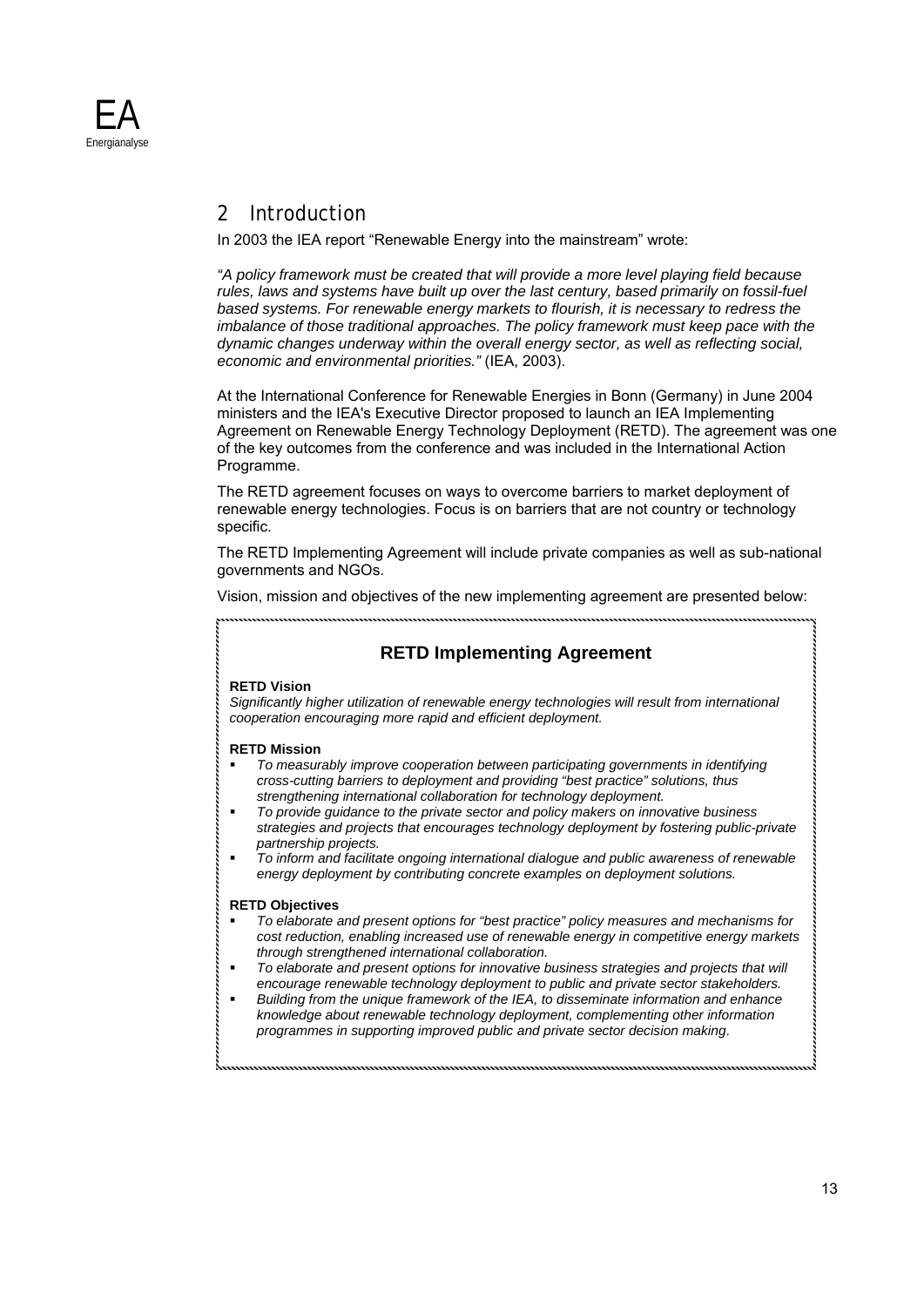# 2 Introduction

In 2003 the IEA report “Renewable Energy into the mainstream” wrote:

*“A policy framework must be created that will provide a more level playing field because rules, laws and systems have built up over the last century, based primarily on fossil-fuel based systems. For renewable energy markets to flourish, it is necessary to redress the imbalance of those traditional approaches. The policy framework must keep pace with the dynamic changes underway within the overall energy sector, as well as reflecting social, economic and environmental priorities.”* (IEA, 2003).

At the International Conference for Renewable Energies in Bonn (Germany) in June 2004 ministers and the IEA's Executive Director proposed to launch an IEA Implementing Agreement on Renewable Energy Technology Deployment (RETD). The agreement was one of the key outcomes from the conference and was included in the International Action Programme.

The RETD agreement focuses on ways to overcome barriers to market deployment of renewable energy technologies. Focus is on barriers that are not country or technology specific.

The RETD Implementing Agreement will include private companies as well as sub-national governments and NGOs.

Vision, mission and objectives of the new implementing agreement are presented below:

## RETD Implementing Agreement

**RETD Vision**

*Significantly higher utilization of renewable energy technologies will result from international cooperation encouraging more rapid and efficient deployment.*

**RETD Mission**

- *To measurably improve cooperation between participating governments in identifying cross-cutting barriers to deployment and providing “best practice” solutions, thus strengthening international collaboration for technology deployment.*
- *To provide guidance to the private sector and policy makers on innovative business strategies and projects that encourages technology deployment by fostering public-private partnership projects.*
- *To inform and facilitate ongoing international dialogue and public awareness of renewable energy deployment by contributing concrete examples on deployment solutions.*

**RETD Objectives**

- *To elaborate and present options for “best practice” policy measures and mechanisms for cost reduction, enabling increased use of renewable energy in competitive energy markets through strengthened international collaboration.*
- *To elaborate and present options for innovative business strategies and projects that will encourage renewable technology deployment to public and private sector stakeholders.*
- *Building from the unique framework of the IEA, to disseminate information and enhance knowledge about renewable technology deployment, complementing other information programmes in supporting improved public and private sector decision making.*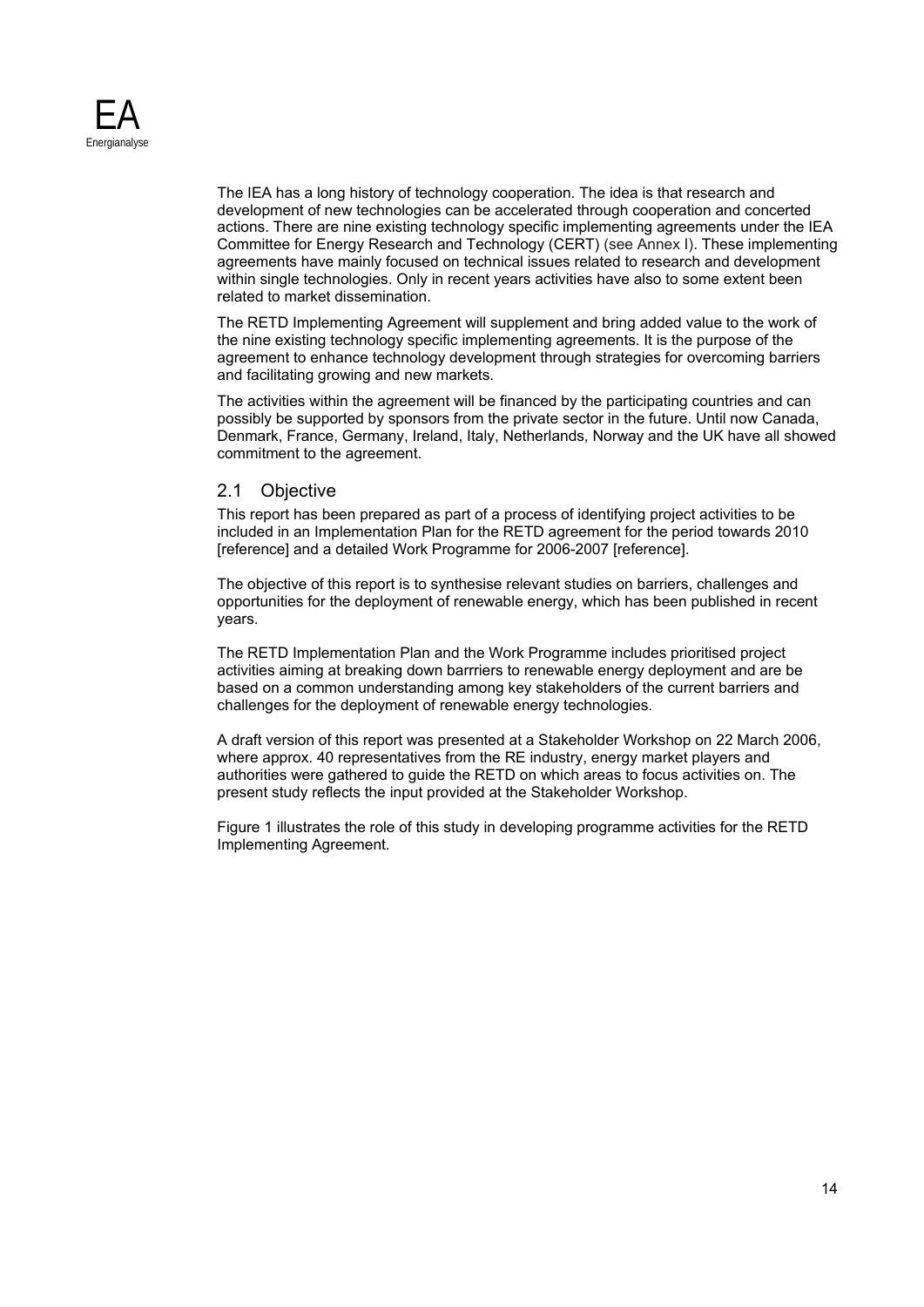The IEA has a long history of technology cooperation. The idea is that research and development of new technologies can be accelerated through cooperation and concerted actions. There are nine existing technology specific implementing agreements under the IEA Committee for Energy Research and Technology (CERT) (see Annex I). These implementing agreements have mainly focused on technical issues related to research and development within single technologies. Only in recent years activities have also to some extent been related to market dissemination.

The RETD Implementing Agreement will supplement and bring added value to the work of the nine existing technology specific implementing agreements. It is the purpose of the agreement to enhance technology development through strategies for overcoming barriers and facilitating growing and new markets.

The activities within the agreement will be financed by the participating countries and can possibly be supported by sponsors from the private sector in the future. Until now Canada, Denmark, France, Germany, Ireland, Italy, Netherlands, Norway and the UK have all showed commitment to the agreement.

## 2.1 Objective

This report has been prepared as part of a process of identifying project activities to be included in an Implementation Plan for the RETD agreement for the period towards 2010 [reference] and a detailed Work Programme for 2006-2007 [reference].

The objective of this report is to synthesise relevant studies on barriers, challenges and opportunities for the deployment of renewable energy, which has been published in recent years.

The RETD Implementation Plan and the Work Programme includes prioritised project activities aiming at breaking down barrriers to renewable energy deployment and are be based on a common understanding among key stakeholders of the current barriers and challenges for the deployment of renewable energy technologies.

A draft version of this report was presented at a Stakeholder Workshop on 22 March 2006, where approx. 40 representatives from the RE industry, energy market players and authorities were gathered to guide the RETD on which areas to focus activities on. The present study reflects the input provided at the Stakeholder Workshop.

Figure 1 illustrates the role of this study in developing programme activities for the RETD Implementing Agreement.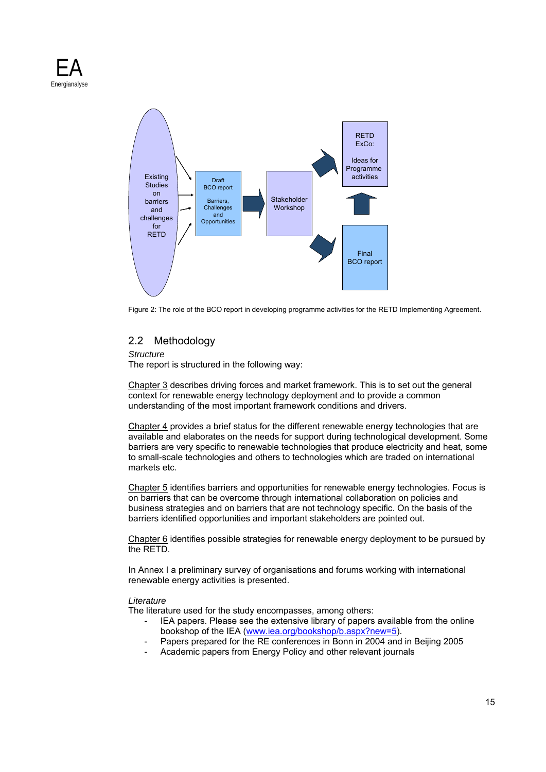Figure 2: The role of the BCO report in developing programme activities for the RETD Implementing Agreement.

## 2.2 Methodology

*Structure*

The report is structured in the following way:

Chapter 3 describes driving forces and market framework. This is to set out the general context for renewable energy technology deployment and to provide a common understanding of the most important framework conditions and drivers.

Chapter 4 provides a brief status for the different renewable energy technologies that are available and elaborates on the needs for support during technological development. Some barriers are very specific to renewable technologies that produce electricity and heat, some to small-scale technologies and others to technologies which are traded on international markets etc.

Chapter 5 identifies barriers and opportunities for renewable energy technologies. Focus is on barriers that can be overcome through international collaboration on policies and business strategies and on barriers that are not technology specific. On the basis of the barriers identified opportunities and important stakeholders are pointed out.

Chapter 6 identifies possible strategies for renewable energy deployment to be pursued by the RETD.

In Annex I a preliminary survey of organisations and forums working with international renewable energy activities is presented.

*Literature*

The literature used for the study encompasses, among others:

- IEA papers. Please see the extensive library of papers available from the online bookshop of the IEA (www.iea.org/bookshop/b.aspx?new=5).
- Papers prepared for the RE conferences in Bonn in 2004 and in Beijing 2005
- Academic papers from Energy Policy and other relevant journals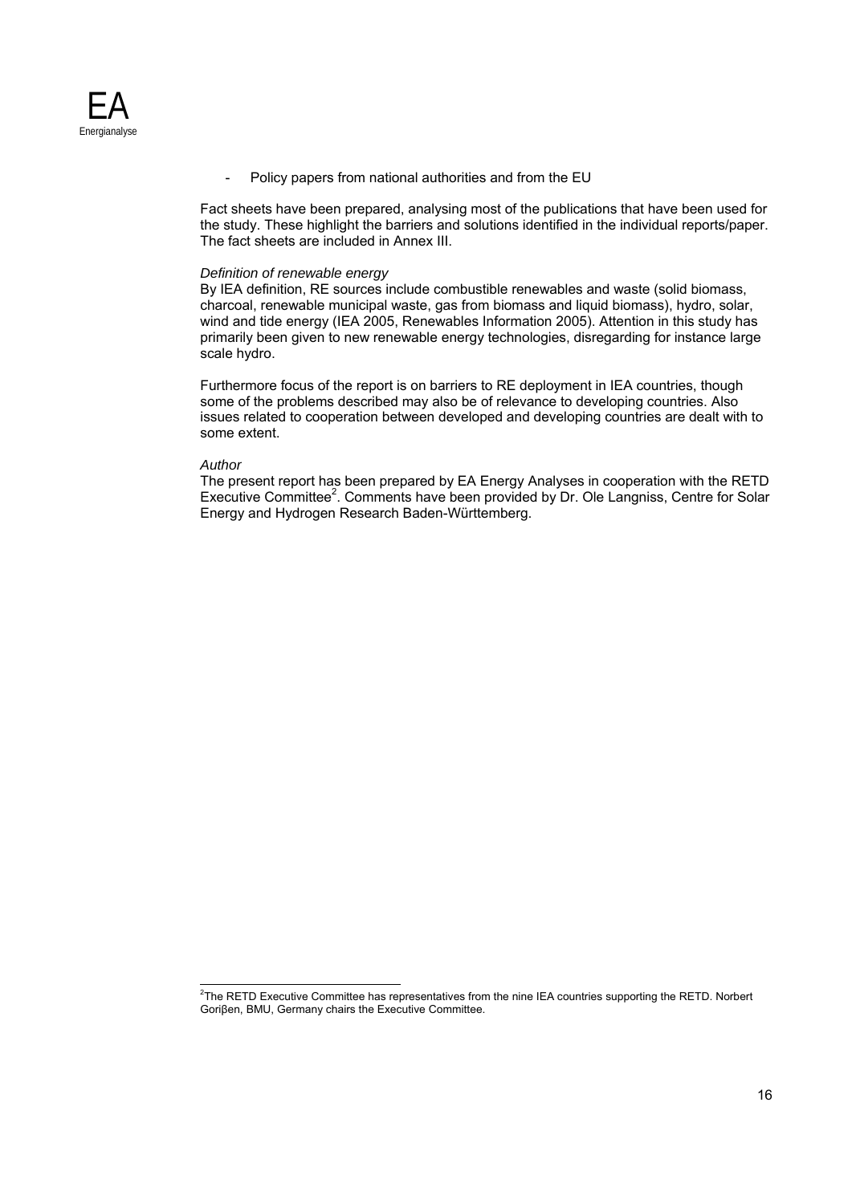- Policy papers from national authorities and from the EU

Fact sheets have been prepared, analysing most of the publications that have been used for the study. These highlight the barriers and solutions identified in the individual reports/paper. The fact sheets are included in Annex III.

*Definition of renewable energy*
By IEA definition, RE sources include combustible renewables and waste (solid biomass, charcoal, renewable municipal waste, gas from biomass and liquid biomass), hydro, solar, wind and tide energy (IEA 2005, Renewables Information 2005). Attention in this study has primarily been given to new renewable energy technologies, disregarding for instance large scale hydro.

Furthermore focus of the report is on barriers to RE deployment in IEA countries, though some of the problems described may also be of relevance to developing countries. Also issues related to cooperation between developed and developing countries are dealt with to some extent.

*Author*
The present report has been prepared by EA Energy Analyses in cooperation with the RETD Executive Committee[2]. Comments have been provided by Dr. Ole Langniss, Centre for Solar Energy and Hydrogen Research Baden-Württemberg.

---

[2]The RETD Executive Committee has representatives from the nine IEA countries supporting the RETD. Norbert Goriβen, BMU, Germany chairs the Executive Committee.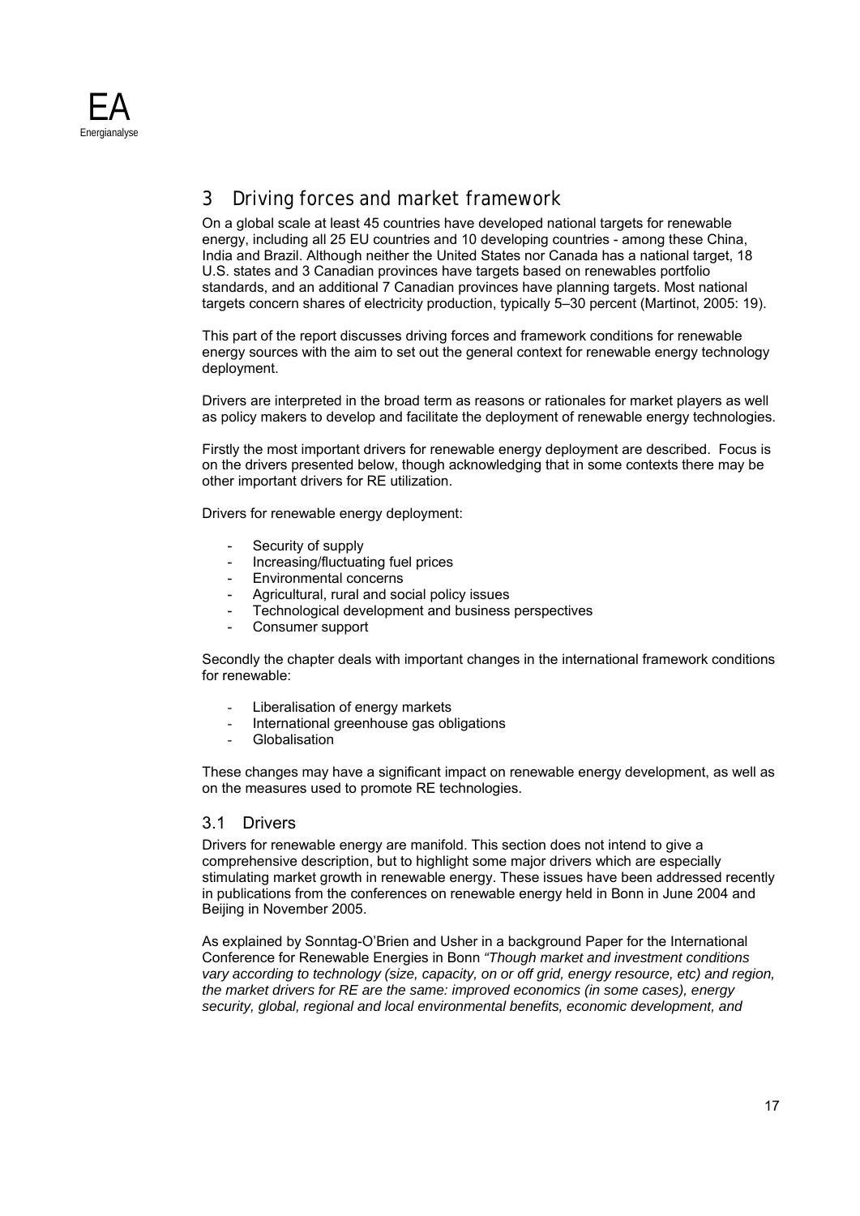# 3 Driving forces and market framework

On a global scale at least 45 countries have developed national targets for renewable energy, including all 25 EU countries and 10 developing countries - among these China, India and Brazil. Although neither the United States nor Canada has a national target, 18 U.S. states and 3 Canadian provinces have targets based on renewables portfolio standards, and an additional 7 Canadian provinces have planning targets. Most national targets concern shares of electricity production, typically 5–30 percent (Martinot, 2005: 19).

This part of the report discusses driving forces and framework conditions for renewable energy sources with the aim to set out the general context for renewable energy technology deployment.

Drivers are interpreted in the broad term as reasons or rationales for market players as well as policy makers to develop and facilitate the deployment of renewable energy technologies.

Firstly the most important drivers for renewable energy deployment are described. Focus is on the drivers presented below, though acknowledging that in some contexts there may be other important drivers for RE utilization.

Drivers for renewable energy deployment:

- Security of supply
- Increasing/fluctuating fuel prices
- Environmental concerns
- Agricultural, rural and social policy issues
- Technological development and business perspectives
- Consumer support

Secondly the chapter deals with important changes in the international framework conditions for renewable:

- Liberalisation of energy markets
- International greenhouse gas obligations
- Globalisation

These changes may have a significant impact on renewable energy development, as well as on the measures used to promote RE technologies.

## 3.1 Drivers

Drivers for renewable energy are manifold. This section does not intend to give a comprehensive description, but to highlight some major drivers which are especially stimulating market growth in renewable energy. These issues have been addressed recently in publications from the conferences on renewable energy held in Bonn in June 2004 and Beijing in November 2005.

As explained by Sonntag-O'Brien and Usher in a background Paper for the International Conference for Renewable Energies in Bonn *"Though market and investment conditions vary according to technology (size, capacity, on or off grid, energy resource, etc) and region, the market drivers for RE are the same: improved economics (in some cases), energy security, global, regional and local environmental benefits, economic development, and*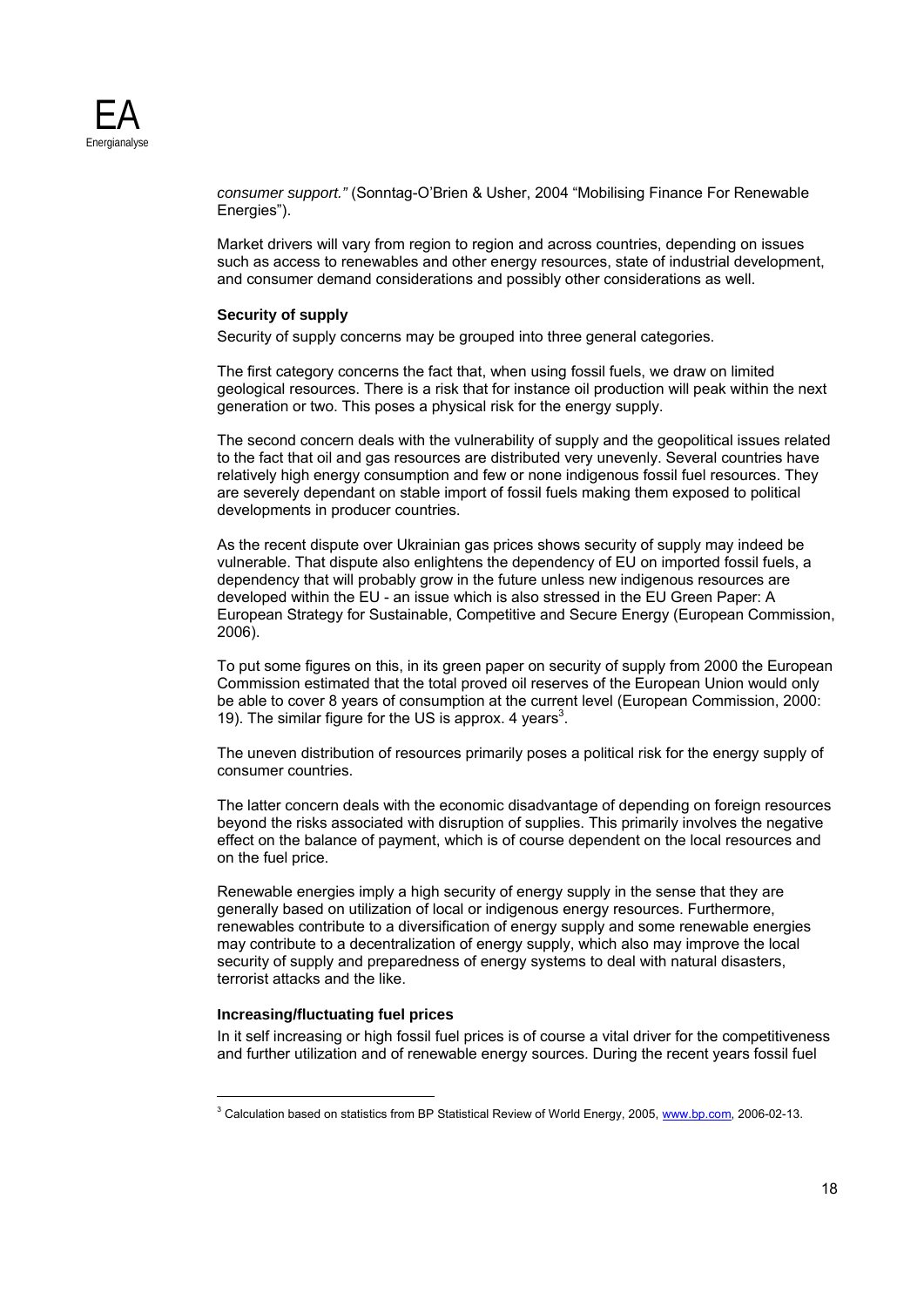*consumer support."* (Sonntag-O'Brien & Usher, 2004 "Mobilising Finance For Renewable Energies").

Market drivers will vary from region to region and across countries, depending on issues such as access to renewables and other energy resources, state of industrial development, and consumer demand considerations and possibly other considerations as well.

**Security of supply**

Security of supply concerns may be grouped into three general categories.

The first category concerns the fact that, when using fossil fuels, we draw on limited geological resources. There is a risk that for instance oil production will peak within the next generation or two. This poses a physical risk for the energy supply.

The second concern deals with the vulnerability of supply and the geopolitical issues related to the fact that oil and gas resources are distributed very unevenly. Several countries have relatively high energy consumption and few or none indigenous fossil fuel resources. They are severely dependant on stable import of fossil fuels making them exposed to political developments in producer countries.

As the recent dispute over Ukrainian gas prices shows security of supply may indeed be vulnerable. That dispute also enlightens the dependency of EU on imported fossil fuels, a dependency that will probably grow in the future unless new indigenous resources are developed within the EU - an issue which is also stressed in the EU Green Paper: A European Strategy for Sustainable, Competitive and Secure Energy (European Commission, 2006).

To put some figures on this, in its green paper on security of supply from 2000 the European Commission estimated that the total proved oil reserves of the European Union would only be able to cover 8 years of consumption at the current level (European Commission, 2000: 19). The similar figure for the US is approx. 4 years[3].

The uneven distribution of resources primarily poses a political risk for the energy supply of consumer countries.

The latter concern deals with the economic disadvantage of depending on foreign resources beyond the risks associated with disruption of supplies. This primarily involves the negative effect on the balance of payment, which is of course dependent on the local resources and on the fuel price.

Renewable energies imply a high security of energy supply in the sense that they are generally based on utilization of local or indigenous energy resources. Furthermore, renewables contribute to a diversification of energy supply and some renewable energies may contribute to a decentralization of energy supply, which also may improve the local security of supply and preparedness of energy systems to deal with natural disasters, terrorist attacks and the like.

**Increasing/fluctuating fuel prices**

In it self increasing or high fossil fuel prices is of course a vital driver for the competitiveness and further utilization and of renewable energy sources. During the recent years fossil fuel

[3] Calculation based on statistics from BP Statistical Review of World Energy, 2005, www.bp.com, 2006-02-13.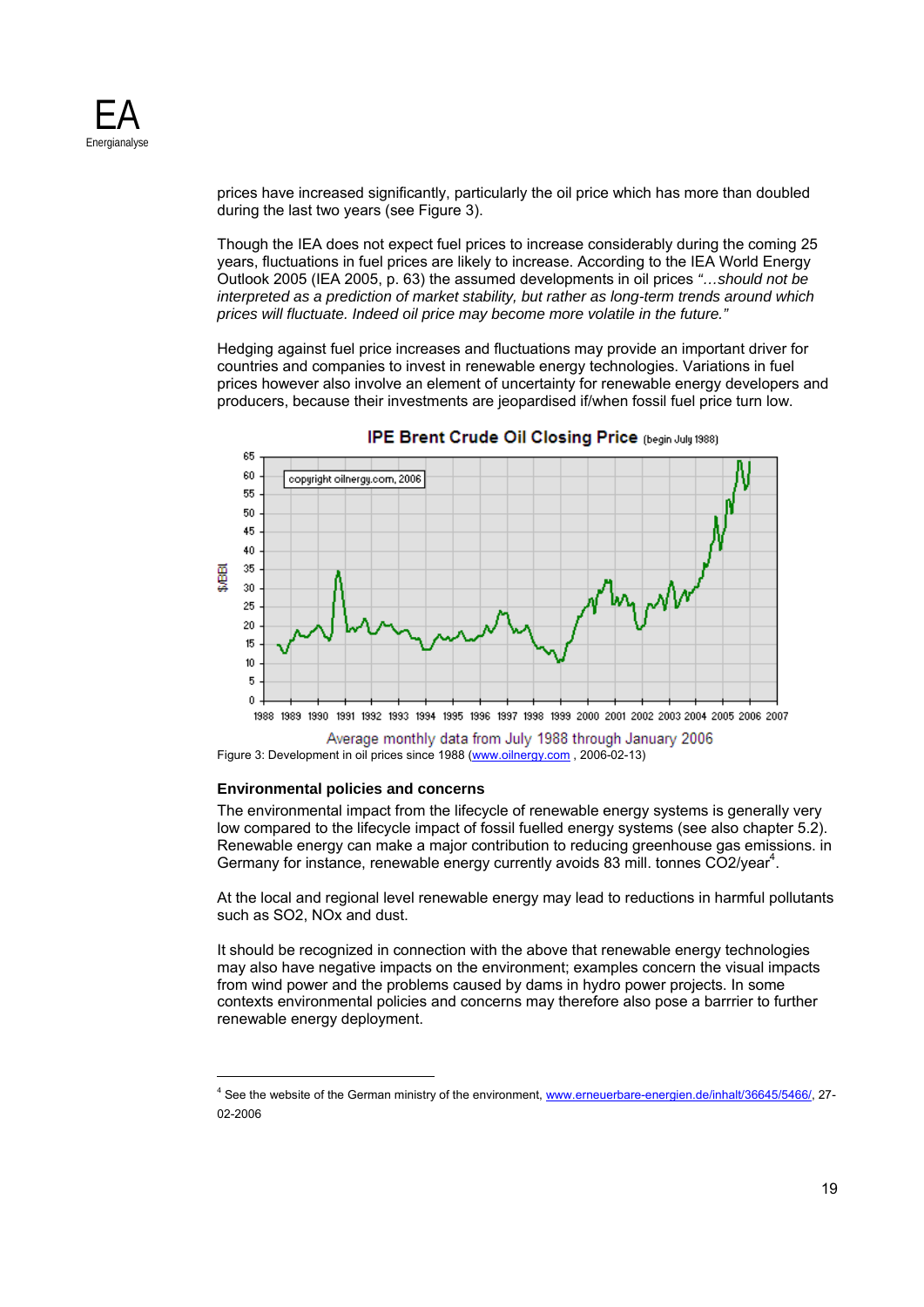prices have increased significantly, particularly the oil price which has more than doubled during the last two years (see Figure 3).

Though the IEA does not expect fuel prices to increase considerably during the coming 25 years, fluctuations in fuel prices are likely to increase. According to the IEA World Energy Outlook 2005 (IEA 2005, p. 63) the assumed developments in oil prices *"…should not be interpreted as a prediction of market stability, but rather as long-term trends around which prices will fluctuate. Indeed oil price may become more volatile in the future."*

Hedging against fuel price increases and fluctuations may provide an important driver for countries and companies to invest in renewable energy technologies. Variations in fuel prices however also involve an element of uncertainty for renewable energy developers and producers, because their investments are jeopardised if/when fossil fuel price turn low.

Figure 3: Development in oil prices since 1988 (www.oilnergy.com , 2006-02-13)

### Environmental policies and concerns

The environmental impact from the lifecycle of renewable energy systems is generally very low compared to the lifecycle impact of fossil fuelled energy systems (see also chapter 5.2). Renewable energy can make a major contribution to reducing greenhouse gas emissions. in Germany for instance, renewable energy currently avoids 83 mill. tonnes CO2/year[4].

At the local and regional level renewable energy may lead to reductions in harmful pollutants such as SO2, NOx and dust.

It should be recognized in connection with the above that renewable energy technologies may also have negative impacts on the environment; examples concern the visual impacts from wind power and the problems caused by dams in hydro power projects. In some contexts environmental policies and concerns may therefore also pose a barrrier to further renewable energy deployment.

---

[4] See the website of the German ministry of the environment, www.erneuerbare-energien.de/inhalt/36645/5466/, 27-02-2006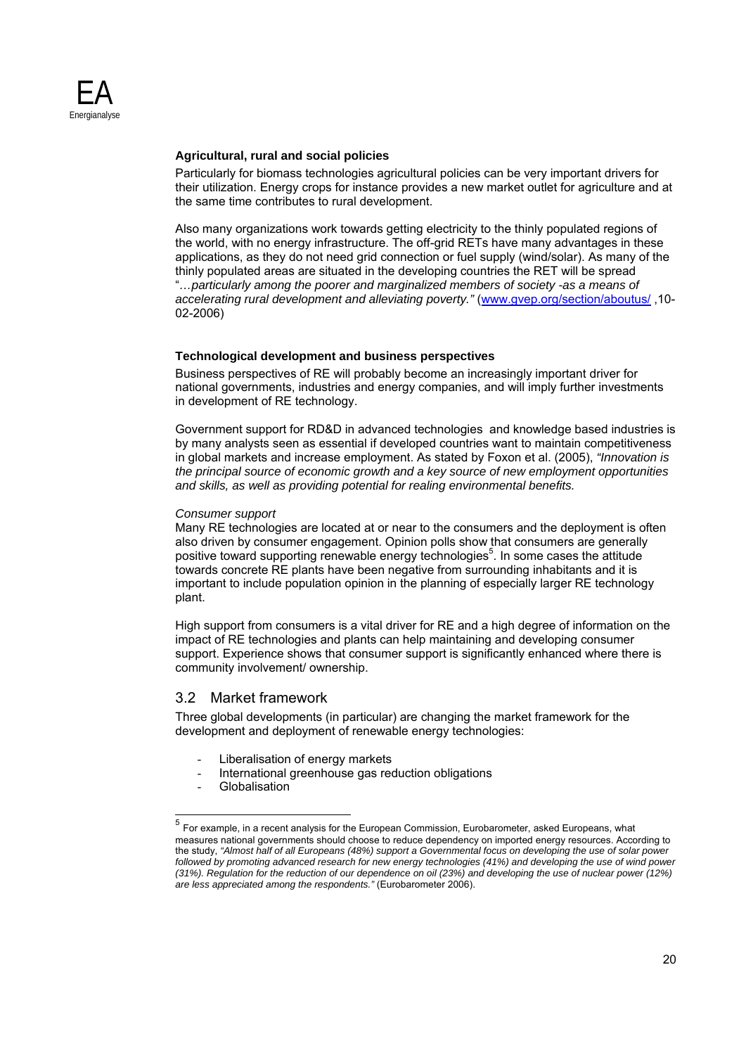**Agricultural, rural and social policies**

Particularly for biomass technologies agricultural policies can be very important drivers for their utilization. Energy crops for instance provides a new market outlet for agriculture and at the same time contributes to rural development.

Also many organizations work towards getting electricity to the thinly populated regions of the world, with no energy infrastructure. The off-grid RETs have many advantages in these applications, as they do not need grid connection or fuel supply (wind/solar). As many of the thinly populated areas are situated in the developing countries the RET will be spread "*…particularly among the poorer and marginalized members of society -as a means of accelerating rural development and alleviating poverty."* (www.gvep.org/section/aboutus/ ,10-02-2006)

**Technological development and business perspectives**

Business perspectives of RE will probably become an increasingly important driver for national governments, industries and energy companies, and will imply further investments in development of RE technology.

Government support for RD&D in advanced technologies and knowledge based industries is by many analysts seen as essential if developed countries want to maintain competitiveness in global markets and increase employment. As stated by Foxon et al. (2005), *"Innovation is the principal source of economic growth and a key source of new employment opportunities and skills, as well as providing potential for realing environmental benefits.*

*Consumer support*

Many RE technologies are located at or near to the consumers and the deployment is often also driven by consumer engagement. Opinion polls show that consumers are generally positive toward supporting renewable energy technologies[5]. In some cases the attitude towards concrete RE plants have been negative from surrounding inhabitants and it is important to include population opinion in the planning of especially larger RE technology plant.

High support from consumers is a vital driver for RE and a high degree of information on the impact of RE technologies and plants can help maintaining and developing consumer support. Experience shows that consumer support is significantly enhanced where there is community involvement/ ownership.

## 3.2 Market framework

Three global developments (in particular) are changing the market framework for the development and deployment of renewable energy technologies:

- Liberalisation of energy markets
- International greenhouse gas reduction obligations
- Globalisation

[5] For example, in a recent analysis for the European Commission, Eurobarometer, asked Europeans, what measures national governments should choose to reduce dependency on imported energy resources. According to the study, *"Almost half of all Europeans (48%) support a Governmental focus on developing the use of solar power followed by promoting advanced research for new energy technologies (41%) and developing the use of wind power (31%). Regulation for the reduction of our dependence on oil (23%) and developing the use of nuclear power (12%) are less appreciated among the respondents."* (Eurobarometer 2006).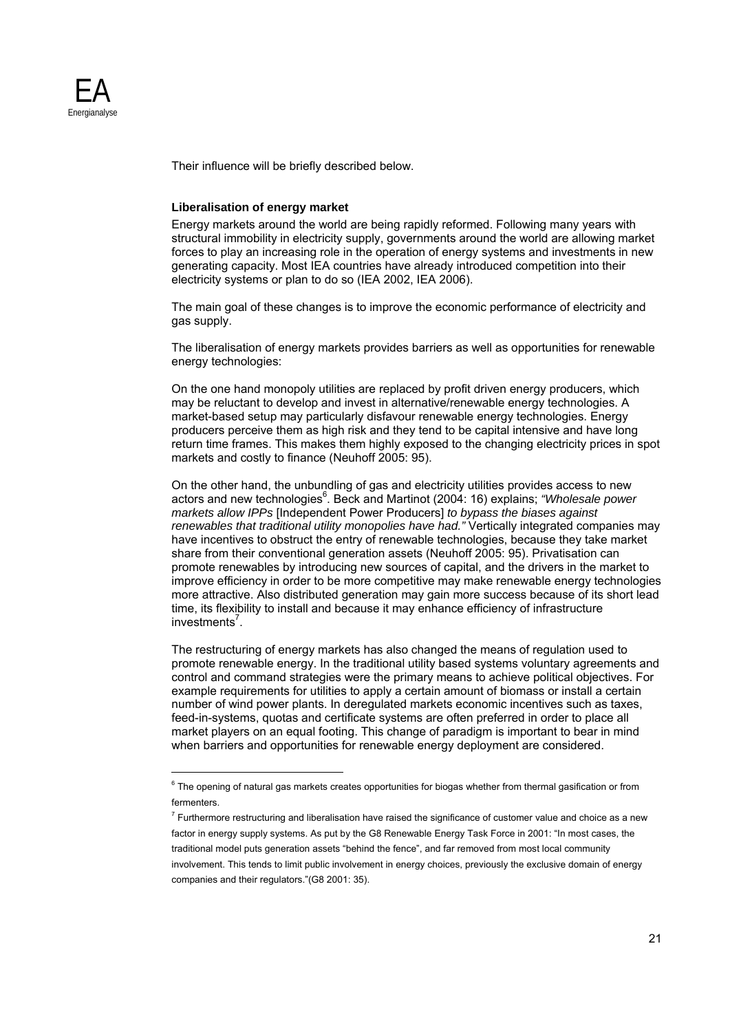Their influence will be briefly described below.

**Liberalisation of energy market**

Energy markets around the world are being rapidly reformed. Following many years with structural immobility in electricity supply, governments around the world are allowing market forces to play an increasing role in the operation of energy systems and investments in new generating capacity. Most IEA countries have already introduced competition into their electricity systems or plan to do so (IEA 2002, IEA 2006).

The main goal of these changes is to improve the economic performance of electricity and gas supply.

The liberalisation of energy markets provides barriers as well as opportunities for renewable energy technologies:

On the one hand monopoly utilities are replaced by profit driven energy producers, which may be reluctant to develop and invest in alternative/renewable energy technologies. A market-based setup may particularly disfavour renewable energy technologies. Energy producers perceive them as high risk and they tend to be capital intensive and have long return time frames. This makes them highly exposed to the changing electricity prices in spot markets and costly to finance (Neuhoff 2005: 95).

On the other hand, the unbundling of gas and electricity utilities provides access to new actors and new technologies[6]. Beck and Martinot (2004: 16) explains; *"Wholesale power markets allow IPPs* [Independent Power Producers] *to bypass the biases against renewables that traditional utility monopolies have had."* Vertically integrated companies may have incentives to obstruct the entry of renewable technologies, because they take market share from their conventional generation assets (Neuhoff 2005: 95). Privatisation can promote renewables by introducing new sources of capital, and the drivers in the market to improve efficiency in order to be more competitive may make renewable energy technologies more attractive. Also distributed generation may gain more success because of its short lead time, its flexibility to install and because it may enhance efficiency of infrastructure investments[7].

The restructuring of energy markets has also changed the means of regulation used to promote renewable energy. In the traditional utility based systems voluntary agreements and control and command strategies were the primary means to achieve political objectives. For example requirements for utilities to apply a certain amount of biomass or install a certain number of wind power plants. In deregulated markets economic incentives such as taxes, feed-in-systems, quotas and certificate systems are often preferred in order to place all market players on an equal footing. This change of paradigm is important to bear in mind when barriers and opportunities for renewable energy deployment are considered.

---

[6] The opening of natural gas markets creates opportunities for biogas whether from thermal gasification or from fermenters.

[7] Furthermore restructuring and liberalisation have raised the significance of customer value and choice as a new factor in energy supply systems. As put by the G8 Renewable Energy Task Force in 2001: "In most cases, the traditional model puts generation assets "behind the fence", and far removed from most local community involvement. This tends to limit public involvement in energy choices, previously the exclusive domain of energy companies and their regulators."(G8 2001: 35).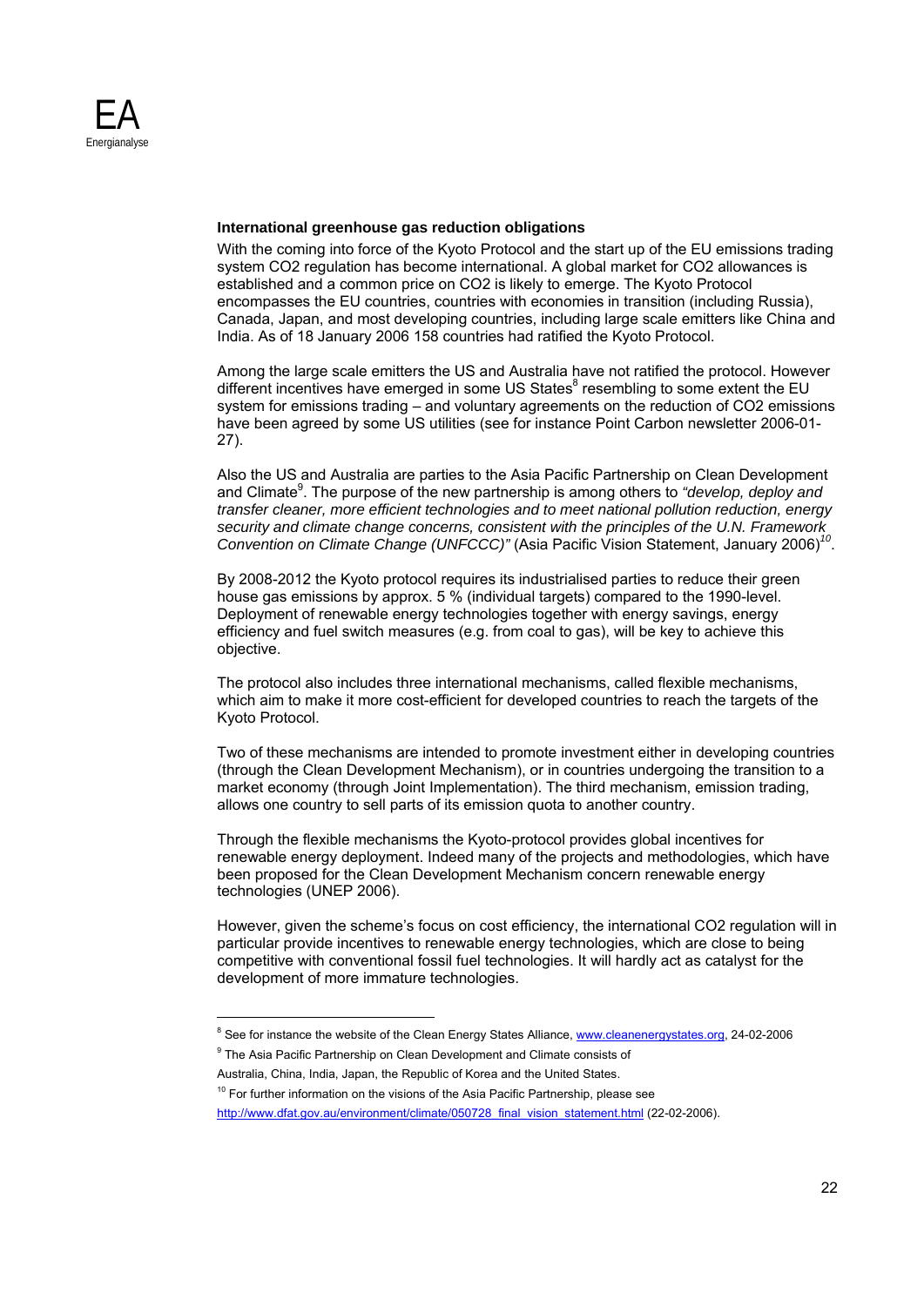### International greenhouse gas reduction obligations

With the coming into force of the Kyoto Protocol and the start up of the EU emissions trading system CO2 regulation has become international. A global market for CO2 allowances is established and a common price on CO2 is likely to emerge. The Kyoto Protocol encompasses the EU countries, countries with economies in transition (including Russia), Canada, Japan, and most developing countries, including large scale emitters like China and India. As of 18 January 2006 158 countries had ratified the Kyoto Protocol.

Among the large scale emitters the US and Australia have not ratified the protocol. However different incentives have emerged in some US States[8] resembling to some extent the EU system for emissions trading – and voluntary agreements on the reduction of CO2 emissions have been agreed by some US utilities (see for instance Point Carbon newsletter 2006-01-27).

Also the US and Australia are parties to the Asia Pacific Partnership on Clean Development and Climate[9]. The purpose of the new partnership is among others to *"develop, deploy and transfer cleaner, more efficient technologies and to meet national pollution reduction, energy security and climate change concerns, consistent with the principles of the U.N. Framework Convention on Climate Change (UNFCCC)"* (Asia Pacific Vision Statement, January 2006)[10].

By 2008-2012 the Kyoto protocol requires its industrialised parties to reduce their green house gas emissions by approx. 5 % (individual targets) compared to the 1990-level. Deployment of renewable energy technologies together with energy savings, energy efficiency and fuel switch measures (e.g. from coal to gas), will be key to achieve this objective.

The protocol also includes three international mechanisms, called flexible mechanisms, which aim to make it more cost-efficient for developed countries to reach the targets of the Kyoto Protocol.

Two of these mechanisms are intended to promote investment either in developing countries (through the Clean Development Mechanism), or in countries undergoing the transition to a market economy (through Joint Implementation). The third mechanism, emission trading, allows one country to sell parts of its emission quota to another country.

Through the flexible mechanisms the Kyoto-protocol provides global incentives for renewable energy deployment. Indeed many of the projects and methodologies, which have been proposed for the Clean Development Mechanism concern renewable energy technologies (UNEP 2006).

However, given the scheme's focus on cost efficiency, the international CO2 regulation will in particular provide incentives to renewable energy technologies, which are close to being competitive with conventional fossil fuel technologies. It will hardly act as catalyst for the development of more immature technologies.

---

[8] See for instance the website of the Clean Energy States Alliance, www.cleanenergystates.org, 24-02-2006

[9] The Asia Pacific Partnership on Clean Development and Climate consists of Australia, China, India, Japan, the Republic of Korea and the United States.

[10] For further information on the visions of the Asia Pacific Partnership, please see http://www.dfat.gov.au/environment/climate/050728_final_vision_statement.html (22-02-2006).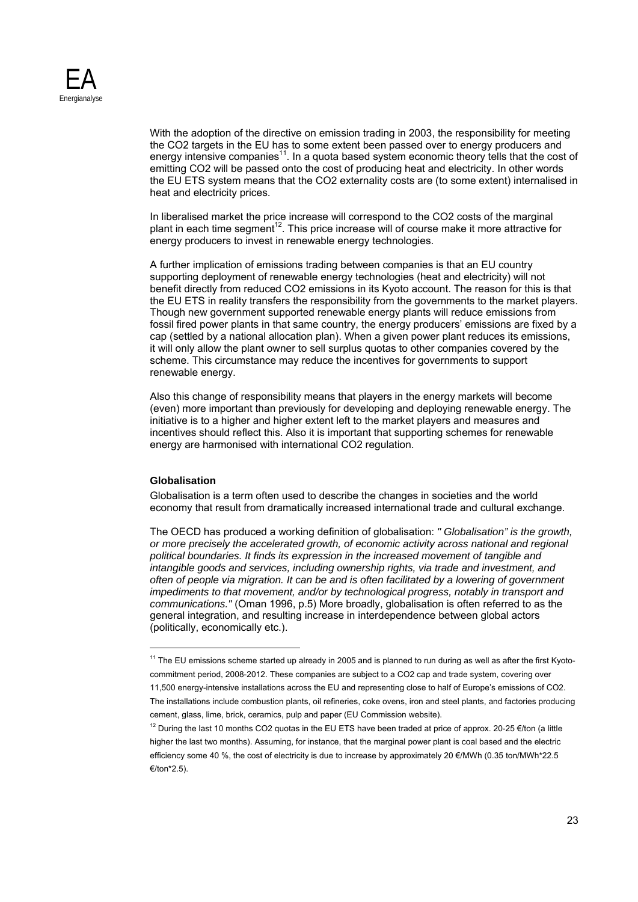With the adoption of the directive on emission trading in 2003, the responsibility for meeting the $CO_2$ targets in the EU has to some extent been passed over to energy producers and energy intensive companies[11]. In a quota based system economic theory tells that the cost of emitting $CO_2$ will be passed onto the cost of producing heat and electricity. In other words the EU ETS system means that the $CO_2$ externality costs are (to some extent) internalised in heat and electricity prices.

In liberalised market the price increase will correspond to the $CO_2$ costs of the marginal plant in each time segment[12]. This price increase will of course make it more attractive for energy producers to invest in renewable energy technologies.

A further implication of emissions trading between companies is that an EU country supporting deployment of renewable energy technologies (heat and electricity) will not benefit directly from reduced $CO_2$ emissions in its Kyoto account. The reason for this is that the EU ETS in reality transfers the responsibility from the governments to the market players. Though new government supported renewable energy plants will reduce emissions from fossil fired power plants in that same country, the energy producers' emissions are fixed by a cap (settled by a national allocation plan). When a given power plant reduces its emissions, it will only allow the plant owner to sell surplus quotas to other companies covered by the scheme. This circumstance may reduce the incentives for governments to support renewable energy.

Also this change of responsibility means that players in the energy markets will become (even) more important than previously for developing and deploying renewable energy. The initiative is to a higher and higher extent left to the market players and measures and incentives should reflect this. Also it is important that supporting schemes for renewable energy are harmonised with international $CO_2$ regulation.

### Globalisation

Globalisation is a term often used to describe the changes in societies and the world economy that result from dramatically increased international trade and cultural exchange.

The OECD has produced a working definition of globalisation: *" Globalisation" is the growth, or more precisely the accelerated growth, of economic activity across national and regional political boundaries. It finds its expression in the increased movement of tangible and intangible goods and services, including ownership rights, via trade and investment, and often of people via migration. It can be and is often facilitated by a lowering of government impediments to that movement, and/or by technological progress, notably in transport and communications."* (Oman 1996, p.5) More broadly, globalisation is often referred to as the general integration, and resulting increase in interdependence between global actors (politically, economically etc.).

---

[11] The EU emissions scheme started up already in 2005 and is planned to run during as well as after the first Kyoto-commitment period, 2008-2012. These companies are subject to a $CO_2$ cap and trade system, covering over 11,500 energy-intensive installations across the EU and representing close to half of Europe's emissions of $CO_2$. The installations include combustion plants, oil refineries, coke ovens, iron and steel plants, and factories producing cement, glass, lime, brick, ceramics, pulp and paper (EU Commission website).

[12] During the last 10 months $CO_2$ quotas in the EU ETS have been traded at price of approx. 20-25 €/ton (a little higher the last two months). Assuming, for instance, that the marginal power plant is coal based and the electric efficiency some 40 %, the cost of electricity is due to increase by approximately 20 €/MWh (0.35 ton/MWh*22.5 €/ton*2.5).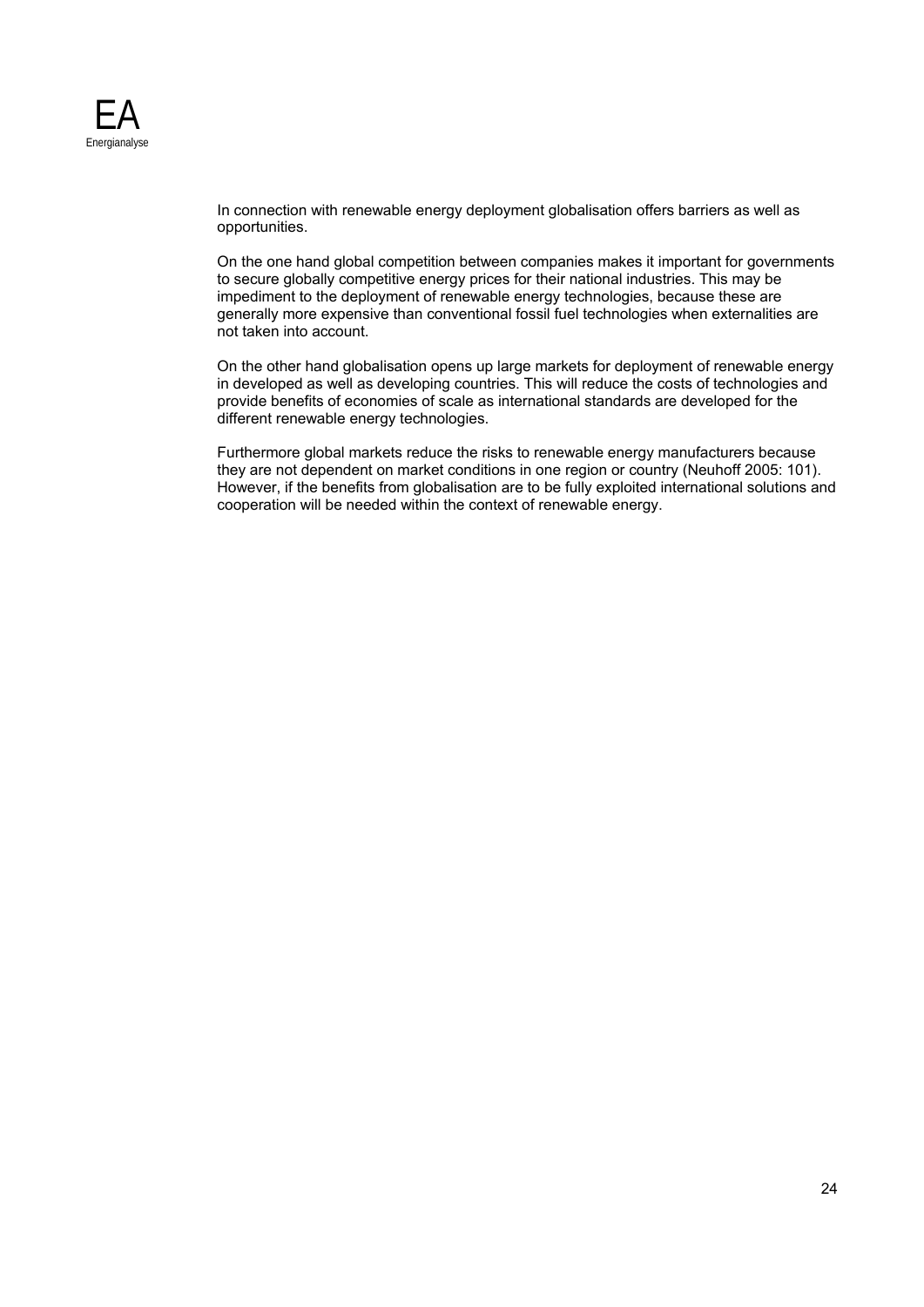In connection with renewable energy deployment globalisation offers barriers as well as opportunities.

On the one hand global competition between companies makes it important for governments to secure globally competitive energy prices for their national industries. This may be impediment to the deployment of renewable energy technologies, because these are generally more expensive than conventional fossil fuel technologies when externalities are not taken into account.

On the other hand globalisation opens up large markets for deployment of renewable energy in developed as well as developing countries. This will reduce the costs of technologies and provide benefits of economies of scale as international standards are developed for the different renewable energy technologies.

Furthermore global markets reduce the risks to renewable energy manufacturers because they are not dependent on market conditions in one region or country (Neuhoff 2005: 101). However, if the benefits from globalisation are to be fully exploited international solutions and cooperation will be needed within the context of renewable energy.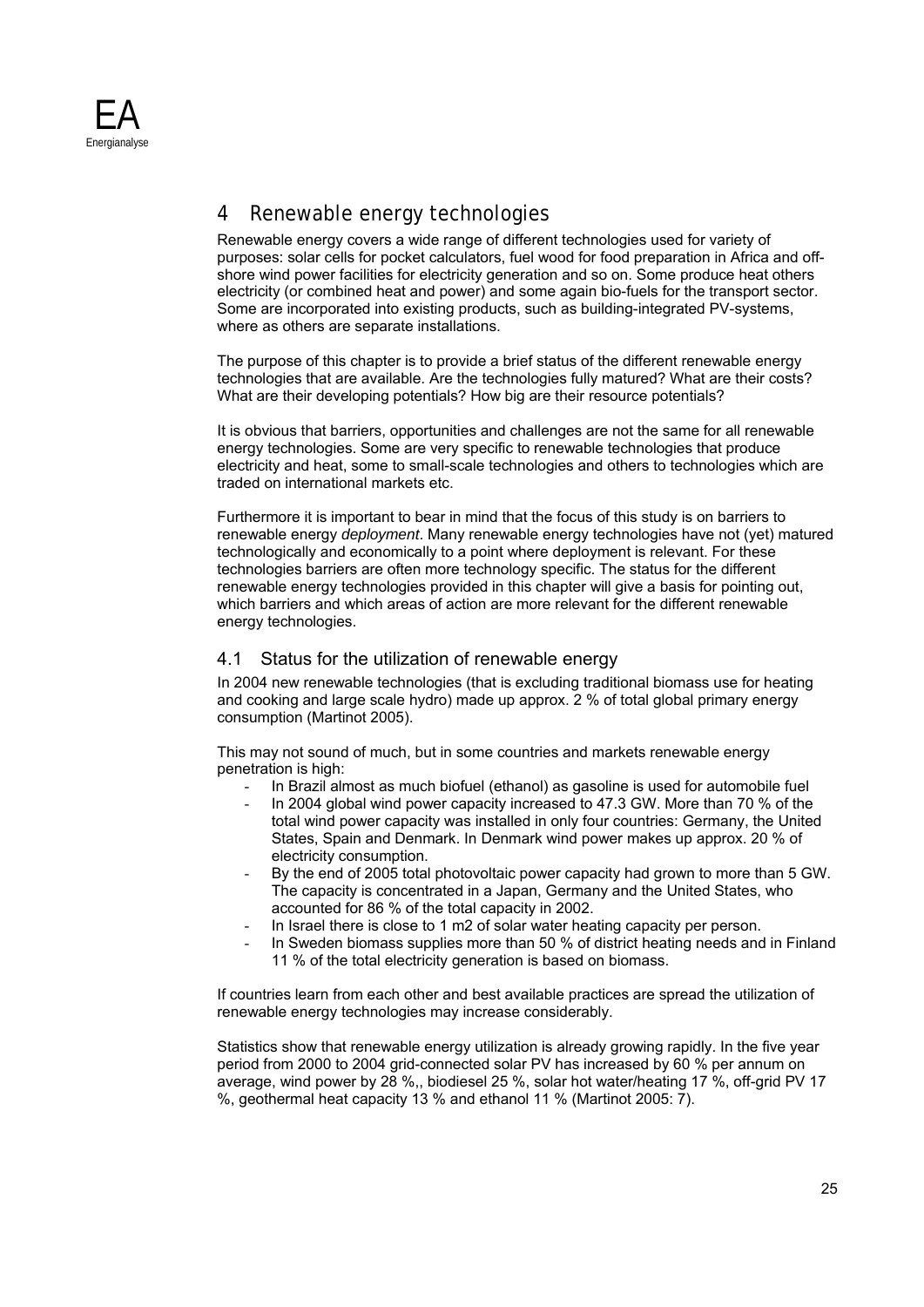# 4 Renewable energy technologies

Renewable energy covers a wide range of different technologies used for variety of purposes: solar cells for pocket calculators, fuel wood for food preparation in Africa and off-shore wind power facilities for electricity generation and so on. Some produce heat others electricity (or combined heat and power) and some again bio-fuels for the transport sector. Some are incorporated into existing products, such as building-integrated PV-systems, where as others are separate installations.

The purpose of this chapter is to provide a brief status of the different renewable energy technologies that are available. Are the technologies fully matured? What are their costs? What are their developing potentials? How big are their resource potentials?

It is obvious that barriers, opportunities and challenges are not the same for all renewable energy technologies. Some are very specific to renewable technologies that produce electricity and heat, some to small-scale technologies and others to technologies which are traded on international markets etc.

Furthermore it is important to bear in mind that the focus of this study is on barriers to renewable energy *deployment*. Many renewable energy technologies have not (yet) matured technologically and economically to a point where deployment is relevant. For these technologies barriers are often more technology specific. The status for the different renewable energy technologies provided in this chapter will give a basis for pointing out, which barriers and which areas of action are more relevant for the different renewable energy technologies.

## 4.1 Status for the utilization of renewable energy

In 2004 new renewable technologies (that is excluding traditional biomass use for heating and cooking and large scale hydro) made up approx. 2 % of total global primary energy consumption (Martinot 2005).

This may not sound of much, but in some countries and markets renewable energy penetration is high:

- In Brazil almost as much biofuel (ethanol) as gasoline is used for automobile fuel
- In 2004 global wind power capacity increased to 47.3 GW. More than 70 % of the total wind power capacity was installed in only four countries: Germany, the United States, Spain and Denmark. In Denmark wind power makes up approx. 20 % of electricity consumption.
- By the end of 2005 total photovoltaic power capacity had grown to more than 5 GW. The capacity is concentrated in a Japan, Germany and the United States, who accounted for 86 % of the total capacity in 2002.
- In Israel there is close to 1 m2 of solar water heating capacity per person.
- In Sweden biomass supplies more than 50 % of district heating needs and in Finland 11 % of the total electricity generation is based on biomass.

If countries learn from each other and best available practices are spread the utilization of renewable energy technologies may increase considerably.

Statistics show that renewable energy utilization is already growing rapidly. In the five year period from 2000 to 2004 grid-connected solar PV has increased by 60 % per annum on average, wind power by 28 %,, biodiesel 25 %, solar hot water/heating 17 %, off-grid PV 17 %, geothermal heat capacity 13 % and ethanol 11 % (Martinot 2005: 7).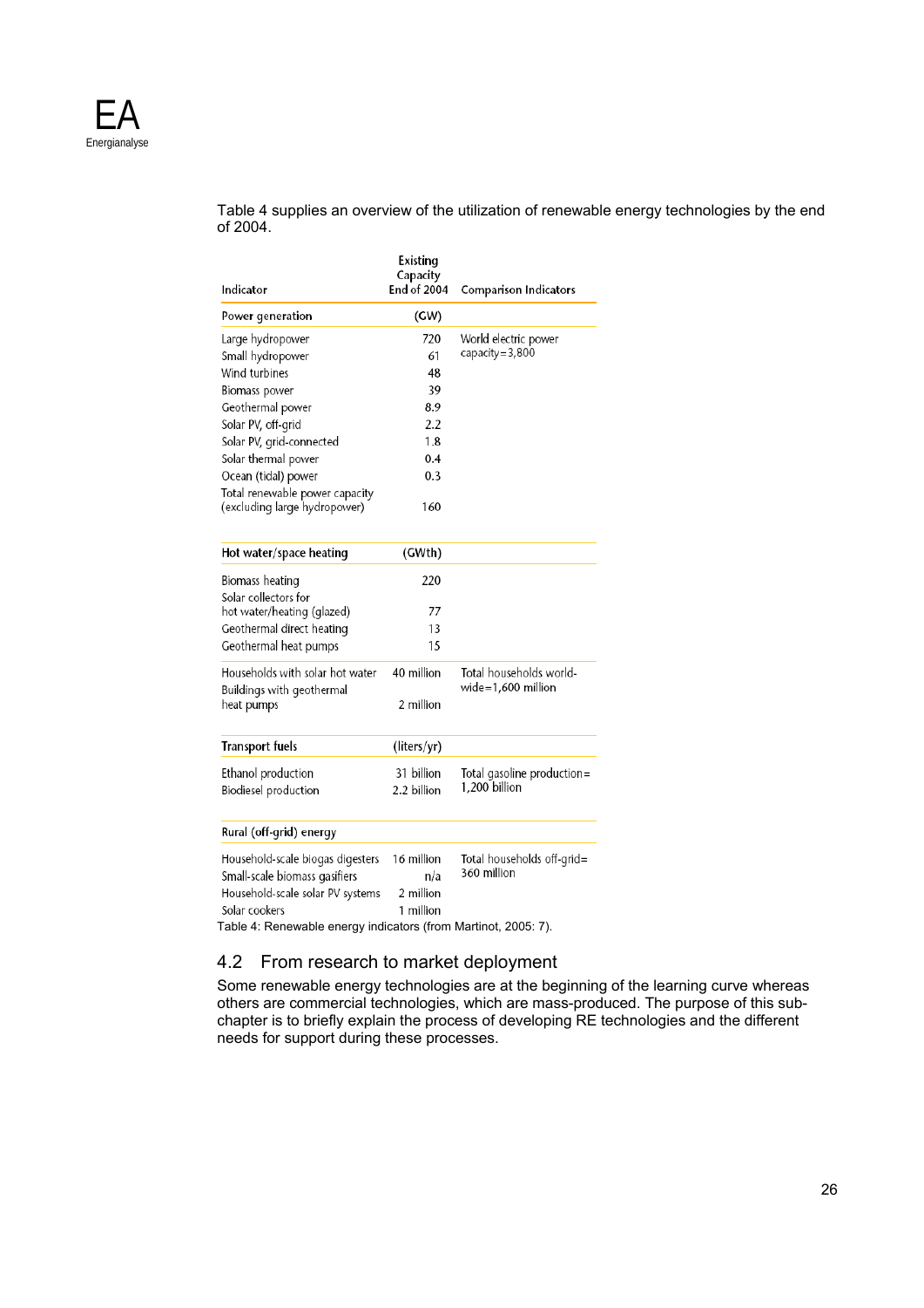Table 4 supplies an overview of the utilization of renewable energy technologies by the end of 2004.

| Indicator | Existing Capacity End of 2004 | Comparison Indicators |
|---|---|---|
| **Power generation** | **(GW)** | |
| Large hydropower | 720 | World electric power capacity=3,800 |
| Small hydropower | 61 | |
| Wind turbines | 48 | |
| Biomass power | 39 | |
| Geothermal power | 8.9 | |
| Solar PV, off-grid | 2.2 | |
| Solar PV, grid-connected | 1.8 | |
| Solar thermal power | 0.4 | |
| Ocean (tidal) power | 0.3 | |
| Total renewable power capacity (excluding large hydropower) | 160 | |
| **Hot water/space heating** | **(GWth)** | |
| Biomass heating | 220 | |
| Solar collectors for hot water/heating (glazed) | 77 | |
| Geothermal direct heating | 13 | |
| Geothermal heat pumps | 15 | |
| Households with solar hot water | 40 million | Total households worldwide=1,600 million |
| Buildings with geothermal heat pumps | 2 million | |
| **Transport fuels** | **(liters/yr)** | |
| Ethanol production | 31 billion | Total gasoline production=1,200 billion |
| Biodiesel production | 2.2 billion | |
| **Rural (off-grid) energy** | | |
| Household-scale biogas digesters | 16 million | Total households off-grid=360 million |
| Small-scale biomass gasifiers | n/a | |
| Household-scale solar PV systems | 2 million | |
| Solar cookers | 1 million | |

Table 4: Renewable energy indicators (from Martinot, 2005: 7).

## 4.2 From research to market deployment

Some renewable energy technologies are at the beginning of the learning curve whereas others are commercial technologies, which are mass-produced. The purpose of this subchapter is to briefly explain the process of developing RE technologies and the different needs for support during these processes.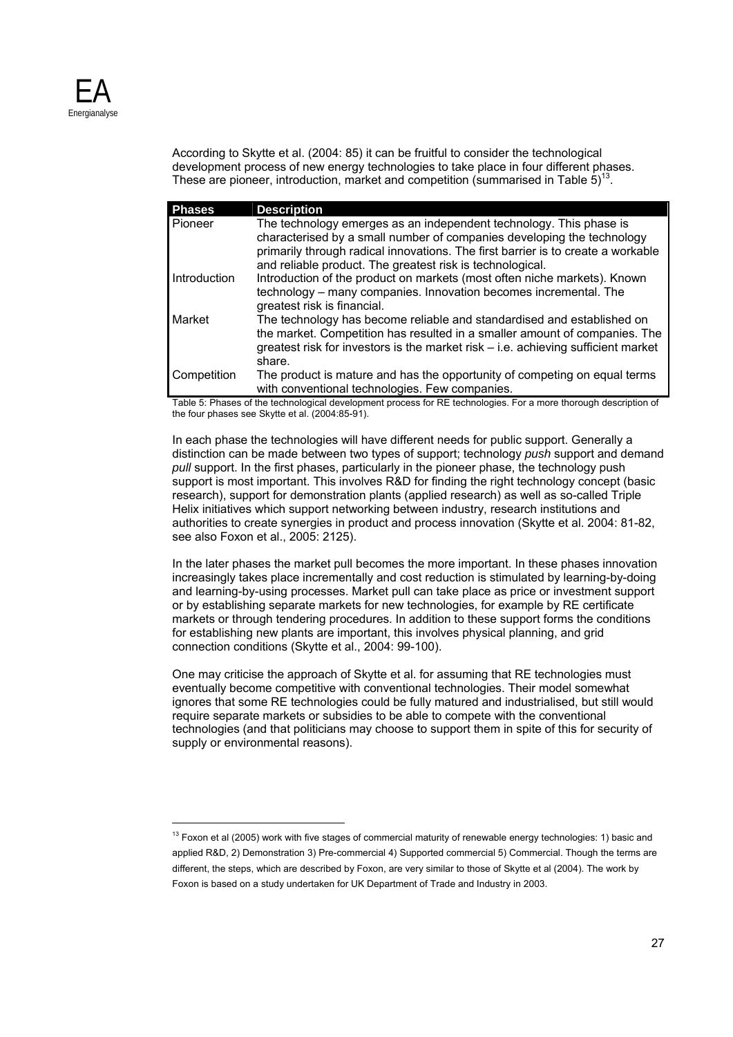According to Skytte et al. (2004: 85) it can be fruitful to consider the technological development process of new energy technologies to take place in four different phases. These are pioneer, introduction, market and competition (summarised in Table 5)[13].

| Phases | Description |
|---|---|
| Pioneer | The technology emerges as an independent technology. This phase is characterised by a small number of companies developing the technology primarily through radical innovations. The first barrier is to create a workable and reliable product. The greatest risk is technological. |
| Introduction | Introduction of the product on markets (most often niche markets). Known technology – many companies. Innovation becomes incremental. The greatest risk is financial. |
| Market | The technology has become reliable and standardised and established on the market. Competition has resulted in a smaller amount of companies. The greatest risk for investors is the market risk – i.e. achieving sufficient market share. |
| Competition | The product is mature and has the opportunity of competing on equal terms with conventional technologies. Few companies. |

Table 5: Phases of the technological development process for RE technologies. For a more thorough description of the four phases see Skytte et al. (2004:85-91).

In each phase the technologies will have different needs for public support. Generally a distinction can be made between two types of support; technology *push* support and demand *pull* support. In the first phases, particularly in the pioneer phase, the technology push support is most important. This involves R&D for finding the right technology concept (basic research), support for demonstration plants (applied research) as well as so-called Triple Helix initiatives which support networking between industry, research institutions and authorities to create synergies in product and process innovation (Skytte et al. 2004: 81-82, see also Foxon et al., 2005: 2125).

In the later phases the market pull becomes the more important. In these phases innovation increasingly takes place incrementally and cost reduction is stimulated by learning-by-doing and learning-by-using processes. Market pull can take place as price or investment support or by establishing separate markets for new technologies, for example by RE certificate markets or through tendering procedures. In addition to these support forms the conditions for establishing new plants are important, this involves physical planning, and grid connection conditions (Skytte et al., 2004: 99-100).

One may criticise the approach of Skytte et al. for assuming that RE technologies must eventually become competitive with conventional technologies. Their model somewhat ignores that some RE technologies could be fully matured and industrialised, but still would require separate markets or subsidies to be able to compete with the conventional technologies (and that politicians may choose to support them in spite of this for security of supply or environmental reasons).

[13] Foxon et al (2005) work with five stages of commercial maturity of renewable energy technologies: 1) basic and applied R&D, 2) Demonstration 3) Pre-commercial 4) Supported commercial 5) Commercial. Though the terms are different, the steps, which are described by Foxon, are very similar to those of Skytte et al (2004). The work by Foxon is based on a study undertaken for UK Department of Trade and Industry in 2003.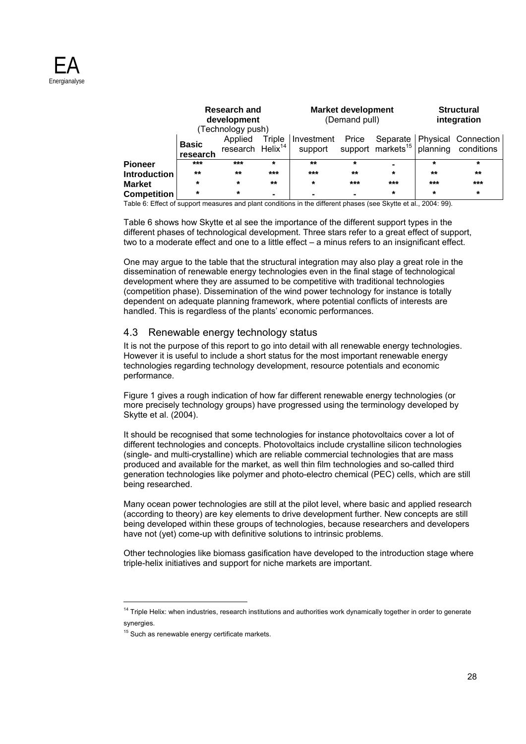| | Research and development (Technology push) | | | Market development (Demand pull) | | | Structural integration | |
|---|---|---|---|---|---|---|---|---|
| | **Basic research** | Applied research | Triple Helix[14] | Investment support | Price support | Separate markets[15] | Physical planning | Connection conditions |
| **Pioneer** | *** | *** | * | ** | * | - | * | * |
| **Introduction** | ** | ** | *** | *** | ** | * | ** | ** |
| **Market** | * | * | ** | * | *** | *** | *** | *** |
| **Competition** | * | * | - | - | - | * | * | * |

Table 6: Effect of support measures and plant conditions in the different phases (see Skytte et al., 2004: 99).

Table 6 shows how Skytte et al see the importance of the different support types in the different phases of technological development. Three stars refer to a great effect of support, two to a moderate effect and one to a little effect – a minus refers to an insignificant effect.

One may argue to the table that the structural integration may also play a great role in the dissemination of renewable energy technologies even in the final stage of technological development where they are assumed to be competitive with traditional technologies (competition phase). Dissemination of the wind power technology for instance is totally dependent on adequate planning framework, where potential conflicts of interests are handled. This is regardless of the plants' economic performances.

## 4.3 Renewable energy technology status

It is not the purpose of this report to go into detail with all renewable energy technologies. However it is useful to include a short status for the most important renewable energy technologies regarding technology development, resource potentials and economic performance.

Figure 1 gives a rough indication of how far different renewable energy technologies (or more precisely technology groups) have progressed using the terminology developed by Skytte et al. (2004).

It should be recognised that some technologies for instance photovoltaics cover a lot of different technologies and concepts. Photovoltaics include crystalline silicon technologies (single- and multi-crystalline) which are reliable commercial technologies that are mass produced and available for the market, as well thin film technologies and so-called third generation technologies like polymer and photo-electro chemical (PEC) cells, which are still being researched.

Many ocean power technologies are still at the pilot level, where basic and applied research (according to theory) are key elements to drive development further. New concepts are still being developed within these groups of technologies, because researchers and developers have not (yet) come-up with definitive solutions to intrinsic problems.

Other technologies like biomass gasification have developed to the introduction stage where triple-helix initiatives and support for niche markets are important.

---

[14] Triple Helix: when industries, research institutions and authorities work dynamically together in order to generate synergies.

[15] Such as renewable energy certificate markets.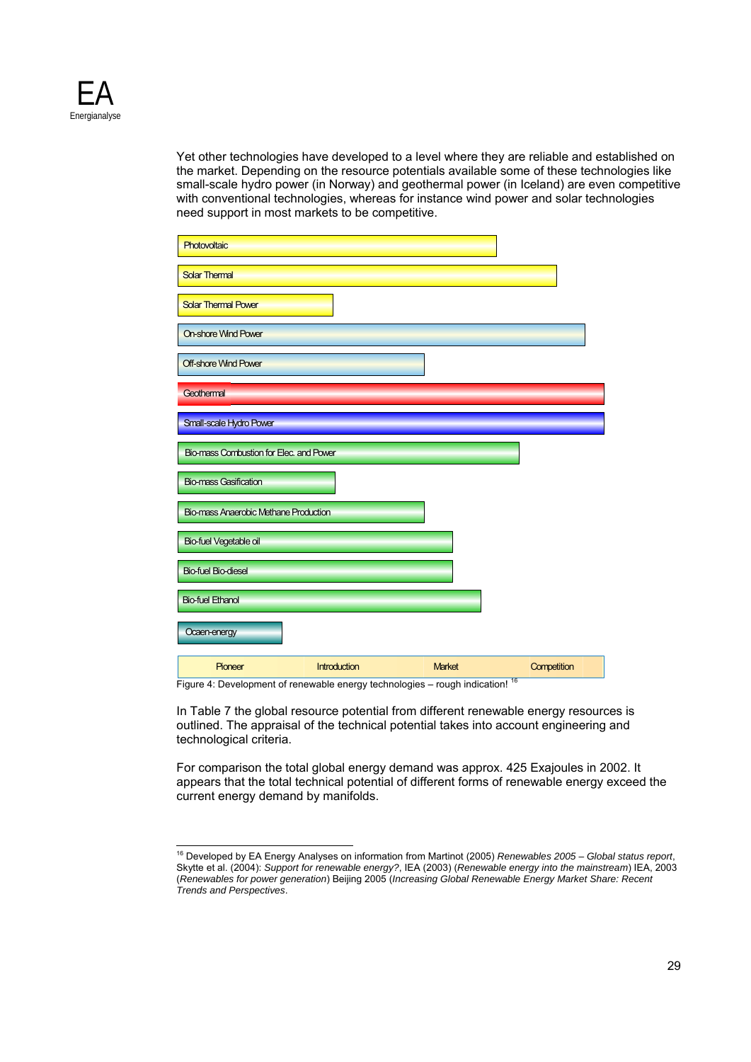Yet other technologies have developed to a level where they are reliable and established on the market. Depending on the resource potentials available some of these technologies like small-scale hydro power (in Norway) and geothermal power (in Iceland) are even competitive with conventional technologies, whereas for instance wind power and solar technologies need support in most markets to be competitive.

- Photovoltaic
- Solar Thermal
- Solar Thermal Power
- On-shore Wind Power
- Off-shore Wind Power
- Geothermal
- Small-scale Hydro Power
- Bio-mass Combustion for Elec. and Power
- Bio-mass Gasification
- Bio-mass Anaerobic Methane Production
- Bio-fuel Vegetable oil
- Bio-fuel Bio-diesel
- Bio-fuel Ethanol
- Ocaen-energy

| Pioneer | Introduction | Market | Competition |
|---|---|---|---|

Figure 4: Development of renewable energy technologies – rough indication! [16]

In Table 7 the global resource potential from different renewable energy resources is outlined. The appraisal of the technical potential takes into account engineering and technological criteria.

For comparison the total global energy demand was approx. 425 Exajoules in 2002. It appears that the total technical potential of different forms of renewable energy exceed the current energy demand by manifolds.

[16] Developed by EA Energy Analyses on information from Martinot (2005) *Renewables 2005 – Global status report*, Skytte et al. (2004): *Support for renewable energy?*, IEA (2003) (*Renewable energy into the mainstream*) IEA, 2003 (*Renewables for power generation*) Beijing 2005 (*Increasing Global Renewable Energy Market Share: Recent Trends and Perspectives*.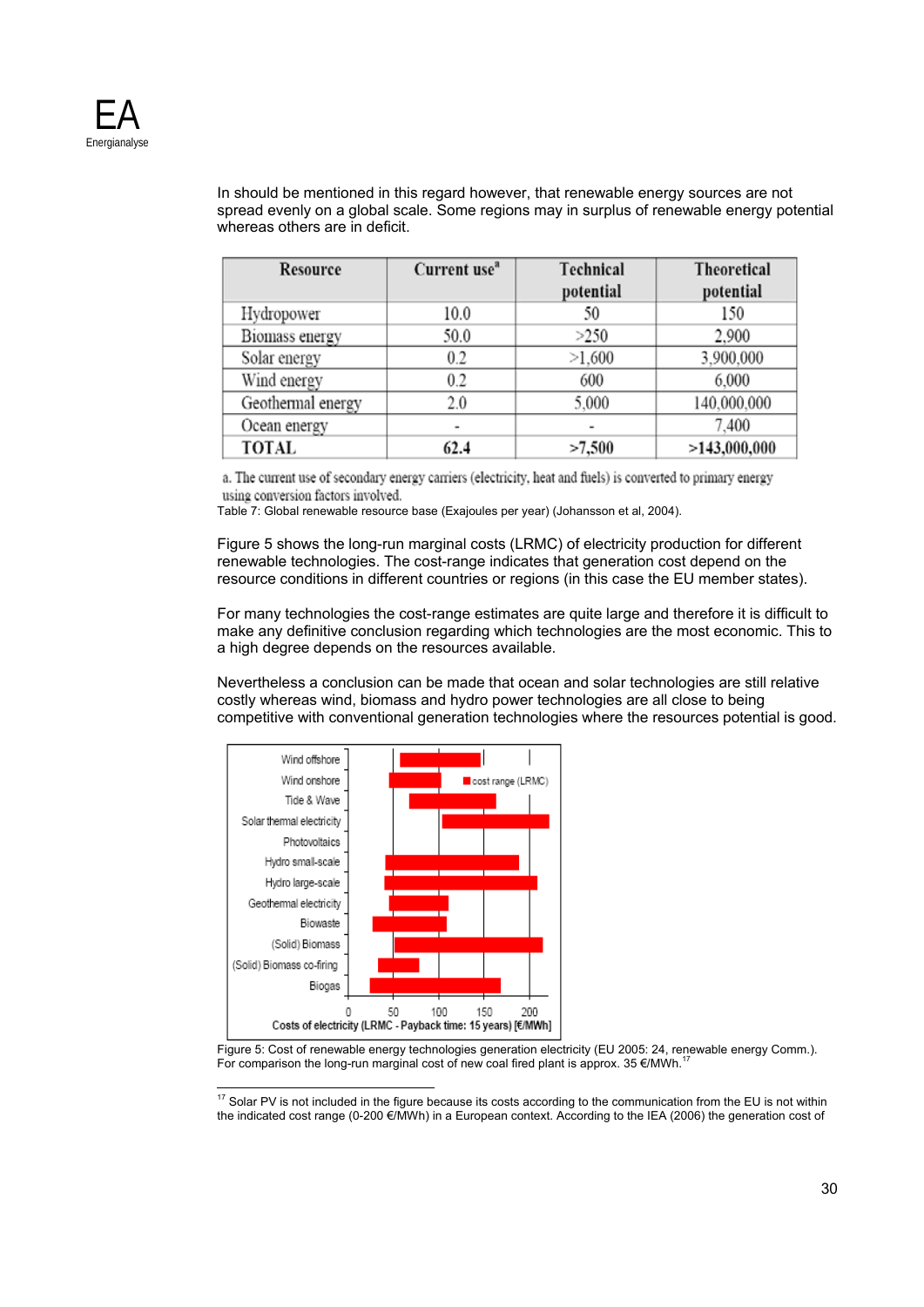In should be mentioned in this regard however, that renewable energy sources are not spread evenly on a global scale. Some regions may in surplus of renewable energy potential whereas others are in deficit.

| Resource | Current use[a] | Technical potential | Theoretical potential |
|---|---|---|---|
| Hydropower | 10.0 | 50 | 150 |
| Biomass energy | 50.0 | >250 | 2,900 |
| Solar energy | 0.2 | >1,600 | 3,900,000 |
| Wind energy | 0.2 | 600 | 6,000 |
| Geothermal energy | 2.0 | 5,000 | 140,000,000 |
| Ocean energy | - | - | 7,400 |
| **TOTAL** | **62.4** | **>7,500** | **>143,000,000** |

a. The current use of secondary energy carriers (electricity, heat and fuels) is converted to primary energy using conversion factors involved.

Table 7: Global renewable resource base (Exajoules per year) (Johansson et al, 2004).

Figure 5 shows the long-run marginal costs (LRMC) of electricity production for different renewable technologies. The cost-range indicates that generation cost depend on the resource conditions in different countries or regions (in this case the EU member states).

For many technologies the cost-range estimates are quite large and therefore it is difficult to make any definitive conclusion regarding which technologies are the most economic. This to a high degree depends on the resources available.

Nevertheless a conclusion can be made that ocean and solar technologies are still relative costly whereas wind, biomass and hydro power technologies are all close to being competitive with conventional generation technologies where the resources potential is good.

Figure 5: Cost of renewable energy technologies generation electricity (EU 2005: 24, renewable energy Comm.). For comparison the long-run marginal cost of new coal fired plant is approx. 35 €/MWh.[17]

---

[17] Solar PV is not included in the figure because its costs according to the communication from the EU is not within the indicated cost range (0-200 €/MWh) in a European context. According to the IEA (2006) the generation cost of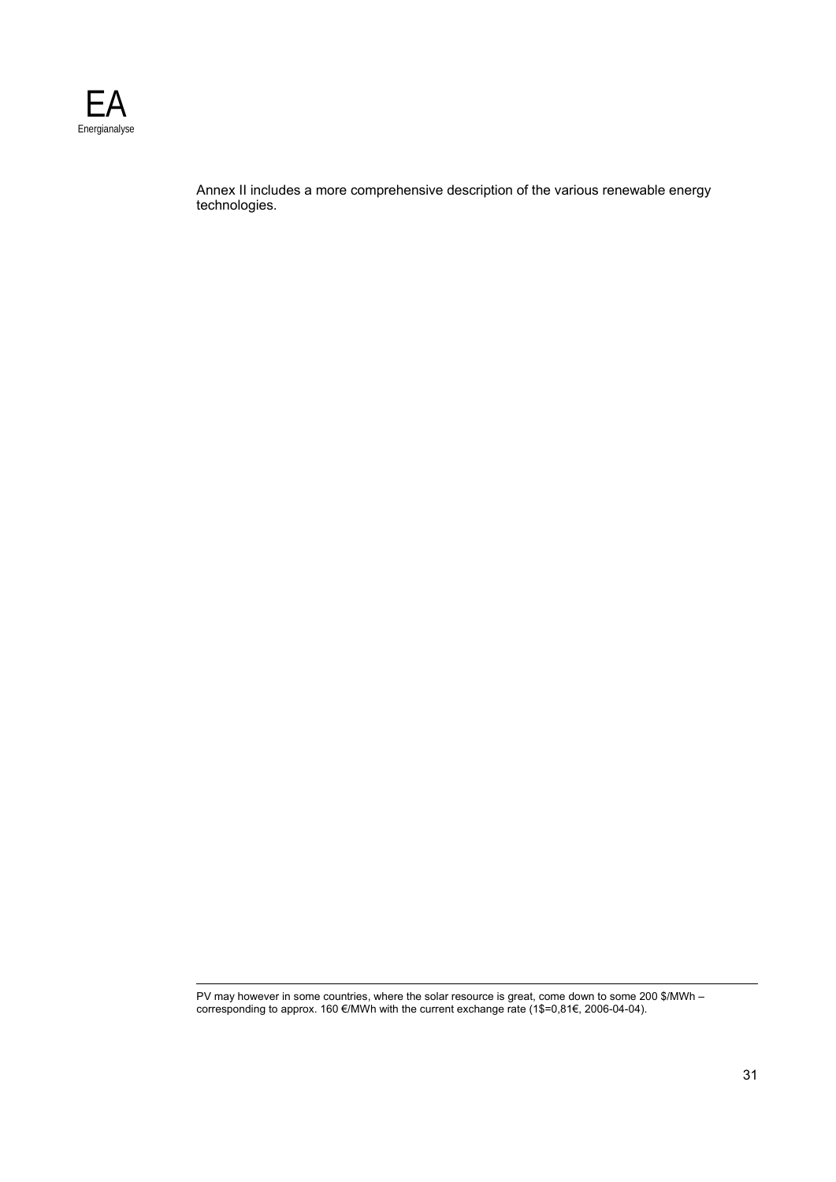Annex II includes a more comprehensive description of the various renewable energy technologies.

---

PV may however in some countries, where the solar resource is great, come down to some 200 $/MWh – corresponding to approx. 160 €/MWh with the current exchange rate (1$=0,81€, 2006-04-04).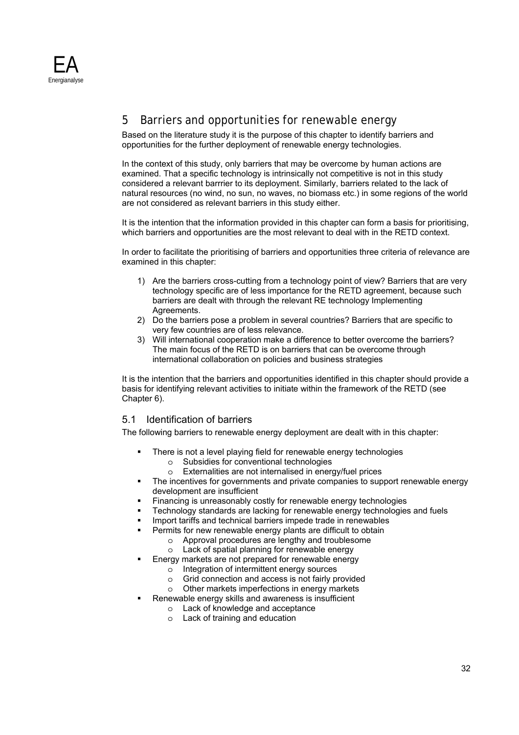# 5 Barriers and opportunities for renewable energy

Based on the literature study it is the purpose of this chapter to identify barriers and opportunities for the further deployment of renewable energy technologies.

In the context of this study, only barriers that may be overcome by human actions are examined. That a specific technology is intrinsically not competitive is not in this study considered a relevant barrrier to its deployment. Similarly, barriers related to the lack of natural resources (no wind, no sun, no waves, no biomass etc.) in some regions of the world are not considered as relevant barriers in this study either.

It is the intention that the information provided in this chapter can form a basis for prioritising, which barriers and opportunities are the most relevant to deal with in the RETD context.

In order to facilitate the prioritising of barriers and opportunities three criteria of relevance are examined in this chapter:

1) Are the barriers cross-cutting from a technology point of view? Barriers that are very technology specific are of less importance for the RETD agreement, because such barriers are dealt with through the relevant RE technology Implementing Agreements.
2) Do the barriers pose a problem in several countries? Barriers that are specific to very few countries are of less relevance.
3) Will international cooperation make a difference to better overcome the barriers? The main focus of the RETD is on barriers that can be overcome through international collaboration on policies and business strategies

It is the intention that the barriers and opportunities identified in this chapter should provide a basis for identifying relevant activities to initiate within the framework of the RETD (see Chapter 6).

## 5.1 Identification of barriers

The following barriers to renewable energy deployment are dealt with in this chapter:

- There is not a level playing field for renewable energy technologies
  - Subsidies for conventional technologies
  - Externalities are not internalised in energy/fuel prices
- The incentives for governments and private companies to support renewable energy development are insufficient
- Financing is unreasonably costly for renewable energy technologies
- Technology standards are lacking for renewable energy technologies and fuels
- Import tariffs and technical barriers impede trade in renewables
- Permits for new renewable energy plants are difficult to obtain
  - Approval procedures are lengthy and troublesome
  - Lack of spatial planning for renewable energy
- Energy markets are not prepared for renewable energy
  - Integration of intermittent energy sources
  - Grid connection and access is not fairly provided
  - Other markets imperfections in energy markets
- Renewable energy skills and awareness is insufficient
  - Lack of knowledge and acceptance
  - Lack of training and education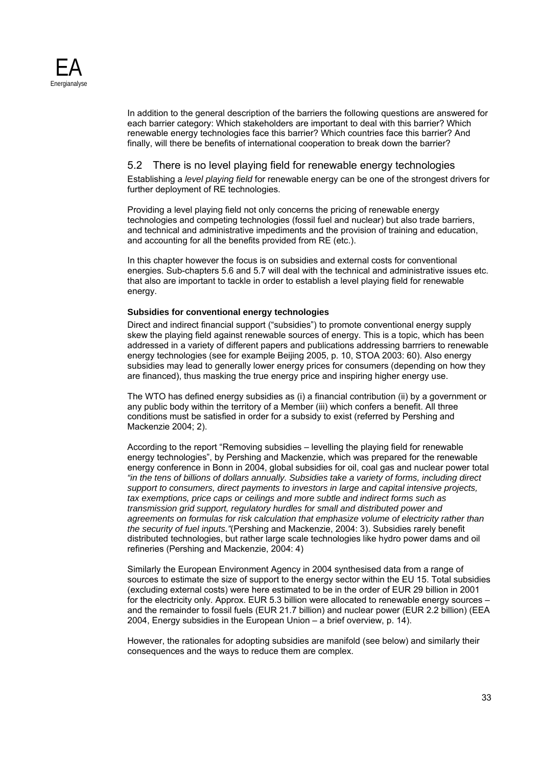In addition to the general description of the barriers the following questions are answered for each barrier category: Which stakeholders are important to deal with this barrier? Which renewable energy technologies face this barrier? Which countries face this barrier? And finally, will there be benefits of international cooperation to break down the barrier?

## 5.2 There is no level playing field for renewable energy technologies

Establishing a *level playing field* for renewable energy can be one of the strongest drivers for further deployment of RE technologies.

Providing a level playing field not only concerns the pricing of renewable energy technologies and competing technologies (fossil fuel and nuclear) but also trade barriers, and technical and administrative impediments and the provision of training and education, and accounting for all the benefits provided from RE (etc.).

In this chapter however the focus is on subsidies and external costs for conventional energies. Sub-chapters 5.6 and 5.7 will deal with the technical and administrative issues etc. that also are important to tackle in order to establish a level playing field for renewable energy.

**Subsidies for conventional energy technologies**

Direct and indirect financial support ("subsidies") to promote conventional energy supply skew the playing field against renewable sources of energy. This is a topic, which has been addressed in a variety of different papers and publications addressing barrriers to renewable energy technologies (see for example Beijing 2005, p. 10, STOA 2003: 60). Also energy subsidies may lead to generally lower energy prices for consumers (depending on how they are financed), thus masking the true energy price and inspiring higher energy use.

The WTO has defined energy subsidies as (i) a financial contribution (ii) by a government or any public body within the territory of a Member (iii) which confers a benefit. All three conditions must be satisfied in order for a subsidy to exist (referred by Pershing and Mackenzie 2004; 2).

According to the report "Removing subsidies – levelling the playing field for renewable energy technologies", by Pershing and Mackenzie, which was prepared for the renewable energy conference in Bonn in 2004, global subsidies for oil, coal gas and nuclear power total *"in the tens of billions of dollars annually. Subsidies take a variety of forms, including direct support to consumers, direct payments to investors in large and capital intensive projects, tax exemptions, price caps or ceilings and more subtle and indirect forms such as transmission grid support, regulatory hurdles for small and distributed power and agreements on formulas for risk calculation that emphasize volume of electricity rather than the security of fuel inputs."*(Pershing and Mackenzie, 2004: 3). Subsidies rarely benefit distributed technologies, but rather large scale technologies like hydro power dams and oil refineries (Pershing and Mackenzie, 2004: 4)

Similarly the European Environment Agency in 2004 synthesised data from a range of sources to estimate the size of support to the energy sector within the EU 15. Total subsidies (excluding external costs) were here estimated to be in the order of EUR 29 billion in 2001 for the electricity only. Approx. EUR 5.3 billion were allocated to renewable energy sources – and the remainder to fossil fuels (EUR 21.7 billion) and nuclear power (EUR 2.2 billion) (EEA 2004, Energy subsidies in the European Union – a brief overview, p. 14).

However, the rationales for adopting subsidies are manifold (see below) and similarly their consequences and the ways to reduce them are complex.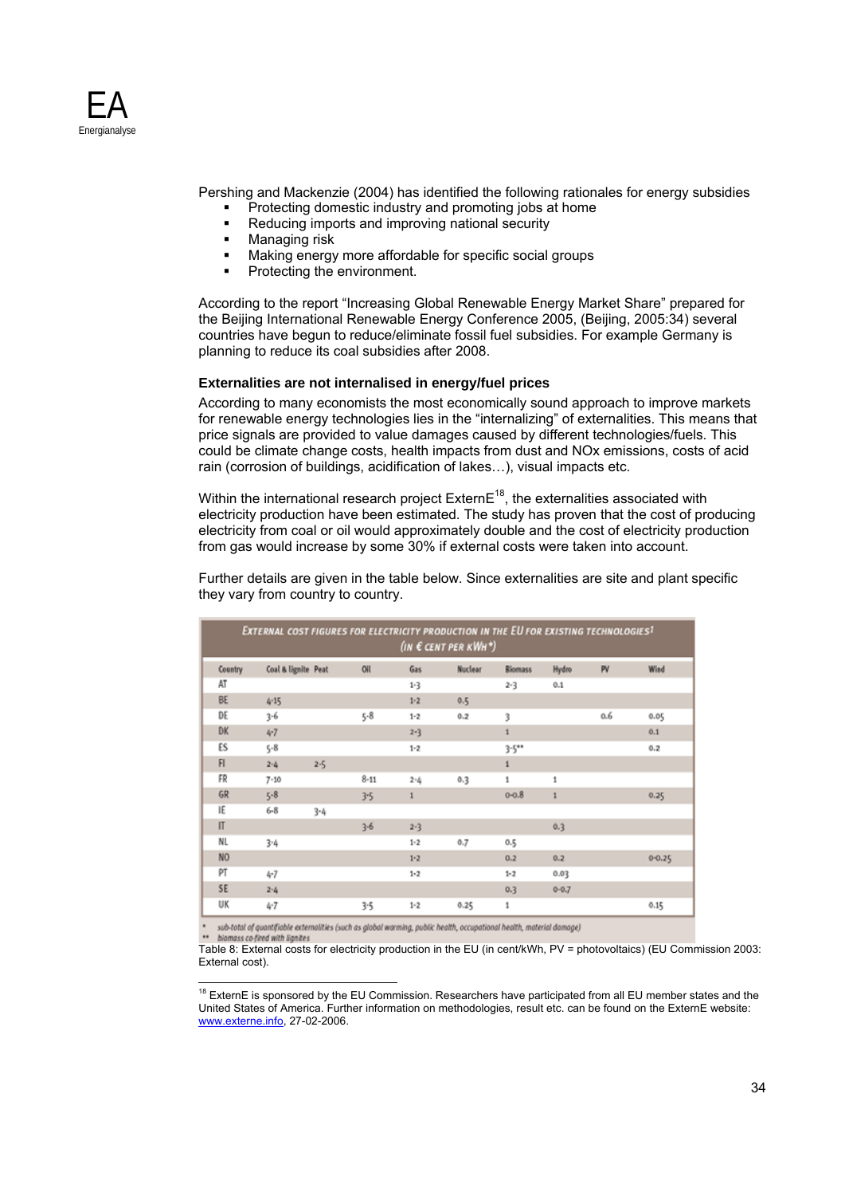Pershing and Mackenzie (2004) has identified the following rationales for energy subsidies

- Protecting domestic industry and promoting jobs at home
- Reducing imports and improving national security
- Managing risk
- Making energy more affordable for specific social groups
- Protecting the environment.

According to the report "Increasing Global Renewable Energy Market Share" prepared for the Beijing International Renewable Energy Conference 2005, (Beijing, 2005:34) several countries have begun to reduce/eliminate fossil fuel subsidies. For example Germany is planning to reduce its coal subsidies after 2008.

**Externalities are not internalised in energy/fuel prices**

According to many economists the most economically sound approach to improve markets for renewable energy technologies lies in the "internalizing" of externalities. This means that price signals are provided to value damages caused by different technologies/fuels. This could be climate change costs, health impacts from dust and NOx emissions, costs of acid rain (corrosion of buildings, acidification of lakes…), visual impacts etc.

Within the international research project ExternE[18], the externalities associated with electricity production have been estimated. The study has proven that the cost of producing electricity from coal or oil would approximately double and the cost of electricity production from gas would increase by some 30% if external costs were taken into account.

Further details are given in the table below. Since externalities are site and plant specific they vary from country to country.

| External cost figures for electricity production in the EU for existing technologies[1] (in € cent per kWh*) | | | | | | | | | |
|---|---|---|---|---|---|---|---|---|---|
| Country | Coal & lignite | Peat | Oil | Gas | Nuclear | Biomass | Hydro | PV | Wind |
| AT | | | | 1-3 | | 2-3 | 0.1 | | |
| BE | 4-15 | | | 1-2 | 0.5 | | | | |
| DE | 3-6 | | 5-8 | 1-2 | 0.2 | 3 | | 0.6 | 0.05 |
| DK | 4-7 | | | 2-3 | | 1 | | | 0.1 |
| ES | 5-8 | | | 1-2 | | 3-5** | | | 0.2 |
| FI | 2-4 | 2-5 | | | | 1 | | | |
| FR | 7-10 | | 8-11 | 2-4 | 0.3 | 1 | 1 | | |
| GR | 5-8 | | 3-5 | 1 | | 0-0.8 | 1 | | 0.25 |
| IE | 6-8 | 3-4 | | | | | | | |
| IT | | | 3-6 | 2-3 | | | 0.3 | | |
| NL | 3-4 | | | 1-2 | 0.7 | 0.5 | | | |
| NO | | | | 1-2 | | 0.2 | 0.2 | | 0-0.25 |
| PT | 4-7 | | | 1-2 | | 1-2 | 0.03 | | |
| SE | 2-4 | | | | | 0.3 | 0-0.7 | | |
| UK | 4-7 | | 3-5 | 1-2 | 0.25 | 1 | | | 0.15 |

\* sub-total of quantifiable externalities (such as global warming, public health, occupational health, material damage)
\*\* biomass co-fired with lignites

Table 8: External costs for electricity production in the EU (in cent/kWh, PV = photovoltaics) (EU Commission 2003: External cost).

[18] ExternE is sponsored by the EU Commission. Researchers have participated from all EU member states and the United States of America. Further information on methodologies, result etc. can be found on the ExternE website: www.externe.info, 27-02-2006.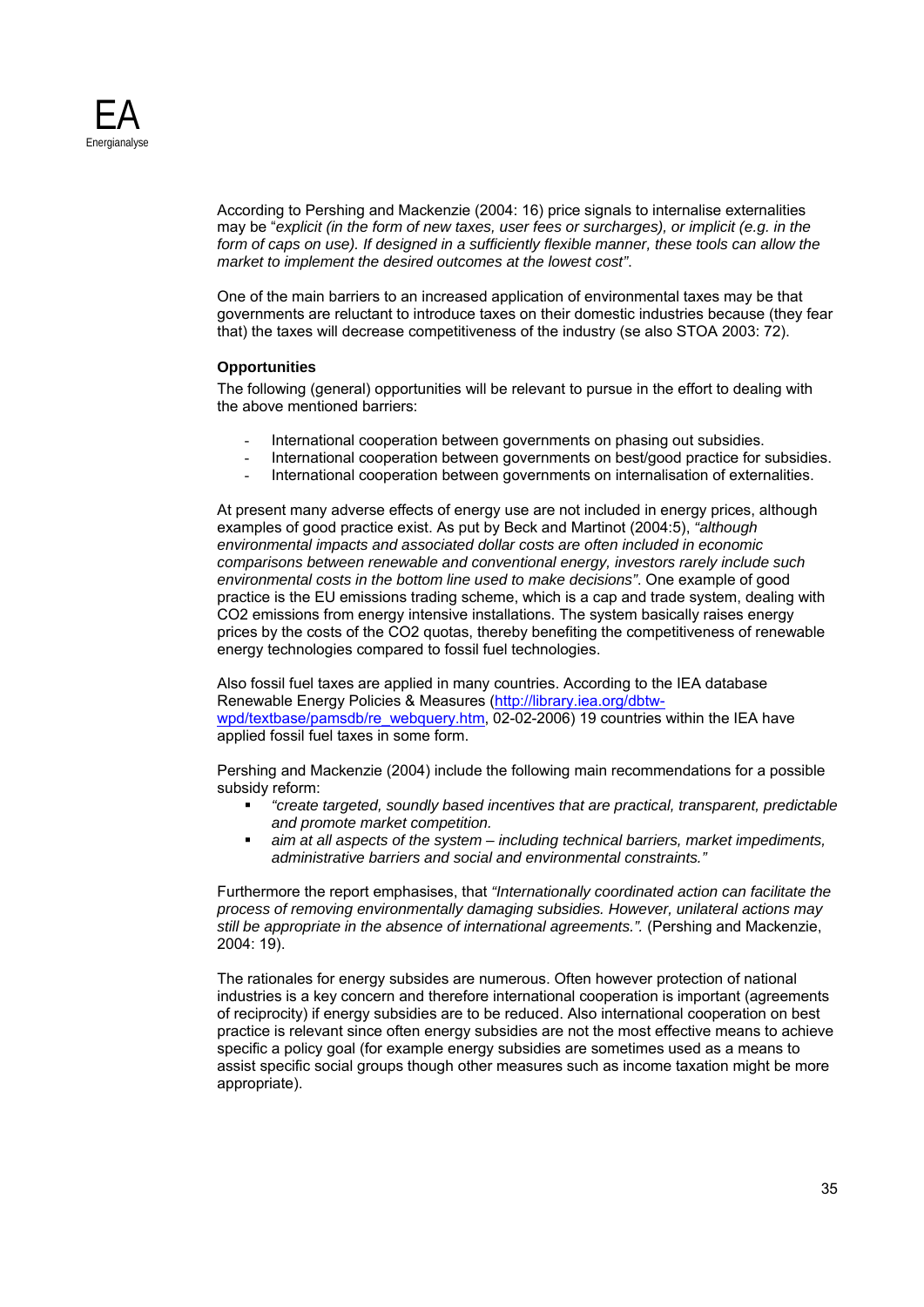According to Pershing and Mackenzie (2004: 16) price signals to internalise externalities may be "*explicit (in the form of new taxes, user fees or surcharges), or implicit (e.g. in the form of caps on use). If designed in a sufficiently flexible manner, these tools can allow the market to implement the desired outcomes at the lowest cost*".

One of the main barriers to an increased application of environmental taxes may be that governments are reluctant to introduce taxes on their domestic industries because (they fear that) the taxes will decrease competitiveness of the industry (se also STOA 2003: 72).

**Opportunities**

The following (general) opportunities will be relevant to pursue in the effort to dealing with the above mentioned barriers:

- International cooperation between governments on phasing out subsidies.
- International cooperation between governments on best/good practice for subsidies.
- International cooperation between governments on internalisation of externalities.

At present many adverse effects of energy use are not included in energy prices, although examples of good practice exist. As put by Beck and Martinot (2004:5), *"although environmental impacts and associated dollar costs are often included in economic comparisons between renewable and conventional energy, investors rarely include such environmental costs in the bottom line used to make decisions"*. One example of good practice is the EU emissions trading scheme, which is a cap and trade system, dealing with $CO_2$ emissions from energy intensive installations. The system basically raises energy prices by the costs of the $CO_2$ quotas, thereby benefiting the competitiveness of renewable energy technologies compared to fossil fuel technologies.

Also fossil fuel taxes are applied in many countries. According to the IEA database Renewable Energy Policies & Measures (http://library.iea.org/dbtw-wpd/textbase/pamsdb/re_webquery.htm, 02-02-2006) 19 countries within the IEA have applied fossil fuel taxes in some form.

Pershing and Mackenzie (2004) include the following main recommendations for a possible subsidy reform:

- *"create targeted, soundly based incentives that are practical, transparent, predictable and promote market competition.*
- *aim at all aspects of the system – including technical barriers, market impediments, administrative barriers and social and environmental constraints."*

Furthermore the report emphasises, that *"Internationally coordinated action can facilitate the process of removing environmentally damaging subsidies. However, unilateral actions may still be appropriate in the absence of international agreements."*. (Pershing and Mackenzie, 2004: 19).

The rationales for energy subsides are numerous. Often however protection of national industries is a key concern and therefore international cooperation is important (agreements of reciprocity) if energy subsidies are to be reduced. Also international cooperation on best practice is relevant since often energy subsidies are not the most effective means to achieve specific a policy goal (for example energy subsidies are sometimes used as a means to assist specific social groups though other measures such as income taxation might be more appropriate).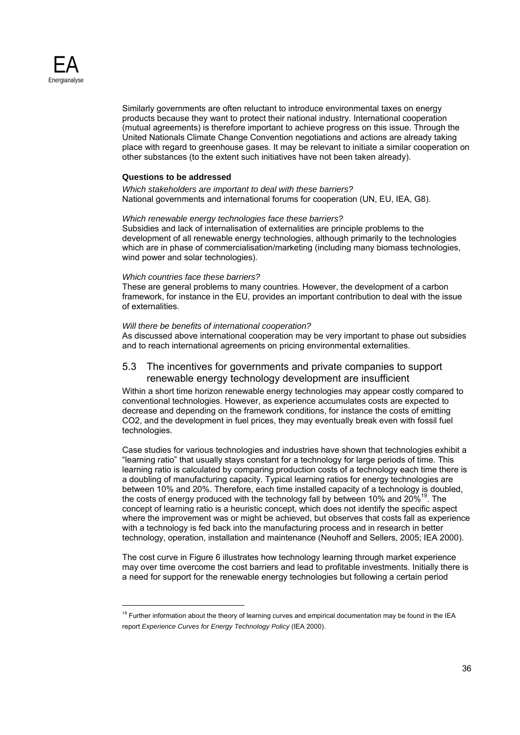Similarly governments are often reluctant to introduce environmental taxes on energy products because they want to protect their national industry. International cooperation (mutual agreements) is therefore important to achieve progress on this issue. Through the United Nationals Climate Change Convention negotiations and actions are already taking place with regard to greenhouse gases. It may be relevant to initiate a similar cooperation on other substances (to the extent such initiatives have not been taken already).

**Questions to be addressed**

*Which stakeholders are important to deal with these barriers?*
National governments and international forums for cooperation (UN, EU, IEA, G8).

*Which renewable energy technologies face these barriers?*
Subsidies and lack of internalisation of externalities are principle problems to the development of all renewable energy technologies, although primarily to the technologies which are in phase of commercialisation/marketing (including many biomass technologies, wind power and solar technologies).

*Which countries face these barriers?*
These are general problems to many countries. However, the development of a carbon framework, for instance in the EU, provides an important contribution to deal with the issue of externalities.

*Will there be benefits of international cooperation?*
As discussed above international cooperation may be very important to phase out subsidies and to reach international agreements on pricing environmental externalities.

## 5.3 The incentives for governments and private companies to support renewable energy technology development are insufficient

Within a short time horizon renewable energy technologies may appear costly compared to conventional technologies. However, as experience accumulates costs are expected to decrease and depending on the framework conditions, for instance the costs of emitting $CO_2$, and the development in fuel prices, they may eventually break even with fossil fuel technologies.

Case studies for various technologies and industries have shown that technologies exhibit a "learning ratio" that usually stays constant for a technology for large periods of time. This learning ratio is calculated by comparing production costs of a technology each time there is a doubling of manufacturing capacity. Typical learning ratios for energy technologies are between 10% and 20%. Therefore, each time installed capacity of a technology is doubled, the costs of energy produced with the technology fall by between 10% and 20%[19]. The concept of learning ratio is a heuristic concept, which does not identify the specific aspect where the improvement was or might be achieved, but observes that costs fall as experience with a technology is fed back into the manufacturing process and in research in better technology, operation, installation and maintenance (Neuhoff and Sellers, 2005; IEA 2000).

The cost curve in Figure 6 illustrates how technology learning through market experience may over time overcome the cost barriers and lead to profitable investments. Initially there is a need for support for the renewable energy technologies but following a certain period

[19] Further information about the theory of learning curves and empirical documentation may be found in the IEA report *Experience Curves for Energy Technology Policy* (IEA 2000).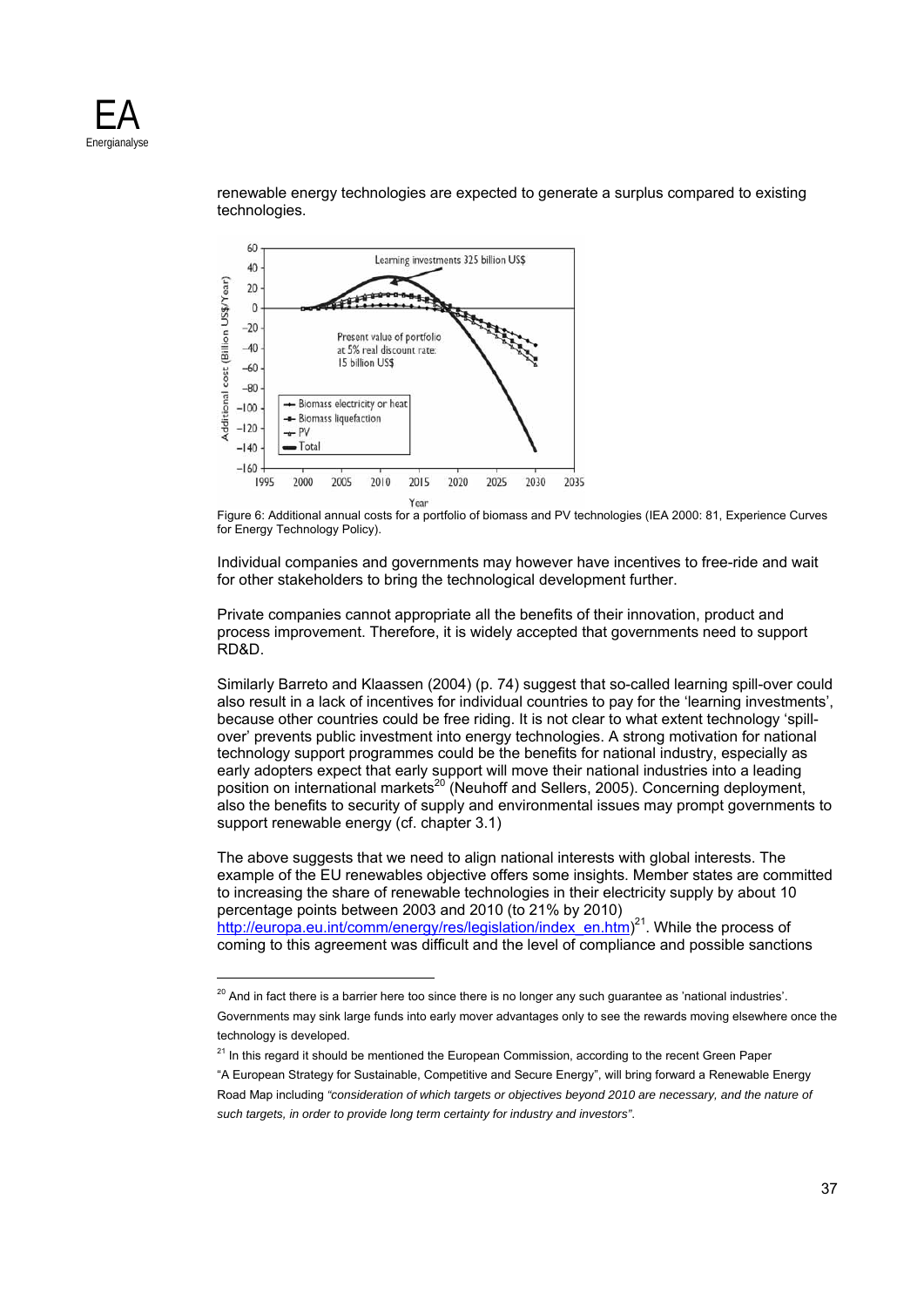renewable energy technologies are expected to generate a surplus compared to existing technologies.

Figure 6: Additional annual costs for a portfolio of biomass and PV technologies (IEA 2000: 81, Experience Curves for Energy Technology Policy).

Individual companies and governments may however have incentives to free-ride and wait for other stakeholders to bring the technological development further.

Private companies cannot appropriate all the benefits of their innovation, product and process improvement. Therefore, it is widely accepted that governments need to support RD&D.

Similarly Barreto and Klaassen (2004) (p. 74) suggest that so-called learning spill-over could also result in a lack of incentives for individual countries to pay for the 'learning investments', because other countries could be free riding. It is not clear to what extent technology 'spill-over' prevents public investment into energy technologies. A strong motivation for national technology support programmes could be the benefits for national industry, especially as early adopters expect that early support will move their national industries into a leading position on international markets[20] (Neuhoff and Sellers, 2005). Concerning deployment, also the benefits to security of supply and environmental issues may prompt governments to support renewable energy (cf. chapter 3.1)

The above suggests that we need to align national interests with global interests. The example of the EU renewables objective offers some insights. Member states are committed to increasing the share of renewable technologies in their electricity supply by about 10 percentage points between 2003 and 2010 (to 21% by 2010) http://europa.eu.int/comm/energy/res/legislation/index_en.htm)[21]. While the process of coming to this agreement was difficult and the level of compliance and possible sanctions

[20] And in fact there is a barrier here too since there is no longer any such guarantee as 'national industries'. Governments may sink large funds into early mover advantages only to see the rewards moving elsewhere once the technology is developed.

[21] In this regard it should be mentioned the European Commission, according to the recent Green Paper "A European Strategy for Sustainable, Competitive and Secure Energy", will bring forward a Renewable Energy Road Map including *"consideration of which targets or objectives beyond 2010 are necessary, and the nature of such targets, in order to provide long term certainty for industry and investors"*.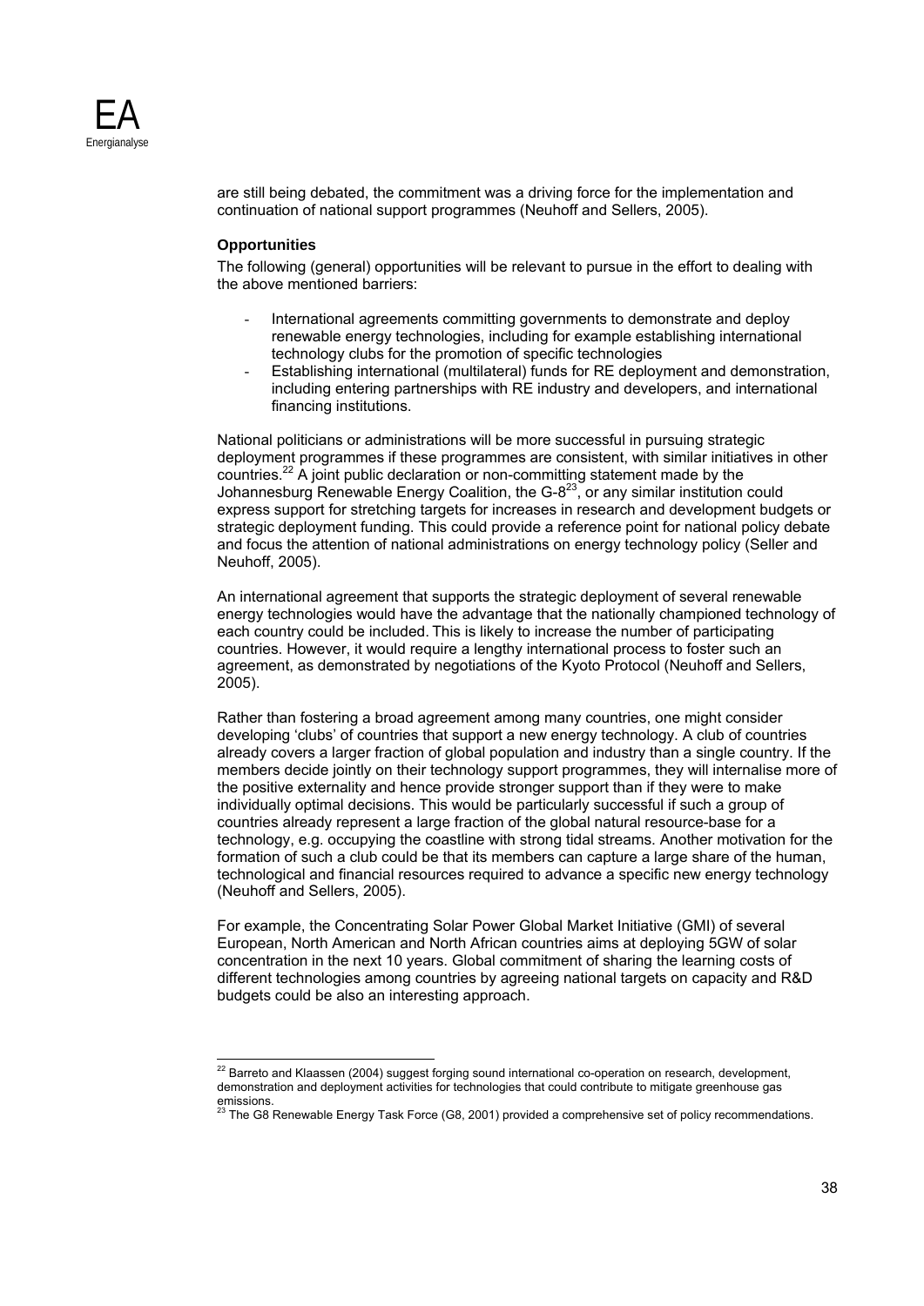are still being debated, the commitment was a driving force for the implementation and continuation of national support programmes (Neuhoff and Sellers, 2005).

**Opportunities**

The following (general) opportunities will be relevant to pursue in the effort to dealing with the above mentioned barriers:

- International agreements committing governments to demonstrate and deploy renewable energy technologies, including for example establishing international technology clubs for the promotion of specific technologies
- Establishing international (multilateral) funds for RE deployment and demonstration, including entering partnerships with RE industry and developers, and international financing institutions.

National politicians or administrations will be more successful in pursuing strategic deployment programmes if these programmes are consistent, with similar initiatives in other countries.[22] A joint public declaration or non-committing statement made by the Johannesburg Renewable Energy Coalition, the G-8[23], or any similar institution could express support for stretching targets for increases in research and development budgets or strategic deployment funding. This could provide a reference point for national policy debate and focus the attention of national administrations on energy technology policy (Seller and Neuhoff, 2005).

An international agreement that supports the strategic deployment of several renewable energy technologies would have the advantage that the nationally championed technology of each country could be included. This is likely to increase the number of participating countries. However, it would require a lengthy international process to foster such an agreement, as demonstrated by negotiations of the Kyoto Protocol (Neuhoff and Sellers, 2005).

Rather than fostering a broad agreement among many countries, one might consider developing 'clubs' of countries that support a new energy technology. A club of countries already covers a larger fraction of global population and industry than a single country. If the members decide jointly on their technology support programmes, they will internalise more of the positive externality and hence provide stronger support than if they were to make individually optimal decisions. This would be particularly successful if such a group of countries already represent a large fraction of the global natural resource-base for a technology, e.g. occupying the coastline with strong tidal streams. Another motivation for the formation of such a club could be that its members can capture a large share of the human, technological and financial resources required to advance a specific new energy technology (Neuhoff and Sellers, 2005).

For example, the Concentrating Solar Power Global Market Initiative (GMI) of several European, North American and North African countries aims at deploying 5GW of solar concentration in the next 10 years. Global commitment of sharing the learning costs of different technologies among countries by agreeing national targets on capacity and R&D budgets could be also an interesting approach.

---

[22] Barreto and Klaassen (2004) suggest forging sound international co-operation on research, development, demonstration and deployment activities for technologies that could contribute to mitigate greenhouse gas emissions.

[23] The G8 Renewable Energy Task Force (G8, 2001) provided a comprehensive set of policy recommendations.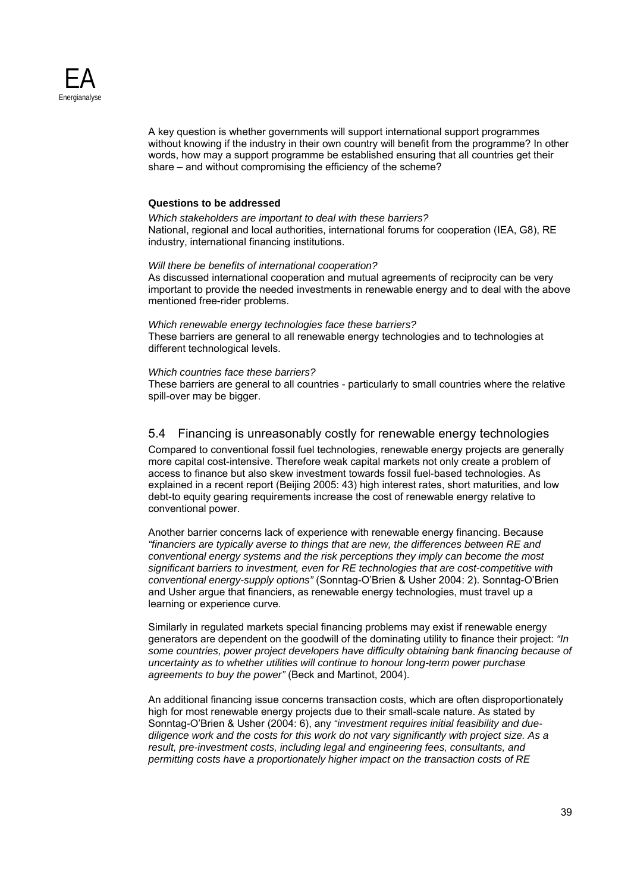A key question is whether governments will support international support programmes without knowing if the industry in their own country will benefit from the programme? In other words, how may a support programme be established ensuring that all countries get their share – and without compromising the efficiency of the scheme?

**Questions to be addressed**

*Which stakeholders are important to deal with these barriers?*
National, regional and local authorities, international forums for cooperation (IEA, G8), RE industry, international financing institutions.

*Will there be benefits of international cooperation?*
As discussed international cooperation and mutual agreements of reciprocity can be very important to provide the needed investments in renewable energy and to deal with the above mentioned free-rider problems.

*Which renewable energy technologies face these barriers?*
These barriers are general to all renewable energy technologies and to technologies at different technological levels.

*Which countries face these barriers?*
These barriers are general to all countries - particularly to small countries where the relative spill-over may be bigger.

## 5.4 Financing is unreasonably costly for renewable energy technologies

Compared to conventional fossil fuel technologies, renewable energy projects are generally more capital cost-intensive. Therefore weak capital markets not only create a problem of access to finance but also skew investment towards fossil fuel-based technologies. As explained in a recent report (Beijing 2005: 43) high interest rates, short maturities, and low debt-to equity gearing requirements increase the cost of renewable energy relative to conventional power.

Another barrier concerns lack of experience with renewable energy financing. Because *"financiers are typically averse to things that are new, the differences between RE and conventional energy systems and the risk perceptions they imply can become the most significant barriers to investment, even for RE technologies that are cost-competitive with conventional energy-supply options"* (Sonntag-O'Brien & Usher 2004: 2). Sonntag-O'Brien and Usher argue that financiers, as renewable energy technologies, must travel up a learning or experience curve.

Similarly in regulated markets special financing problems may exist if renewable energy generators are dependent on the goodwill of the dominating utility to finance their project: *"In some countries, power project developers have difficulty obtaining bank financing because of uncertainty as to whether utilities will continue to honour long-term power purchase agreements to buy the power"* (Beck and Martinot, 2004).

An additional financing issue concerns transaction costs, which are often disproportionately high for most renewable energy projects due to their small-scale nature. As stated by Sonntag-O'Brien & Usher (2004: 6), any *"investment requires initial feasibility and due-diligence work and the costs for this work do not vary significantly with project size. As a result, pre-investment costs, including legal and engineering fees, consultants, and permitting costs have a proportionately higher impact on the transaction costs of RE*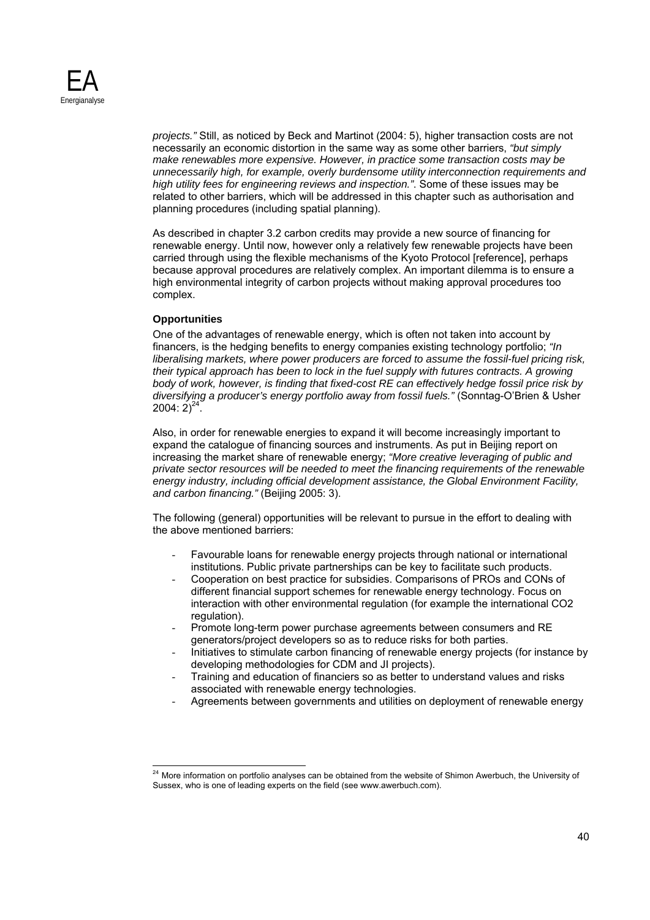*projects."* Still, as noticed by Beck and Martinot (2004: 5), higher transaction costs are not necessarily an economic distortion in the same way as some other barriers, *"but simply make renewables more expensive. However, in practice some transaction costs may be unnecessarily high, for example, overly burdensome utility interconnection requirements and high utility fees for engineering reviews and inspection."*. Some of these issues may be related to other barriers, which will be addressed in this chapter such as authorisation and planning procedures (including spatial planning).

As described in chapter 3.2 carbon credits may provide a new source of financing for renewable energy. Until now, however only a relatively few renewable projects have been carried through using the flexible mechanisms of the Kyoto Protocol [reference], perhaps because approval procedures are relatively complex. An important dilemma is to ensure a high environmental integrity of carbon projects without making approval procedures too complex.

**Opportunities**

One of the advantages of renewable energy, which is often not taken into account by financers, is the hedging benefits to energy companies existing technology portfolio; *"In liberalising markets, where power producers are forced to assume the fossil-fuel pricing risk, their typical approach has been to lock in the fuel supply with futures contracts. A growing body of work, however, is finding that fixed-cost RE can effectively hedge fossil price risk by diversifying a producer's energy portfolio away from fossil fuels."* (Sonntag-O'Brien & Usher 2004: 2)[24].

Also, in order for renewable energies to expand it will become increasingly important to expand the catalogue of financing sources and instruments. As put in Beijing report on increasing the market share of renewable energy; *"More creative leveraging of public and private sector resources will be needed to meet the financing requirements of the renewable energy industry, including official development assistance, the Global Environment Facility, and carbon financing."* (Beijing 2005: 3).

The following (general) opportunities will be relevant to pursue in the effort to dealing with the above mentioned barriers:

- Favourable loans for renewable energy projects through national or international institutions. Public private partnerships can be key to facilitate such products.
- Cooperation on best practice for subsidies. Comparisons of PROs and CONs of different financial support schemes for renewable energy technology. Focus on interaction with other environmental regulation (for example the international CO2 regulation).
- Promote long-term power purchase agreements between consumers and RE generators/project developers so as to reduce risks for both parties.
- Initiatives to stimulate carbon financing of renewable energy projects (for instance by developing methodologies for CDM and JI projects).
- Training and education of financiers so as better to understand values and risks associated with renewable energy technologies.
- Agreements between governments and utilities on deployment of renewable energy

---

[24] More information on portfolio analyses can be obtained from the website of Shimon Awerbuch, the University of Sussex, who is one of leading experts on the field (see www.awerbuch.com).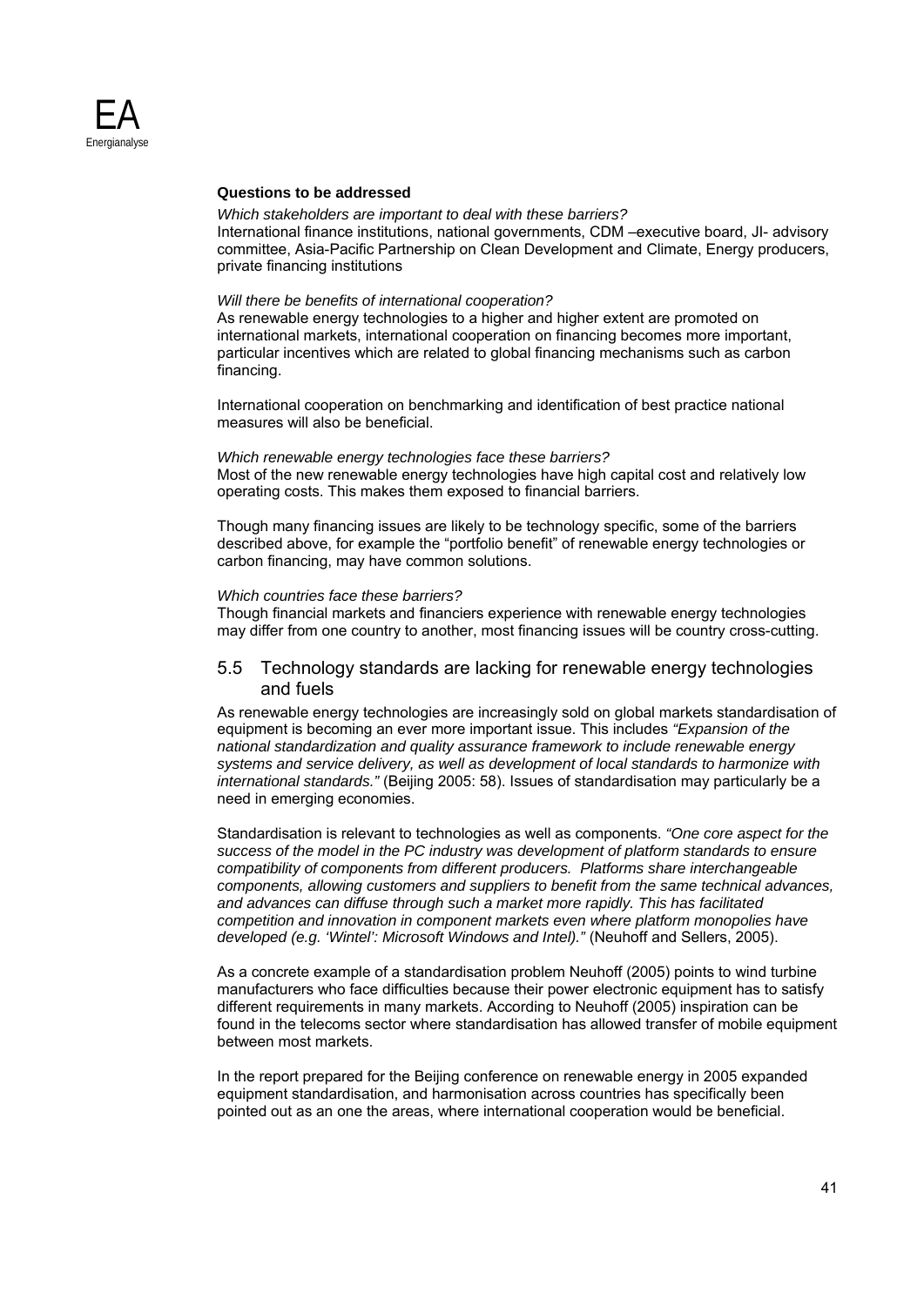**Questions to be addressed**

*Which stakeholders are important to deal with these barriers?*
International finance institutions, national governments, CDM –executive board, JI- advisory committee, Asia-Pacific Partnership on Clean Development and Climate, Energy producers, private financing institutions

*Will there be benefits of international cooperation?*
As renewable energy technologies to a higher and higher extent are promoted on international markets, international cooperation on financing becomes more important, particular incentives which are related to global financing mechanisms such as carbon financing.

International cooperation on benchmarking and identification of best practice national measures will also be beneficial.

*Which renewable energy technologies face these barriers?*
Most of the new renewable energy technologies have high capital cost and relatively low operating costs. This makes them exposed to financial barriers.

Though many financing issues are likely to be technology specific, some of the barriers described above, for example the "portfolio benefit" of renewable energy technologies or carbon financing, may have common solutions.

*Which countries face these barriers?*
Though financial markets and financiers experience with renewable energy technologies may differ from one country to another, most financing issues will be country cross-cutting.

## 5.5 Technology standards are lacking for renewable energy technologies and fuels

As renewable energy technologies are increasingly sold on global markets standardisation of equipment is becoming an ever more important issue. This includes *"Expansion of the national standardization and quality assurance framework to include renewable energy systems and service delivery, as well as development of local standards to harmonize with international standards."* (Beijing 2005: 58). Issues of standardisation may particularly be a need in emerging economies.

Standardisation is relevant to technologies as well as components. *"One core aspect for the success of the model in the PC industry was development of platform standards to ensure compatibility of components from different producers. Platforms share interchangeable components, allowing customers and suppliers to benefit from the same technical advances, and advances can diffuse through such a market more rapidly. This has facilitated competition and innovation in component markets even where platform monopolies have developed (e.g. 'Wintel': Microsoft Windows and Intel)."* (Neuhoff and Sellers, 2005).

As a concrete example of a standardisation problem Neuhoff (2005) points to wind turbine manufacturers who face difficulties because their power electronic equipment has to satisfy different requirements in many markets. According to Neuhoff (2005) inspiration can be found in the telecoms sector where standardisation has allowed transfer of mobile equipment between most markets.

In the report prepared for the Beijing conference on renewable energy in 2005 expanded equipment standardisation, and harmonisation across countries has specifically been pointed out as an one the areas, where international cooperation would be beneficial.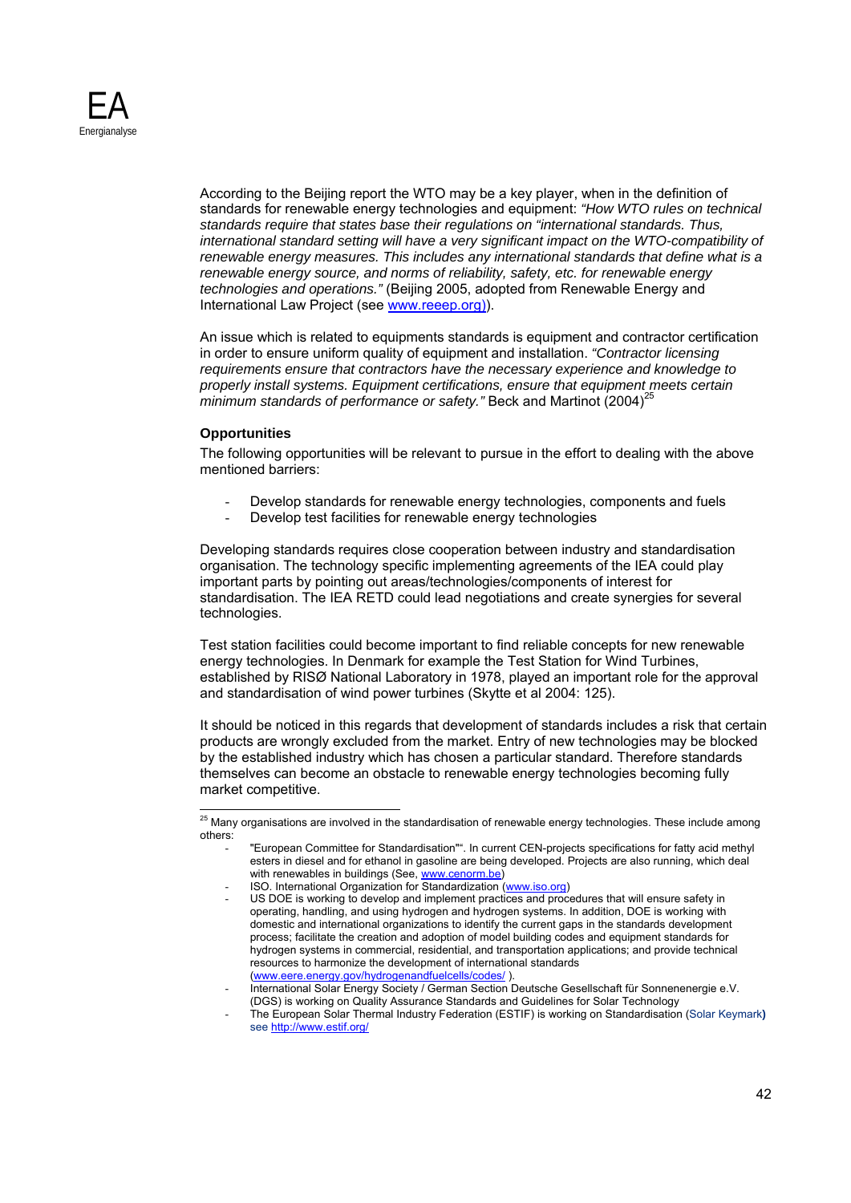According to the Beijing report the WTO may be a key player, when in the definition of standards for renewable energy technologies and equipment: *"How WTO rules on technical standards require that states base their regulations on "international standards. Thus, international standard setting will have a very significant impact on the WTO-compatibility of renewable energy measures. This includes any international standards that define what is a renewable energy source, and norms of reliability, safety, etc. for renewable energy technologies and operations."* (Beijing 2005, adopted from Renewable Energy and International Law Project (see www.reeep.org)).

An issue which is related to equipments standards is equipment and contractor certification in order to ensure uniform quality of equipment and installation. *"Contractor licensing requirements ensure that contractors have the necessary experience and knowledge to properly install systems. Equipment certifications, ensure that equipment meets certain minimum standards of performance or safety."* Beck and Martinot (2004)[25]

**Opportunities**

The following opportunities will be relevant to pursue in the effort to dealing with the above mentioned barriers:

- Develop standards for renewable energy technologies, components and fuels
- Develop test facilities for renewable energy technologies

Developing standards requires close cooperation between industry and standardisation organisation. The technology specific implementing agreements of the IEA could play important parts by pointing out areas/technologies/components of interest for standardisation. The IEA RETD could lead negotiations and create synergies for several technologies.

Test station facilities could become important to find reliable concepts for new renewable energy technologies. In Denmark for example the Test Station for Wind Turbines, established by RISØ National Laboratory in 1978, played an important role for the approval and standardisation of wind power turbines (Skytte et al 2004: 125).

It should be noticed in this regards that development of standards includes a risk that certain products are wrongly excluded from the market. Entry of new technologies may be blocked by the established industry which has chosen a particular standard. Therefore standards themselves can become an obstacle to renewable energy technologies becoming fully market competitive.

---

[25] Many organisations are involved in the standardisation of renewable energy technologies. These include among others:

- "European Committee for Standardisation"". In current CEN-projects specifications for fatty acid methyl esters in diesel and for ethanol in gasoline are being developed. Projects are also running, which deal with renewables in buildings (See, www.cenorm.be)
- ISO. International Organization for Standardization (www.iso.org)
- US DOE is working to develop and implement practices and procedures that will ensure safety in operating, handling, and using hydrogen and hydrogen systems. In addition, DOE is working with domestic and international organizations to identify the current gaps in the standards development process; facilitate the creation and adoption of model building codes and equipment standards for hydrogen systems in commercial, residential, and transportation applications; and provide technical resources to harmonize the development of international standards (www.eere.energy.gov/hydrogenandfuelcells/codes/ ).
- International Solar Energy Society / German Section Deutsche Gesellschaft für Sonnenenergie e.V. (DGS) is working on Quality Assurance Standards and Guidelines for Solar Technology
- The European Solar Thermal Industry Federation (ESTIF) is working on Standardisation (Solar Keymark) see http://www.estif.org/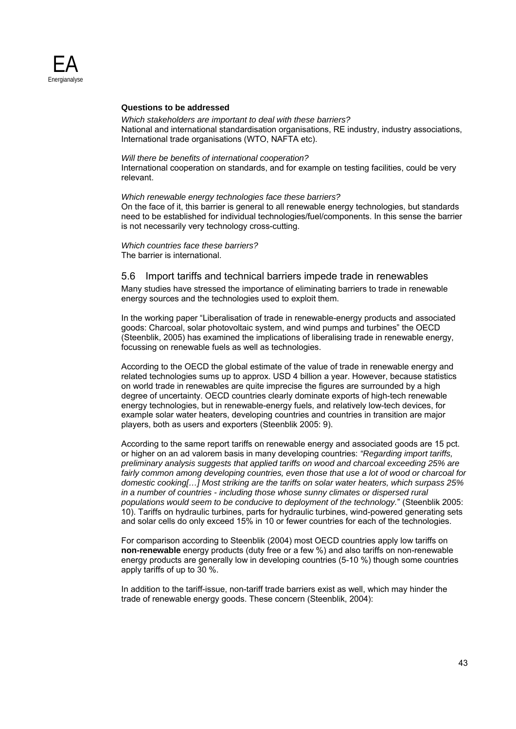**Questions to be addressed**

*Which stakeholders are important to deal with these barriers?*
National and international standardisation organisations, RE industry, industry associations, International trade organisations (WTO, NAFTA etc).

*Will there be benefits of international cooperation?*
International cooperation on standards, and for example on testing facilities, could be very relevant.

*Which renewable energy technologies face these barriers?*
On the face of it, this barrier is general to all renewable energy technologies, but standards need to be established for individual technologies/fuel/components. In this sense the barrier is not necessarily very technology cross-cutting.

*Which countries face these barriers?*
The barrier is international.

## 5.6 Import tariffs and technical barriers impede trade in renewables

Many studies have stressed the importance of eliminating barriers to trade in renewable energy sources and the technologies used to exploit them.

In the working paper "Liberalisation of trade in renewable-energy products and associated goods: Charcoal, solar photovoltaic system, and wind pumps and turbines" the OECD (Steenblik, 2005) has examined the implications of liberalising trade in renewable energy, focussing on renewable fuels as well as technologies.

According to the OECD the global estimate of the value of trade in renewable energy and related technologies sums up to approx. USD 4 billion a year. However, because statistics on world trade in renewables are quite imprecise the figures are surrounded by a high degree of uncertainty. OECD countries clearly dominate exports of high-tech renewable energy technologies, but in renewable-energy fuels, and relatively low-tech devices, for example solar water heaters, developing countries and countries in transition are major players, both as users and exporters (Steenblik 2005: 9).

According to the same report tariffs on renewable energy and associated goods are 15 pct. or higher on an ad valorem basis in many developing countries: *"Regarding import tariffs, preliminary analysis suggests that applied tariffs on wood and charcoal exceeding 25% are fairly common among developing countries, even those that use a lot of wood or charcoal for domestic cooking[…] Most striking are the tariffs on solar water heaters, which surpass 25% in a number of countries - including those whose sunny climates or dispersed rural populations would seem to be conducive to deployment of the technology.*" (Steenblik 2005: 10). Tariffs on hydraulic turbines, parts for hydraulic turbines, wind-powered generating sets and solar cells do only exceed 15% in 10 or fewer countries for each of the technologies.

For comparison according to Steenblik (2004) most OECD countries apply low tariffs on **non-renewable** energy products (duty free or a few %) and also tariffs on non-renewable energy products are generally low in developing countries (5-10 %) though some countries apply tariffs of up to 30 %.

In addition to the tariff-issue, non-tariff trade barriers exist as well, which may hinder the trade of renewable energy goods. These concern (Steenblik, 2004):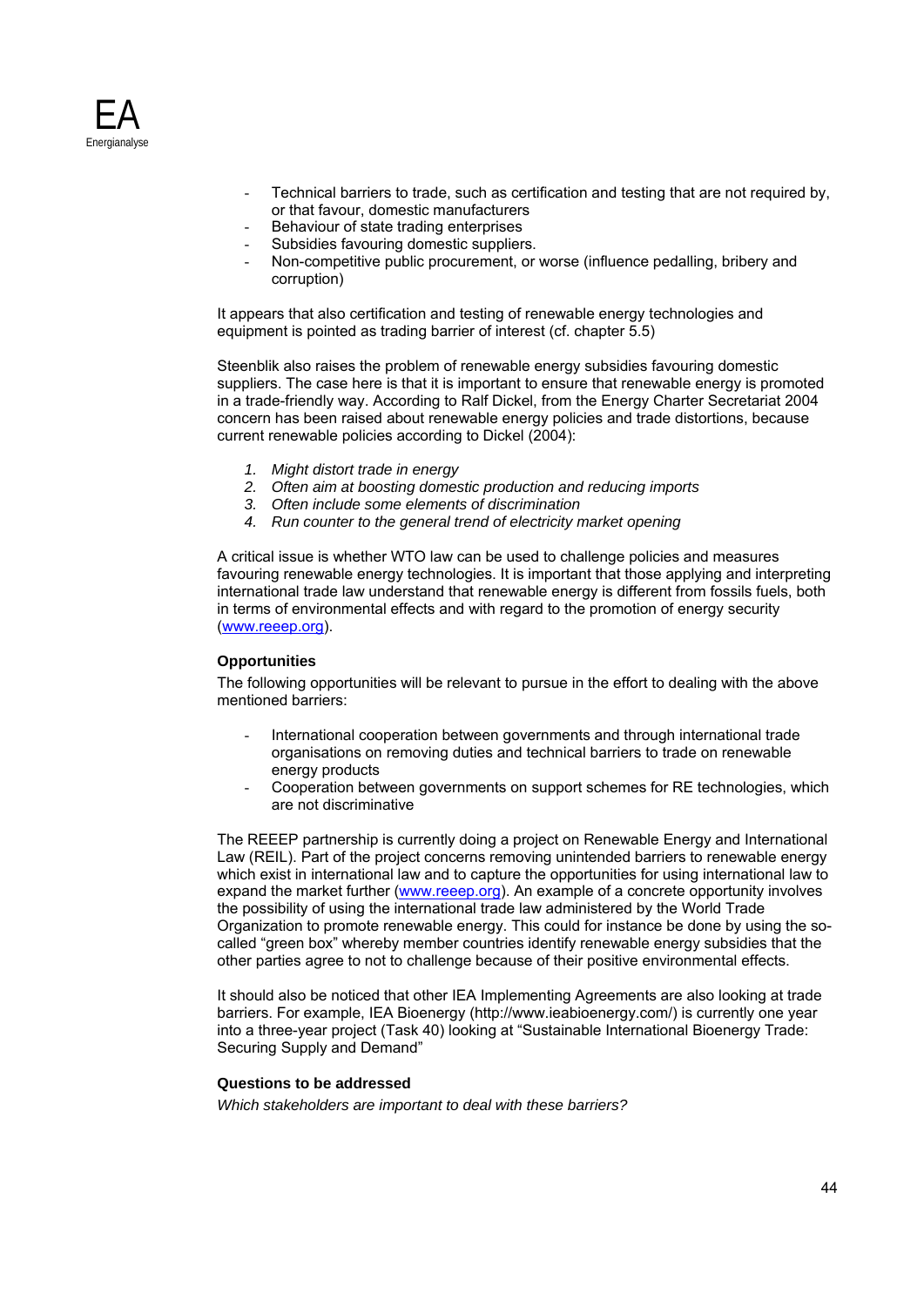- Technical barriers to trade, such as certification and testing that are not required by, or that favour, domestic manufacturers
- Behaviour of state trading enterprises
- Subsidies favouring domestic suppliers.
- Non-competitive public procurement, or worse (influence pedalling, bribery and corruption)

It appears that also certification and testing of renewable energy technologies and equipment is pointed as trading barrier of interest (cf. chapter 5.5)

Steenblik also raises the problem of renewable energy subsidies favouring domestic suppliers. The case here is that it is important to ensure that renewable energy is promoted in a trade-friendly way. According to Ralf Dickel, from the Energy Charter Secretariat 2004 concern has been raised about renewable energy policies and trade distortions, because current renewable policies according to Dickel (2004):

1. *Might distort trade in energy*
2. *Often aim at boosting domestic production and reducing imports*
3. *Often include some elements of discrimination*
4. *Run counter to the general trend of electricity market opening*

A critical issue is whether WTO law can be used to challenge policies and measures favouring renewable energy technologies. It is important that those applying and interpreting international trade law understand that renewable energy is different from fossils fuels, both in terms of environmental effects and with regard to the promotion of energy security (www.reeep.org).

**Opportunities**

The following opportunities will be relevant to pursue in the effort to dealing with the above mentioned barriers:

- International cooperation between governments and through international trade organisations on removing duties and technical barriers to trade on renewable energy products
- Cooperation between governments on support schemes for RE technologies, which are not discriminative

The REEEP partnership is currently doing a project on Renewable Energy and International Law (REIL). Part of the project concerns removing unintended barriers to renewable energy which exist in international law and to capture the opportunities for using international law to expand the market further (www.reeep.org). An example of a concrete opportunity involves the possibility of using the international trade law administered by the World Trade Organization to promote renewable energy. This could for instance be done by using the so-called "green box" whereby member countries identify renewable energy subsidies that the other parties agree to not to challenge because of their positive environmental effects.

It should also be noticed that other IEA Implementing Agreements are also looking at trade barriers. For example, IEA Bioenergy (http://www.ieabioenergy.com/) is currently one year into a three-year project (Task 40) looking at "Sustainable International Bioenergy Trade: Securing Supply and Demand"

**Questions to be addressed**

*Which stakeholders are important to deal with these barriers?*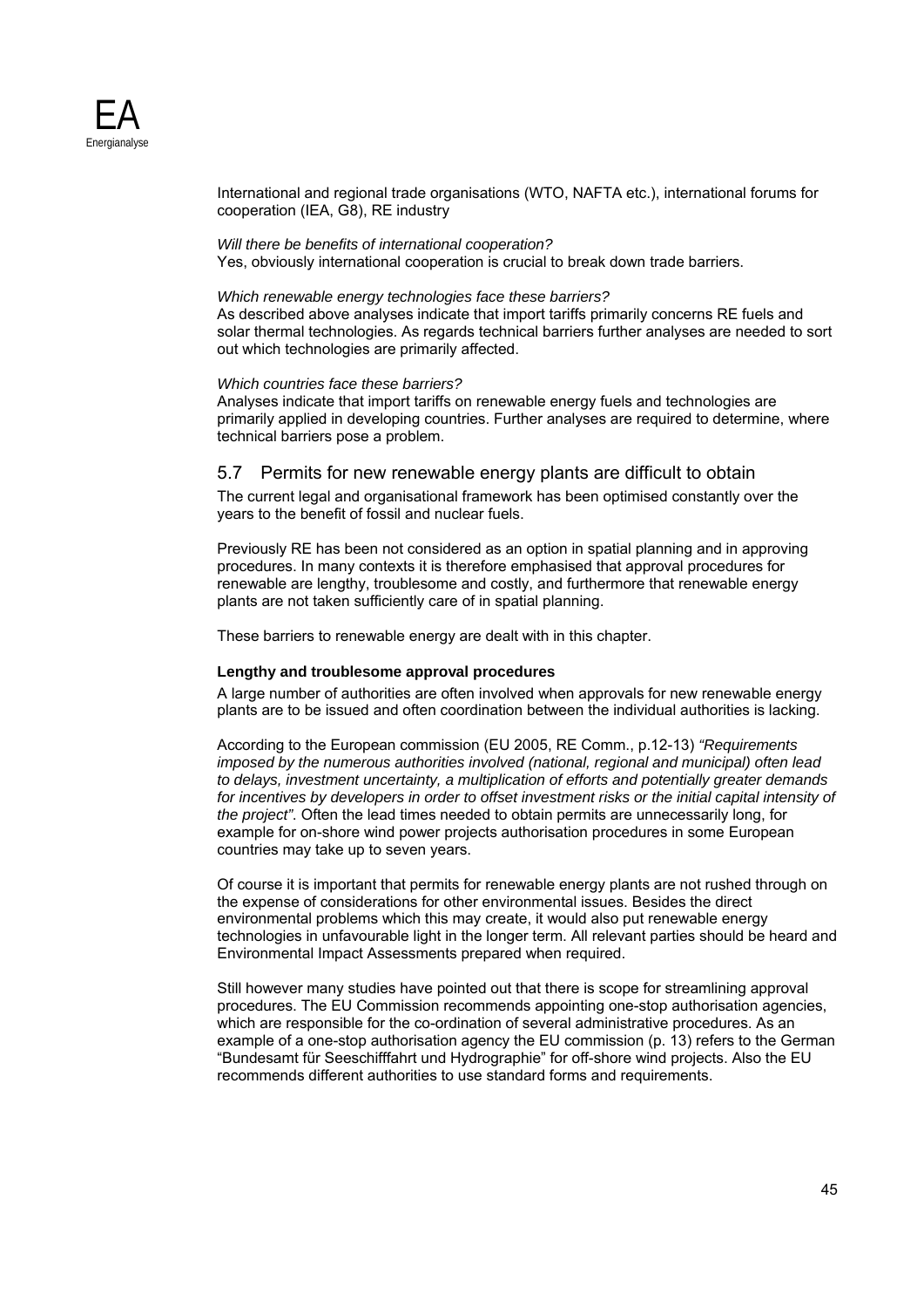International and regional trade organisations (WTO, NAFTA etc.), international forums for cooperation (IEA, G8), RE industry

*Will there be benefits of international cooperation?*
Yes, obviously international cooperation is crucial to break down trade barriers.

*Which renewable energy technologies face these barriers?*
As described above analyses indicate that import tariffs primarily concerns RE fuels and solar thermal technologies. As regards technical barriers further analyses are needed to sort out which technologies are primarily affected.

*Which countries face these barriers?*
Analyses indicate that import tariffs on renewable energy fuels and technologies are primarily applied in developing countries. Further analyses are required to determine, where technical barriers pose a problem.

## 5.7 Permits for new renewable energy plants are difficult to obtain

The current legal and organisational framework has been optimised constantly over the years to the benefit of fossil and nuclear fuels.

Previously RE has been not considered as an option in spatial planning and in approving procedures. In many contexts it is therefore emphasised that approval procedures for renewable are lengthy, troublesome and costly, and furthermore that renewable energy plants are not taken sufficiently care of in spatial planning.

These barriers to renewable energy are dealt with in this chapter.

**Lengthy and troublesome approval procedures**

A large number of authorities are often involved when approvals for new renewable energy plants are to be issued and often coordination between the individual authorities is lacking.

According to the European commission (EU 2005, RE Comm., p.12-13) *"Requirements imposed by the numerous authorities involved (national, regional and municipal) often lead to delays, investment uncertainty, a multiplication of efforts and potentially greater demands for incentives by developers in order to offset investment risks or the initial capital intensity of the project"*. Often the lead times needed to obtain permits are unnecessarily long, for example for on-shore wind power projects authorisation procedures in some European countries may take up to seven years.

Of course it is important that permits for renewable energy plants are not rushed through on the expense of considerations for other environmental issues. Besides the direct environmental problems which this may create, it would also put renewable energy technologies in unfavourable light in the longer term. All relevant parties should be heard and Environmental Impact Assessments prepared when required.

Still however many studies have pointed out that there is scope for streamlining approval procedures. The EU Commission recommends appointing one-stop authorisation agencies, which are responsible for the co-ordination of several administrative procedures. As an example of a one-stop authorisation agency the EU commission (p. 13) refers to the German "Bundesamt für Seeschifffahrt und Hydrographie" for off-shore wind projects. Also the EU recommends different authorities to use standard forms and requirements.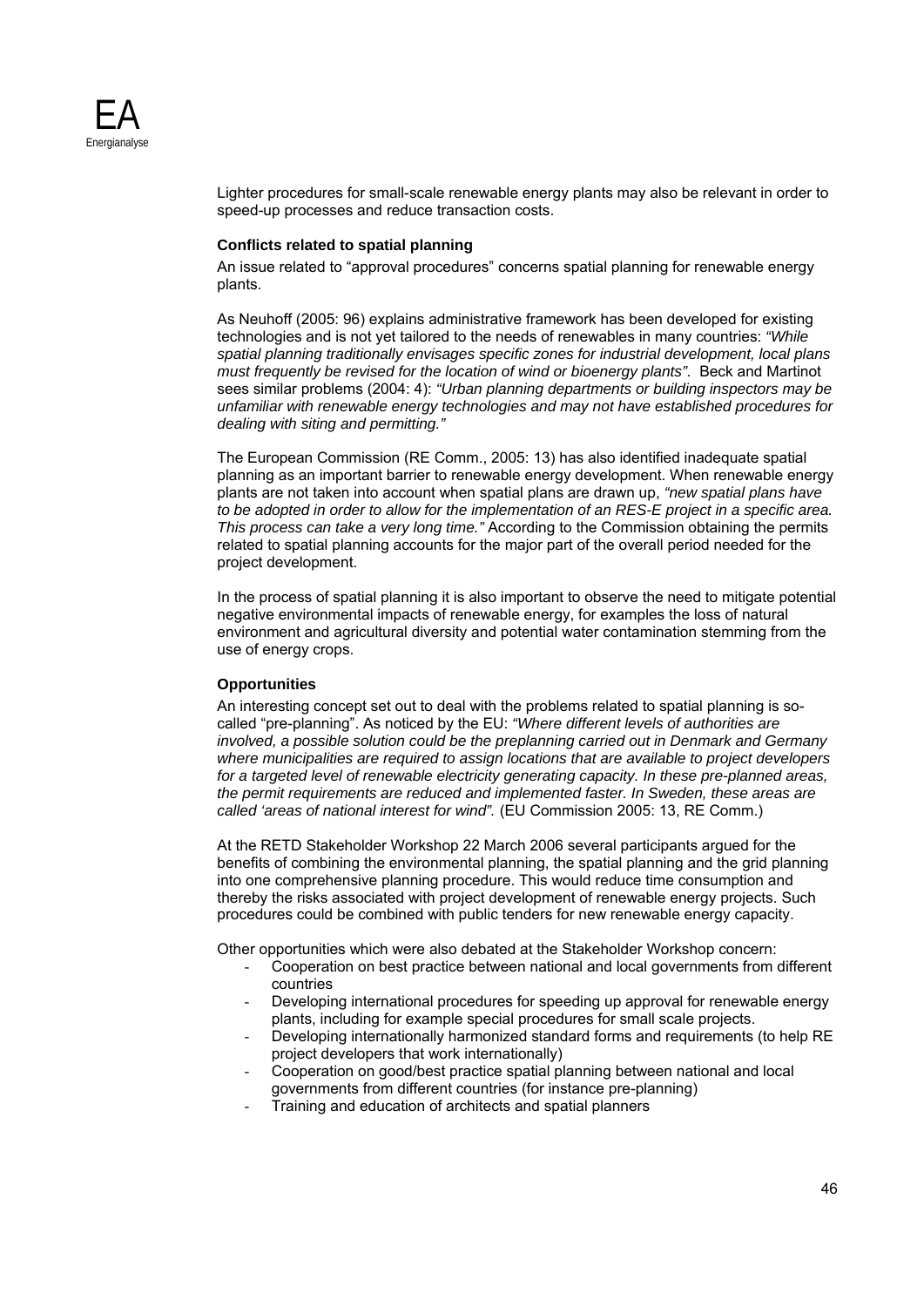Lighter procedures for small-scale renewable energy plants may also be relevant in order to speed-up processes and reduce transaction costs.

**Conflicts related to spatial planning**

An issue related to "approval procedures" concerns spatial planning for renewable energy plants.

As Neuhoff (2005: 96) explains administrative framework has been developed for existing technologies and is not yet tailored to the needs of renewables in many countries: *"While spatial planning traditionally envisages specific zones for industrial development, local plans must frequently be revised for the location of wind or bioenergy plants"*. Beck and Martinot sees similar problems (2004: 4): *"Urban planning departments or building inspectors may be unfamiliar with renewable energy technologies and may not have established procedures for dealing with siting and permitting."*

The European Commission (RE Comm., 2005: 13) has also identified inadequate spatial planning as an important barrier to renewable energy development. When renewable energy plants are not taken into account when spatial plans are drawn up, *"new spatial plans have to be adopted in order to allow for the implementation of an RES-E project in a specific area. This process can take a very long time."* According to the Commission obtaining the permits related to spatial planning accounts for the major part of the overall period needed for the project development.

In the process of spatial planning it is also important to observe the need to mitigate potential negative environmental impacts of renewable energy, for examples the loss of natural environment and agricultural diversity and potential water contamination stemming from the use of energy crops.

**Opportunities**

An interesting concept set out to deal with the problems related to spatial planning is so-called "pre-planning". As noticed by the EU: *"Where different levels of authorities are involved, a possible solution could be the preplanning carried out in Denmark and Germany where municipalities are required to assign locations that are available to project developers for a targeted level of renewable electricity generating capacity. In these pre-planned areas, the permit requirements are reduced and implemented faster. In Sweden, these areas are called 'areas of national interest for wind".* (EU Commission 2005: 13, RE Comm.)

At the RETD Stakeholder Workshop 22 March 2006 several participants argued for the benefits of combining the environmental planning, the spatial planning and the grid planning into one comprehensive planning procedure. This would reduce time consumption and thereby the risks associated with project development of renewable energy projects. Such procedures could be combined with public tenders for new renewable energy capacity.

Other opportunities which were also debated at the Stakeholder Workshop concern:

- Cooperation on best practice between national and local governments from different countries
- Developing international procedures for speeding up approval for renewable energy plants, including for example special procedures for small scale projects.
- Developing internationally harmonized standard forms and requirements (to help RE project developers that work internationally)
- Cooperation on good/best practice spatial planning between national and local governments from different countries (for instance pre-planning)
- Training and education of architects and spatial planners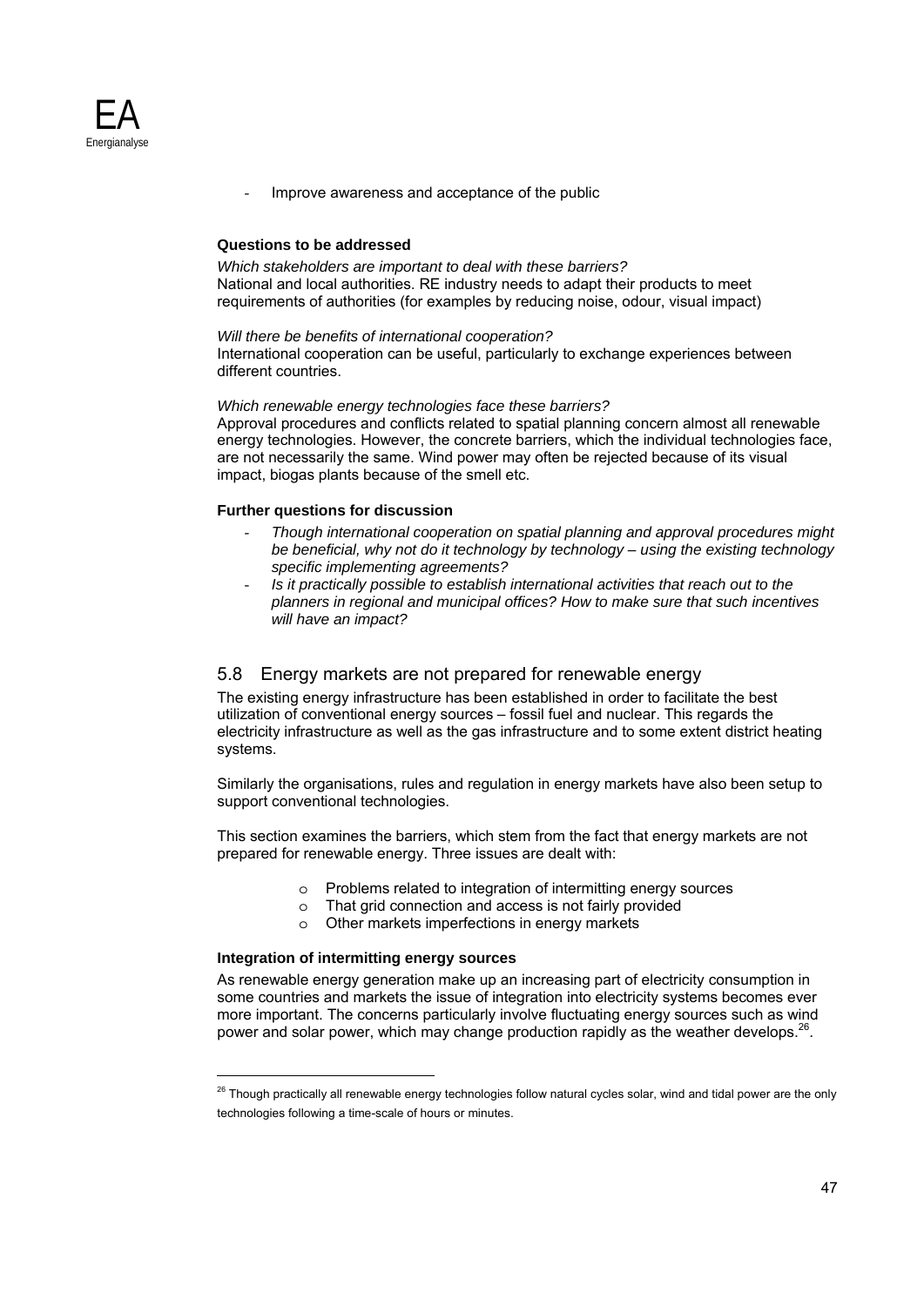- Improve awareness and acceptance of the public

**Questions to be addressed**

*Which stakeholders are important to deal with these barriers?*
National and local authorities. RE industry needs to adapt their products to meet requirements of authorities (for examples by reducing noise, odour, visual impact)

*Will there be benefits of international cooperation?*
International cooperation can be useful, particularly to exchange experiences between different countries.

*Which renewable energy technologies face these barriers?*
Approval procedures and conflicts related to spatial planning concern almost all renewable energy technologies. However, the concrete barriers, which the individual technologies face, are not necessarily the same. Wind power may often be rejected because of its visual impact, biogas plants because of the smell etc.

**Further questions for discussion**

- *Though international cooperation on spatial planning and approval procedures might be beneficial, why not do it technology by technology – using the existing technology specific implementing agreements?*
- *Is it practically possible to establish international activities that reach out to the planners in regional and municipal offices? How to make sure that such incentives will have an impact?*

## 5.8 Energy markets are not prepared for renewable energy

The existing energy infrastructure has been established in order to facilitate the best utilization of conventional energy sources – fossil fuel and nuclear. This regards the electricity infrastructure as well as the gas infrastructure and to some extent district heating systems.

Similarly the organisations, rules and regulation in energy markets have also been setup to support conventional technologies.

This section examines the barriers, which stem from the fact that energy markets are not prepared for renewable energy. Three issues are dealt with:

- Problems related to integration of intermitting energy sources
- That grid connection and access is not fairly provided
- Other markets imperfections in energy markets

**Integration of intermitting energy sources**

As renewable energy generation make up an increasing part of electricity consumption in some countries and markets the issue of integration into electricity systems becomes ever more important. The concerns particularly involve fluctuating energy sources such as wind power and solar power, which may change production rapidly as the weather develops.[26].

[26] Though practically all renewable energy technologies follow natural cycles solar, wind and tidal power are the only technologies following a time-scale of hours or minutes.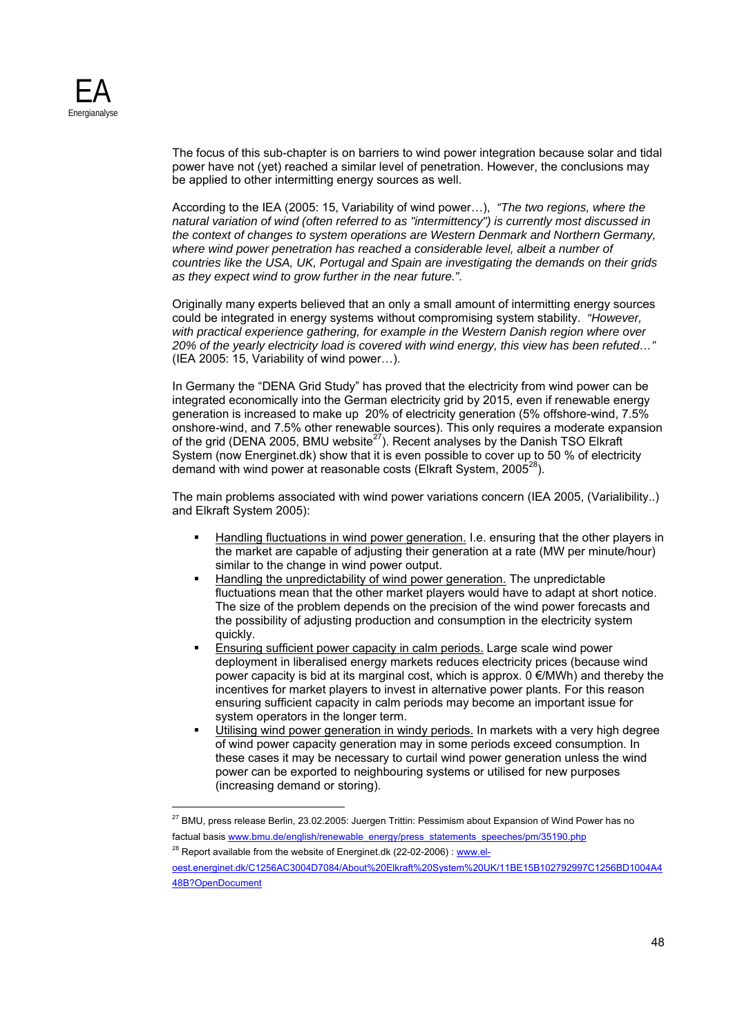The focus of this sub-chapter is on barriers to wind power integration because solar and tidal power have not (yet) reached a similar level of penetration. However, the conclusions may be applied to other intermitting energy sources as well.

According to the IEA (2005: 15, Variability of wind power…), *"The two regions, where the natural variation of wind (often referred to as "intermittency") is currently most discussed in the context of changes to system operations are Western Denmark and Northern Germany, where wind power penetration has reached a considerable level, albeit a number of countries like the USA, UK, Portugal and Spain are investigating the demands on their grids as they expect wind to grow further in the near future."*.

Originally many experts believed that an only a small amount of intermitting energy sources could be integrated in energy systems without compromising system stability. *"However, with practical experience gathering, for example in the Western Danish region where over 20% of the yearly electricity load is covered with wind energy, this view has been refuted…"* (IEA 2005: 15, Variability of wind power…).

In Germany the "DENA Grid Study" has proved that the electricity from wind power can be integrated economically into the German electricity grid by 2015, even if renewable energy generation is increased to make up 20% of electricity generation (5% offshore-wind, 7.5% onshore-wind, and 7.5% other renewable sources). This only requires a moderate expansion of the grid (DENA 2005, BMU website[27]). Recent analyses by the Danish TSO Elkraft System (now Energinet.dk) show that it is even possible to cover up to 50 % of electricity demand with wind power at reasonable costs (Elkraft System, 2005[28]).

The main problems associated with wind power variations concern (IEA 2005, (Varialibility..) and Elkraft System 2005):

- Handling fluctuations in wind power generation. I.e. ensuring that the other players in the market are capable of adjusting their generation at a rate (MW per minute/hour) similar to the change in wind power output.
- Handling the unpredictability of wind power generation. The unpredictable fluctuations mean that the other market players would have to adapt at short notice. The size of the problem depends on the precision of the wind power forecasts and the possibility of adjusting production and consumption in the electricity system quickly.
- Ensuring sufficient power capacity in calm periods. Large scale wind power deployment in liberalised energy markets reduces electricity prices (because wind power capacity is bid at its marginal cost, which is approx. 0 €/MWh) and thereby the incentives for market players to invest in alternative power plants. For this reason ensuring sufficient capacity in calm periods may become an important issue for system operators in the longer term.
- Utilising wind power generation in windy periods. In markets with a very high degree of wind power capacity generation may in some periods exceed consumption. In these cases it may be necessary to curtail wind power generation unless the wind power can be exported to neighbouring systems or utilised for new purposes (increasing demand or storing).

---

[27] BMU, press release Berlin, 23.02.2005: Juergen Trittin: Pessimism about Expansion of Wind Power has no factual basis www.bmu.de/english/renewable_energy/press_statements_speeches/pm/35190.php

[28] Report available from the website of Energinet.dk (22-02-2006) : www.el-oest.energinet.dk/C1256AC3004D7084/About%20Elkraft%20System%20UK/11BE15B102792997C1256BD1004A448B?OpenDocument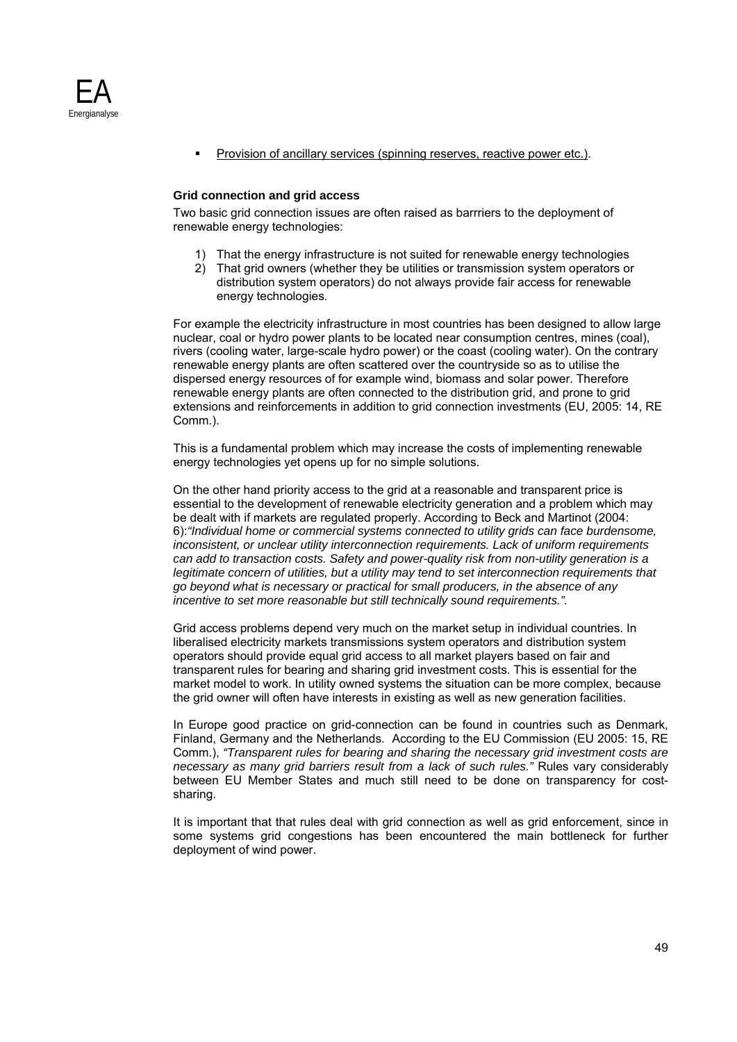- Provision of ancillary services (spinning reserves, reactive power etc.).

### Grid connection and grid access

Two basic grid connection issues are often raised as barrriers to the deployment of renewable energy technologies:

1) That the energy infrastructure is not suited for renewable energy technologies
2) That grid owners (whether they be utilities or transmission system operators or distribution system operators) do not always provide fair access for renewable energy technologies.

For example the electricity infrastructure in most countries has been designed to allow large nuclear, coal or hydro power plants to be located near consumption centres, mines (coal), rivers (cooling water, large-scale hydro power) or the coast (cooling water). On the contrary renewable energy plants are often scattered over the countryside so as to utilise the dispersed energy resources of for example wind, biomass and solar power. Therefore renewable energy plants are often connected to the distribution grid, and prone to grid extensions and reinforcements in addition to grid connection investments (EU, 2005: 14, RE Comm.).

This is a fundamental problem which may increase the costs of implementing renewable energy technologies yet opens up for no simple solutions.

On the other hand priority access to the grid at a reasonable and transparent price is essential to the development of renewable electricity generation and a problem which may be dealt with if markets are regulated properly. According to Beck and Martinot (2004: 6):*"Individual home or commercial systems connected to utility grids can face burdensome, inconsistent, or unclear utility interconnection requirements. Lack of uniform requirements can add to transaction costs. Safety and power-quality risk from non-utility generation is a legitimate concern of utilities, but a utility may tend to set interconnection requirements that go beyond what is necessary or practical for small producers, in the absence of any incentive to set more reasonable but still technically sound requirements.".*

Grid access problems depend very much on the market setup in individual countries. In liberalised electricity markets transmissions system operators and distribution system operators should provide equal grid access to all market players based on fair and transparent rules for bearing and sharing grid investment costs. This is essential for the market model to work. In utility owned systems the situation can be more complex, because the grid owner will often have interests in existing as well as new generation facilities.

In Europe good practice on grid-connection can be found in countries such as Denmark, Finland, Germany and the Netherlands. According to the EU Commission (EU 2005: 15, RE Comm.), *"Transparent rules for bearing and sharing the necessary grid investment costs are necessary as many grid barriers result from a lack of such rules."* Rules vary considerably between EU Member States and much still need to be done on transparency for cost-sharing.

It is important that that rules deal with grid connection as well as grid enforcement, since in some systems grid congestions has been encountered the main bottleneck for further deployment of wind power.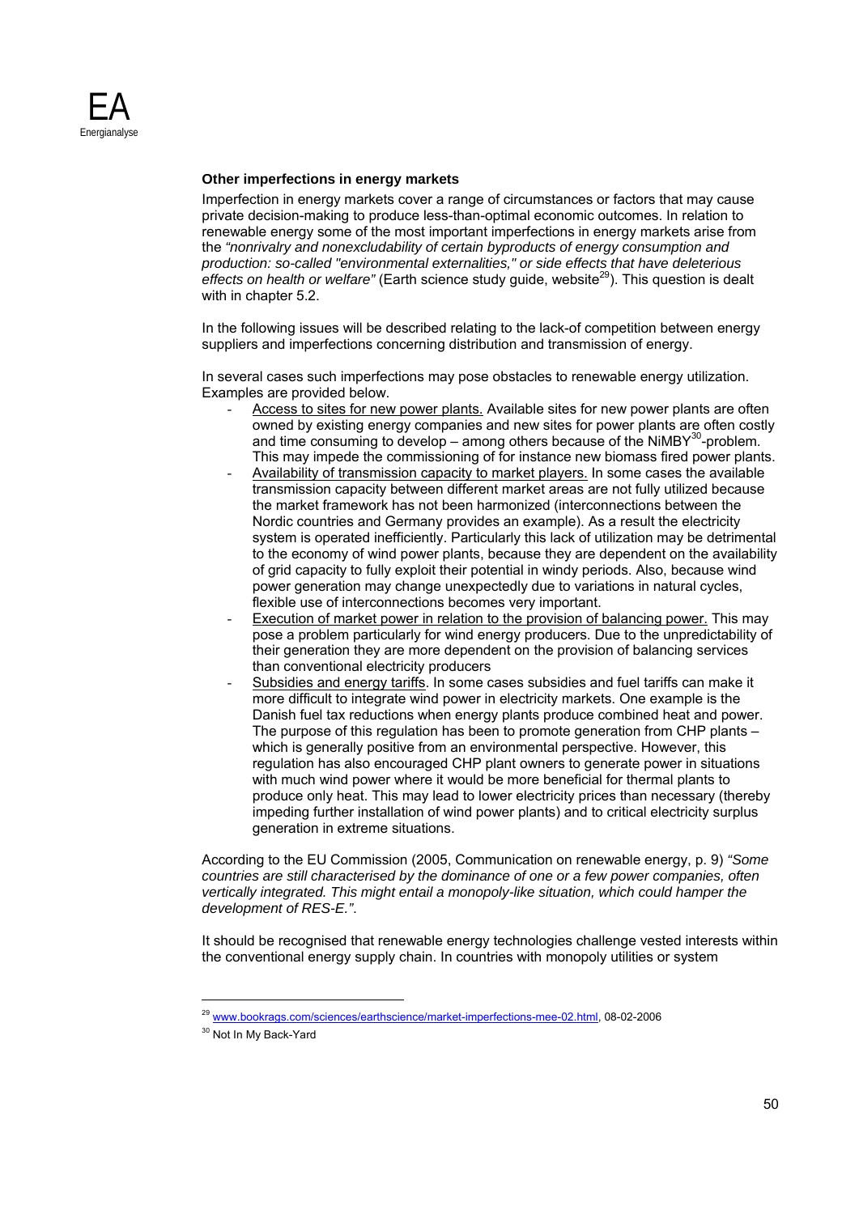### Other imperfections in energy markets

Imperfection in energy markets cover a range of circumstances or factors that may cause private decision-making to produce less-than-optimal economic outcomes. In relation to renewable energy some of the most important imperfections in energy markets arise from the *"nonrivalry and nonexcludability of certain byproducts of energy consumption and production: so-called "environmental externalities," or side effects that have deleterious effects on health or welfare"* (Earth science study guide, website[29]). This question is dealt with in chapter 5.2.

In the following issues will be described relating to the lack-of competition between energy suppliers and imperfections concerning distribution and transmission of energy.

In several cases such imperfections may pose obstacles to renewable energy utilization. Examples are provided below.

- Access to sites for new power plants. Available sites for new power plants are often owned by existing energy companies and new sites for power plants are often costly and time consuming to develop – among others because of the NiMBY[30]-problem. This may impede the commissioning of for instance new biomass fired power plants.
- Availability of transmission capacity to market players. In some cases the available transmission capacity between different market areas are not fully utilized because the market framework has not been harmonized (interconnections between the Nordic countries and Germany provides an example). As a result the electricity system is operated inefficiently. Particularly this lack of utilization may be detrimental to the economy of wind power plants, because they are dependent on the availability of grid capacity to fully exploit their potential in windy periods. Also, because wind power generation may change unexpectedly due to variations in natural cycles, flexible use of interconnections becomes very important.
- Execution of market power in relation to the provision of balancing power. This may pose a problem particularly for wind energy producers. Due to the unpredictability of their generation they are more dependent on the provision of balancing services than conventional electricity producers
- Subsidies and energy tariffs. In some cases subsidies and fuel tariffs can make it more difficult to integrate wind power in electricity markets. One example is the Danish fuel tax reductions when energy plants produce combined heat and power. The purpose of this regulation has been to promote generation from CHP plants – which is generally positive from an environmental perspective. However, this regulation has also encouraged CHP plant owners to generate power in situations with much wind power where it would be more beneficial for thermal plants to produce only heat. This may lead to lower electricity prices than necessary (thereby impeding further installation of wind power plants) and to critical electricity surplus generation in extreme situations.

According to the EU Commission (2005, Communication on renewable energy, p. 9) *"Some countries are still characterised by the dominance of one or a few power companies, often vertically integrated. This might entail a monopoly-like situation, which could hamper the development of RES-E."*.

It should be recognised that renewable energy technologies challenge vested interests within the conventional energy supply chain. In countries with monopoly utilities or system

[29] www.bookrags.com/sciences/earthscience/market-imperfections-mee-02.html, 08-02-2006

[30] Not In My Back-Yard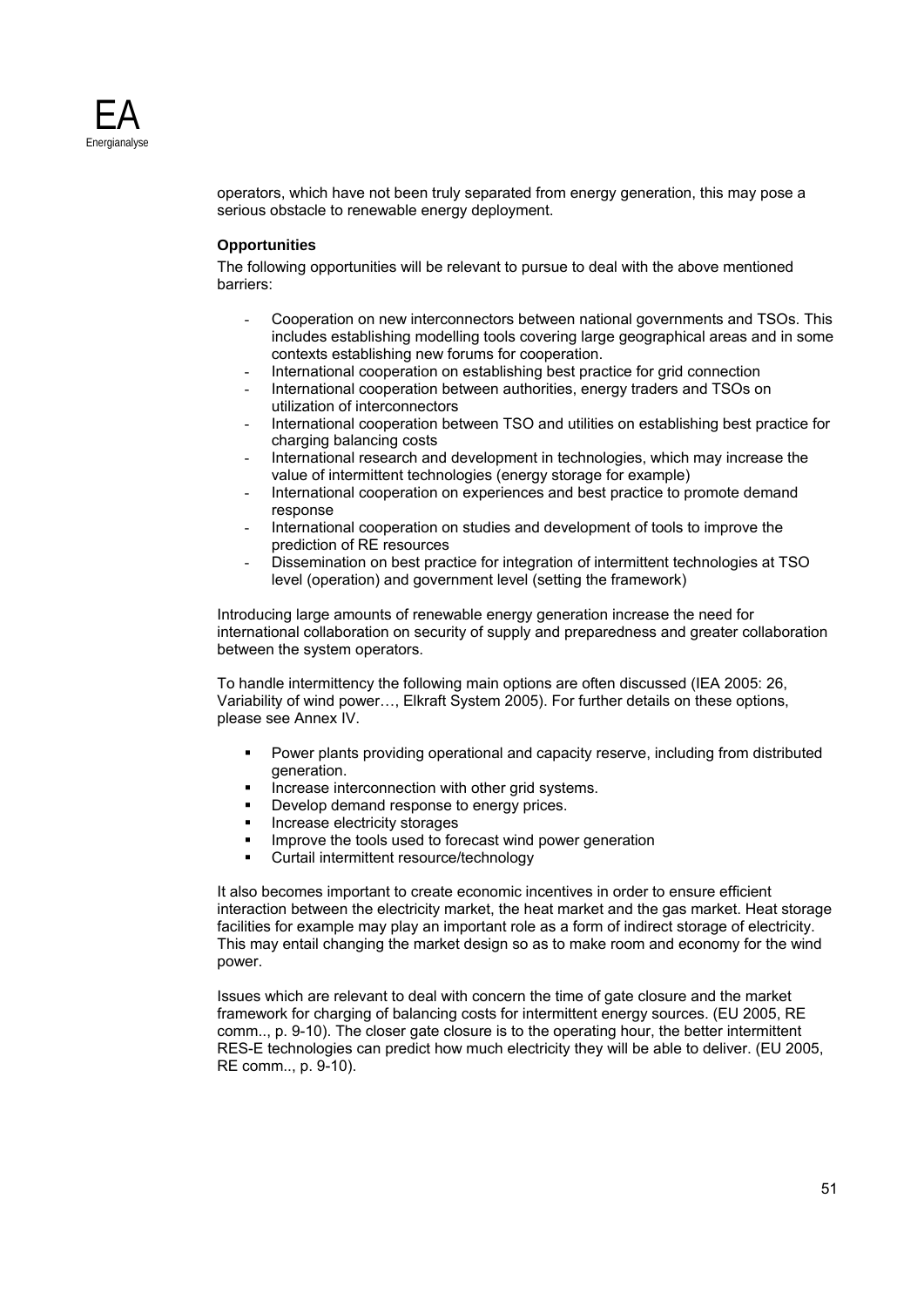operators, which have not been truly separated from energy generation, this may pose a serious obstacle to renewable energy deployment.

**Opportunities**

The following opportunities will be relevant to pursue to deal with the above mentioned barriers:

- Cooperation on new interconnectors between national governments and TSOs. This includes establishing modelling tools covering large geographical areas and in some contexts establishing new forums for cooperation.
- International cooperation on establishing best practice for grid connection
- International cooperation between authorities, energy traders and TSOs on utilization of interconnectors
- International cooperation between TSO and utilities on establishing best practice for charging balancing costs
- International research and development in technologies, which may increase the value of intermittent technologies (energy storage for example)
- International cooperation on experiences and best practice to promote demand response
- International cooperation on studies and development of tools to improve the prediction of RE resources
- Dissemination on best practice for integration of intermittent technologies at TSO level (operation) and government level (setting the framework)

Introducing large amounts of renewable energy generation increase the need for international collaboration on security of supply and preparedness and greater collaboration between the system operators.

To handle intermittency the following main options are often discussed (IEA 2005: 26, Variability of wind power…, Elkraft System 2005). For further details on these options, please see Annex IV.

- Power plants providing operational and capacity reserve, including from distributed generation.
- Increase interconnection with other grid systems.
- Develop demand response to energy prices.
- Increase electricity storages
- Improve the tools used to forecast wind power generation
- Curtail intermittent resource/technology

It also becomes important to create economic incentives in order to ensure efficient interaction between the electricity market, the heat market and the gas market. Heat storage facilities for example may play an important role as a form of indirect storage of electricity. This may entail changing the market design so as to make room and economy for the wind power.

Issues which are relevant to deal with concern the time of gate closure and the market framework for charging of balancing costs for intermittent energy sources. (EU 2005, RE comm.., p. 9-10). The closer gate closure is to the operating hour, the better intermittent RES-E technologies can predict how much electricity they will be able to deliver. (EU 2005, RE comm.., p. 9-10).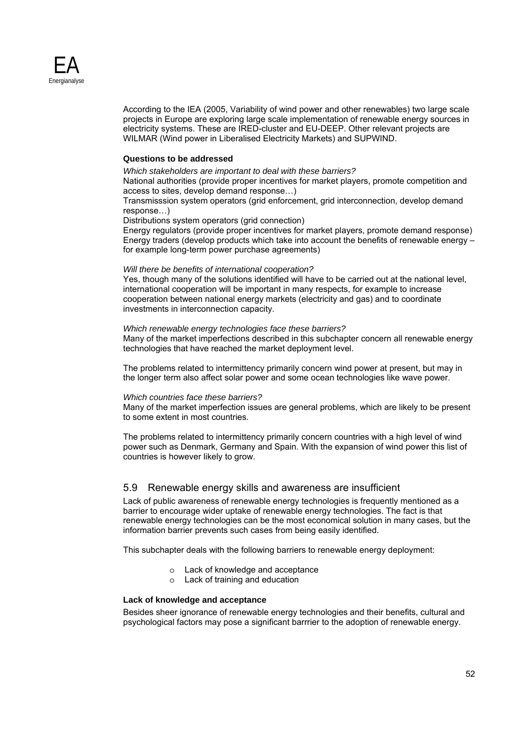According to the IEA (2005, Variability of wind power and other renewables) two large scale projects in Europe are exploring large scale implementation of renewable energy sources in electricity systems. These are IRED-cluster and EU-DEEP. Other relevant projects are WILMAR (Wind power in Liberalised Electricity Markets) and SUPWIND.

**Questions to be addressed**

*Which stakeholders are important to deal with these barriers?*

National authorities (provide proper incentives for market players, promote competition and access to sites, develop demand response…)

Transmisssion system operators (grid enforcement, grid interconnection, develop demand response…)

Distributions system operators (grid connection)

Energy regulators (provide proper incentives for market players, promote demand response)

Energy traders (develop products which take into account the benefits of renewable energy – for example long-term power purchase agreements)

*Will there be benefits of international cooperation?*

Yes, though many of the solutions identified will have to be carried out at the national level, international cooperation will be important in many respects, for example to increase cooperation between national energy markets (electricity and gas) and to coordinate investments in interconnection capacity.

*Which renewable energy technologies face these barriers?*

Many of the market imperfections described in this subchapter concern all renewable energy technologies that have reached the market deployment level.

The problems related to intermittency primarily concern wind power at present, but may in the longer term also affect solar power and some ocean technologies like wave power.

*Which countries face these barriers?*

Many of the market imperfection issues are general problems, which are likely to be present to some extent in most countries.

The problems related to intermittency primarily concern countries with a high level of wind power such as Denmark, Germany and Spain. With the expansion of wind power this list of countries is however likely to grow.

## 5.9 Renewable energy skills and awareness are insufficient

Lack of public awareness of renewable energy technologies is frequently mentioned as a barrier to encourage wider uptake of renewable energy technologies. The fact is that renewable energy technologies can be the most economical solution in many cases, but the information barrier prevents such cases from being easily identified.

This subchapter deals with the following barriers to renewable energy deployment:

- Lack of knowledge and acceptance
- Lack of training and education

**Lack of knowledge and acceptance**

Besides sheer ignorance of renewable energy technologies and their benefits, cultural and psychological factors may pose a significant barrrier to the adoption of renewable energy.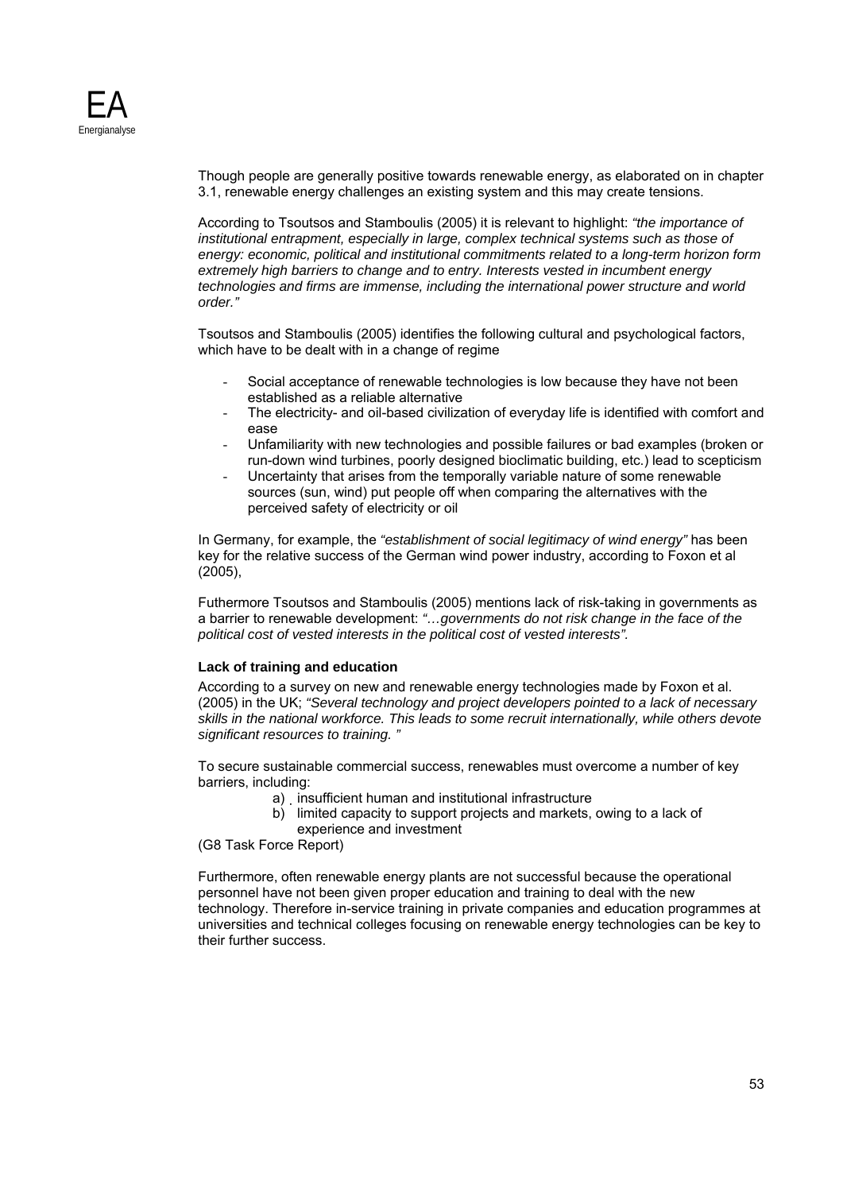Though people are generally positive towards renewable energy, as elaborated on in chapter 3.1, renewable energy challenges an existing system and this may create tensions.

According to Tsoutsos and Stamboulis (2005) it is relevant to highlight: *"the importance of institutional entrapment, especially in large, complex technical systems such as those of energy: economic, political and institutional commitments related to a long-term horizon form extremely high barriers to change and to entry. Interests vested in incumbent energy technologies and firms are immense, including the international power structure and world order."*

Tsoutsos and Stamboulis (2005) identifies the following cultural and psychological factors, which have to be dealt with in a change of regime

- Social acceptance of renewable technologies is low because they have not been established as a reliable alternative
- The electricity- and oil-based civilization of everyday life is identified with comfort and ease
- Unfamiliarity with new technologies and possible failures or bad examples (broken or run-down wind turbines, poorly designed bioclimatic building, etc.) lead to scepticism
- Uncertainty that arises from the temporally variable nature of some renewable sources (sun, wind) put people off when comparing the alternatives with the perceived safety of electricity or oil

In Germany, for example, the *"establishment of social legitimacy of wind energy"* has been key for the relative success of the German wind power industry, according to Foxon et al (2005),

Futhermore Tsoutsos and Stamboulis (2005) mentions lack of risk-taking in governments as a barrier to renewable development: *"…governments do not risk change in the face of the political cost of vested interests in the political cost of vested interests".*

**Lack of training and education**

According to a survey on new and renewable energy technologies made by Foxon et al. (2005) in the UK; *"Several technology and project developers pointed to a lack of necessary skills in the national workforce. This leads to some recruit internationally, while others devote significant resources to training. "*

To secure sustainable commercial success, renewables must overcome a number of key barriers, including:

a) insufficient human and institutional infrastructure
b) limited capacity to support projects and markets, owing to a lack of experience and investment

(G8 Task Force Report)

Furthermore, often renewable energy plants are not successful because the operational personnel have not been given proper education and training to deal with the new technology. Therefore in-service training in private companies and education programmes at universities and technical colleges focusing on renewable energy technologies can be key to their further success.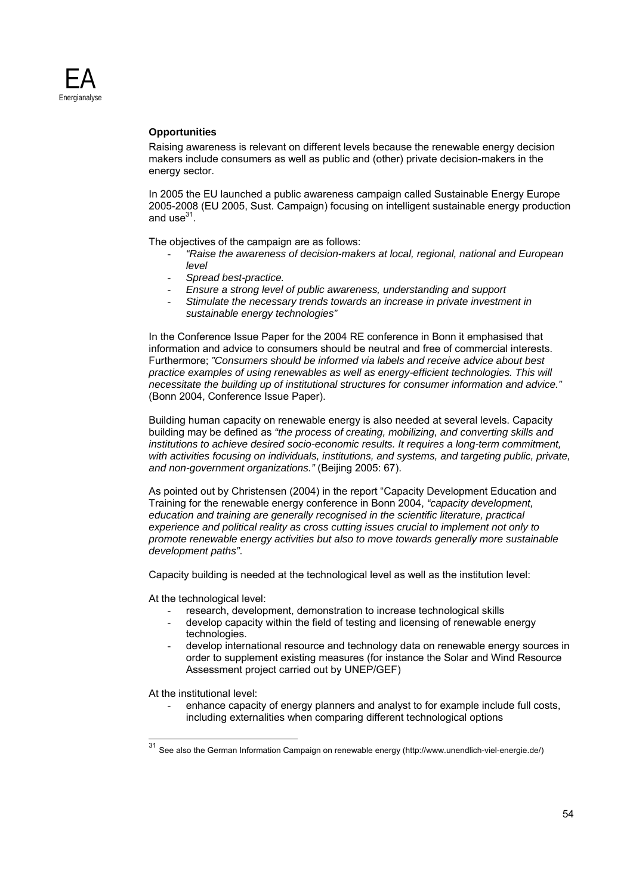**Opportunities**

Raising awareness is relevant on different levels because the renewable energy decision makers include consumers as well as public and (other) private decision-makers in the energy sector.

In 2005 the EU launched a public awareness campaign called Sustainable Energy Europe 2005-2008 (EU 2005, Sust. Campaign) focusing on intelligent sustainable energy production and use[31].

The objectives of the campaign are as follows:

- *"Raise the awareness of decision-makers at local, regional, national and European level*
- *Spread best-practice.*
- *Ensure a strong level of public awareness, understanding and support*
- *Stimulate the necessary trends towards an increase in private investment in sustainable energy technologies"*

In the Conference Issue Paper for the 2004 RE conference in Bonn it emphasised that information and advice to consumers should be neutral and free of commercial interests. Furthermore; *"Consumers should be informed via labels and receive advice about best practice examples of using renewables as well as energy-efficient technologies. This will necessitate the building up of institutional structures for consumer information and advice."* (Bonn 2004, Conference Issue Paper).

Building human capacity on renewable energy is also needed at several levels. Capacity building may be defined as *"the process of creating, mobilizing, and converting skills and institutions to achieve desired socio-economic results. It requires a long-term commitment, with activities focusing on individuals, institutions, and systems, and targeting public, private, and non-government organizations."* (Beijing 2005: 67).

As pointed out by Christensen (2004) in the report "Capacity Development Education and Training for the renewable energy conference in Bonn 2004, *"capacity development, education and training are generally recognised in the scientific literature, practical experience and political reality as cross cutting issues crucial to implement not only to promote renewable energy activities but also to move towards generally more sustainable development paths"*.

Capacity building is needed at the technological level as well as the institution level:

At the technological level:

- research, development, demonstration to increase technological skills
- develop capacity within the field of testing and licensing of renewable energy technologies.
- develop international resource and technology data on renewable energy sources in order to supplement existing measures (for instance the Solar and Wind Resource Assessment project carried out by UNEP/GEF)

At the institutional level:

- enhance capacity of energy planners and analyst to for example include full costs, including externalities when comparing different technological options

[31] See also the German Information Campaign on renewable energy (http://www.unendlich-viel-energie.de/)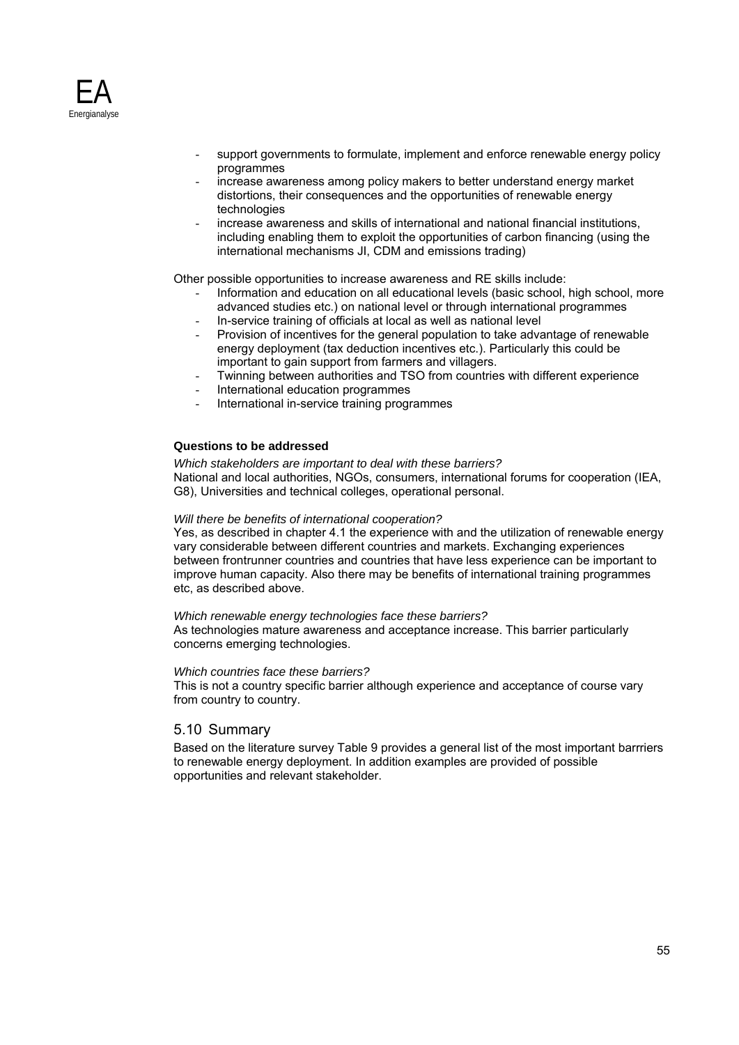- support governments to formulate, implement and enforce renewable energy policy programmes
- increase awareness among policy makers to better understand energy market distortions, their consequences and the opportunities of renewable energy technologies
- increase awareness and skills of international and national financial institutions, including enabling them to exploit the opportunities of carbon financing (using the international mechanisms JI, CDM and emissions trading)

Other possible opportunities to increase awareness and RE skills include:

- Information and education on all educational levels (basic school, high school, more advanced studies etc.) on national level or through international programmes
- In-service training of officials at local as well as national level
- Provision of incentives for the general population to take advantage of renewable energy deployment (tax deduction incentives etc.). Particularly this could be important to gain support from farmers and villagers.
- Twinning between authorities and TSO from countries with different experience
- International education programmes
- International in-service training programmes

**Questions to be addressed**

*Which stakeholders are important to deal with these barriers?*
National and local authorities, NGOs, consumers, international forums for cooperation (IEA, G8), Universities and technical colleges, operational personal.

*Will there be benefits of international cooperation?*
Yes, as described in chapter 4.1 the experience with and the utilization of renewable energy vary considerable between different countries and markets. Exchanging experiences between frontrunner countries and countries that have less experience can be important to improve human capacity. Also there may be benefits of international training programmes etc, as described above.

*Which renewable energy technologies face these barriers?*
As technologies mature awareness and acceptance increase. This barrier particularly concerns emerging technologies.

*Which countries face these barriers?*
This is not a country specific barrier although experience and acceptance of course vary from country to country.

## 5.10 Summary

Based on the literature survey Table 9 provides a general list of the most important barrriers to renewable energy deployment. In addition examples are provided of possible opportunities and relevant stakeholder.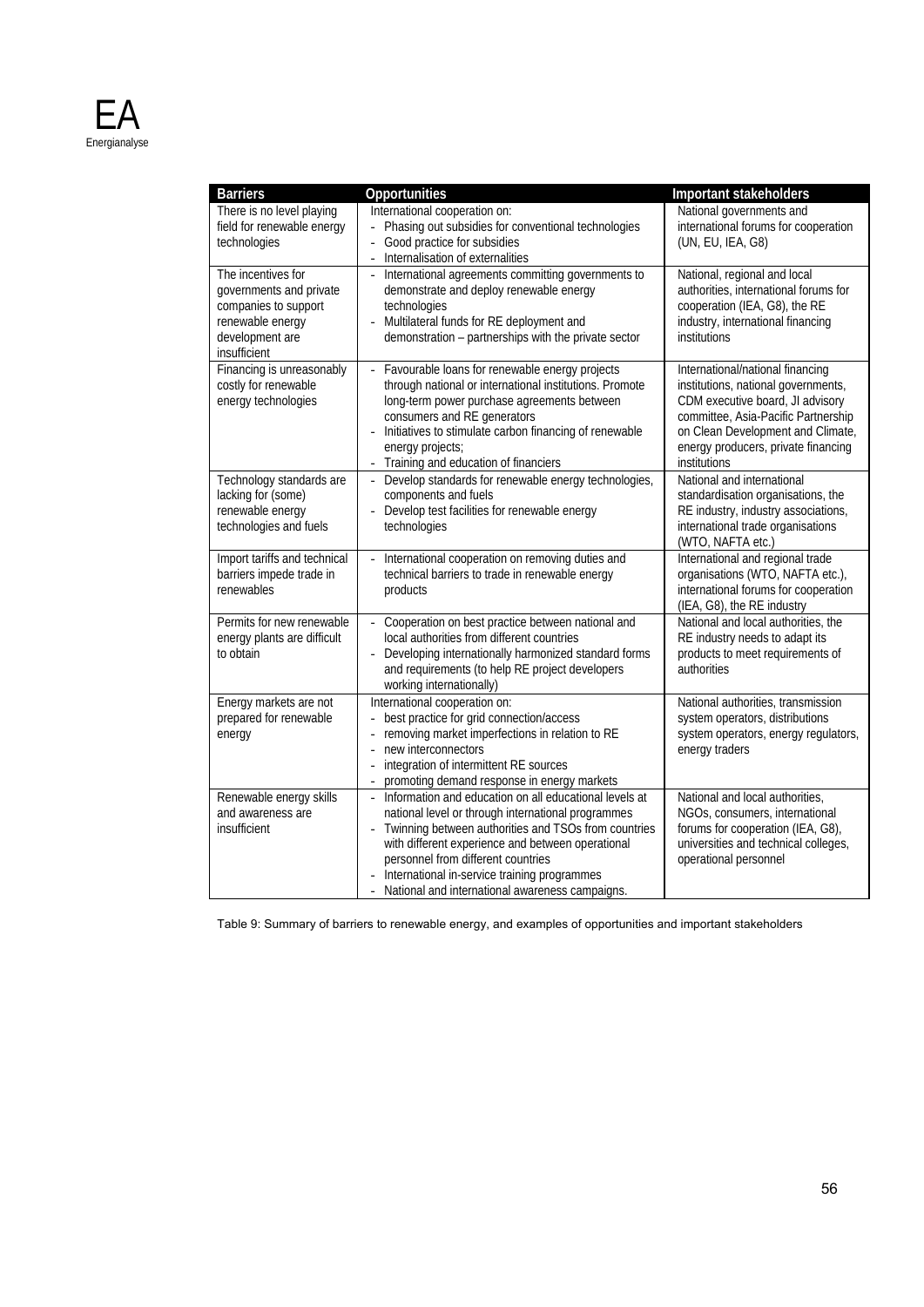| Barriers | Opportunities | Important stakeholders |
| --- | --- | --- |
| There is no level playing field for renewable energy technologies | International cooperation on:<br>- Phasing out subsidies for conventional technologies<br>- Good practice for subsidies<br>- Internalisation of externalities | National governments and international forums for cooperation (UN, EU, IEA, G8) |
| The incentives for governments and private companies to support renewable energy development are insufficient | - International agreements committing governments to demonstrate and deploy renewable energy technologies<br>- Multilateral funds for RE deployment and demonstration – partnerships with the private sector | National, regional and local authorities, international forums for cooperation (IEA, G8), the RE industry, international financing institutions |
| Financing is unreasonably costly for renewable energy technologies | - Favourable loans for renewable energy projects through national or international institutions. Promote long-term power purchase agreements between consumers and RE generators<br>- Initiatives to stimulate carbon financing of renewable energy projects;<br>- Training and education of financiers | International/national financing institutions, national governments, CDM executive board, JI advisory committee, Asia-Pacific Partnership on Clean Development and Climate, energy producers, private financing institutions |
| Technology standards are lacking for (some) renewable energy technologies and fuels | - Develop standards for renewable energy technologies, components and fuels<br>- Develop test facilities for renewable energy technologies | National and international standardisation organisations, the RE industry, industry associations, international trade organisations (WTO, NAFTA etc.) |
| Import tariffs and technical barriers impede trade in renewables | - International cooperation on removing duties and technical barriers to trade in renewable energy products | International and regional trade organisations (WTO, NAFTA etc.), international forums for cooperation (IEA, G8), the RE industry |
| Permits for new renewable energy plants are difficult to obtain | - Cooperation on best practice between national and local authorities from different countries<br>- Developing internationally harmonized standard forms and requirements (to help RE project developers working internationally) | National and local authorities, the RE industry needs to adapt its products to meet requirements of authorities |
| Energy markets are not prepared for renewable energy | International cooperation on:<br>- best practice for grid connection/access<br>- removing market imperfections in relation to RE<br>- new interconnectors<br>- integration of intermittent RE sources<br>- promoting demand response in energy markets | National authorities, transmission system operators, distributions system operators, energy regulators, energy traders |
| Renewable energy skills and awareness are insufficient | - Information and education on all educational levels at national level or through international programmes<br>- Twinning between authorities and TSOs from countries with different experience and between operational personnel from different countries<br>- International in-service training programmes<br>- National and international awareness campaigns. | National and local authorities, NGOs, consumers, international forums for cooperation (IEA, G8), universities and technical colleges, operational personnel |

Table 9: Summary of barriers to renewable energy, and examples of opportunities and important stakeholders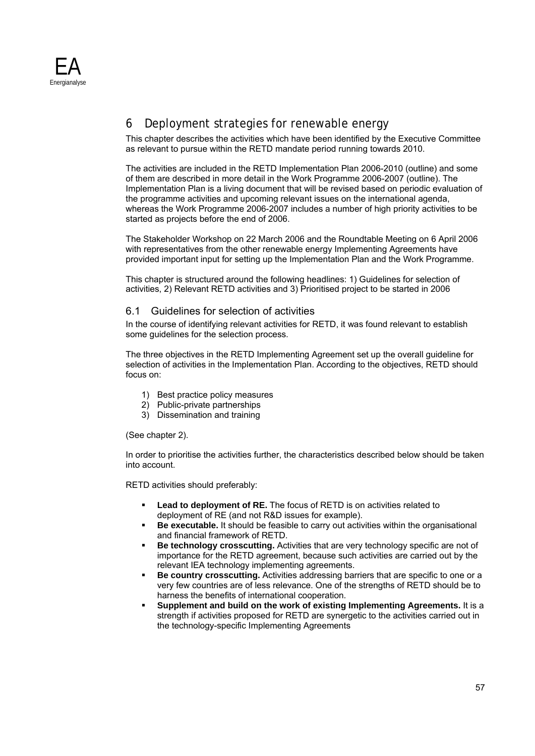# 6 Deployment strategies for renewable energy

This chapter describes the activities which have been identified by the Executive Committee as relevant to pursue within the RETD mandate period running towards 2010.

The activities are included in the RETD Implementation Plan 2006-2010 (outline) and some of them are described in more detail in the Work Programme 2006-2007 (outline). The Implementation Plan is a living document that will be revised based on periodic evaluation of the programme activities and upcoming relevant issues on the international agenda, whereas the Work Programme 2006-2007 includes a number of high priority activities to be started as projects before the end of 2006.

The Stakeholder Workshop on 22 March 2006 and the Roundtable Meeting on 6 April 2006 with representatives from the other renewable energy Implementing Agreements have provided important input for setting up the Implementation Plan and the Work Programme.

This chapter is structured around the following headlines: 1) Guidelines for selection of activities, 2) Relevant RETD activities and 3) Prioritised project to be started in 2006

## 6.1 Guidelines for selection of activities

In the course of identifying relevant activities for RETD, it was found relevant to establish some guidelines for the selection process.

The three objectives in the RETD Implementing Agreement set up the overall guideline for selection of activities in the Implementation Plan. According to the objectives, RETD should focus on:

1) Best practice policy measures
2) Public-private partnerships
3) Dissemination and training

(See chapter 2).

In order to prioritise the activities further, the characteristics described below should be taken into account.

RETD activities should preferably:

- **Lead to deployment of RE.** The focus of RETD is on activities related to deployment of RE (and not R&D issues for example).
- **Be executable.** It should be feasible to carry out activities within the organisational and financial framework of RETD.
- **Be technology crosscutting.** Activities that are very technology specific are not of importance for the RETD agreement, because such activities are carried out by the relevant IEA technology implementing agreements.
- **Be country crosscutting.** Activities addressing barriers that are specific to one or a very few countries are of less relevance. One of the strengths of RETD should be to harness the benefits of international cooperation.
- **Supplement and build on the work of existing Implementing Agreements.** It is a strength if activities proposed for RETD are synergetic to the activities carried out in the technology-specific Implementing Agreements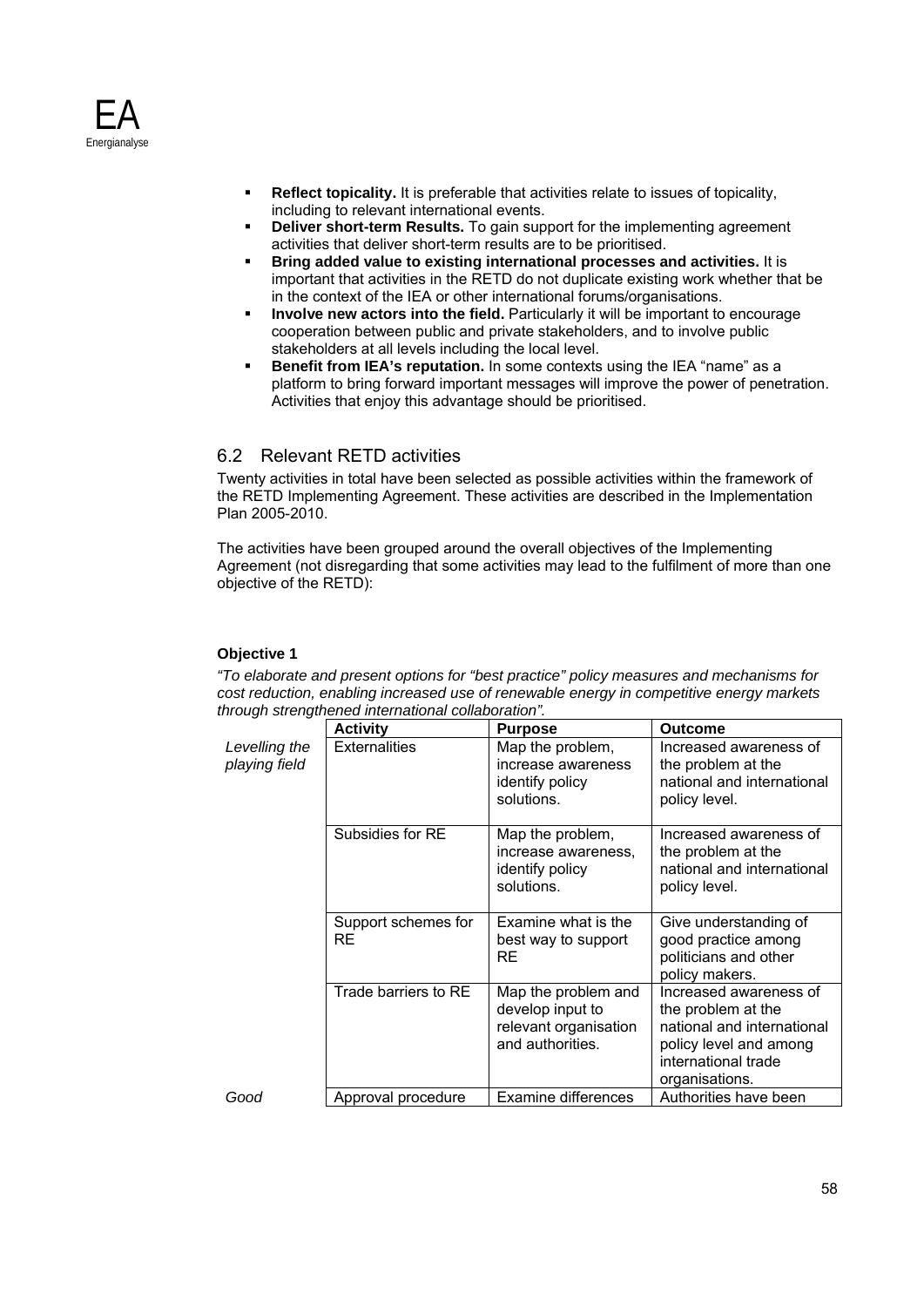- **Reflect topicality.** It is preferable that activities relate to issues of topicality, including to relevant international events.
- **Deliver short-term Results.** To gain support for the implementing agreement activities that deliver short-term results are to be prioritised.
- **Bring added value to existing international processes and activities.** It is important that activities in the RETD do not duplicate existing work whether that be in the context of the IEA or other international forums/organisations.
- **Involve new actors into the field.** Particularly it will be important to encourage cooperation between public and private stakeholders, and to involve public stakeholders at all levels including the local level.
- **Benefit from IEA's reputation.** In some contexts using the IEA "name" as a platform to bring forward important messages will improve the power of penetration. Activities that enjoy this advantage should be prioritised.

## 6.2 Relevant RETD activities

Twenty activities in total have been selected as possible activities within the framework of the RETD Implementing Agreement. These activities are described in the Implementation Plan 2005-2010.

The activities have been grouped around the overall objectives of the Implementing Agreement (not disregarding that some activities may lead to the fulfilment of more than one objective of the RETD):

**Objective 1**

*"To elaborate and present options for "best practice" policy measures and mechanisms for cost reduction, enabling increased use of renewable energy in competitive energy markets through strengthened international collaboration".*

| | Activity | Purpose | Outcome |
|---|---|---|---|
| *Levelling the playing field* | Externalities | Map the problem, increase awareness identify policy solutions. | Increased awareness of the problem at the national and international policy level. |
| | Subsidies for RE | Map the problem, increase awareness, identify policy solutions. | Increased awareness of the problem at the national and international policy level. |
| | Support schemes for RE | Examine what is the best way to support RE | Give understanding of good practice among politicians and other policy makers. |
| | Trade barriers to RE | Map the problem and develop input to relevant organisation and authorities. | Increased awareness of the problem at the national and international policy level and among international trade organisations. |
| *Good* | Approval procedure | Examine differences | Authorities have been |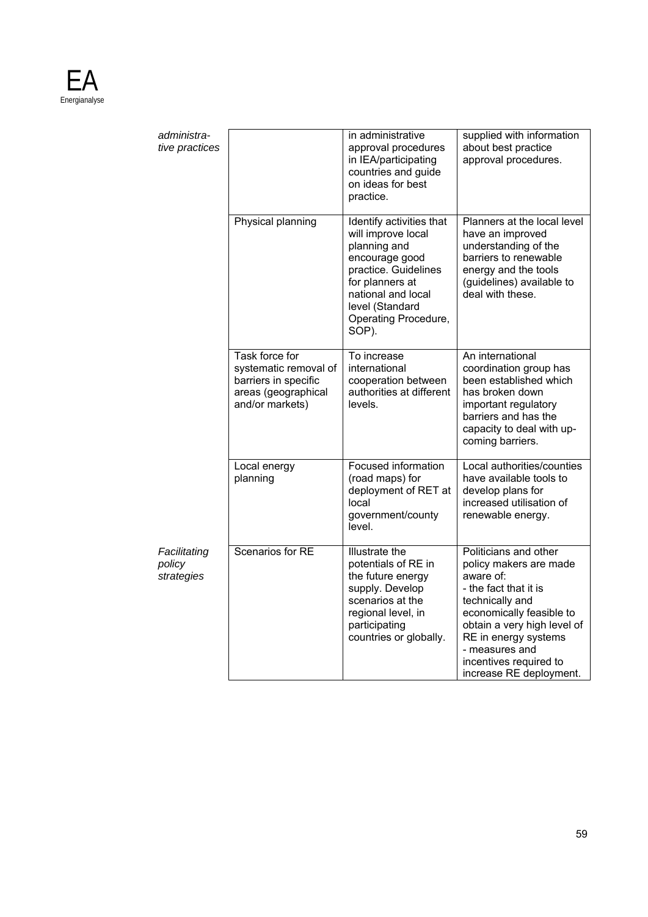| | | | |
|---|---|---|---|
| *administrative practices* | | in administrative approval procedures in IEA/participating countries and guide on ideas for best practice. | supplied with information about best practice approval procedures. |
| | Physical planning | Identify activities that will improve local planning and encourage good practice. Guidelines for planners at national and local level (Standard Operating Procedure, SOP). | Planners at the local level have an improved understanding of the barriers to renewable energy and the tools (guidelines) available to deal with these. |
| | Task force for systematic removal of barriers in specific areas (geographical and/or markets) | To increase international cooperation between authorities at different levels. | An international coordination group has been established which has broken down important regulatory barriers and has the capacity to deal with up-coming barriers. |
| | Local energy planning | Focused information (road maps) for deployment of RET at local government/county level. | Local authorities/counties have available tools to develop plans for increased utilisation of renewable energy. |
| *Facilitating policy strategies* | Scenarios for RE | Illustrate the potentials of RE in the future energy supply. Develop scenarios at the regional level, in participating countries or globally. | Politicians and other policy makers are made aware of:<br>- the fact that it is technically and economically feasible to obtain a very high level of RE in energy systems<br>- measures and incentives required to increase RE deployment. |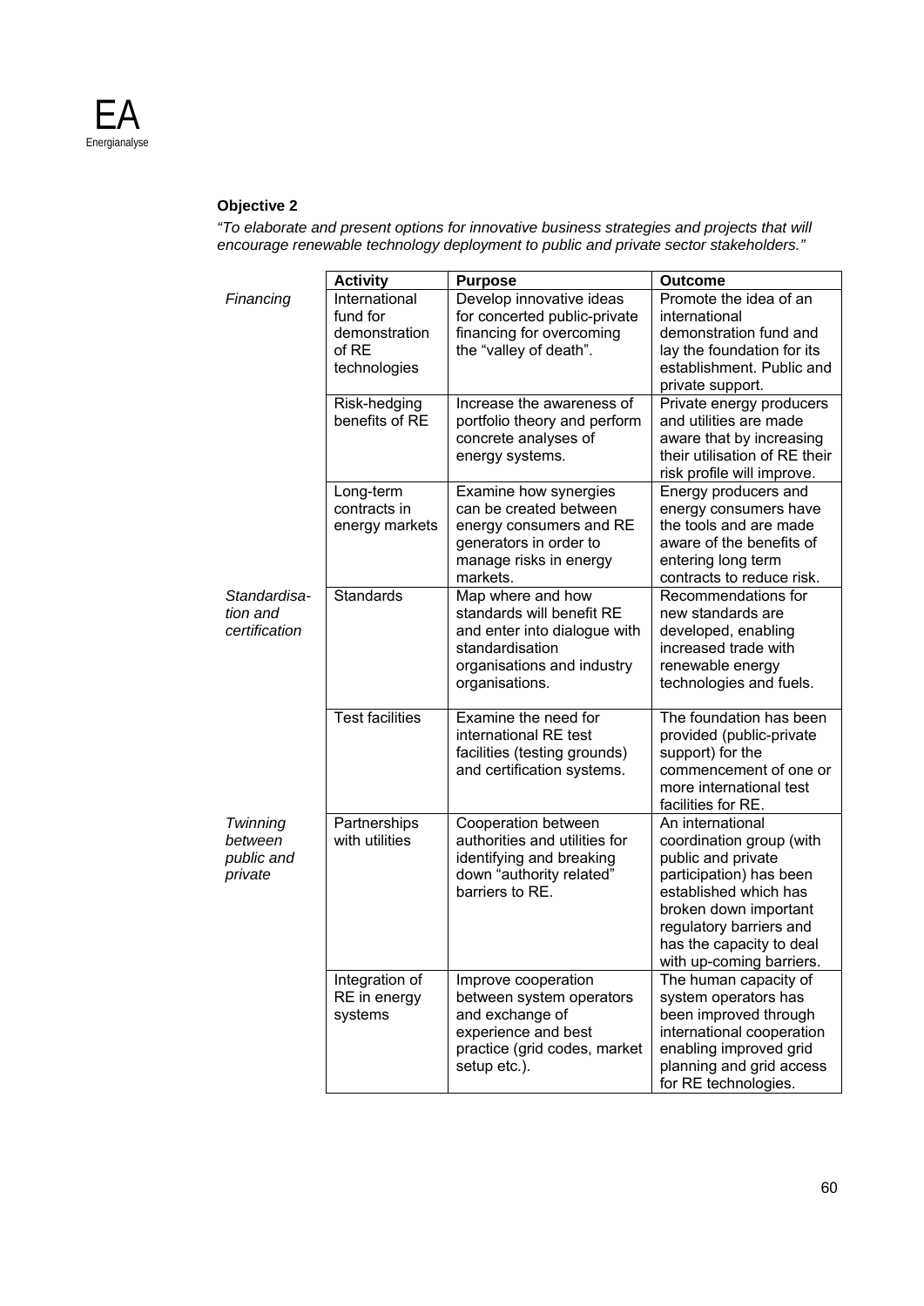**Objective 2**

*"To elaborate and present options for innovative business strategies and projects that will encourage renewable technology deployment to public and private sector stakeholders."*

| | Activity | Purpose | Outcome |
|---|---|---|---|
| *Financing* | International fund for demonstration of RE technologies | Develop innovative ideas for concerted public-private financing for overcoming the "valley of death". | Promote the idea of an international demonstration fund and lay the foundation for its establishment. Public and private support. |
| | Risk-hedging benefits of RE | Increase the awareness of portfolio theory and perform concrete analyses of energy systems. | Private energy producers and utilities are made aware that by increasing their utilisation of RE their risk profile will improve. |
| | Long-term contracts in energy markets | Examine how synergies can be created between energy consumers and RE generators in order to manage risks in energy markets. | Energy producers and energy consumers have the tools and are made aware of the benefits of entering long term contracts to reduce risk. |
| *Standardisation and certification* | Standards | Map where and how standards will benefit RE and enter into dialogue with standardisation organisations and industry organisations. | Recommendations for new standards are developed, enabling increased trade with renewable energy technologies and fuels. |
| | Test facilities | Examine the need for international RE test facilities (testing grounds) and certification systems. | The foundation has been provided (public-private support) for the commencement of one or more international test facilities for RE. |
| *Twinning between public and private* | Partnerships with utilities | Cooperation between authorities and utilities for identifying and breaking down "authority related" barriers to RE. | An international coordination group (with public and private participation) has been established which has broken down important regulatory barriers and has the capacity to deal with up-coming barriers. |
| | Integration of RE in energy systems | Improve cooperation between system operators and exchange of experience and best practice (grid codes, market setup etc.). | The human capacity of system operators has been improved through international cooperation enabling improved grid planning and grid access for RE technologies. |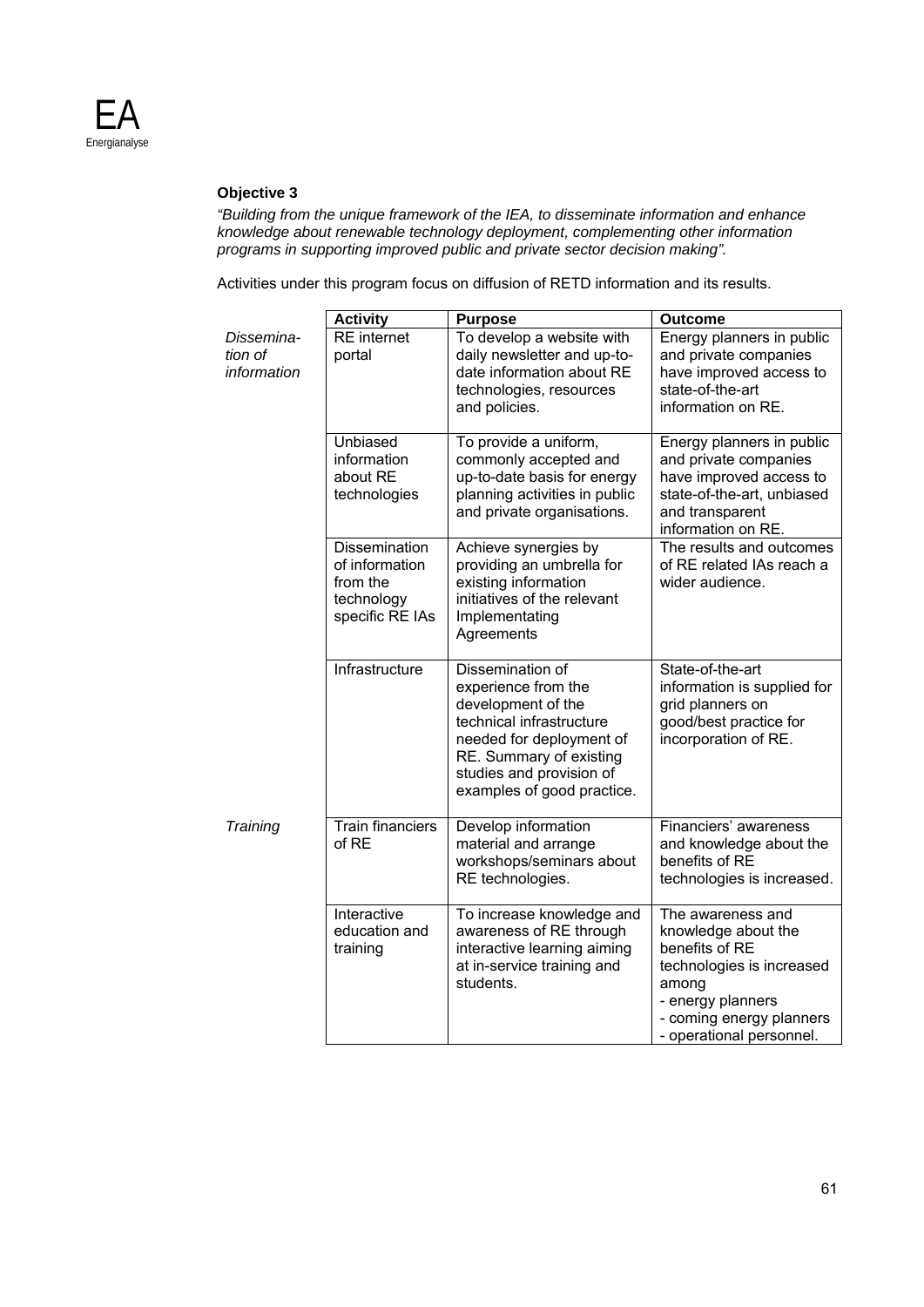**Objective 3**

*"Building from the unique framework of the IEA, to disseminate information and enhance knowledge about renewable technology deployment, complementing other information programs in supporting improved public and private sector decision making".*

Activities under this program focus on diffusion of RETD information and its results.

| | Activity | Purpose | Outcome |
|---|---|---|---|
| *Dissemination of information* | RE internet portal | To develop a website with daily newsletter and up-to-date information about RE technologies, resources and policies. | Energy planners in public and private companies have improved access to state-of-the-art information on RE. |
| | Unbiased information about RE technologies | To provide a uniform, commonly accepted and up-to-date basis for energy planning activities in public and private organisations. | Energy planners in public and private companies have improved access to state-of-the-art, unbiased and transparent information on RE. |
| | Dissemination of information from the technology specific RE IAs | Achieve synergies by providing an umbrella for existing information initiatives of the relevant Implementating Agreements | The results and outcomes of RE related IAs reach a wider audience. |
| | Infrastructure | Dissemination of experience from the development of the technical infrastructure needed for deployment of RE. Summary of existing studies and provision of examples of good practice. | State-of-the-art information is supplied for grid planners on good/best practice for incorporation of RE. |
| *Training* | Train financiers of RE | Develop information material and arrange workshops/seminars about RE technologies. | Financiers' awareness and knowledge about the benefits of RE technologies is increased. |
| | Interactive education and training | To increase knowledge and awareness of RE through interactive learning aiming at in-service training and students. | The awareness and knowledge about the benefits of RE technologies is increased among<br>- energy planners<br>- coming energy planners<br>- operational personnel. |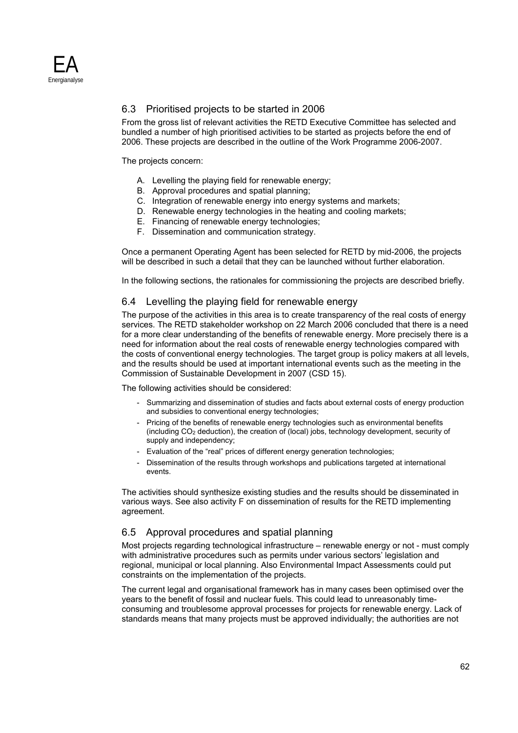## 6.3 Prioritised projects to be started in 2006

From the gross list of relevant activities the RETD Executive Committee has selected and bundled a number of high prioritised activities to be started as projects before the end of 2006. These projects are described in the outline of the Work Programme 2006-2007.

The projects concern:

A. Levelling the playing field for renewable energy;
B. Approval procedures and spatial planning;
C. Integration of renewable energy into energy systems and markets;
D. Renewable energy technologies in the heating and cooling markets;
E. Financing of renewable energy technologies;
F. Dissemination and communication strategy.

Once a permanent Operating Agent has been selected for RETD by mid-2006, the projects will be described in such a detail that they can be launched without further elaboration.

In the following sections, the rationales for commissioning the projects are described briefly.

## 6.4 Levelling the playing field for renewable energy

The purpose of the activities in this area is to create transparency of the real costs of energy services. The RETD stakeholder workshop on 22 March 2006 concluded that there is a need for a more clear understanding of the benefits of renewable energy. More precisely there is a need for information about the real costs of renewable energy technologies compared with the costs of conventional energy technologies. The target group is policy makers at all levels, and the results should be used at important international events such as the meeting in the Commission of Sustainable Development in 2007 (CSD 15).

The following activities should be considered:

- Summarizing and dissemination of studies and facts about external costs of energy production and subsidies to conventional energy technologies;
- Pricing of the benefits of renewable energy technologies such as environmental benefits (including $CO_2$ deduction), the creation of (local) jobs, technology development, security of supply and independency;
- Evaluation of the "real" prices of different energy generation technologies;
- Dissemination of the results through workshops and publications targeted at international events.

The activities should synthesize existing studies and the results should be disseminated in various ways. See also activity F on dissemination of results for the RETD implementing agreement.

## 6.5 Approval procedures and spatial planning

Most projects regarding technological infrastructure – renewable energy or not - must comply with administrative procedures such as permits under various sectors' legislation and regional, municipal or local planning. Also Environmental Impact Assessments could put constraints on the implementation of the projects.

The current legal and organisational framework has in many cases been optimised over the years to the benefit of fossil and nuclear fuels. This could lead to unreasonably time-consuming and troublesome approval processes for projects for renewable energy. Lack of standards means that many projects must be approved individually; the authorities are not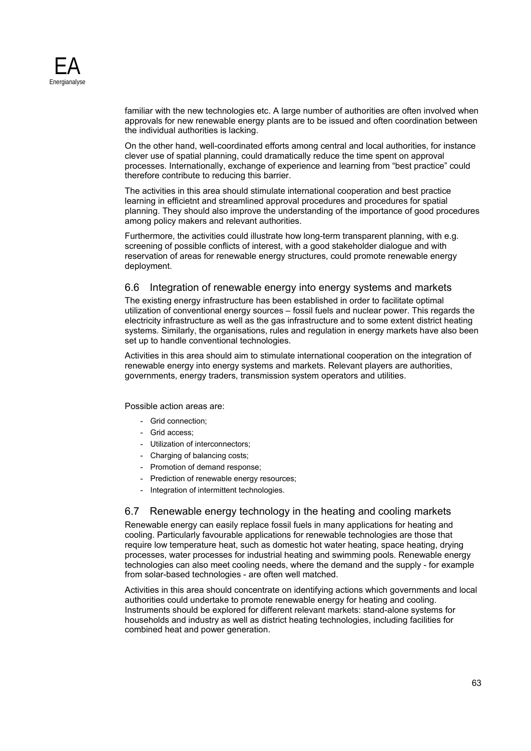familiar with the new technologies etc. A large number of authorities are often involved when approvals for new renewable energy plants are to be issued and often coordination between the individual authorities is lacking.

On the other hand, well-coordinated efforts among central and local authorities, for instance clever use of spatial planning, could dramatically reduce the time spent on approval processes. Internationally, exchange of experience and learning from "best practice" could therefore contribute to reducing this barrier.

The activities in this area should stimulate international cooperation and best practice learning in efficietnt and streamlined approval procedures and procedures for spatial planning. They should also improve the understanding of the importance of good procedures among policy makers and relevant authorities.

Furthermore, the activities could illustrate how long-term transparent planning, with e.g. screening of possible conflicts of interest, with a good stakeholder dialogue and with reservation of areas for renewable energy structures, could promote renewable energy deployment.

## 6.6 Integration of renewable energy into energy systems and markets

The existing energy infrastructure has been established in order to facilitate optimal utilization of conventional energy sources – fossil fuels and nuclear power. This regards the electricity infrastructure as well as the gas infrastructure and to some extent district heating systems. Similarly, the organisations, rules and regulation in energy markets have also been set up to handle conventional technologies.

Activities in this area should aim to stimulate international cooperation on the integration of renewable energy into energy systems and markets. Relevant players are authorities, governments, energy traders, transmission system operators and utilities.

Possible action areas are:

- Grid connection;
- Grid access;
- Utilization of interconnectors;
- Charging of balancing costs;
- Promotion of demand response;
- Prediction of renewable energy resources;
- Integration of intermittent technologies.

## 6.7 Renewable energy technology in the heating and cooling markets

Renewable energy can easily replace fossil fuels in many applications for heating and cooling. Particularly favourable applications for renewable technologies are those that require low temperature heat, such as domestic hot water heating, space heating, drying processes, water processes for industrial heating and swimming pools. Renewable energy technologies can also meet cooling needs, where the demand and the supply - for example from solar-based technologies - are often well matched.

Activities in this area should concentrate on identifying actions which governments and local authorities could undertake to promote renewable energy for heating and cooling. Instruments should be explored for different relevant markets: stand-alone systems for households and industry as well as district heating technologies, including facilities for combined heat and power generation.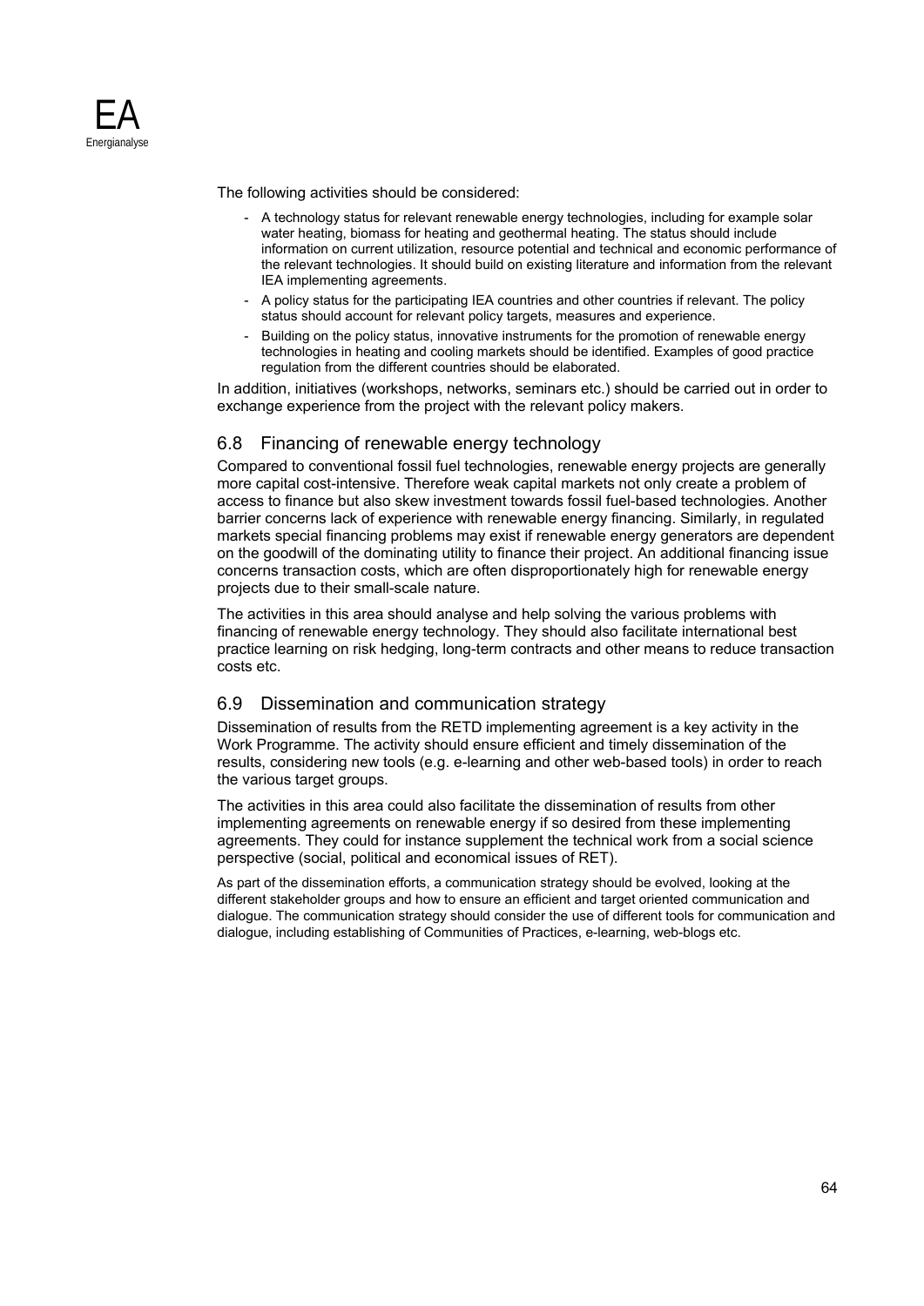The following activities should be considered:

- A technology status for relevant renewable energy technologies, including for example solar water heating, biomass for heating and geothermal heating. The status should include information on current utilization, resource potential and technical and economic performance of the relevant technologies. It should build on existing literature and information from the relevant IEA implementing agreements.
- A policy status for the participating IEA countries and other countries if relevant. The policy status should account for relevant policy targets, measures and experience.
- Building on the policy status, innovative instruments for the promotion of renewable energy technologies in heating and cooling markets should be identified. Examples of good practice regulation from the different countries should be elaborated.

In addition, initiatives (workshops, networks, seminars etc.) should be carried out in order to exchange experience from the project with the relevant policy makers.

## 6.8 Financing of renewable energy technology

Compared to conventional fossil fuel technologies, renewable energy projects are generally more capital cost-intensive. Therefore weak capital markets not only create a problem of access to finance but also skew investment towards fossil fuel-based technologies. Another barrier concerns lack of experience with renewable energy financing. Similarly, in regulated markets special financing problems may exist if renewable energy generators are dependent on the goodwill of the dominating utility to finance their project. An additional financing issue concerns transaction costs, which are often disproportionately high for renewable energy projects due to their small-scale nature.

The activities in this area should analyse and help solving the various problems with financing of renewable energy technology. They should also facilitate international best practice learning on risk hedging, long-term contracts and other means to reduce transaction costs etc.

## 6.9 Dissemination and communication strategy

Dissemination of results from the RETD implementing agreement is a key activity in the Work Programme. The activity should ensure efficient and timely dissemination of the results, considering new tools (e.g. e-learning and other web-based tools) in order to reach the various target groups.

The activities in this area could also facilitate the dissemination of results from other implementing agreements on renewable energy if so desired from these implementing agreements. They could for instance supplement the technical work from a social science perspective (social, political and economical issues of RET).

As part of the dissemination efforts, a communication strategy should be evolved, looking at the different stakeholder groups and how to ensure an efficient and target oriented communication and dialogue. The communication strategy should consider the use of different tools for communication and dialogue, including establishing of Communities of Practices, e-learning, web-blogs etc.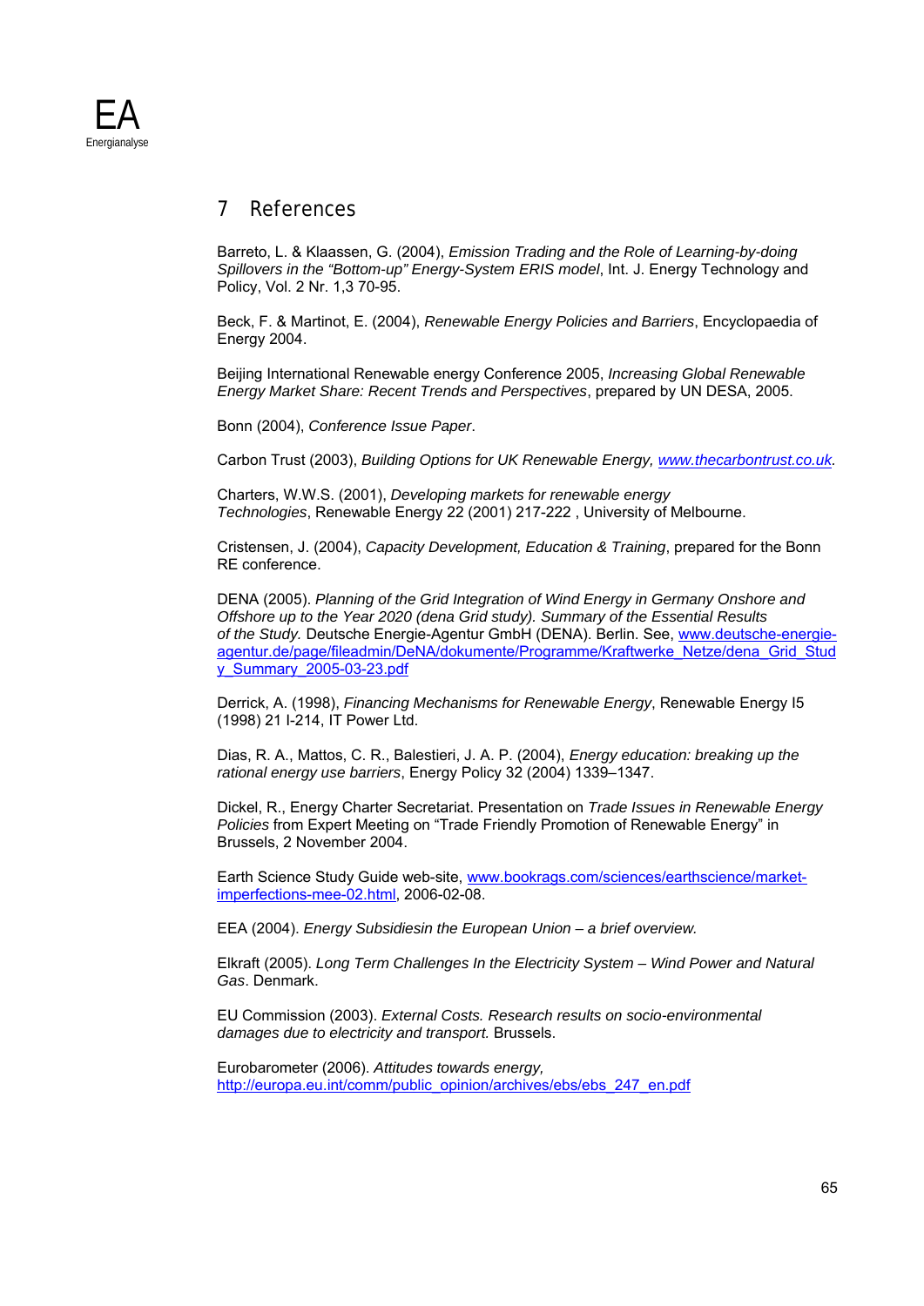# 7 References

Barreto, L. & Klaassen, G. (2004), *Emission Trading and the Role of Learning-by-doing Spillovers in the "Bottom-up" Energy-System ERIS model*, Int. J. Energy Technology and Policy, Vol. 2 Nr. 1,3 70-95.

Beck, F. & Martinot, E. (2004), *Renewable Energy Policies and Barriers*, Encyclopaedia of Energy 2004.

Beijing International Renewable energy Conference 2005, *Increasing Global Renewable Energy Market Share: Recent Trends and Perspectives*, prepared by UN DESA, 2005.

Bonn (2004), *Conference Issue Paper*.

Carbon Trust (2003), *Building Options for UK Renewable Energy, www.thecarbontrust.co.uk.*

Charters, W.W.S. (2001), *Developing markets for renewable energy Technologies*, Renewable Energy 22 (2001) 217-222 , University of Melbourne.

Cristensen, J. (2004), *Capacity Development, Education & Training*, prepared for the Bonn RE conference.

DENA (2005). *Planning of the Grid Integration of Wind Energy in Germany Onshore and Offshore up to the Year 2020 (dena Grid study). Summary of the Essential Results of the Study.* Deutsche Energie-Agentur GmbH (DENA). Berlin. See, www.deutsche-energie-agentur.de/page/fileadmin/DeNA/dokumente/Programme/Kraftwerke_Netze/dena_Grid_Study_Summary_2005-03-23.pdf

Derrick, A. (1998), *Financing Mechanisms for Renewable Energy*, Renewable Energy I5 (1998) 21 I-214, IT Power Ltd.

Dias, R. A., Mattos, C. R., Balestieri, J. A. P. (2004), *Energy education: breaking up the rational energy use barriers*, Energy Policy 32 (2004) 1339–1347.

Dickel, R., Energy Charter Secretariat. Presentation on *Trade Issues in Renewable Energy Policies* from Expert Meeting on "Trade Friendly Promotion of Renewable Energy" in Brussels, 2 November 2004.

Earth Science Study Guide web-site, www.bookrags.com/sciences/earthscience/market-imperfections-mee-02.html, 2006-02-08.

EEA (2004). *Energy Subsidiesin the European Union – a brief overview.*

Elkraft (2005). *Long Term Challenges In the Electricity System – Wind Power and Natural Gas*. Denmark.

EU Commission (2003). *External Costs. Research results on socio-environmental damages due to electricity and transport.* Brussels.

Eurobarometer (2006). *Attitudes towards energy,* http://europa.eu.int/comm/public_opinion/archives/ebs/ebs_247_en.pdf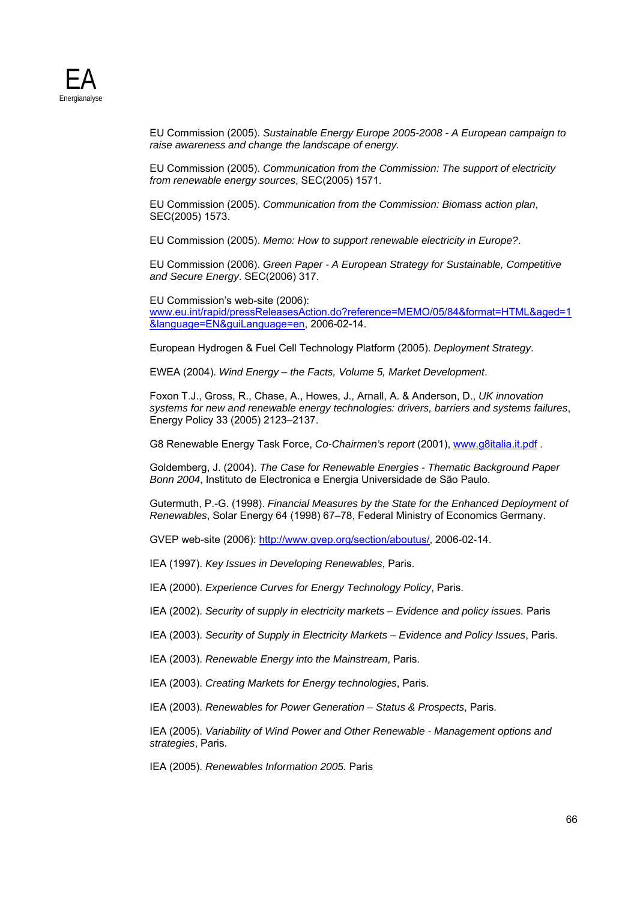EU Commission (2005). *Sustainable Energy Europe 2005-2008 - A European campaign to raise awareness and change the landscape of energy.*

EU Commission (2005). *Communication from the Commission: The support of electricity from renewable energy sources*, SEC(2005) 1571.

EU Commission (2005). *Communication from the Commission: Biomass action plan*, SEC(2005) 1573.

EU Commission (2005). *Memo: How to support renewable electricity in Europe?*.

EU Commission (2006). *Green Paper - A European Strategy for Sustainable, Competitive and Secure Energy*. SEC(2006) 317.

EU Commission's web-site (2006): www.eu.int/rapid/pressReleasesAction.do?reference=MEMO/05/84&format=HTML&aged=1&language=EN&guiLanguage=en, 2006-02-14.

European Hydrogen & Fuel Cell Technology Platform (2005). *Deployment Strategy*.

EWEA (2004). *Wind Energy – the Facts, Volume 5, Market Development*.

Foxon T.J., Gross, R., Chase, A., Howes, J., Arnall, A. & Anderson, D., *UK innovation systems for new and renewable energy technologies: drivers, barriers and systems failures*, Energy Policy 33 (2005) 2123–2137.

G8 Renewable Energy Task Force, *Co-Chairmen's report* (2001), www.g8italia.it.pdf .

Goldemberg, J. (2004). *The Case for Renewable Energies - Thematic Background Paper Bonn 2004*, Instituto de Electronica e Energia Universidade de São Paulo.

Gutermuth, P.-G. (1998). *Financial Measures by the State for the Enhanced Deployment of Renewables*, Solar Energy 64 (1998) 67–78, Federal Ministry of Economics Germany.

GVEP web-site (2006): http://www.gvep.org/section/aboutus/, 2006-02-14.

IEA (1997). *Key Issues in Developing Renewables*, Paris.

IEA (2000). *Experience Curves for Energy Technology Policy*, Paris.

IEA (2002). *Security of supply in electricity markets – Evidence and policy issues.* Paris

IEA (2003). *Security of Supply in Electricity Markets – Evidence and Policy Issues*, Paris.

IEA (2003). *Renewable Energy into the Mainstream*, Paris.

IEA (2003). *Creating Markets for Energy technologies*, Paris.

IEA (2003). *Renewables for Power Generation – Status & Prospects*, Paris.

IEA (2005). *Variability of Wind Power and Other Renewable - Management options and strategies*, Paris.

IEA (2005). *Renewables Information 2005.* Paris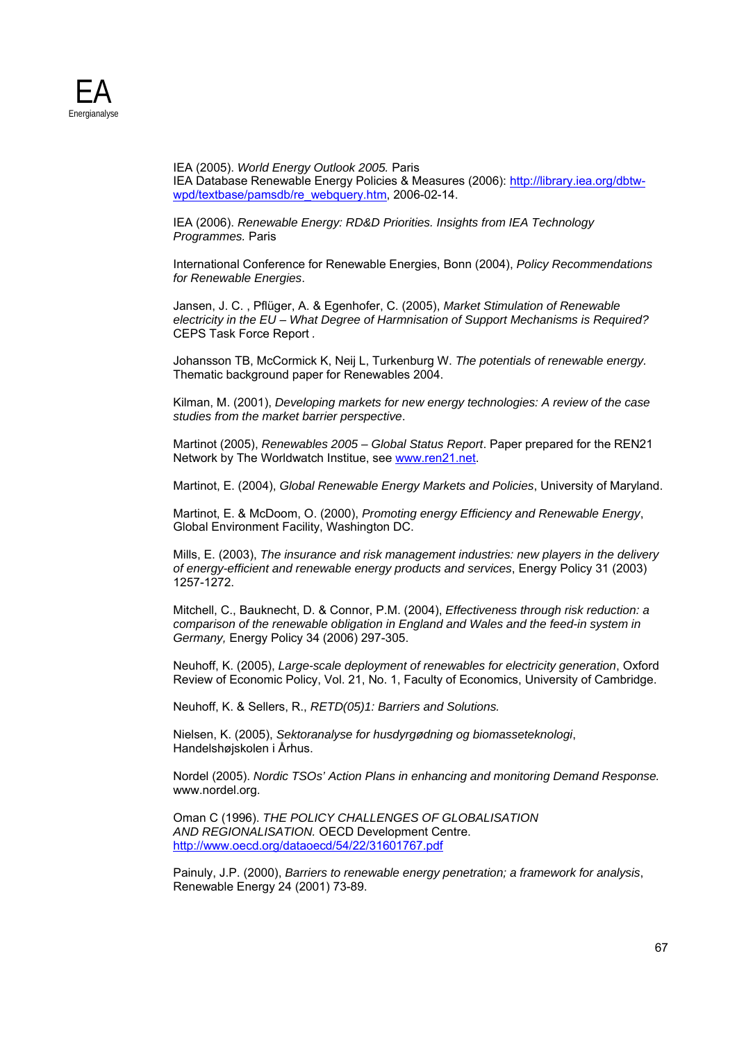IEA (2005). *World Energy Outlook 2005.* Paris
IEA Database Renewable Energy Policies & Measures (2006): http://library.iea.org/dbtw-wpd/textbase/pamsdb/re_webquery.htm, 2006-02-14.

IEA (2006). *Renewable Energy: RD&D Priorities. Insights from IEA Technology Programmes.* Paris

International Conference for Renewable Energies, Bonn (2004), *Policy Recommendations for Renewable Energies*.

Jansen, J. C. , Pflüger, A. & Egenhofer, C. (2005), *Market Stimulation of Renewable electricity in the EU – What Degree of Harmnisation of Support Mechanisms is Required?* CEPS Task Force Report .

Johansson TB, McCormick K, Neij L, Turkenburg W. *The potentials of renewable energy.* Thematic background paper for Renewables 2004.

Kilman, M. (2001), *Developing markets for new energy technologies: A review of the case studies from the market barrier perspective*.

Martinot (2005), *Renewables 2005 – Global Status Report*. Paper prepared for the REN21 Network by The Worldwatch Institue, see www.ren21.net.

Martinot, E. (2004), *Global Renewable Energy Markets and Policies*, University of Maryland.

Martinot, E. & McDoom, O. (2000), *Promoting energy Efficiency and Renewable Energy*, Global Environment Facility, Washington DC.

Mills, E. (2003), *The insurance and risk management industries: new players in the delivery of energy-efficient and renewable energy products and services*, Energy Policy 31 (2003) 1257-1272.

Mitchell, C., Bauknecht, D. & Connor, P.M. (2004), *Effectiveness through risk reduction: a comparison of the renewable obligation in England and Wales and the feed-in system in Germany,* Energy Policy 34 (2006) 297-305.

Neuhoff, K. (2005), *Large-scale deployment of renewables for electricity generation*, Oxford Review of Economic Policy, Vol. 21, No. 1, Faculty of Economics, University of Cambridge.

Neuhoff, K. & Sellers, R., *RETD(05)1: Barriers and Solutions.*

Nielsen, K. (2005), *Sektoranalyse for husdyrgødning og biomasseteknologi*, Handelshøjskolen i Århus.

Nordel (2005). *Nordic TSOs' Action Plans in enhancing and monitoring Demand Response.* www.nordel.org.

Oman C (1996). *THE POLICY CHALLENGES OF GLOBALISATION AND REGIONALISATION.* OECD Development Centre. http://www.oecd.org/dataoecd/54/22/31601767.pdf

Painuly, J.P. (2000), *Barriers to renewable energy penetration; a framework for analysis*, Renewable Energy 24 (2001) 73-89.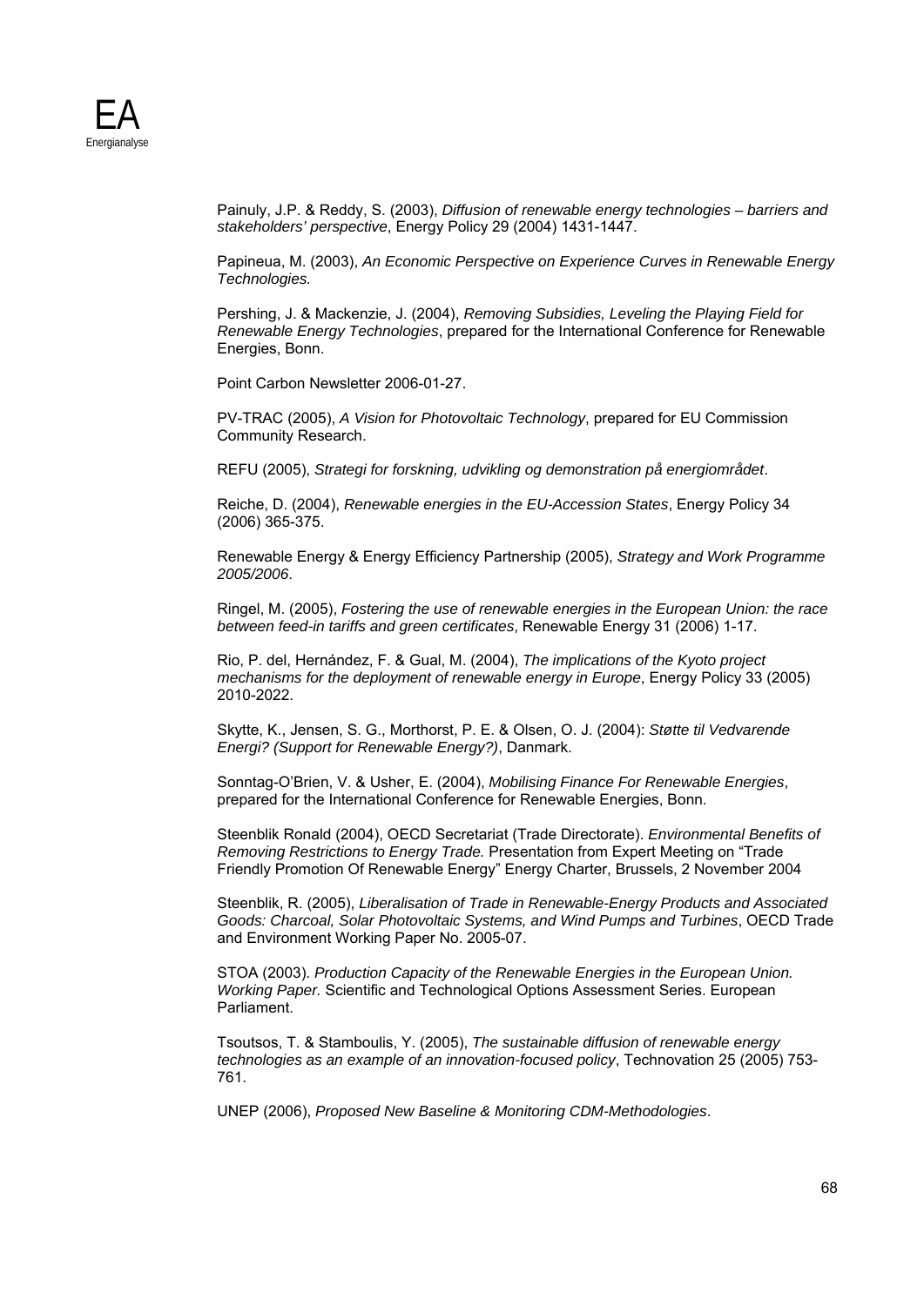Painuly, J.P. & Reddy, S. (2003), *Diffusion of renewable energy technologies – barriers and stakeholders' perspective*, Energy Policy 29 (2004) 1431-1447.

Papineua, M. (2003), *An Economic Perspective on Experience Curves in Renewable Energy Technologies.*

Pershing, J. & Mackenzie, J. (2004), *Removing Subsidies, Leveling the Playing Field for Renewable Energy Technologies*, prepared for the International Conference for Renewable Energies, Bonn.

Point Carbon Newsletter 2006-01-27.

PV-TRAC (2005), *A Vision for Photovoltaic Technology*, prepared for EU Commission Community Research.

REFU (2005), *Strategi for forskning, udvikling og demonstration på energiområdet*.

Reiche, D. (2004), *Renewable energies in the EU-Accession States*, Energy Policy 34 (2006) 365-375.

Renewable Energy & Energy Efficiency Partnership (2005), *Strategy and Work Programme 2005/2006*.

Ringel, M. (2005), *Fostering the use of renewable energies in the European Union: the race between feed-in tariffs and green certificates*, Renewable Energy 31 (2006) 1-17.

Rio, P. del, Hernández, F. & Gual, M. (2004), *The implications of the Kyoto project mechanisms for the deployment of renewable energy in Europe*, Energy Policy 33 (2005) 2010-2022.

Skytte, K., Jensen, S. G., Morthorst, P. E. & Olsen, O. J. (2004): *Støtte til Vedvarende Energi? (Support for Renewable Energy?)*, Danmark.

Sonntag-O'Brien, V. & Usher, E. (2004), *Mobilising Finance For Renewable Energies*, prepared for the International Conference for Renewable Energies, Bonn.

Steenblik Ronald (2004), OECD Secretariat (Trade Directorate). *Environmental Benefits of Removing Restrictions to Energy Trade.* Presentation from Expert Meeting on "Trade Friendly Promotion Of Renewable Energy" Energy Charter, Brussels, 2 November 2004

Steenblik, R. (2005), *Liberalisation of Trade in Renewable-Energy Products and Associated Goods: Charcoal, Solar Photovoltaic Systems, and Wind Pumps and Turbines*, OECD Trade and Environment Working Paper No. 2005-07.

STOA (2003). *Production Capacity of the Renewable Energies in the European Union. Working Paper.* Scientific and Technological Options Assessment Series. European Parliament.

Tsoutsos, T. & Stamboulis, Y. (2005), *The sustainable diffusion of renewable energy technologies as an example of an innovation-focused policy*, Technovation 25 (2005) 753-761.

UNEP (2006), *Proposed New Baseline & Monitoring CDM-Methodologies*.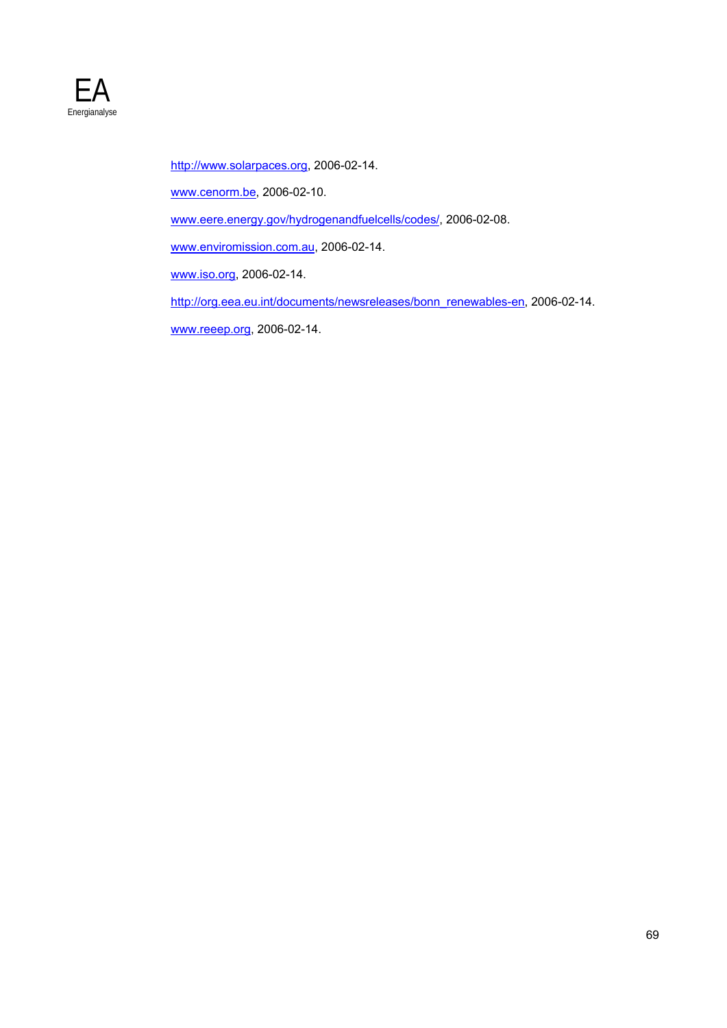http://www.solarpaces.org, 2006-02-14.

www.cenorm.be, 2006-02-10.

www.eere.energy.gov/hydrogenandfuelcells/codes/, 2006-02-08.

www.enviromission.com.au, 2006-02-14.

www.iso.org, 2006-02-14.

http://org.eea.eu.int/documents/newsreleases/bonn_renewables-en, 2006-02-14.

www.reeep.org, 2006-02-14.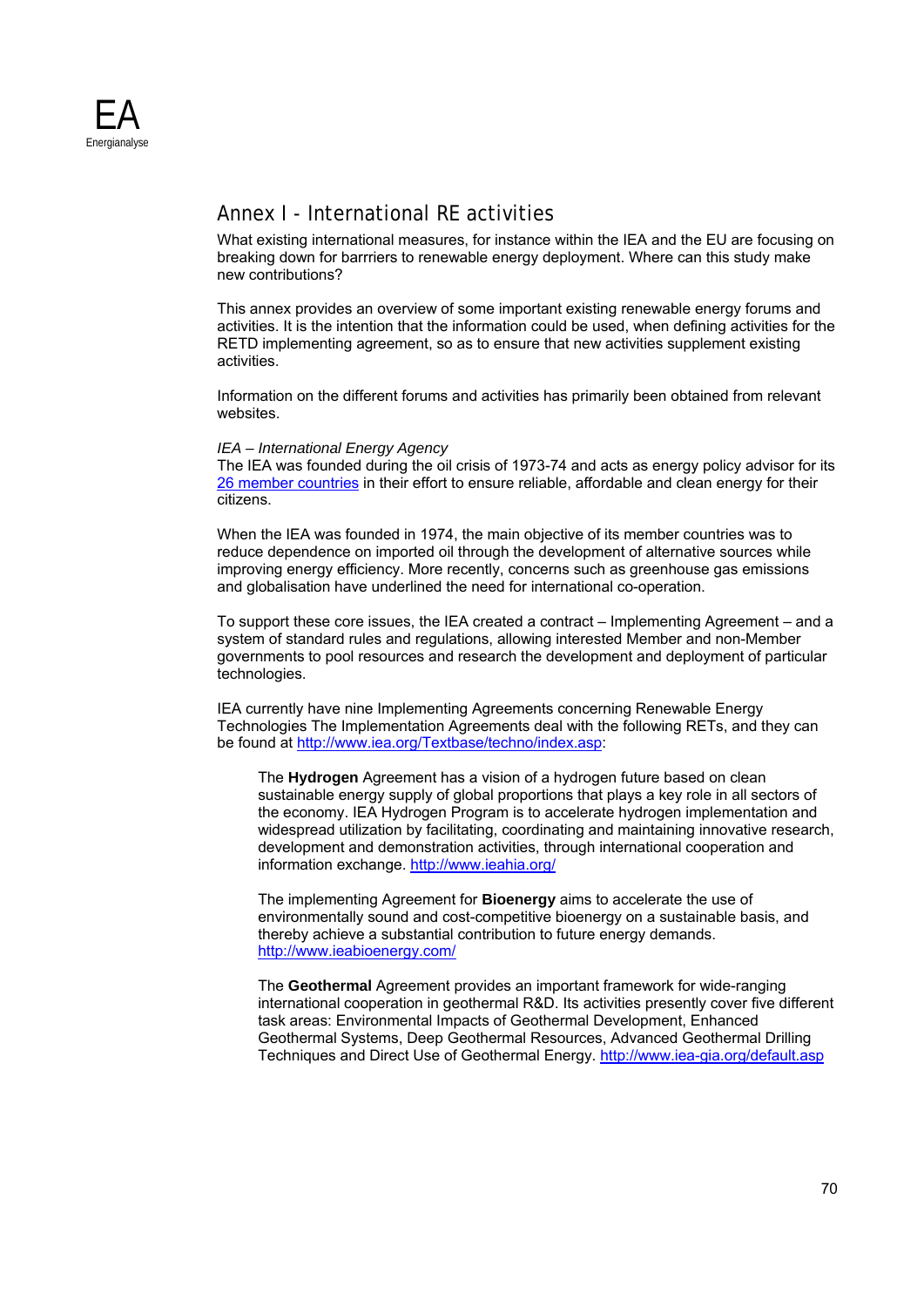# Annex I - International RE activities

What existing international measures, for instance within the IEA and the EU are focusing on breaking down for barrriers to renewable energy deployment. Where can this study make new contributions?

This annex provides an overview of some important existing renewable energy forums and activities. It is the intention that the information could be used, when defining activities for the RETD implementing agreement, so as to ensure that new activities supplement existing activities.

Information on the different forums and activities has primarily been obtained from relevant websites.

*IEA – International Energy Agency*
The IEA was founded during the oil crisis of 1973-74 and acts as energy policy advisor for its 26 member countries in their effort to ensure reliable, affordable and clean energy for their citizens.

When the IEA was founded in 1974, the main objective of its member countries was to reduce dependence on imported oil through the development of alternative sources while improving energy efficiency. More recently, concerns such as greenhouse gas emissions and globalisation have underlined the need for international co-operation.

To support these core issues, the IEA created a contract – Implementing Agreement – and a system of standard rules and regulations, allowing interested Member and non-Member governments to pool resources and research the development and deployment of particular technologies.

IEA currently have nine Implementing Agreements concerning Renewable Energy Technologies The Implementation Agreements deal with the following RETs, and they can be found at http://www.iea.org/Textbase/techno/index.asp:

> The **Hydrogen** Agreement has a vision of a hydrogen future based on clean sustainable energy supply of global proportions that plays a key role in all sectors of the economy. IEA Hydrogen Program is to accelerate hydrogen implementation and widespread utilization by facilitating, coordinating and maintaining innovative research, development and demonstration activities, through international cooperation and information exchange. http://www.ieahia.org/
>
> The implementing Agreement for **Bioenergy** aims to accelerate the use of environmentally sound and cost-competitive bioenergy on a sustainable basis, and thereby achieve a substantial contribution to future energy demands. http://www.ieabioenergy.com/
>
> The **Geothermal** Agreement provides an important framework for wide-ranging international cooperation in geothermal R&D. Its activities presently cover five different task areas: Environmental Impacts of Geothermal Development, Enhanced Geothermal Systems, Deep Geothermal Resources, Advanced Geothermal Drilling Techniques and Direct Use of Geothermal Energy. http://www.iea-gia.org/default.asp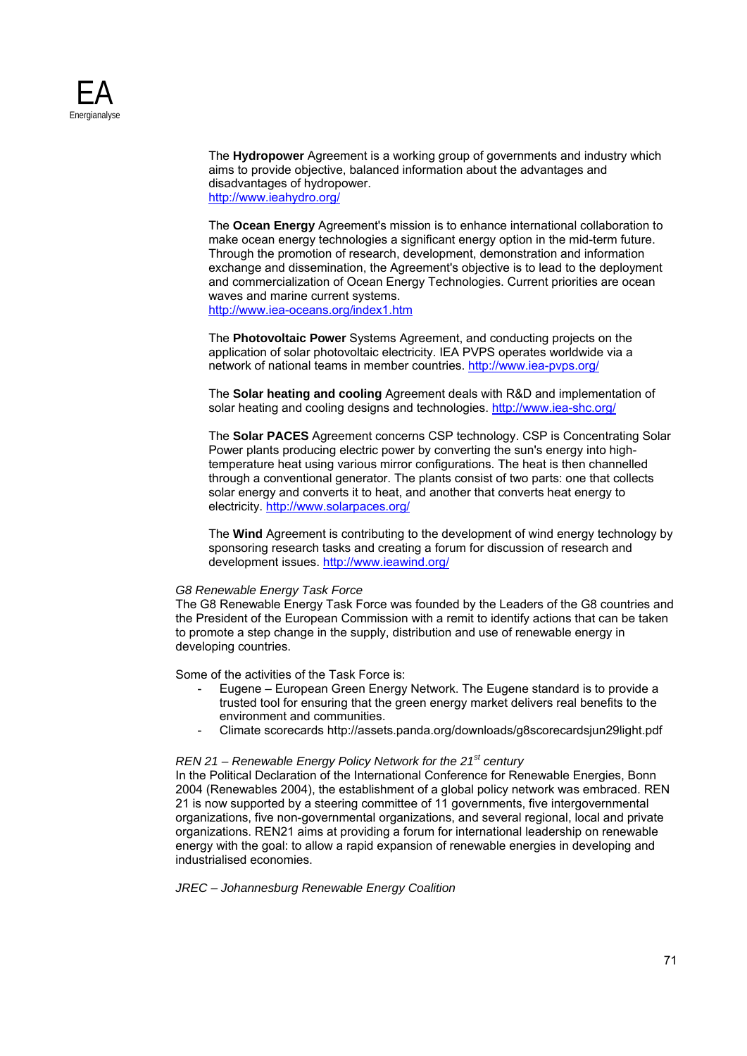The **Hydropower** Agreement is a working group of governments and industry which aims to provide objective, balanced information about the advantages and disadvantages of hydropower.
http://www.ieahydro.org/

The **Ocean Energy** Agreement's mission is to enhance international collaboration to make ocean energy technologies a significant energy option in the mid-term future. Through the promotion of research, development, demonstration and information exchange and dissemination, the Agreement's objective is to lead to the deployment and commercialization of Ocean Energy Technologies. Current priorities are ocean waves and marine current systems.
http://www.iea-oceans.org/index1.htm

The **Photovoltaic Power** Systems Agreement, and conducting projects on the application of solar photovoltaic electricity. IEA PVPS operates worldwide via a network of national teams in member countries. http://www.iea-pvps.org/

The **Solar heating and cooling** Agreement deals with R&D and implementation of solar heating and cooling designs and technologies. http://www.iea-shc.org/

The **Solar PACES** Agreement concerns CSP technology. CSP is Concentrating Solar Power plants producing electric power by converting the sun's energy into high-temperature heat using various mirror configurations. The heat is then channelled through a conventional generator. The plants consist of two parts: one that collects solar energy and converts it to heat, and another that converts heat energy to electricity. http://www.solarpaces.org/

The **Wind** Agreement is contributing to the development of wind energy technology by sponsoring research tasks and creating a forum for discussion of research and development issues. http://www.ieawind.org/

*G8 Renewable Energy Task Force*
The G8 Renewable Energy Task Force was founded by the Leaders of the G8 countries and the President of the European Commission with a remit to identify actions that can be taken to promote a step change in the supply, distribution and use of renewable energy in developing countries.

Some of the activities of the Task Force is:

- Eugene – European Green Energy Network. The Eugene standard is to provide a trusted tool for ensuring that the green energy market delivers real benefits to the environment and communities.
- Climate scorecards http://assets.panda.org/downloads/g8scorecardsjun29light.pdf

*REN 21 – Renewable Energy Policy Network for the 21st century*
In the Political Declaration of the International Conference for Renewable Energies, Bonn 2004 (Renewables 2004), the establishment of a global policy network was embraced. REN 21 is now supported by a steering committee of 11 governments, five intergovernmental organizations, five non-governmental organizations, and several regional, local and private organizations. REN21 aims at providing a forum for international leadership on renewable energy with the goal: to allow a rapid expansion of renewable energies in developing and industrialised economies.

*JREC – Johannesburg Renewable Energy Coalition*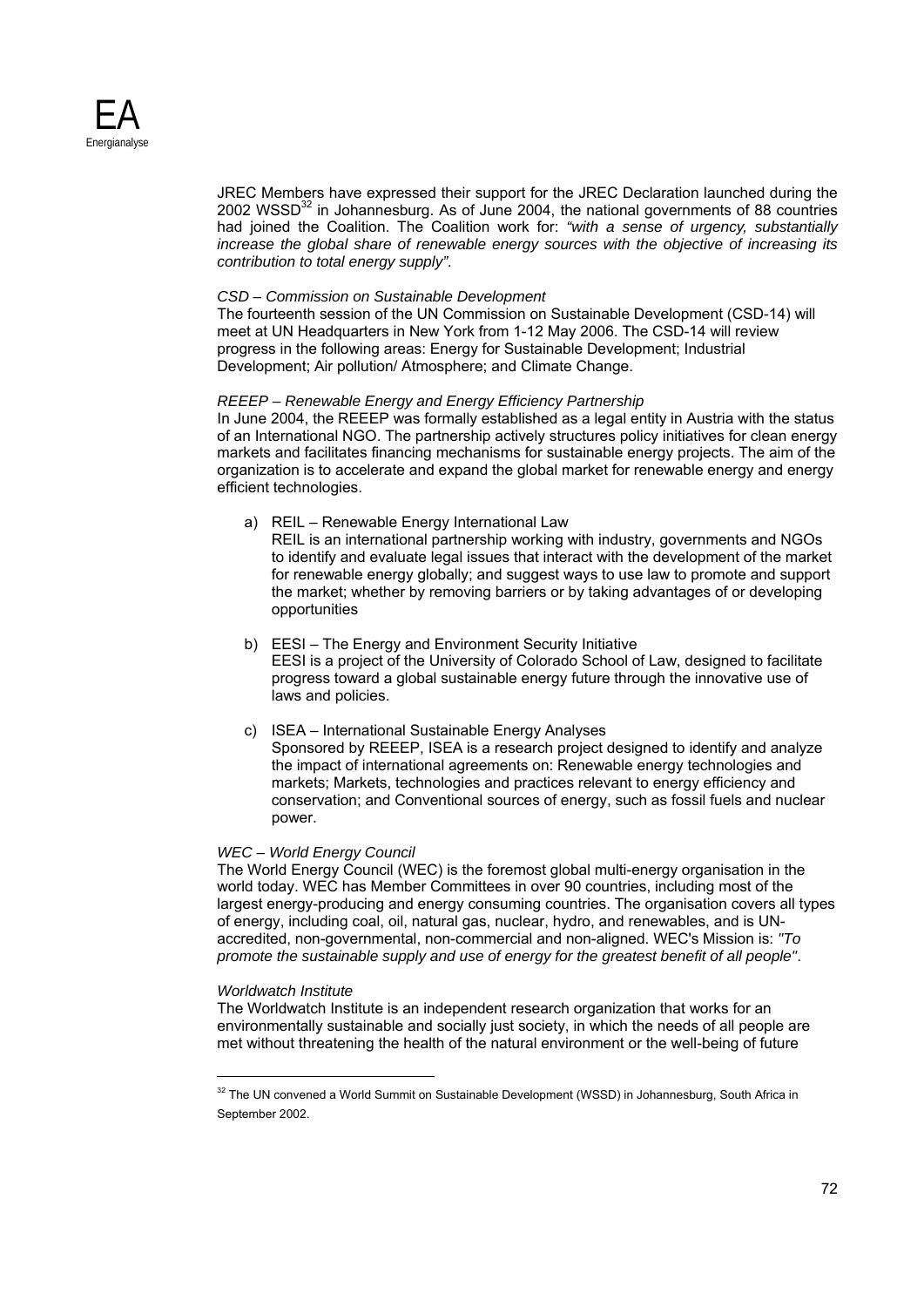JREC Members have expressed their support for the JREC Declaration launched during the 2002 WSSD[32] in Johannesburg. As of June 2004, the national governments of 88 countries had joined the Coalition. The Coalition work for: *"with a sense of urgency, substantially increase the global share of renewable energy sources with the objective of increasing its contribution to total energy supply"*.

*CSD – Commission on Sustainable Development*

The fourteenth session of the UN Commission on Sustainable Development (CSD-14) will meet at UN Headquarters in New York from 1-12 May 2006. The CSD-14 will review progress in the following areas: Energy for Sustainable Development; Industrial Development; Air pollution/ Atmosphere; and Climate Change.

*REEEP – Renewable Energy and Energy Efficiency Partnership*

In June 2004, the REEEP was formally established as a legal entity in Austria with the status of an International NGO. The partnership actively structures policy initiatives for clean energy markets and facilitates financing mechanisms for sustainable energy projects. The aim of the organization is to accelerate and expand the global market for renewable energy and energy efficient technologies.

a) REIL – Renewable Energy International Law
   REIL is an international partnership working with industry, governments and NGOs to identify and evaluate legal issues that interact with the development of the market for renewable energy globally; and suggest ways to use law to promote and support the market; whether by removing barriers or by taking advantages of or developing opportunities

b) EESI – The Energy and Environment Security Initiative
   EESI is a project of the University of Colorado School of Law, designed to facilitate progress toward a global sustainable energy future through the innovative use of laws and policies.

c) ISEA – International Sustainable Energy Analyses
   Sponsored by REEEP, ISEA is a research project designed to identify and analyze the impact of international agreements on: Renewable energy technologies and markets; Markets, technologies and practices relevant to energy efficiency and conservation; and Conventional sources of energy, such as fossil fuels and nuclear power.

*WEC – World Energy Council*

The World Energy Council (WEC) is the foremost global multi-energy organisation in the world today. WEC has Member Committees in over 90 countries, including most of the largest energy-producing and energy consuming countries. The organisation covers all types of energy, including coal, oil, natural gas, nuclear, hydro, and renewables, and is UN-accredited, non-governmental, non-commercial and non-aligned. WEC's Mission is: *"To promote the sustainable supply and use of energy for the greatest benefit of all people"*.

*Worldwatch Institute*

The Worldwatch Institute is an independent research organization that works for an environmentally sustainable and socially just society, in which the needs of all people are met without threatening the health of the natural environment or the well-being of future

[32] The UN convened a World Summit on Sustainable Development (WSSD) in Johannesburg, South Africa in September 2002.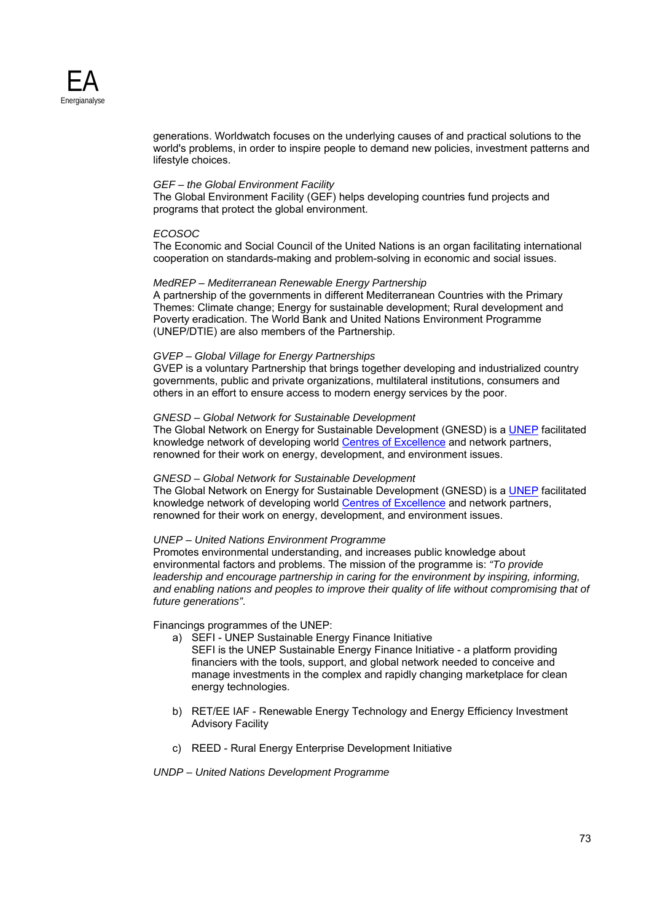generations. Worldwatch focuses on the underlying causes of and practical solutions to the world's problems, in order to inspire people to demand new policies, investment patterns and lifestyle choices.

*GEF – the Global Environment Facility*
The Global Environment Facility (GEF) helps developing countries fund projects and programs that protect the global environment.

*ECOSOC*
The Economic and Social Council of the United Nations is an organ facilitating international cooperation on standards-making and problem-solving in economic and social issues.

*MedREP – Mediterranean Renewable Energy Partnership*
A partnership of the governments in different Mediterranean Countries with the Primary Themes: Climate change; Energy for sustainable development; Rural development and Poverty eradication. The World Bank and United Nations Environment Programme (UNEP/DTIE) are also members of the Partnership.

*GVEP – Global Village for Energy Partnerships*
GVEP is a voluntary Partnership that brings together developing and industrialized country governments, public and private organizations, multilateral institutions, consumers and others in an effort to ensure access to modern energy services by the poor.

*GNESD – Global Network for Sustainable Development*
The Global Network on Energy for Sustainable Development (GNESD) is a UNEP facilitated knowledge network of developing world Centres of Excellence and network partners, renowned for their work on energy, development, and environment issues.

*GNESD – Global Network for Sustainable Development*
The Global Network on Energy for Sustainable Development (GNESD) is a UNEP facilitated knowledge network of developing world Centres of Excellence and network partners, renowned for their work on energy, development, and environment issues.

*UNEP – United Nations Environment Programme*
Promotes environmental understanding, and increases public knowledge about environmental factors and problems. The mission of the programme is: *"To provide leadership and encourage partnership in caring for the environment by inspiring, informing, and enabling nations and peoples to improve their quality of life without compromising that of future generations"*.

Financings programmes of the UNEP:

a) SEFI - UNEP Sustainable Energy Finance Initiative
   SEFI is the UNEP Sustainable Energy Finance Initiative - a platform providing financiers with the tools, support, and global network needed to conceive and manage investments in the complex and rapidly changing marketplace for clean energy technologies.

b) RET/EE IAF - Renewable Energy Technology and Energy Efficiency Investment Advisory Facility

c) REED - Rural Energy Enterprise Development Initiative

*UNDP – United Nations Development Programme*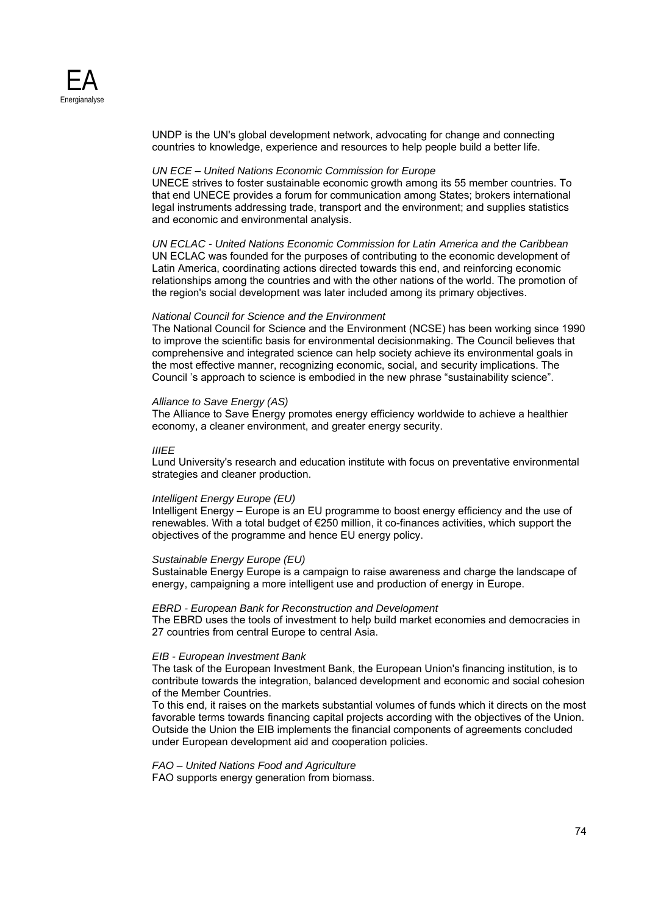UNDP is the UN's global development network, advocating for change and connecting countries to knowledge, experience and resources to help people build a better life.

*UN ECE – United Nations Economic Commission for Europe*
UNECE strives to foster sustainable economic growth among its 55 member countries. To that end UNECE provides a forum for communication among States; brokers international legal instruments addressing trade, transport and the environment; and supplies statistics and economic and environmental analysis.

*UN ECLAC - United Nations Economic Commission for Latin America and the Caribbean*
UN ECLAC was founded for the purposes of contributing to the economic development of Latin America, coordinating actions directed towards this end, and reinforcing economic relationships among the countries and with the other nations of the world. The promotion of the region's social development was later included among its primary objectives.

*National Council for Science and the Environment*
The National Council for Science and the Environment (NCSE) has been working since 1990 to improve the scientific basis for environmental decisionmaking. The Council believes that comprehensive and integrated science can help society achieve its environmental goals in the most effective manner, recognizing economic, social, and security implications. The Council 's approach to science is embodied in the new phrase "sustainability science".

*Alliance to Save Energy (AS)*
The Alliance to Save Energy promotes energy efficiency worldwide to achieve a healthier economy, a cleaner environment, and greater energy security.

*IIIEE*
Lund University's research and education institute with focus on preventative environmental strategies and cleaner production.

*Intelligent Energy Europe (EU)*
Intelligent Energy – Europe is an EU programme to boost energy efficiency and the use of renewables. With a total budget of €250 million, it co-finances activities, which support the objectives of the programme and hence EU energy policy.

*Sustainable Energy Europe (EU)*
Sustainable Energy Europe is a campaign to raise awareness and charge the landscape of energy, campaigning a more intelligent use and production of energy in Europe.

*EBRD - European Bank for Reconstruction and Development*
The EBRD uses the tools of investment to help build market economies and democracies in 27 countries from central Europe to central Asia.

*EIB - European Investment Bank*
The task of the European Investment Bank, the European Union's financing institution, is to contribute towards the integration, balanced development and economic and social cohesion of the Member Countries.
To this end, it raises on the markets substantial volumes of funds which it directs on the most favorable terms towards financing capital projects according with the objectives of the Union. Outside the Union the EIB implements the financial components of agreements concluded under European development aid and cooperation policies.

*FAO – United Nations Food and Agriculture*
FAO supports energy generation from biomass.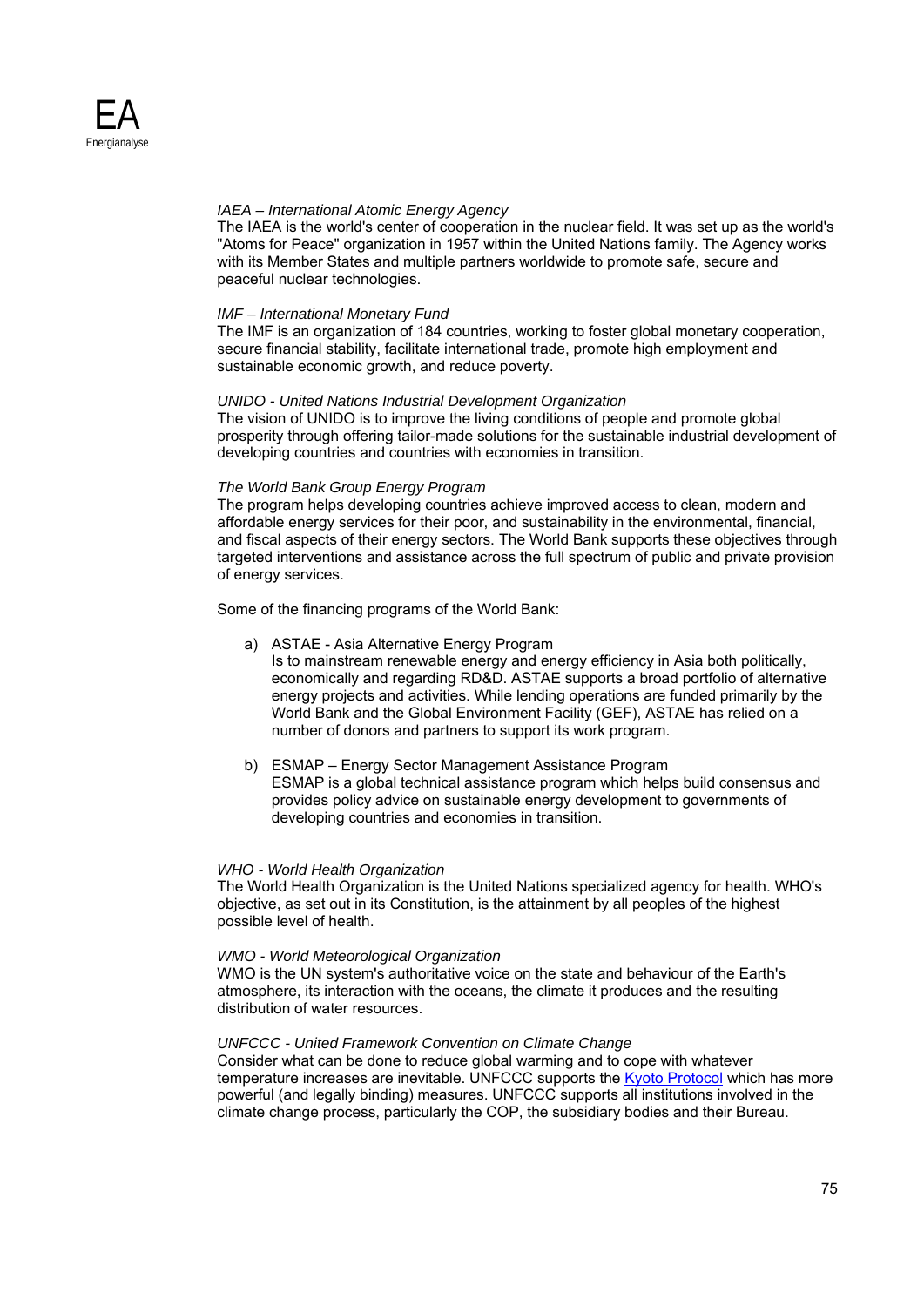*IAEA – International Atomic Energy Agency*
The IAEA is the world's center of cooperation in the nuclear field. It was set up as the world's "Atoms for Peace" organization in 1957 within the United Nations family. The Agency works with its Member States and multiple partners worldwide to promote safe, secure and peaceful nuclear technologies.

*IMF – International Monetary Fund*
The IMF is an organization of 184 countries, working to foster global monetary cooperation, secure financial stability, facilitate international trade, promote high employment and sustainable economic growth, and reduce poverty.

*UNIDO - United Nations Industrial Development Organization*
The vision of UNIDO is to improve the living conditions of people and promote global prosperity through offering tailor-made solutions for the sustainable industrial development of developing countries and countries with economies in transition.

*The World Bank Group Energy Program*
The program helps developing countries achieve improved access to clean, modern and affordable energy services for their poor, and sustainability in the environmental, financial, and fiscal aspects of their energy sectors. The World Bank supports these objectives through targeted interventions and assistance across the full spectrum of public and private provision of energy services.

Some of the financing programs of the World Bank:

a) ASTAE - Asia Alternative Energy Program
   Is to mainstream renewable energy and energy efficiency in Asia both politically, economically and regarding RD&D. ASTAE supports a broad portfolio of alternative energy projects and activities. While lending operations are funded primarily by the World Bank and the Global Environment Facility (GEF), ASTAE has relied on a number of donors and partners to support its work program.

b) ESMAP – Energy Sector Management Assistance Program
   ESMAP is a global technical assistance program which helps build consensus and provides policy advice on sustainable energy development to governments of developing countries and economies in transition.

*WHO - World Health Organization*
The World Health Organization is the United Nations specialized agency for health. WHO's objective, as set out in its Constitution, is the attainment by all peoples of the highest possible level of health.

*WMO - World Meteorological Organization*
WMO is the UN system's authoritative voice on the state and behaviour of the Earth's atmosphere, its interaction with the oceans, the climate it produces and the resulting distribution of water resources.

*UNFCCC - United Framework Convention on Climate Change*
Consider what can be done to reduce global warming and to cope with whatever temperature increases are inevitable. UNFCCC supports the Kyoto Protocol which has more powerful (and legally binding) measures. UNFCCC supports all institutions involved in the climate change process, particularly the COP, the subsidiary bodies and their Bureau.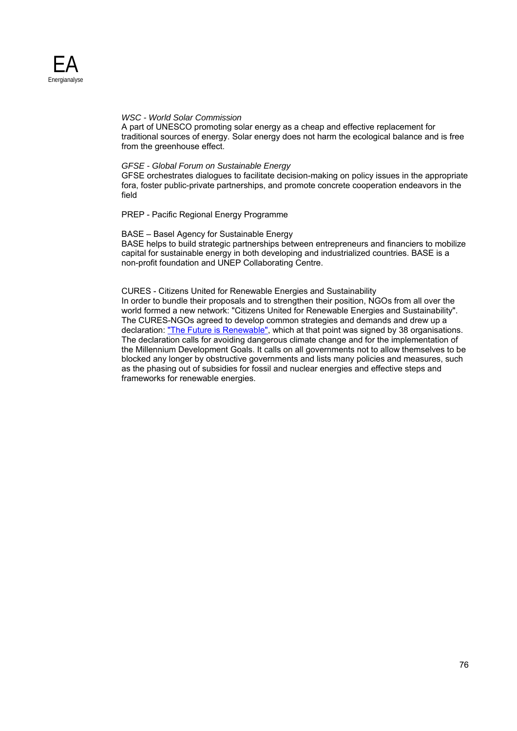*WSC - World Solar Commission*
A part of UNESCO promoting solar energy as a cheap and effective replacement for traditional sources of energy. Solar energy does not harm the ecological balance and is free from the greenhouse effect.

*GFSE - Global Forum on Sustainable Energy*
GFSE orchestrates dialogues to facilitate decision-making on policy issues in the appropriate fora, foster public-private partnerships, and promote concrete cooperation endeavors in the field

PREP - Pacific Regional Energy Programme

BASE – Basel Agency for Sustainable Energy
BASE helps to build strategic partnerships between entrepreneurs and financiers to mobilize capital for sustainable energy in both developing and industrialized countries. BASE is a non-profit foundation and UNEP Collaborating Centre.

CURES - Citizens United for Renewable Energies and Sustainability
In order to bundle their proposals and to strengthen their position, NGOs from all over the world formed a new network: "Citizens United for Renewable Energies and Sustainability". The CURES-NGOs agreed to develop common strategies and demands and drew up a declaration: "The Future is Renewable", which at that point was signed by 38 organisations. The declaration calls for avoiding dangerous climate change and for the implementation of the Millennium Development Goals. It calls on all governments not to allow themselves to be blocked any longer by obstructive governments and lists many policies and measures, such as the phasing out of subsidies for fossil and nuclear energies and effective steps and frameworks for renewable energies.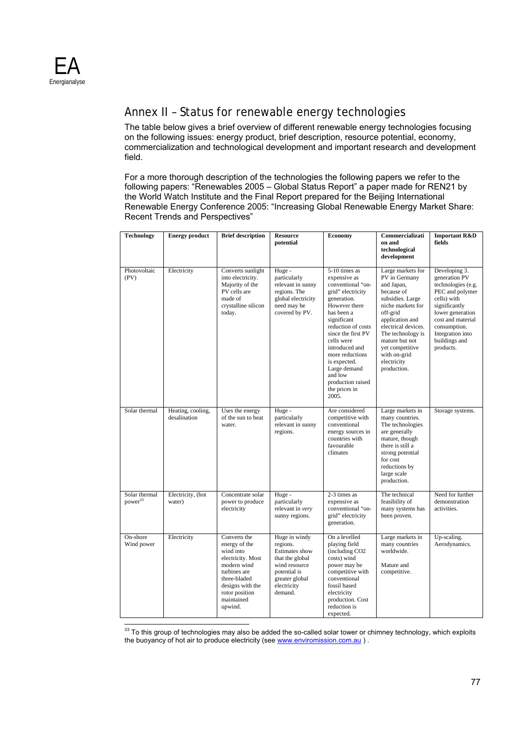## Annex II – Status for renewable energy technologies

The table below gives a brief overview of different renewable energy technologies focusing on the following issues: energy product, brief description, resource potential, economy, commercialization and technological development and important research and development field.

For a more thorough description of the technologies the following papers we refer to the following papers: "Renewables 2005 – Global Status Report" a paper made for REN21 by the World Watch Institute and the Final Report prepared for the Beijing International Renewable Energy Conference 2005: "Increasing Global Renewable Energy Market Share: Recent Trends and Perspectives"

| Technology | Energy product | Brief description | Resource potential | Economy | Commercialization and technological development | Important R&D fields |
|---|---|---|---|---|---|---|
| Photovoltaic (PV) | Electricity | Converts sunlight into electricity. Majority of the PV cells are made of crystalline silicon today. | Huge - particularly relevant in sunny regions. The global electricity need may be covered by PV. | 5-10 times as expensive as conventional "on-grid" electricity generation. However there has been a significant reduction of costs since the first PV cells were introduced and more reductions is expected. Large demand and low production raised the prices in 2005. | Large markets for PV in Germany and Japan, because of subsidies. Large niche markets for off-grid application and electrical devices. The technology is mature but not yet competitive with on-grid electricity production. | Developing 3. generation PV technologies (e.g. PEC and polymer cells) with significantly lower generation cost and material consumption. Integration into buildings and products. |
| Solar thermal | Heating, cooling, desalination | Uses the energy of the sun to heat water. | Huge - particularly relevant in sunny regions. | Are considered competitive with conventional energy sources in countries with favourable climates | Large markets in many countries. The technologies are generally mature, though there is still a strong potential for cost reductions by large scale production. | Storage systems. |
| Solar thermal power[33] | Electricity, (hot water) | Concentrate solar power to produce electricity | Huge - particularly relevant in *very* sunny regions. | 2-3 times as expensive as conventional "on-grid" electricity generation. | The technical feasibility of many systems has been proven. | Need for further demonstration activities. |
| On-shore Wind power | Electricity | Converts the energy of the wind into electricity. Most modern wind turbines are three-bladed designs with the rotor position maintained upwind. | Huge in windy regions. Estimates show that the global wind resource potential is greater global electricity demand. | On a levelled playing field (including $CO_2$ costs) wind power may be competitive with conventional fossil based electricity production. Cost reduction is expected. | Large markets in many countries worldwide. Mature and competitive. | Up-scaling. Aerodynamics. |

[33] To this group of technologies may also be added the so-called solar tower or chimney technology, which exploits the buoyancy of hot air to produce electricity (see www.enviromission.com.au ) .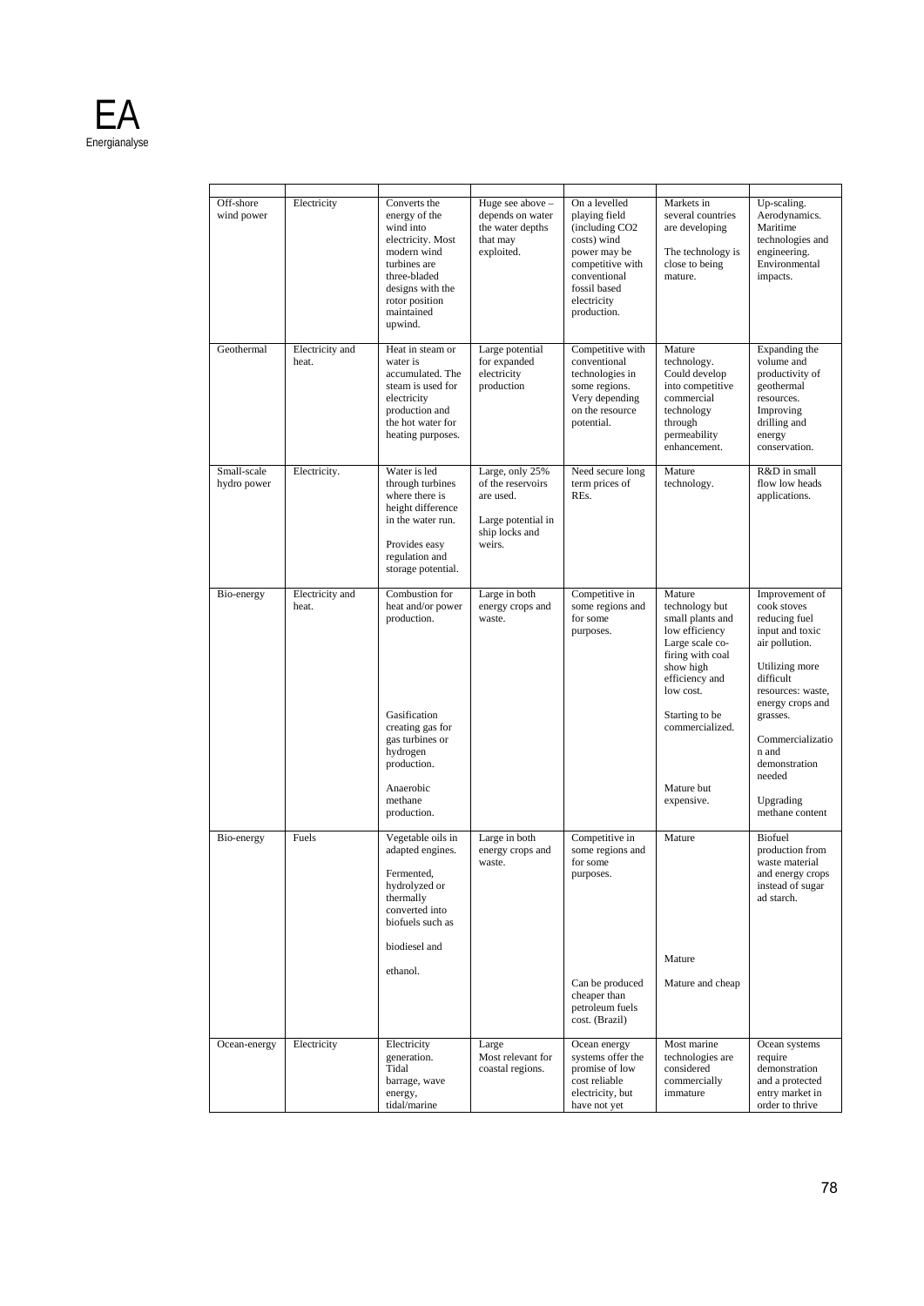| | | | | | | |
|---|---|---|---|---|---|---|
| Off-shore wind power | Electricity | Converts the energy of the wind into electricity. Most modern wind turbines are three-bladed designs with the rotor position maintained upwind. | Huge see above – depends on water depths the water depths that may exploited. | On a levelled playing field (including CO2 costs) wind power may be competitive with conventional fossil based electricity production. | Markets in several countries are developing<br><br>The technology is close to being mature. | Up-scaling. Aerodynamics. Maritime technologies and engineering. Environmental impacts. |
| Geothermal | Electricity and heat. | Heat in steam or water is accumulated. The steam is used for electricity production and the hot water for heating purposes. | Large potential for expanded electricity production | Competitive with conventional technologies in some regions. Very depending on the resource potential. | Mature technology. Could develop into competitive commercial technology through permeability enhancement. | Expanding the volume and productivity of geothermal resources. Improving drilling and energy conservation. |
| Small-scale hydro power | Electricity. | Water is led through turbines where there is height difference in the water run.<br><br>Provides easy regulation and storage potential. | Large, only 25% of the reservoirs are used.<br><br>Large potential in ship locks and weirs. | Need secure long term prices of REs. | Mature technology. | R&D in small flow low heads applications. |
| Bio-energy | Electricity and heat. | Combustion for heat and/or power production.<br><br>Gasification creating gas for gas turbines or hydrogen production.<br><br>Anaerobic methane production. | Large in both energy crops and waste. | Competitive in some regions and for some purposes. | Mature technology but small plants and low efficiency Large scale co-firing with coal show high efficiency and low cost.<br><br>Starting to be commercialized.<br><br>Mature but expensive. | Improvement of cook stoves reducing fuel input and toxic air pollution.<br><br>Utilizing more difficult resources: waste, energy crops and grasses.<br><br>Commercialization and demonstration needed<br><br>Upgrading methane content |
| Bio-energy | Fuels | Vegetable oils in adapted engines.<br><br>Fermented, hydrolyzed or thermally converted into biofuels such as<br><br>biodiesel and<br><br>ethanol. | Large in both energy crops and waste. | Competitive in some regions and for some purposes.<br><br>Can be produced cheaper than petroleum fuels cost. (Brazil) | Mature<br><br>Mature<br><br>Mature and cheap | Biofuel production from waste material and energy crops instead of sugar ad starch. |
| Ocean-energy | Electricity | Electricity generation. Tidal barrage, wave energy, tidal/marine | Large<br>Most relevant for coastal regions. | Ocean energy systems offer the promise of low cost reliable electricity, but have not yet | Most marine technologies are considered commercially immature | Ocean systems require demonstration and a protected entry market in order to thrive |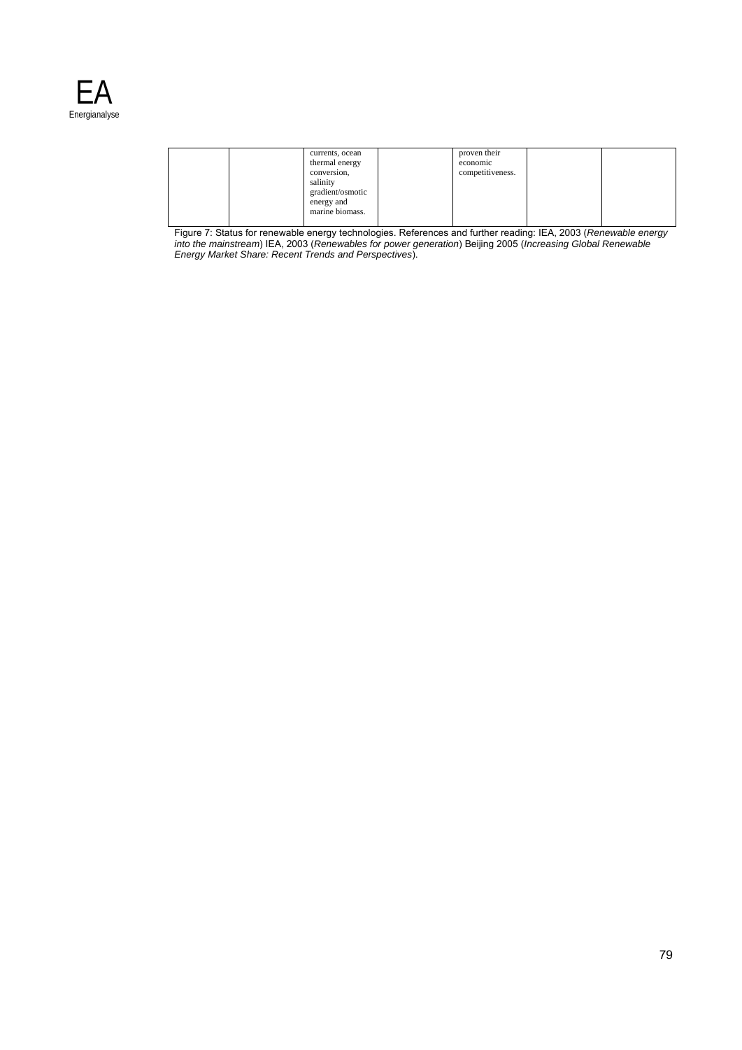| | | | | | | |
|---|---|---|---|---|---|---|
| | | currents, ocean thermal energy conversion, salinity gradient/osmotic energy and marine biomass. | | proven their economic competitiveness. | | |

Figure 7: Status for renewable energy technologies. References and further reading: IEA, 2003 (*Renewable energy into the mainstream*) IEA, 2003 (*Renewables for power generation*) Beijing 2005 (*Increasing Global Renewable Energy Market Share: Recent Trends and Perspectives*).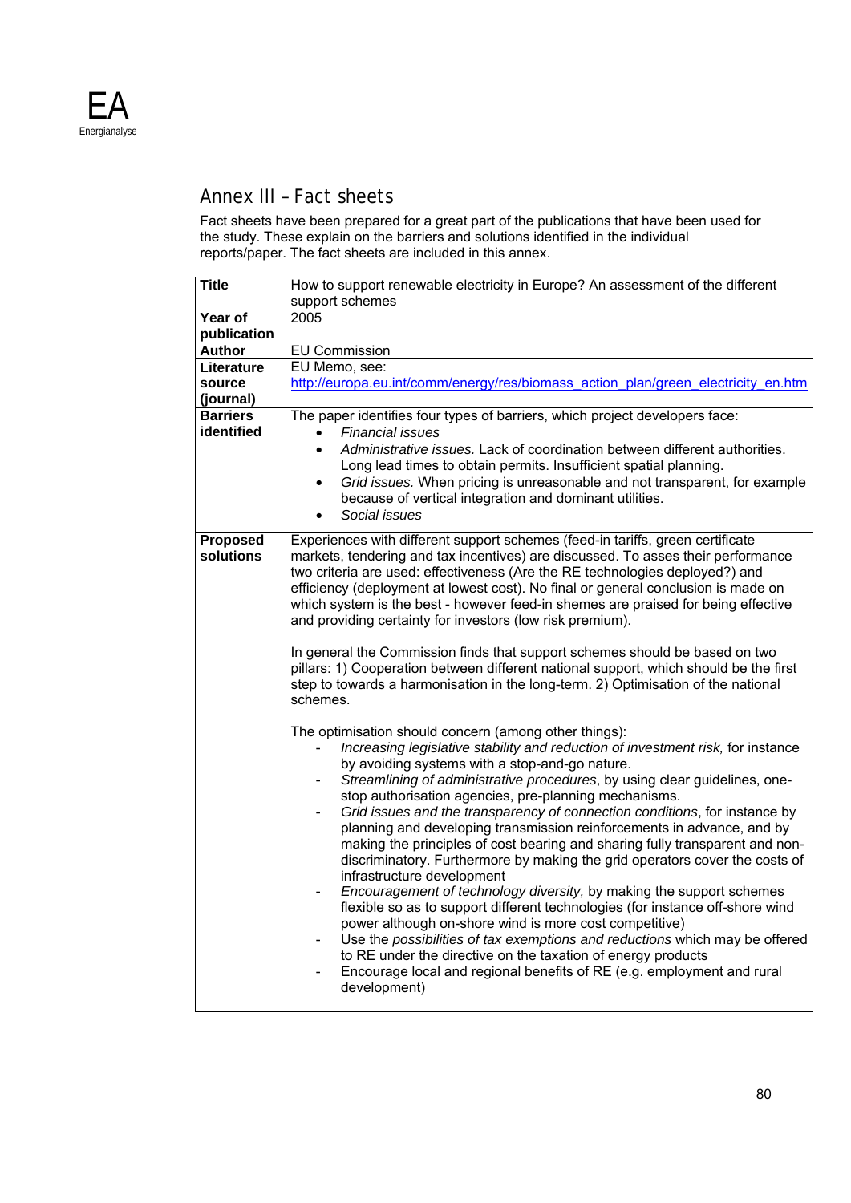## Annex III – Fact sheets

Fact sheets have been prepared for a great part of the publications that have been used for the study. These explain on the barriers and solutions identified in the individual reports/paper. The fact sheets are included in this annex.

| **Title** | How to support renewable electricity in Europe? An assessment of the different support schemes |
|---|---|
| **Year of publication** | 2005 |
| **Author** | EU Commission |
| **Literature source (journal)** | EU Memo, see: http://europa.eu.int/comm/energy/res/biomass_action_plan/green_electricity_en.htm |
| **Barriers identified** | The paper identifies four types of barriers, which project developers face:<br>• *Financial issues*<br>• *Administrative issues.* Lack of coordination between different authorities. Long lead times to obtain permits. Insufficient spatial planning.<br>• *Grid issues.* When pricing is unreasonable and not transparent, for example because of vertical integration and dominant utilities.<br>• *Social issues* |
| **Proposed solutions** | Experiences with different support schemes (feed-in tariffs, green certificate markets, tendering and tax incentives) are discussed. To asses their performance two criteria are used: effectiveness (Are the RE technologies deployed?) and efficiency (deployment at lowest cost). No final or general conclusion is made on which system is the best - however feed-in shemes are praised for being effective and providing certainty for investors (low risk premium).<br><br>In general the Commission finds that support schemes should be based on two pillars: 1) Cooperation between different national support, which should be the first step to towards a harmonisation in the long-term. 2) Optimisation of the national schemes.<br><br>The optimisation should concern (among other things):<br>- *Increasing legislative stability and reduction of investment risk,* for instance by avoiding systems with a stop-and-go nature.<br>- *Streamlining of administrative procedures*, by using clear guidelines, one-stop authorisation agencies, pre-planning mechanisms.<br>- *Grid issues and the transparency of connection conditions*, for instance by planning and developing transmission reinforcements in advance, and by making the principles of cost bearing and sharing fully transparent and non-discriminatory. Furthermore by making the grid operators cover the costs of infrastructure development<br>- *Encouragement of technology diversity,* by making the support schemes flexible so as to support different technologies (for instance off-shore wind power although on-shore wind is more cost competitive)<br>- Use the *possibilities of tax exemptions and reductions* which may be offered to RE under the directive on the taxation of energy products<br>- Encourage local and regional benefits of RE (e.g. employment and rural development) |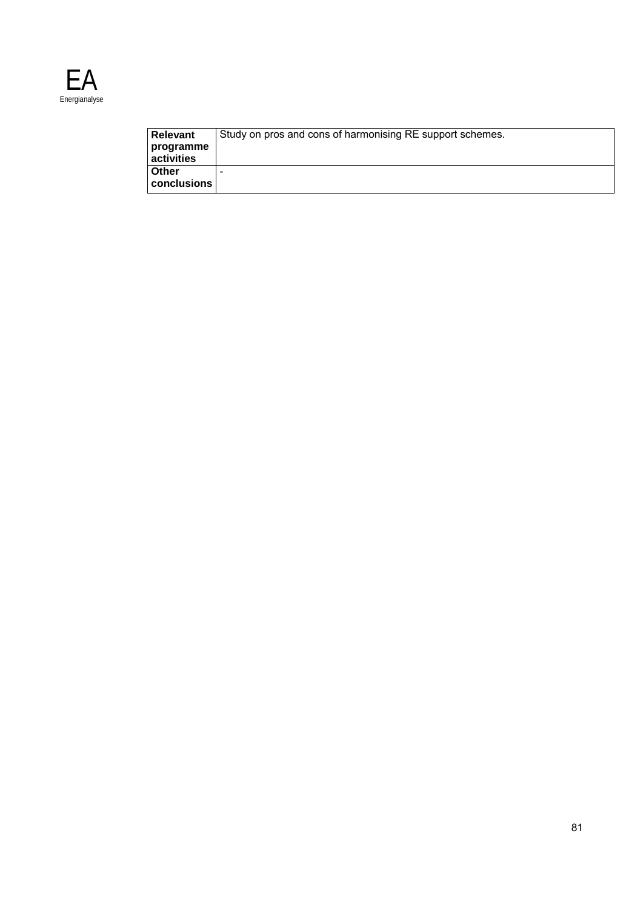| | |
|---|---|
| **Relevant programme activities** | Study on pros and cons of harmonising RE support schemes. |
| **Other conclusions** | - |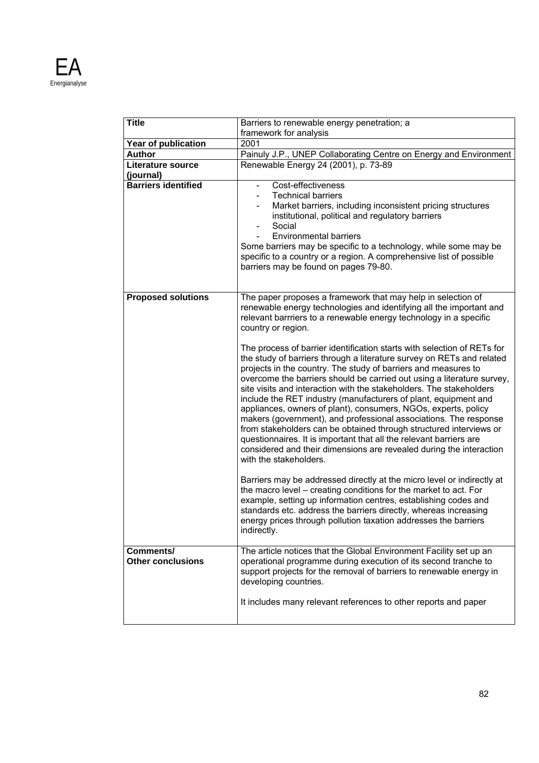| | |
|---|---|
| **Title** | Barriers to renewable energy penetration; a framework for analysis |
| **Year of publication** | 2001 |
| **Author** | Painuly J.P., UNEP Collaborating Centre on Energy and Environment |
| **Literature source (journal)** | Renewable Energy 24 (2001), p. 73-89 |
| **Barriers identified** | - Cost-effectiveness<br>- Technical barriers<br>- Market barriers, including inconsistent pricing structures institutional, political and regulatory barriers<br>- Social<br>- Environmental barriers<br>Some barriers may be specific to a technology, while some may be specific to a country or a region. A comprehensive list of possible barriers may be found on pages 79-80. |
| **Proposed solutions** | The paper proposes a framework that may help in selection of renewable energy technologies and identifying all the important and relevant barrriers to a renewable energy technology in a specific country or region.<br><br>The process of barrier identification starts with selection of RETs for the study of barriers through a literature survey on RETs and related projects in the country. The study of barriers and measures to overcome the barriers should be carried out using a literature survey, site visits and interaction with the stakeholders. The stakeholders include the RET industry (manufacturers of plant, equipment and appliances, owners of plant), consumers, NGOs, experts, policy makers (government), and professional associations. The response from stakeholders can be obtained through structured interviews or questionnaires. It is important that all the relevant barriers are considered and their dimensions are revealed during the interaction with the stakeholders.<br><br>Barriers may be addressed directly at the micro level or indirectly at the macro level – creating conditions for the market to act. For example, setting up information centres, establishing codes and standards etc. address the barriers directly, whereas increasing energy prices through pollution taxation addresses the barriers indirectly. |
| **Comments/ Other conclusions** | The article notices that the Global Environment Facility set up an operational programme during execution of its second tranche to support projects for the removal of barriers to renewable energy in developing countries.<br><br>It includes many relevant references to other reports and paper |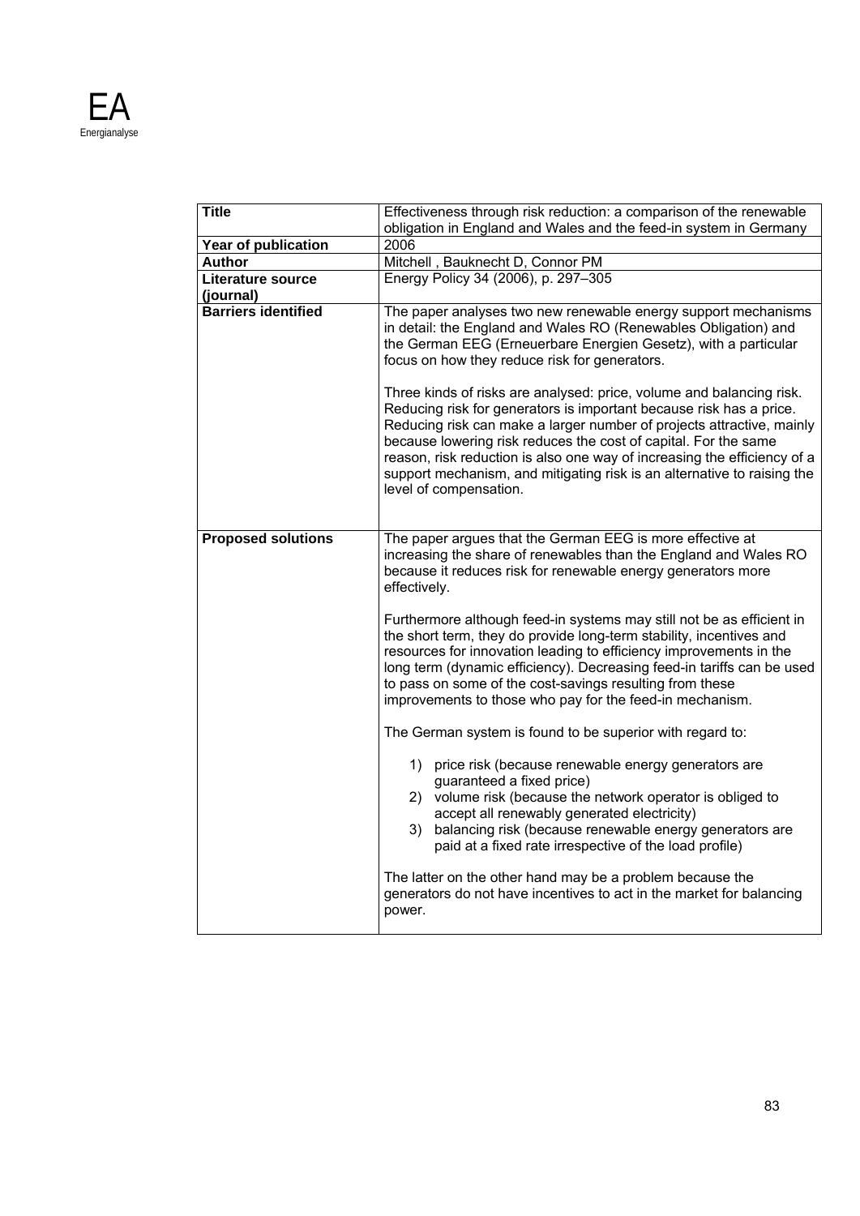| Title | Effectiveness through risk reduction: a comparison of the renewable obligation in England and Wales and the feed-in system in Germany |
|---|---|
| **Year of publication** | 2006 |
| **Author** | Mitchell , Bauknecht D, Connor PM |
| **Literature source (journal)** | Energy Policy 34 (2006), p. 297–305 |
| **Barriers identified** | The paper analyses two new renewable energy support mechanisms in detail: the England and Wales RO (Renewables Obligation) and the German EEG (Erneuerbare Energien Gesetz), with a particular focus on how they reduce risk for generators.<br><br>Three kinds of risks are analysed: price, volume and balancing risk. Reducing risk for generators is important because risk has a price. Reducing risk can make a larger number of projects attractive, mainly because lowering risk reduces the cost of capital. For the same reason, risk reduction is also one way of increasing the efficiency of a support mechanism, and mitigating risk is an alternative to raising the level of compensation. |
| **Proposed solutions** | The paper argues that the German EEG is more effective at increasing the share of renewables than the England and Wales RO because it reduces risk for renewable energy generators more effectively.<br><br>Furthermore although feed-in systems may still not be as efficient in the short term, they do provide long-term stability, incentives and resources for innovation leading to efficiency improvements in the long term (dynamic efficiency). Decreasing feed-in tariffs can be used to pass on some of the cost-savings resulting from these improvements to those who pay for the feed-in mechanism.<br><br>The German system is found to be superior with regard to:<br><br>1) price risk (because renewable energy generators are guaranteed a fixed price)<br>2) volume risk (because the network operator is obliged to accept all renewably generated electricity)<br>3) balancing risk (because renewable energy generators are paid at a fixed rate irrespective of the load profile)<br><br>The latter on the other hand may be a problem because the generators do not have incentives to act in the market for balancing power. |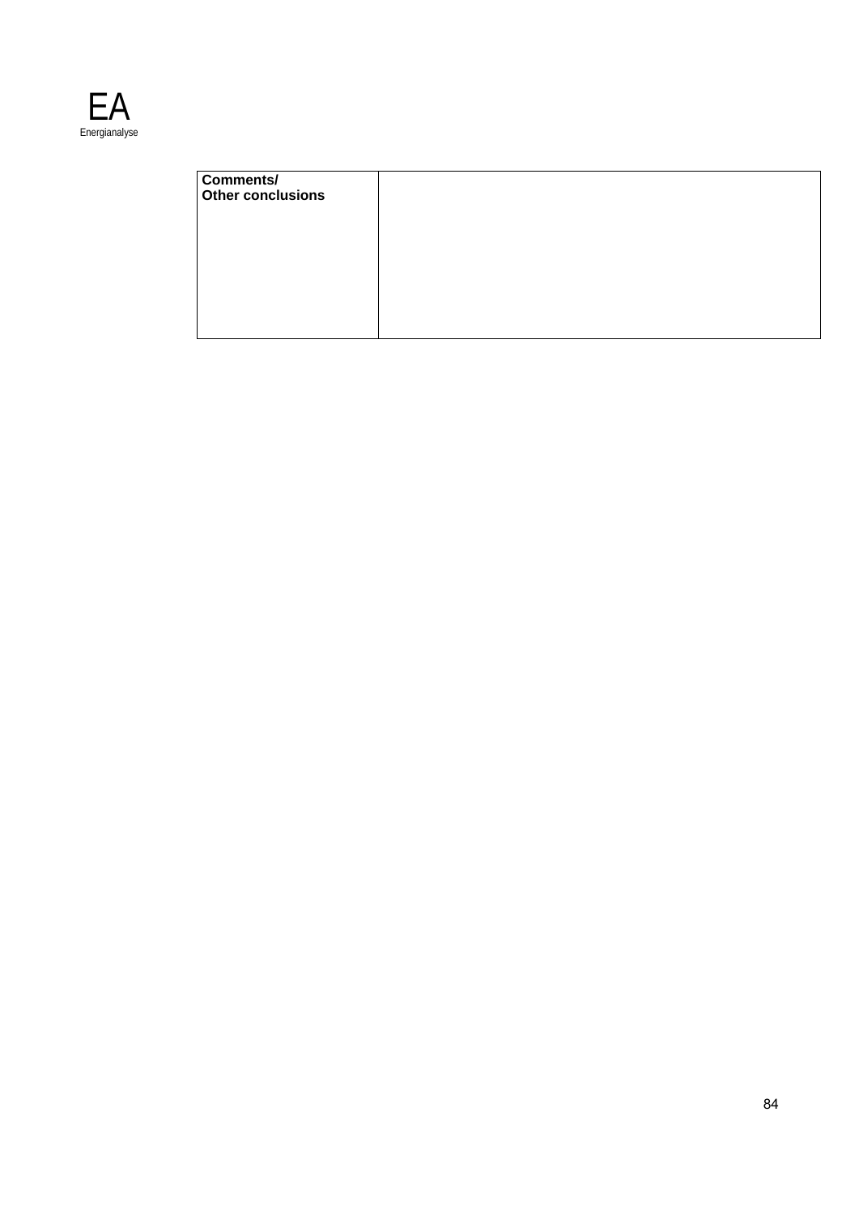| Comments/ Other conclusions | |
|---|---|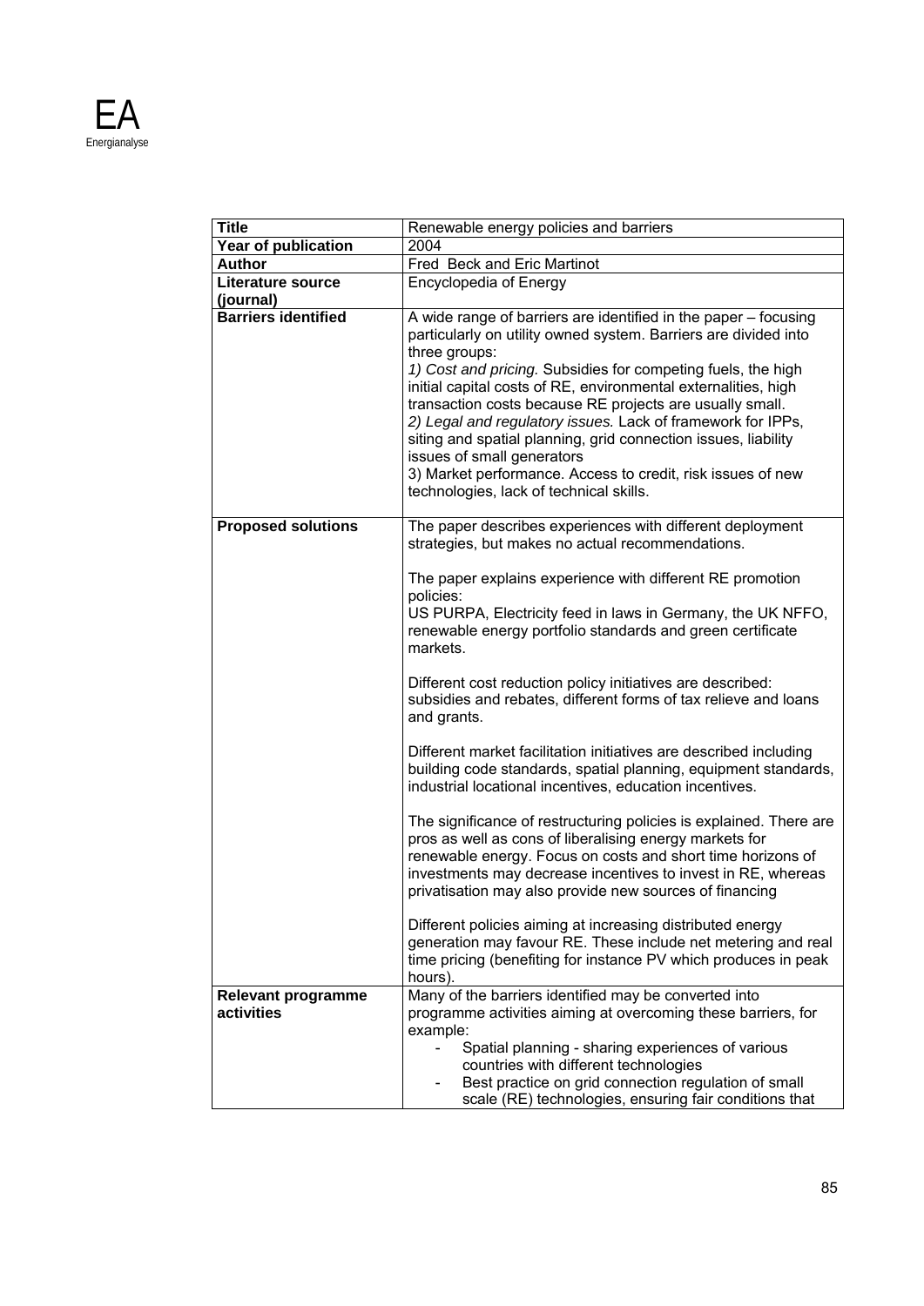| **Title** | Renewable energy policies and barriers |
|---|---|
| **Year of publication** | 2004 |
| **Author** | Fred Beck and Eric Martinot |
| **Literature source (journal)** | Encyclopedia of Energy |
| **Barriers identified** | A wide range of barriers are identified in the paper – focusing particularly on utility owned system. Barriers are divided into three groups:<br>*1) Cost and pricing.* Subsidies for competing fuels, the high initial capital costs of RE, environmental externalities, high transaction costs because RE projects are usually small.<br>*2) Legal and regulatory issues.* Lack of framework for IPPs, siting and spatial planning, grid connection issues, liability issues of small generators<br>3) Market performance. Access to credit, risk issues of new technologies, lack of technical skills. |
| **Proposed solutions** | The paper describes experiences with different deployment strategies, but makes no actual recommendations.<br><br>The paper explains experience with different RE promotion policies:<br>US PURPA, Electricity feed in laws in Germany, the UK NFFO, renewable energy portfolio standards and green certificate markets.<br><br>Different cost reduction policy initiatives are described: subsidies and rebates, different forms of tax relieve and loans and grants.<br><br>Different market facilitation initiatives are described including building code standards, spatial planning, equipment standards, industrial locational incentives, education incentives.<br><br>The significance of restructuring policies is explained. There are pros as well as cons of liberalising energy markets for renewable energy. Focus on costs and short time horizons of investments may decrease incentives to invest in RE, whereas privatisation may also provide new sources of financing<br><br>Different policies aiming at increasing distributed energy generation may favour RE. These include net metering and real time pricing (benefiting for instance PV which produces in peak hours). |
| **Relevant programme activities** | Many of the barriers identified may be converted into programme activities aiming at overcoming these barriers, for example:<br>- Spatial planning - sharing experiences of various countries with different technologies<br>- Best practice on grid connection regulation of small scale (RE) technologies, ensuring fair conditions that |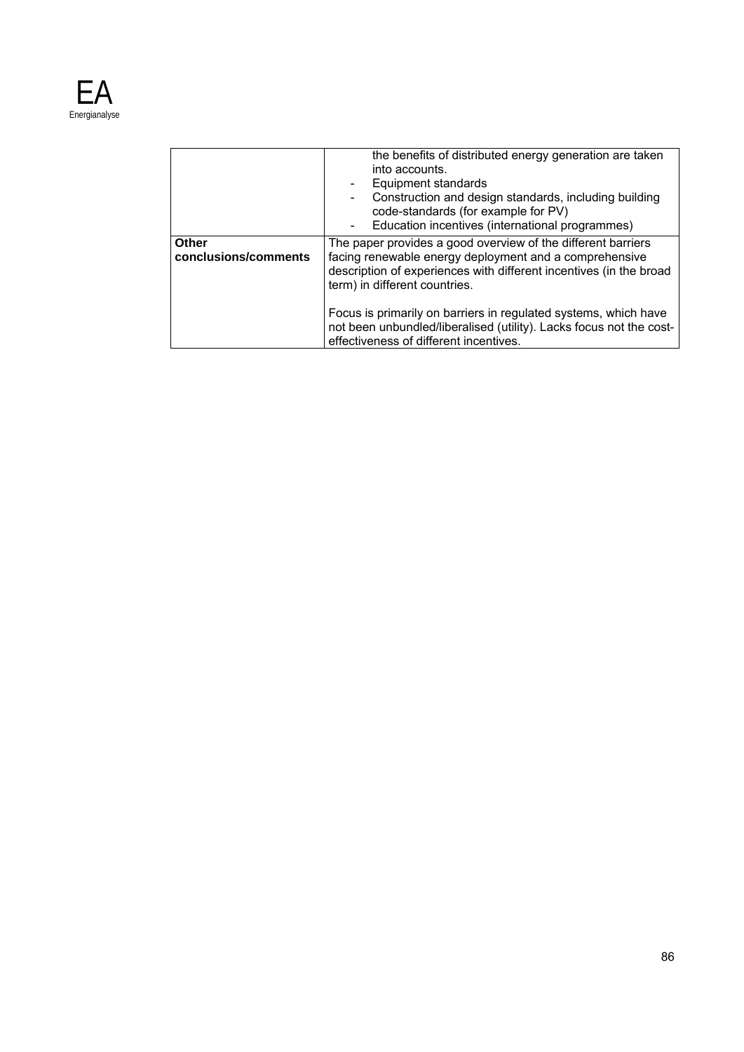| | |
|---|---|
| | the benefits of distributed energy generation are taken into accounts.<br>- Equipment standards<br>- Construction and design standards, including building code-standards (for example for PV)<br>- Education incentives (international programmes) |
| **Other conclusions/comments** | The paper provides a good overview of the different barriers facing renewable energy deployment and a comprehensive description of experiences with different incentives (in the broad term) in different countries.<br><br>Focus is primarily on barriers in regulated systems, which have not been unbundled/liberalised (utility). Lacks focus not the cost-effectiveness of different incentives. |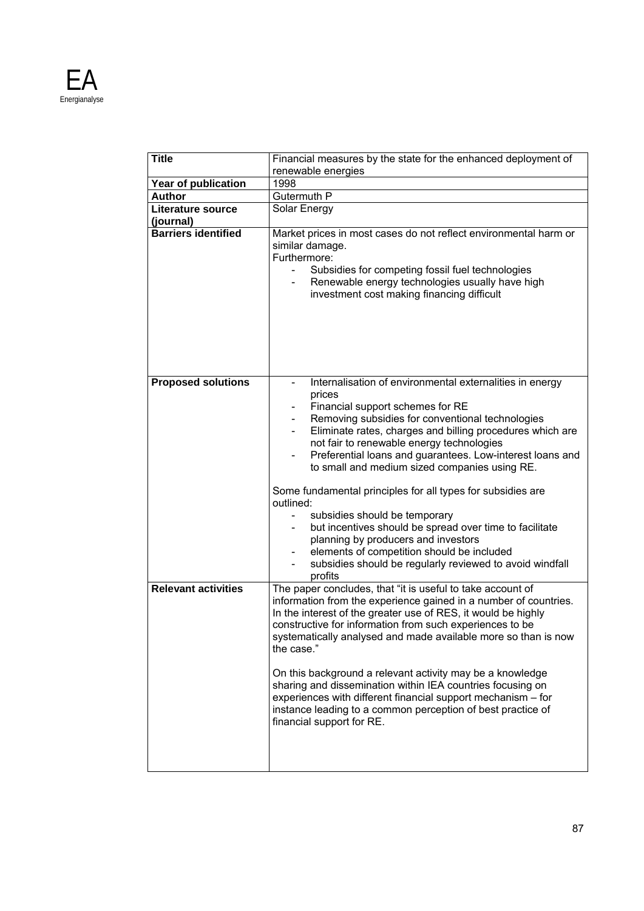| **Title** | Financial measures by the state for the enhanced deployment of renewable energies |
|---|---|
| **Year of publication** | 1998 |
| **Author** | Gutermuth P |
| **Literature source (journal)** | Solar Energy |
| **Barriers identified** | Market prices in most cases do not reflect environmental harm or similar damage.<br>Furthermore:<br>- Subsidies for competing fossil fuel technologies<br>- Renewable energy technologies usually have high investment cost making financing difficult |
| **Proposed solutions** | - Internalisation of environmental externalities in energy prices<br>- Financial support schemes for RE<br>- Removing subsidies for conventional technologies<br>- Eliminate rates, charges and billing procedures which are not fair to renewable energy technologies<br>- Preferential loans and guarantees. Low-interest loans and to small and medium sized companies using RE.<br><br>Some fundamental principles for all types for subsidies are outlined:<br>- subsidies should be temporary<br>- but incentives should be spread over time to facilitate planning by producers and investors<br>- elements of competition should be included<br>- subsidies should be regularly reviewed to avoid windfall profits |
| **Relevant activities** | The paper concludes, that "it is useful to take account of information from the experience gained in a number of countries. In the interest of the greater use of RES, it would be highly constructive for information from such experiences to be systematically analysed and made available more so than is now the case."<br><br>On this background a relevant activity may be a knowledge sharing and dissemination within IEA countries focusing on experiences with different financial support mechanism – for instance leading to a common perception of best practice of financial support for RE. |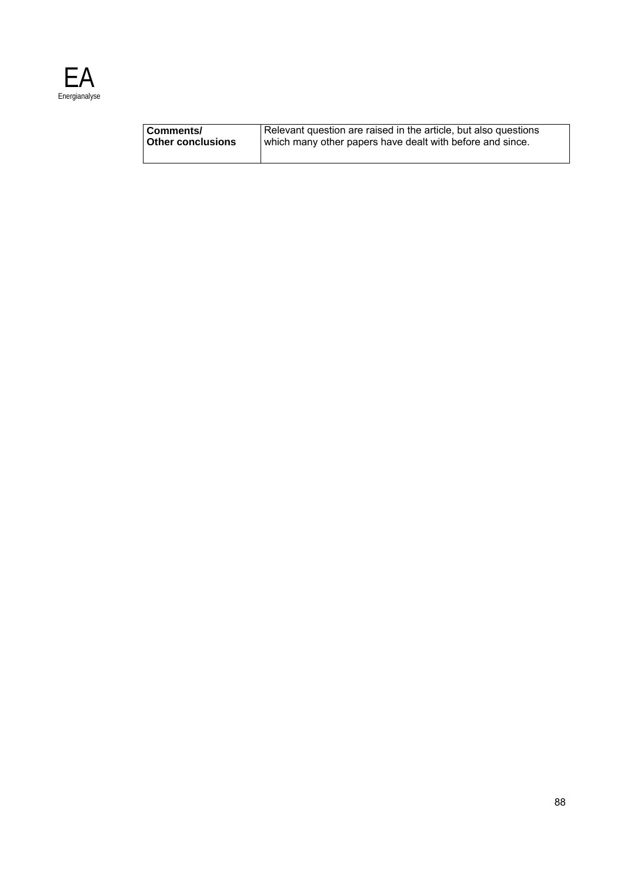| **Comments/ Other conclusions** | Relevant question are raised in the article, but also questions which many other papers have dealt with before and since. |
|---|---|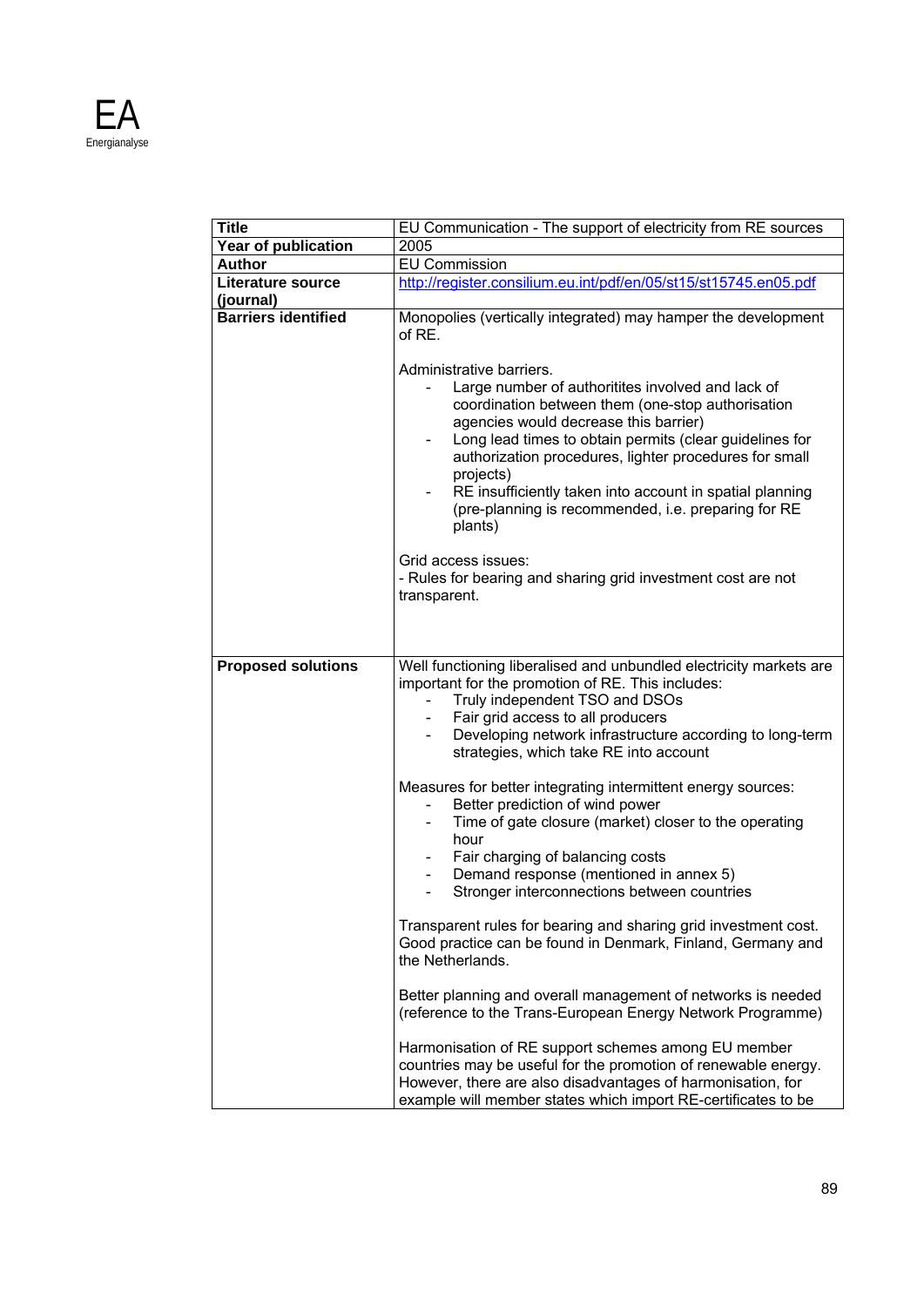| Title | EU Communication - The support of electricity from RE sources |
|---|---|
| Year of publication | 2005 |
| Author | EU Commission |
| Literature source (journal) | http://register.consilium.eu.int/pdf/en/05/st15/st15745.en05.pdf |
| Barriers identified | Monopolies (vertically integrated) may hamper the development of RE.<br><br>Administrative barriers.<br>- Large number of authoritites involved and lack of coordination between them (one-stop authorisation agencies would decrease this barrier)<br>- Long lead times to obtain permits (clear guidelines for authorization procedures, lighter procedures for small projects)<br>- RE insufficiently taken into account in spatial planning (pre-planning is recommended, i.e. preparing for RE plants)<br><br>Grid access issues:<br>- Rules for bearing and sharing grid investment cost are not transparent. |
| Proposed solutions | Well functioning liberalised and unbundled electricity markets are important for the promotion of RE. This includes:<br>- Truly independent TSO and DSOs<br>- Fair grid access to all producers<br>- Developing network infrastructure according to long-term strategies, which take RE into account<br><br>Measures for better integrating intermittent energy sources:<br>- Better prediction of wind power<br>- Time of gate closure (market) closer to the operating hour<br>- Fair charging of balancing costs<br>- Demand response (mentioned in annex 5)<br>- Stronger interconnections between countries<br><br>Transparent rules for bearing and sharing grid investment cost. Good practice can be found in Denmark, Finland, Germany and the Netherlands.<br><br>Better planning and overall management of networks is needed (reference to the Trans-European Energy Network Programme)<br><br>Harmonisation of RE support schemes among EU member countries may be useful for the promotion of renewable energy. However, there are also disadvantages of harmonisation, for example will member states which import RE-certificates to be |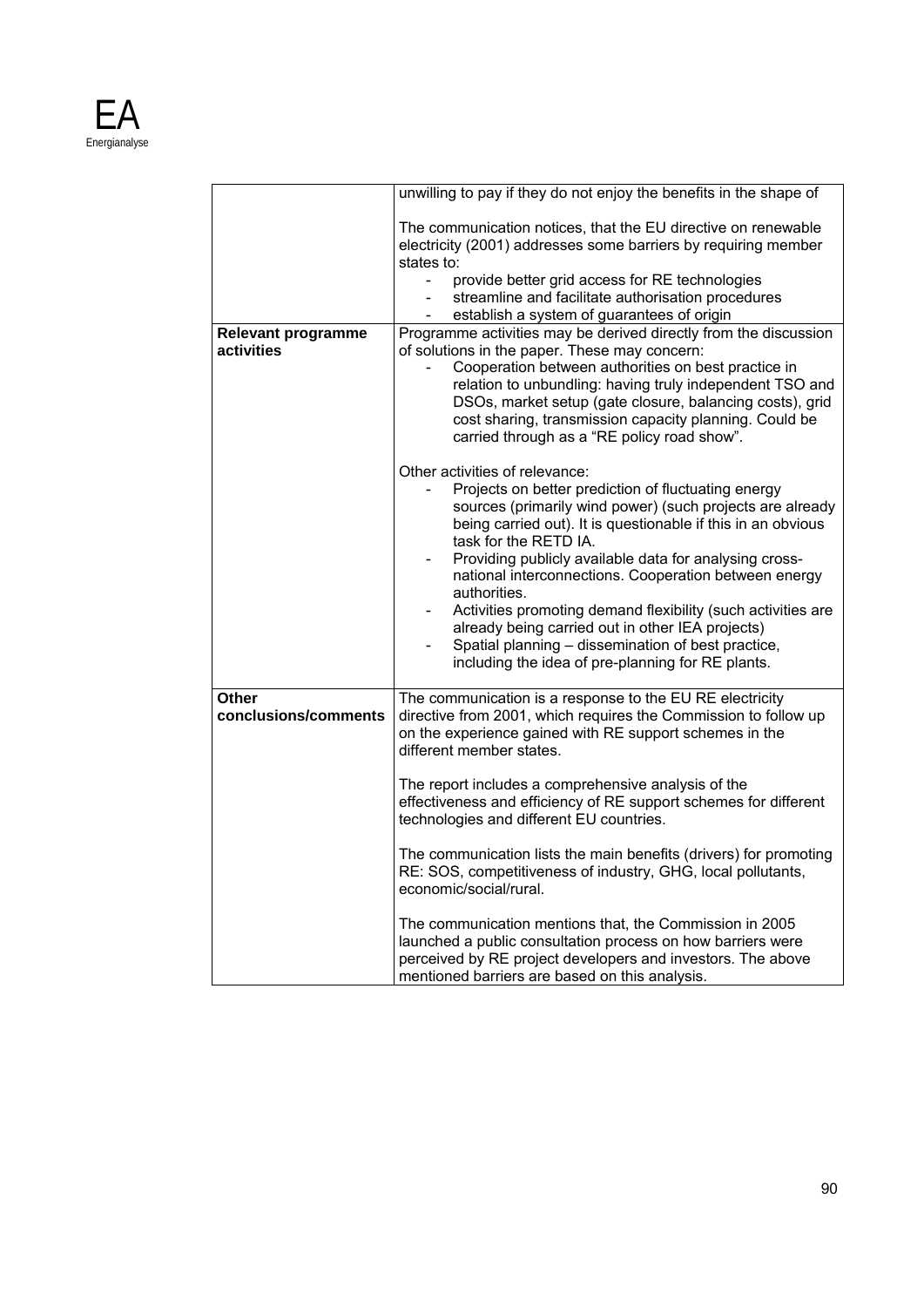| | |
|---|---|
| | unwilling to pay if they do not enjoy the benefits in the shape of<br><br>The communication notices, that the EU directive on renewable electricity (2001) addresses some barriers by requiring member states to:<br>- provide better grid access for RE technologies<br>- streamline and facilitate authorisation procedures<br>- establish a system of guarantees of origin |
| **Relevant programme activities** | Programme activities may be derived directly from the discussion of solutions in the paper. These may concern:<br>- Cooperation between authorities on best practice in relation to unbundling: having truly independent TSO and DSOs, market setup (gate closure, balancing costs), grid cost sharing, transmission capacity planning. Could be carried through as a "RE policy road show".<br><br>Other activities of relevance:<br>- Projects on better prediction of fluctuating energy sources (primarily wind power) (such projects are already being carried out). It is questionable if this in an obvious task for the RETD IA.<br>- Providing publicly available data for analysing cross-national interconnections. Cooperation between energy authorities.<br>- Activities promoting demand flexibility (such activities are already being carried out in other IEA projects)<br>- Spatial planning – dissemination of best practice, including the idea of pre-planning for RE plants. |
| **Other conclusions/comments** | The communication is a response to the EU RE electricity directive from 2001, which requires the Commission to follow up on the experience gained with RE support schemes in the different member states.<br><br>The report includes a comprehensive analysis of the effectiveness and efficiency of RE support schemes for different technologies and different EU countries.<br><br>The communication lists the main benefits (drivers) for promoting RE: SOS, competitiveness of industry, GHG, local pollutants, economic/social/rural.<br><br>The communication mentions that, the Commission in 2005 launched a public consultation process on how barriers were perceived by RE project developers and investors. The above mentioned barriers are based on this analysis. |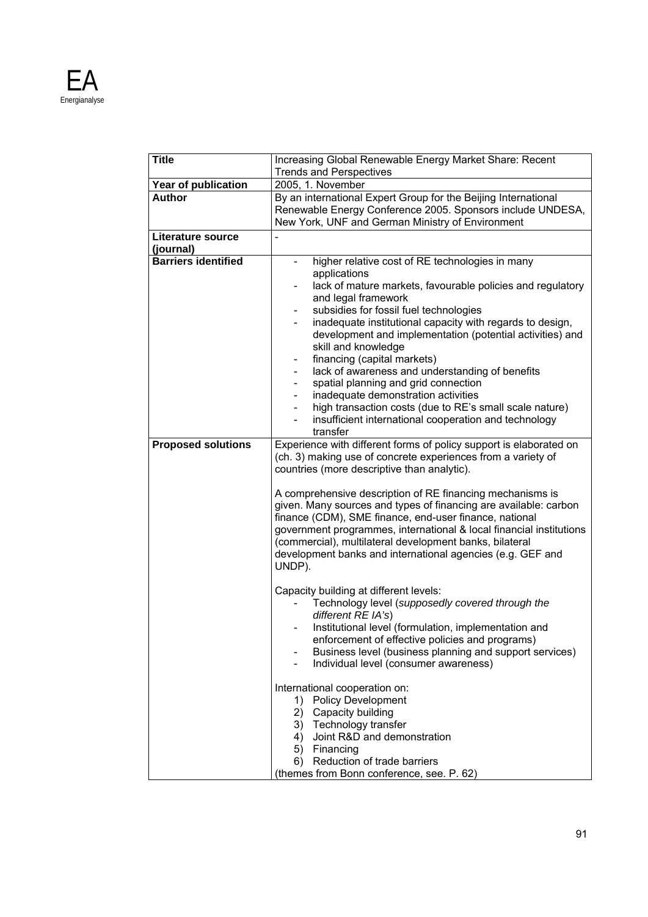| **Title** | Increasing Global Renewable Energy Market Share: Recent Trends and Perspectives |
|---|---|
| **Year of publication** | 2005, 1. November |
| **Author** | By an international Expert Group for the Beijing International Renewable Energy Conference 2005. Sponsors include UNDESA, New York, UNF and German Ministry of Environment |
| **Literature source (journal)** | - |
| **Barriers identified** | - higher relative cost of RE technologies in many applications<br>- lack of mature markets, favourable policies and regulatory and legal framework<br>- subsidies for fossil fuel technologies<br>- inadequate institutional capacity with regards to design, development and implementation (potential activities) and skill and knowledge<br>- financing (capital markets)<br>- lack of awareness and understanding of benefits<br>- spatial planning and grid connection<br>- inadequate demonstration activities<br>- high transaction costs (due to RE's small scale nature)<br>- insufficient international cooperation and technology transfer |
| **Proposed solutions** | Experience with different forms of policy support is elaborated on (ch. 3) making use of concrete experiences from a variety of countries (more descriptive than analytic).<br><br>A comprehensive description of RE financing mechanisms is given. Many sources and types of financing are available: carbon finance (CDM), SME finance, end-user finance, national government programmes, international & local financial institutions (commercial), multilateral development banks, bilateral development banks and international agencies (e.g. GEF and UNDP).<br><br>Capacity building at different levels:<br>- Technology level (*supposedly covered through the different RE IA's*)<br>- Institutional level (formulation, implementation and enforcement of effective policies and programs)<br>- Business level (business planning and support services)<br>- Individual level (consumer awareness)<br><br>International cooperation on:<br>1) Policy Development<br>2) Capacity building<br>3) Technology transfer<br>4) Joint R&D and demonstration<br>5) Financing<br>6) Reduction of trade barriers<br>(themes from Bonn conference, see. P. 62) |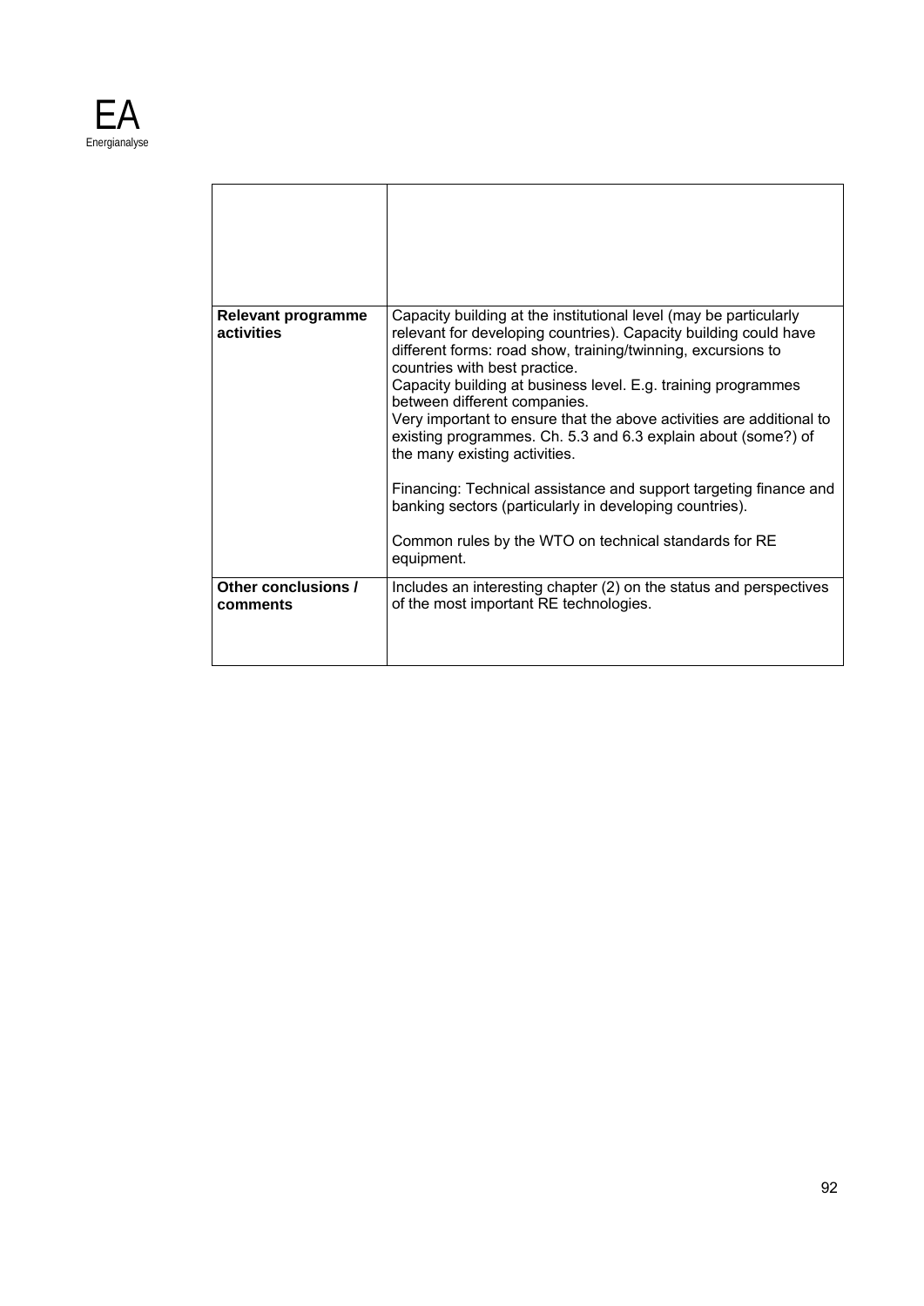| | |
|---|---|
| | |
| **Relevant programme activities** | Capacity building at the institutional level (may be particularly relevant for developing countries). Capacity building could have different forms: road show, training/twinning, excursions to countries with best practice.<br>Capacity building at business level. E.g. training programmes between different companies.<br>Very important to ensure that the above activities are additional to existing programmes. Ch. 5.3 and 6.3 explain about (some?) of the many existing activities.<br><br>Financing: Technical assistance and support targeting finance and banking sectors (particularly in developing countries).<br><br>Common rules by the WTO on technical standards for RE equipment. |
| **Other conclusions / comments** | Includes an interesting chapter (2) on the status and perspectives of the most important RE technologies. |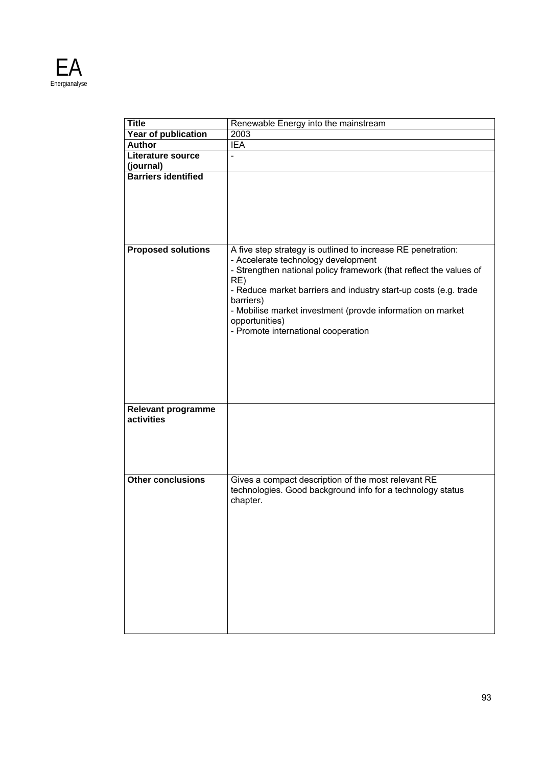| Title | Renewable Energy into the mainstream |
| --- | --- |
| Year of publication | 2003 |
| Author | IEA |
| Literature source (journal) | - |
| Barriers identified | |
| Proposed solutions | A five step strategy is outlined to increase RE penetration:<br>- Accelerate technology development<br>- Strengthen national policy framework (that reflect the values of RE)<br>- Reduce market barriers and industry start-up costs (e.g. trade barriers)<br>- Mobilise market investment (provde information on market opportunities)<br>- Promote international cooperation |
| Relevant programme activities | |
| Other conclusions | Gives a compact description of the most relevant RE technologies. Good background info for a technology status chapter. |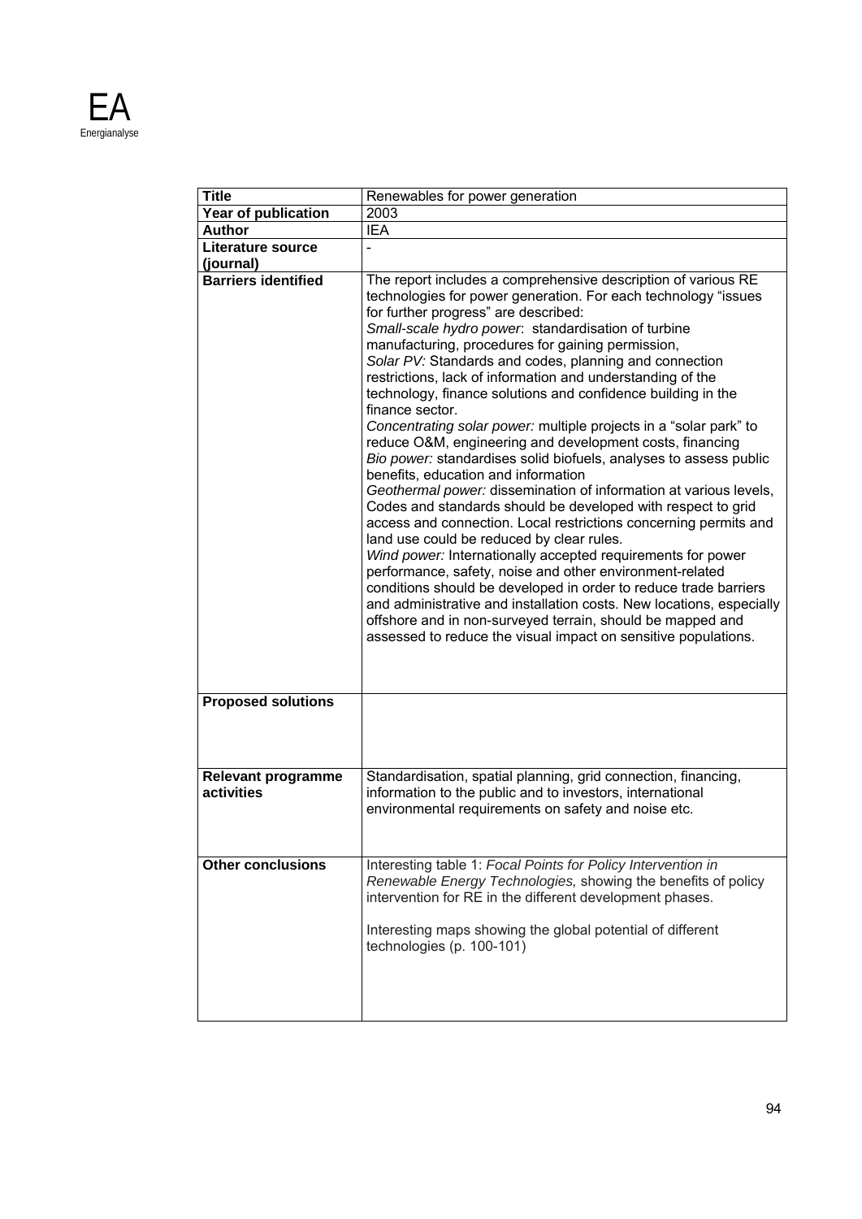| **Title** | Renewables for power generation |
|---|---|
| **Year of publication** | 2003 |
| **Author** | IEA |
| **Literature source (journal)** | - |
| **Barriers identified** | The report includes a comprehensive description of various RE technologies for power generation. For each technology "issues for further progress" are described:<br>*Small-scale hydro power*: standardisation of turbine manufacturing, procedures for gaining permission,<br>*Solar PV:* Standards and codes, planning and connection restrictions, lack of information and understanding of the technology, finance solutions and confidence building in the finance sector.<br>*Concentrating solar power:* multiple projects in a "solar park" to reduce O&M, engineering and development costs, financing<br>*Bio power:* standardises solid biofuels, analyses to assess public benefits, education and information<br>*Geothermal power:* dissemination of information at various levels, Codes and standards should be developed with respect to grid access and connection. Local restrictions concerning permits and land use could be reduced by clear rules.<br>*Wind power:* Internationally accepted requirements for power performance, safety, noise and other environment-related conditions should be developed in order to reduce trade barriers and administrative and installation costs. New locations, especially offshore and in non-surveyed terrain, should be mapped and assessed to reduce the visual impact on sensitive populations. |
| **Proposed solutions** | |
| **Relevant programme activities** | Standardisation, spatial planning, grid connection, financing, information to the public and to investors, international environmental requirements on safety and noise etc. |
| **Other conclusions** | Interesting table 1: *Focal Points for Policy Intervention in Renewable Energy Technologies,* showing the benefits of policy intervention for RE in the different development phases.<br><br>Interesting maps showing the global potential of different technologies (p. 100-101) |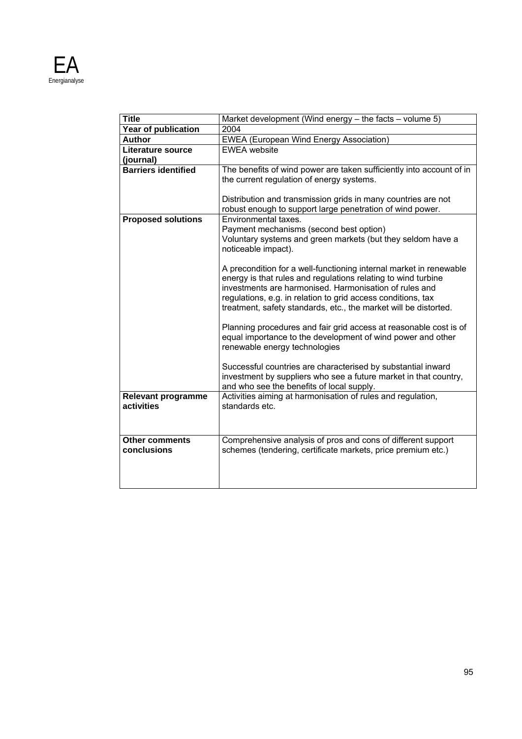| **Title** | Market development (Wind energy – the facts – volume 5) |
|---|---|
| **Year of publication** | 2004 |
| **Author** | EWEA (European Wind Energy Association) |
| **Literature source (journal)** | EWEA website |
| **Barriers identified** | The benefits of wind power are taken sufficiently into account of in the current regulation of energy systems.<br><br>Distribution and transmission grids in many countries are not robust enough to support large penetration of wind power. |
| **Proposed solutions** | Environmental taxes.<br>Payment mechanisms (second best option)<br>Voluntary systems and green markets (but they seldom have a noticeable impact).<br><br>A precondition for a well-functioning internal market in renewable energy is that rules and regulations relating to wind turbine investments are harmonised. Harmonisation of rules and regulations, e.g. in relation to grid access conditions, tax treatment, safety standards, etc., the market will be distorted.<br><br>Planning procedures and fair grid access at reasonable cost is of equal importance to the development of wind power and other renewable energy technologies<br><br>Successful countries are characterised by substantial inward investment by suppliers who see a future market in that country, and who see the benefits of local supply. |
| **Relevant programme activities** | Activities aiming at harmonisation of rules and regulation, standards etc. |
| **Other comments conclusions** | Comprehensive analysis of pros and cons of different support schemes (tendering, certificate markets, price premium etc.) |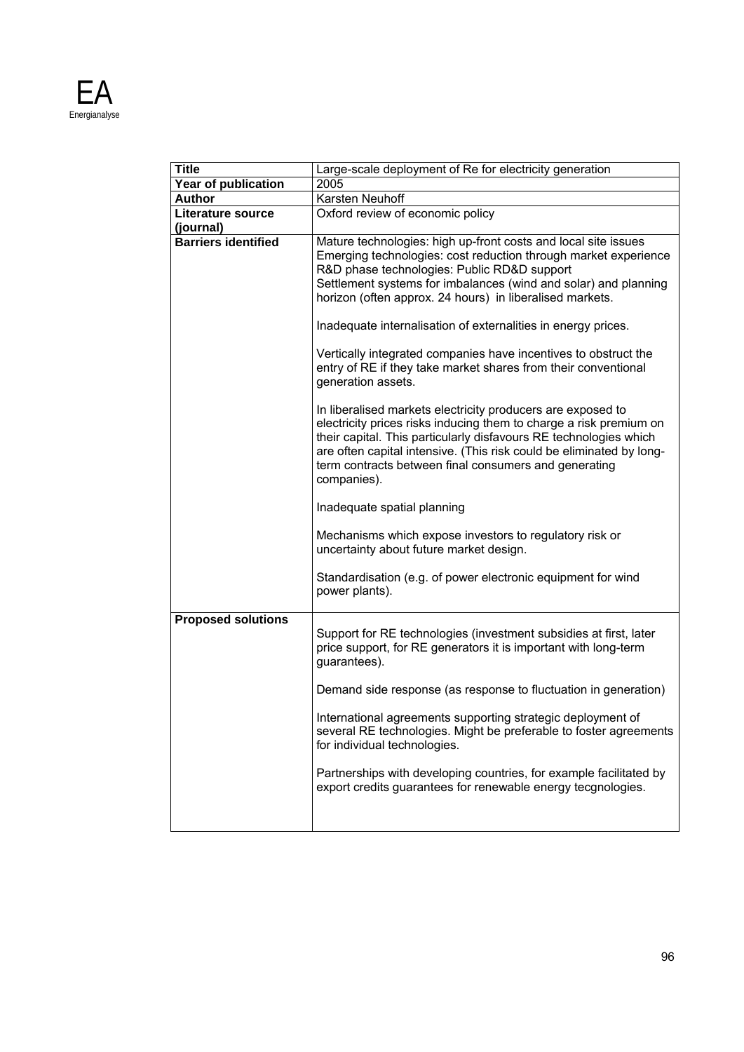| Title | Large-scale deployment of Re for electricity generation |
| --- | --- |
| Year of publication | 2005 |
| Author | Karsten Neuhoff |
| Literature source (journal) | Oxford review of economic policy |
| Barriers identified | Mature technologies: high up-front costs and local site issues<br>Emerging technologies: cost reduction through market experience<br>R&D phase technologies: Public RD&D support<br>Settlement systems for imbalances (wind and solar) and planning horizon (often approx. 24 hours) in liberalised markets.<br><br>Inadequate internalisation of externalities in energy prices.<br><br>Vertically integrated companies have incentives to obstruct the entry of RE if they take market shares from their conventional generation assets.<br><br>In liberalised markets electricity producers are exposed to electricity prices risks inducing them to charge a risk premium on their capital. This particularly disfavours RE technologies which are often capital intensive. (This risk could be eliminated by long-term contracts between final consumers and generating companies).<br><br>Inadequate spatial planning<br><br>Mechanisms which expose investors to regulatory risk or uncertainty about future market design.<br><br>Standardisation (e.g. of power electronic equipment for wind power plants). |
| Proposed solutions | Support for RE technologies (investment subsidies at first, later price support, for RE generators it is important with long-term guarantees).<br><br>Demand side response (as response to fluctuation in generation)<br><br>International agreements supporting strategic deployment of several RE technologies. Might be preferable to foster agreements for individual technologies.<br><br>Partnerships with developing countries, for example facilitated by export credits guarantees for renewable energy tecgnologies. |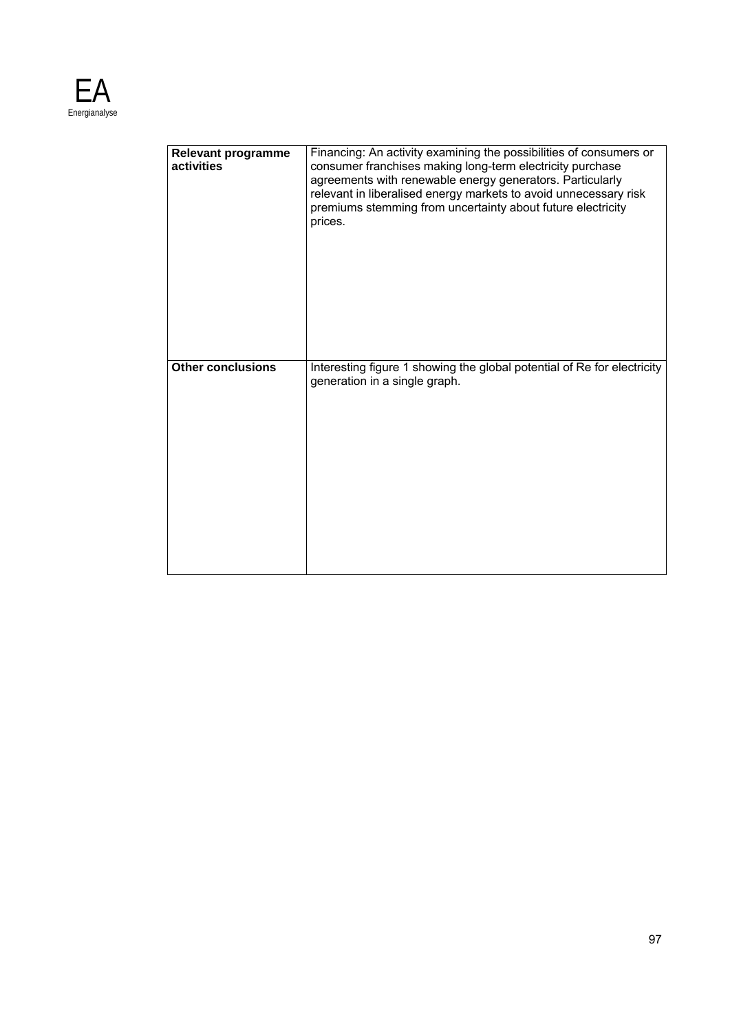| | |
|---|---|
| **Relevant programme activities** | Financing: An activity examining the possibilities of consumers or consumer franchises making long-term electricity purchase agreements with renewable energy generators. Particularly relevant in liberalised energy markets to avoid unnecessary risk premiums stemming from uncertainty about future electricity prices. |
| **Other conclusions** | Interesting figure 1 showing the global potential of Re for electricity generation in a single graph. |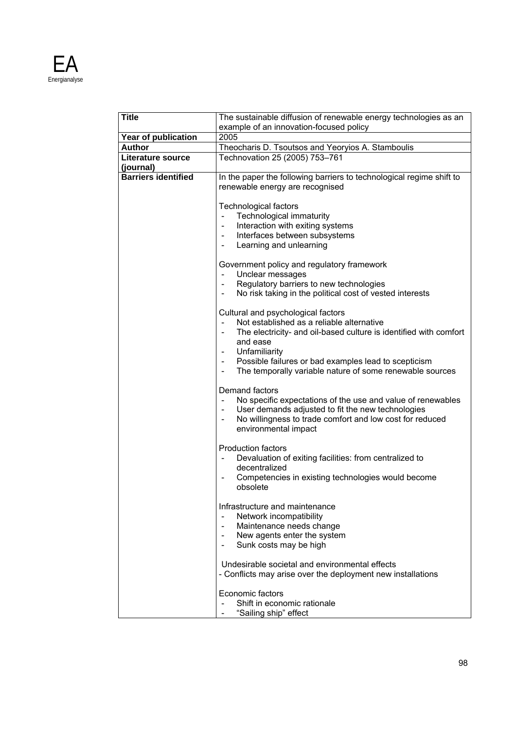| Title | The sustainable diffusion of renewable energy technologies as an example of an innovation-focused policy |
|---|---|
| Year of publication | 2005 |
| Author | Theocharis D. Tsoutsos and Yeoryios A. Stamboulis |
| Literature source (journal) | Technovation 25 (2005) 753–761 |
| Barriers identified | In the paper the following barriers to technological regime shift to renewable energy are recognised<br><br>Technological factors<br>- Technological immaturity<br>- Interaction with exiting systems<br>- Interfaces between subsystems<br>- Learning and unlearning<br><br>Government policy and regulatory framework<br>- Unclear messages<br>- Regulatory barriers to new technologies<br>- No risk taking in the political cost of vested interests<br><br>Cultural and psychological factors<br>- Not established as a reliable alternative<br>- The electricity- and oil-based culture is identified with comfort and ease<br>- Unfamiliarity<br>- Possible failures or bad examples lead to scepticism<br>- The temporally variable nature of some renewable sources<br><br>Demand factors<br>- No specific expectations of the use and value of renewables<br>- User demands adjusted to fit the new technologies<br>- No willingness to trade comfort and low cost for reduced environmental impact<br><br>Production factors<br>- Devaluation of exiting facilities: from centralized to decentralized<br>- Competencies in existing technologies would become obsolete<br><br>Infrastructure and maintenance<br>- Network incompatibility<br>- Maintenance needs change<br>- New agents enter the system<br>- Sunk costs may be high<br><br>Undesirable societal and environmental effects<br>- Conflicts may arise over the deployment new installations<br><br>Economic factors<br>- Shift in economic rationale<br>- "Sailing ship" effect |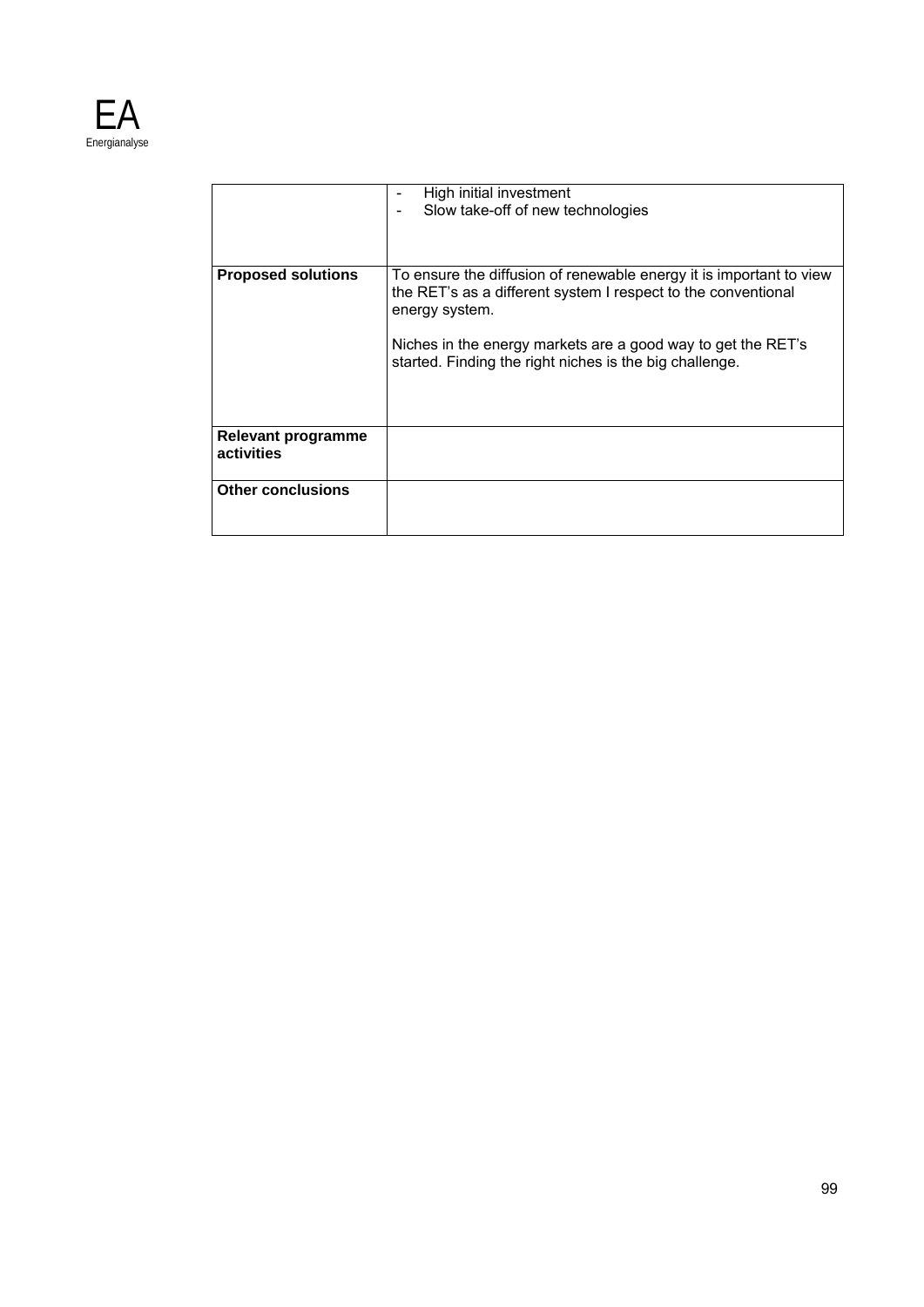|  |  |
| --- | --- |
|  | - High initial investment<br>- Slow take-off of new technologies |
| **Proposed solutions** | To ensure the diffusion of renewable energy it is important to view the RET's as a different system I respect to the conventional energy system.<br><br>Niches in the energy markets are a good way to get the RET's started. Finding the right niches is the big challenge. |
| **Relevant programme activities** |  |
| **Other conclusions** |  |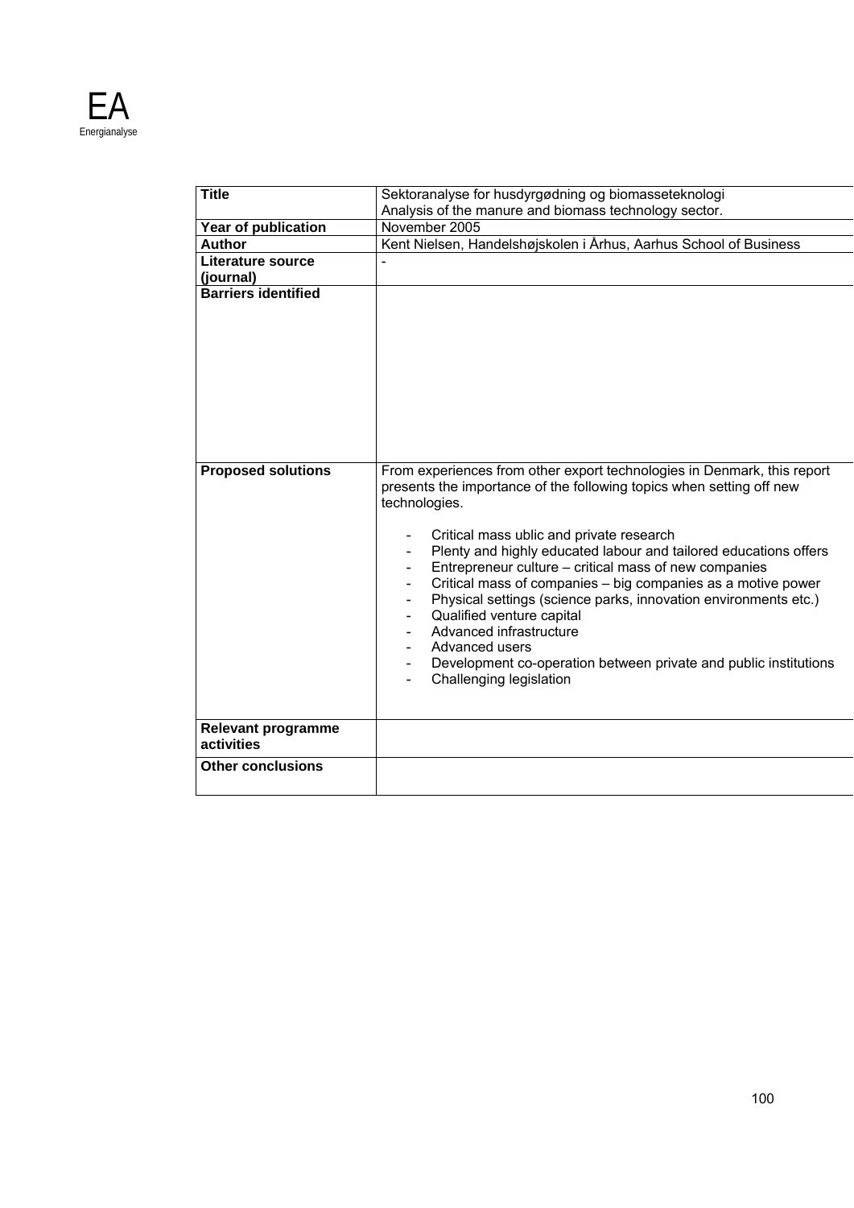| Title | Sektoranalyse for husdyrgødning og biomasseteknologi<br>Analysis of the manure and biomass technology sector. |
|---|---|
| Year of publication | November 2005 |
| Author | Kent Nielsen, Handelshøjskolen i Århus, Aarhus School of Business |
| Literature source (journal) | - |
| Barriers identified | |
| Proposed solutions | From experiences from other export technologies in Denmark, this report presents the importance of the following topics when setting off new technologies.<br><br>- Critical mass ublic and private research<br>- Plenty and highly educated labour and tailored educations offers<br>- Entrepreneur culture – critical mass of new companies<br>- Critical mass of companies – big companies as a motive power<br>- Physical settings (science parks, innovation environments etc.)<br>- Qualified venture capital<br>- Advanced infrastructure<br>- Advanced users<br>- Development co-operation between private and public institutions<br>- Challenging legislation |
| Relevant programme activities | |
| Other conclusions | |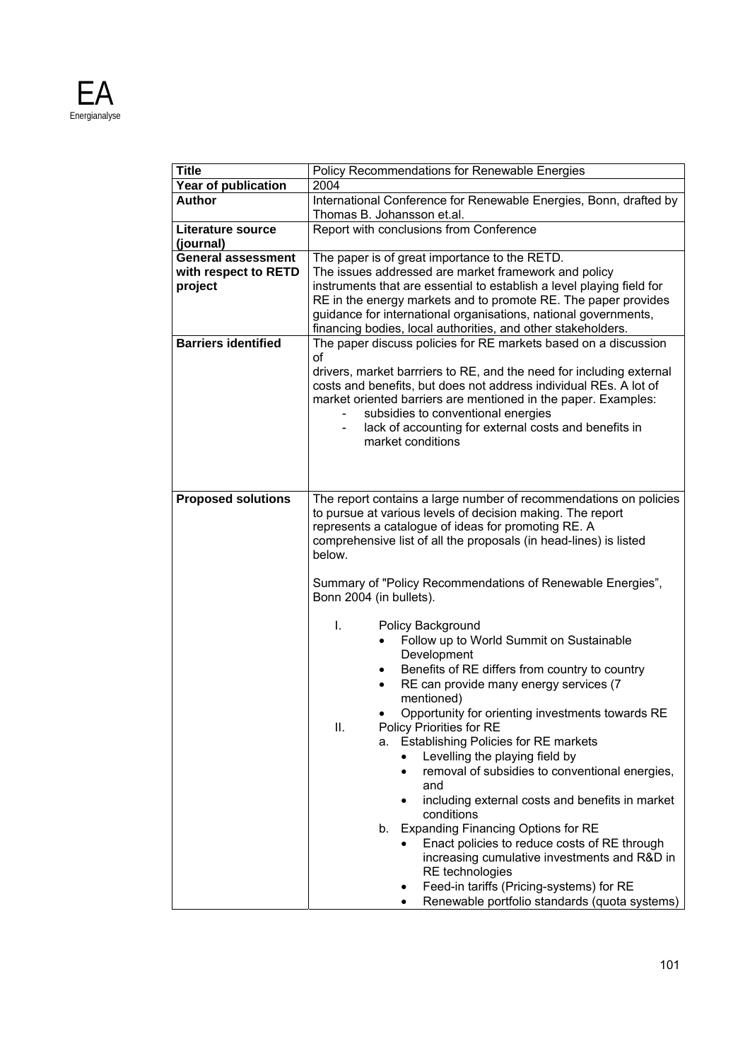| Title | Policy Recommendations for Renewable Energies |
| --- | --- |
| **Year of publication** | 2004 |
| **Author** | International Conference for Renewable Energies, Bonn, drafted by Thomas B. Johansson et.al. |
| **Literature source (journal)** | Report with conclusions from Conference |
| **General assessment with respect to RETD project** | The paper is of great importance to the RETD. The issues addressed are market framework and policy instruments that are essential to establish a level playing field for RE in the energy markets and to promote RE. The paper provides guidance for international organisations, national governments, financing bodies, local authorities, and other stakeholders. |
| **Barriers identified** | The paper discuss policies for RE markets based on a discussion of<br>drivers, market barrriers to RE, and the need for including external costs and benefits, but does not address individual REs. A lot of market oriented barriers are mentioned in the paper. Examples:<br>- subsidies to conventional energies<br>- lack of accounting for external costs and benefits in market conditions |
| **Proposed solutions** | The report contains a large number of recommendations on policies to pursue at various levels of decision making. The report represents a catalogue of ideas for promoting RE. A comprehensive list of all the proposals (in head-lines) is listed below.<br><br>Summary of "Policy Recommendations of Renewable Energies", Bonn 2004 (in bullets).<br><br>I. Policy Background<br>• Follow up to World Summit on Sustainable Development<br>• Benefits of RE differs from country to country<br>• RE can provide many energy services (7 mentioned)<br>• Opportunity for orienting investments towards RE<br>II. Policy Priorities for RE<br>a. Establishing Policies for RE markets<br>• Levelling the playing field by<br>• removal of subsidies to conventional energies, and<br>• including external costs and benefits in market conditions<br>b. Expanding Financing Options for RE<br>• Enact policies to reduce costs of RE through increasing cumulative investments and R&D in RE technologies<br>• Feed-in tariffs (Pricing-systems) for RE<br>• Renewable portfolio standards (quota systems) |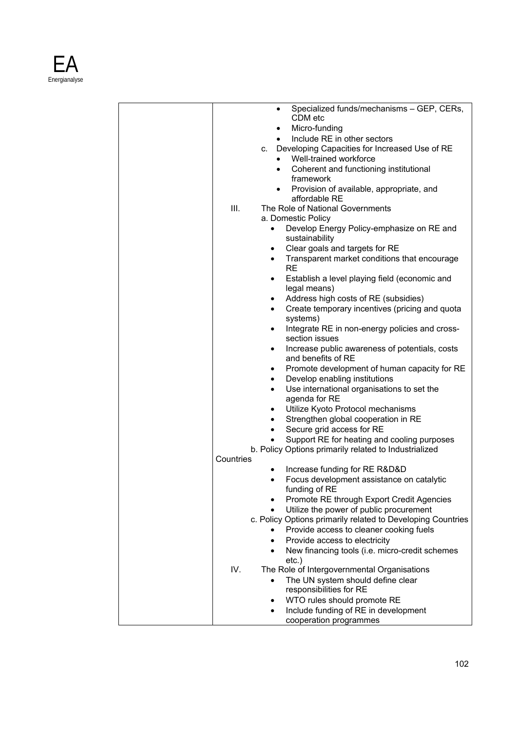| | • Specialized funds/mechanisms – GEP, CERs, CDM etc<br>• Micro-funding<br>• Include RE in other sectors<br>c. Developing Capacities for Increased Use of RE<br>• Well-trained workforce<br>• Coherent and functioning institutional framework<br>• Provision of available, appropriate, and affordable RE<br>III. The Role of National Governments<br>a. Domestic Policy<br>• Develop Energy Policy-emphasize on RE and sustainability<br>• Clear goals and targets for RE<br>• Transparent market conditions that encourage RE<br>• Establish a level playing field (economic and legal means)<br>• Address high costs of RE (subsidies)<br>• Create temporary incentives (pricing and quota systems)<br>• Integrate RE in non-energy policies and cross-section issues<br>• Increase public awareness of potentials, costs and benefits of RE<br>• Promote development of human capacity for RE<br>• Develop enabling institutions<br>• Use international organisations to set the agenda for RE<br>• Utilize Kyoto Protocol mechanisms<br>• Strengthen global cooperation in RE<br>• Secure grid access for RE<br>• Support RE for heating and cooling purposes<br>b. Policy Options primarily related to Industrialized Countries<br>• Increase funding for RE R&D&D<br>• Focus development assistance on catalytic funding of RE<br>• Promote RE through Export Credit Agencies<br>• Utilize the power of public procurement<br>c. Policy Options primarily related to Developing Countries<br>• Provide access to cleaner cooking fuels<br>• Provide access to electricity<br>• New financing tools (i.e. micro-credit schemes etc.)<br>IV. The Role of Intergovernmental Organisations<br>• The UN system should define clear responsibilities for RE<br>• WTO rules should promote RE<br>• Include funding of RE in development cooperation programmes |
|---|---|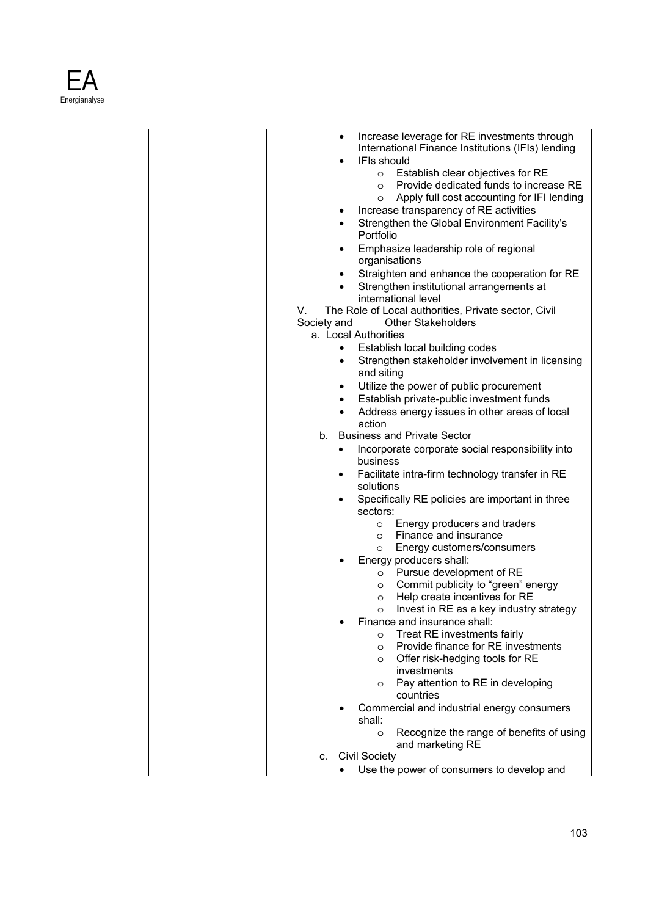| | |
|---|---|
| | • Increase leverage for RE investments through International Finance Institutions (IFIs) lending<br>• IFIs should<br>  o Establish clear objectives for RE<br>  o Provide dedicated funds to increase RE<br>  o Apply full cost accounting for IFI lending<br>• Increase transparency of RE activities<br>• Strengthen the Global Environment Facility's Portfolio<br>• Emphasize leadership role of regional organisations<br>• Straighten and enhance the cooperation for RE<br>• Strengthen institutional arrangements at international level<br>V. The Role of Local authorities, Private sector, Civil Society and Other Stakeholders<br>a. Local Authorities<br>• Establish local building codes<br>• Strengthen stakeholder involvement in licensing and siting<br>• Utilize the power of public procurement<br>• Establish private-public investment funds<br>• Address energy issues in other areas of local action<br>b. Business and Private Sector<br>• Incorporate corporate social responsibility into business<br>• Facilitate intra-firm technology transfer in RE solutions<br>• Specifically RE policies are important in three sectors:<br>  o Energy producers and traders<br>  o Finance and insurance<br>  o Energy customers/consumers<br>• Energy producers shall:<br>  o Pursue development of RE<br>  o Commit publicity to "green" energy<br>  o Help create incentives for RE<br>  o Invest in RE as a key industry strategy<br>• Finance and insurance shall:<br>  o Treat RE investments fairly<br>  o Provide finance for RE investments<br>  o Offer risk-hedging tools for RE investments<br>  o Pay attention to RE in developing countries<br>• Commercial and industrial energy consumers shall:<br>  o Recognize the range of benefits of using and marketing RE<br>c. Civil Society<br>• Use the power of consumers to develop and |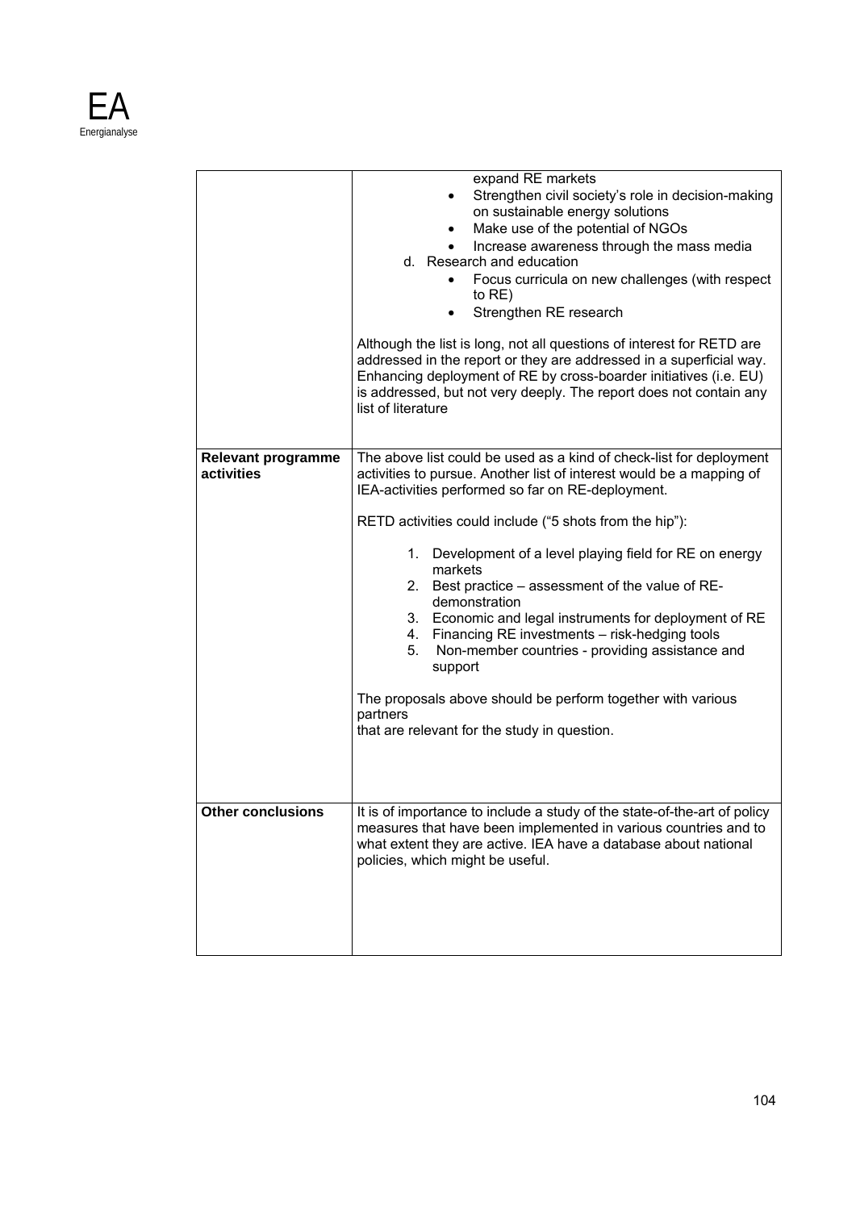| | |
|---|---|
| | expand RE markets<br>• Strengthen civil society's role in decision-making on sustainable energy solutions<br>• Make use of the potential of NGOs<br>• Increase awareness through the mass media<br>d. Research and education<br>• Focus curricula on new challenges (with respect to RE)<br>• Strengthen RE research<br><br>Although the list is long, not all questions of interest for RETD are addressed in the report or they are addressed in a superficial way. Enhancing deployment of RE by cross-boarder initiatives (i.e. EU) is addressed, but not very deeply. The report does not contain any list of literature |
| **Relevant programme activities** | The above list could be used as a kind of check-list for deployment activities to pursue. Another list of interest would be a mapping of IEA-activities performed so far on RE-deployment.<br><br>RETD activities could include ("5 shots from the hip"):<br><br>1. Development of a level playing field for RE on energy markets<br>2. Best practice – assessment of the value of RE-demonstration<br>3. Economic and legal instruments for deployment of RE<br>4. Financing RE investments – risk-hedging tools<br>5. Non-member countries - providing assistance and support<br><br>The proposals above should be perform together with various partners<br>that are relevant for the study in question. |
| **Other conclusions** | It is of importance to include a study of the state-of-the-art of policy measures that have been implemented in various countries and to what extent they are active. IEA have a database about national policies, which might be useful. |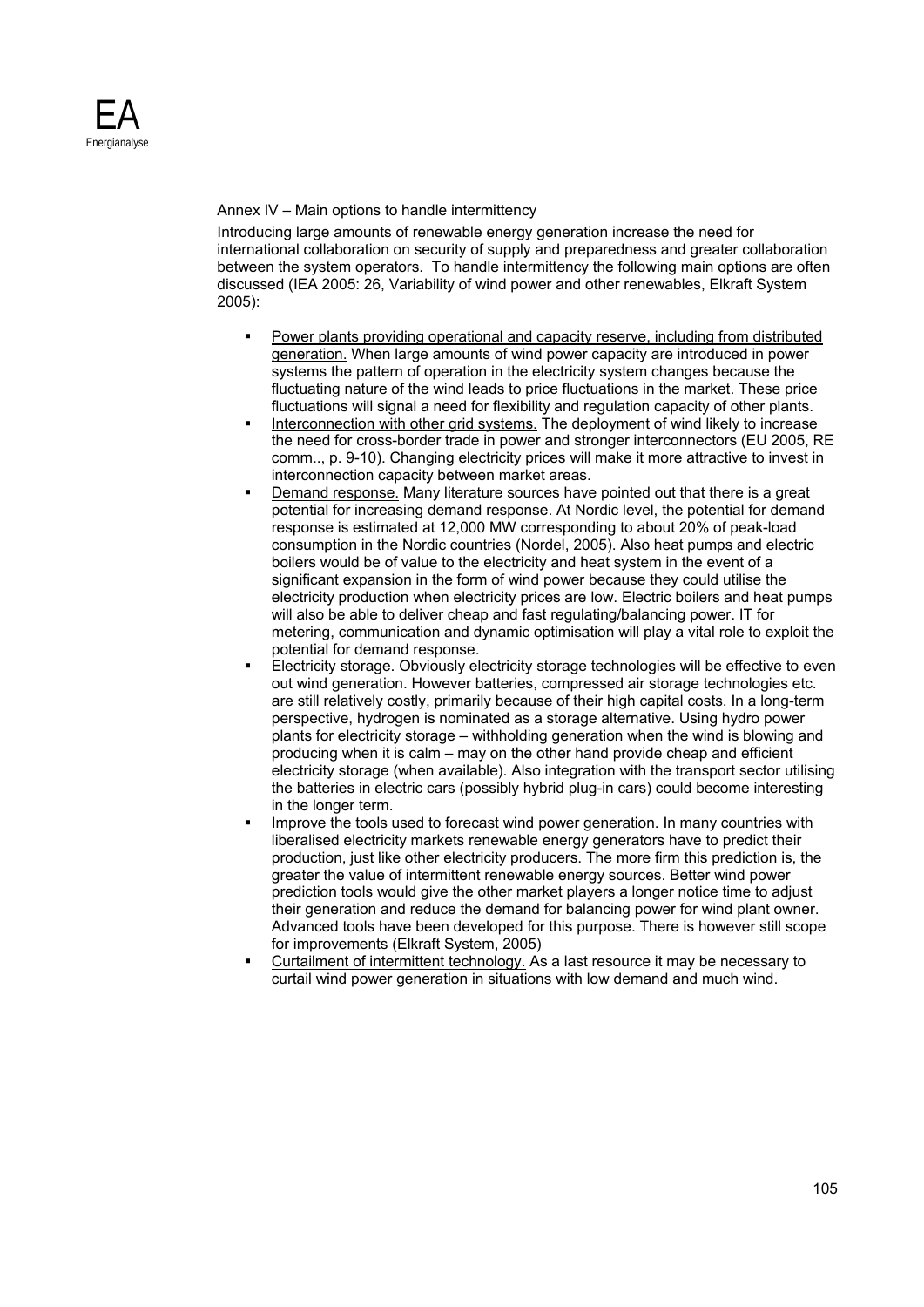Annex IV – Main options to handle intermittency

Introducing large amounts of renewable energy generation increase the need for international collaboration on security of supply and preparedness and greater collaboration between the system operators. To handle intermittency the following main options are often discussed (IEA 2005: 26, Variability of wind power and other renewables, Elkraft System 2005):

- Power plants providing operational and capacity reserve, including from distributed generation. When large amounts of wind power capacity are introduced in power systems the pattern of operation in the electricity system changes because the fluctuating nature of the wind leads to price fluctuations in the market. These price fluctuations will signal a need for flexibility and regulation capacity of other plants.
- Interconnection with other grid systems. The deployment of wind likely to increase the need for cross-border trade in power and stronger interconnectors (EU 2005, RE comm.., p. 9-10). Changing electricity prices will make it more attractive to invest in interconnection capacity between market areas.
- Demand response. Many literature sources have pointed out that there is a great potential for increasing demand response. At Nordic level, the potential for demand response is estimated at 12,000 MW corresponding to about 20% of peak-load consumption in the Nordic countries (Nordel, 2005). Also heat pumps and electric boilers would be of value to the electricity and heat system in the event of a significant expansion in the form of wind power because they could utilise the electricity production when electricity prices are low. Electric boilers and heat pumps will also be able to deliver cheap and fast regulating/balancing power. IT for metering, communication and dynamic optimisation will play a vital role to exploit the potential for demand response.
- Electricity storage. Obviously electricity storage technologies will be effective to even out wind generation. However batteries, compressed air storage technologies etc. are still relatively costly, primarily because of their high capital costs. In a long-term perspective, hydrogen is nominated as a storage alternative. Using hydro power plants for electricity storage – withholding generation when the wind is blowing and producing when it is calm – may on the other hand provide cheap and efficient electricity storage (when available). Also integration with the transport sector utilising the batteries in electric cars (possibly hybrid plug-in cars) could become interesting in the longer term.
- Improve the tools used to forecast wind power generation. In many countries with liberalised electricity markets renewable energy generators have to predict their production, just like other electricity producers. The more firm this prediction is, the greater the value of intermittent renewable energy sources. Better wind power prediction tools would give the other market players a longer notice time to adjust their generation and reduce the demand for balancing power for wind plant owner. Advanced tools have been developed for this purpose. There is however still scope for improvements (Elkraft System, 2005)
- Curtailment of intermittent technology. As a last resource it may be necessary to curtail wind power generation in situations with low demand and much wind.